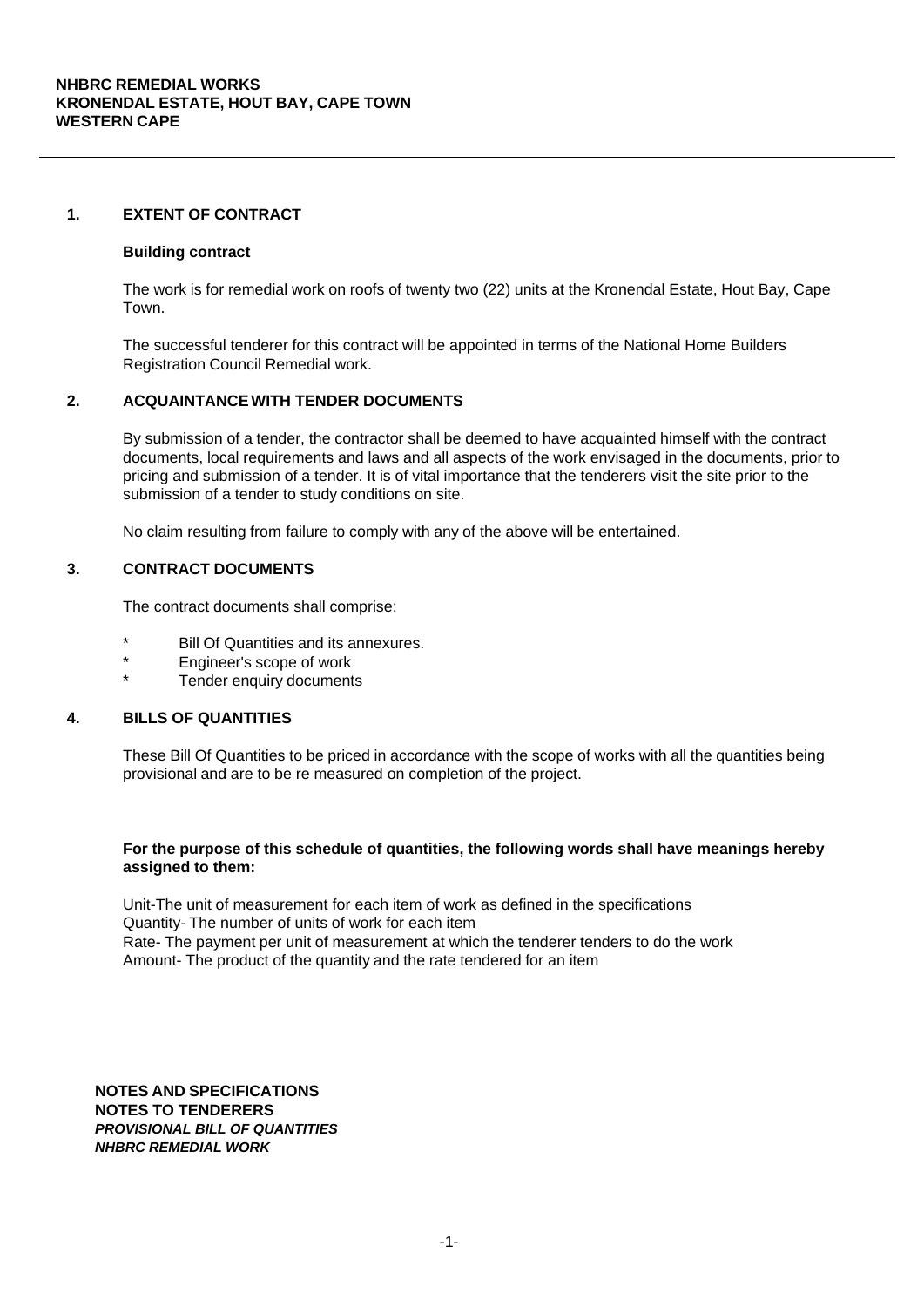**NHBRC REMEDIAL WORKS**
**KRONENDAL ESTATE, HOUT BAY, CAPE TOWN**
**WESTERN CAPE**

## 1. EXTENT OF CONTRACT

**Building contract**

The work is for remedial work on roofs of twenty two (22) units at the Kronendal Estate, Hout Bay, Cape Town.

The successful tenderer for this contract will be appointed in terms of the National Home Builders Registration Council Remedial work.

## 2. ACQUAINTANCE WITH TENDER DOCUMENTS

By submission of a tender, the contractor shall be deemed to have acquainted himself with the contract documents, local requirements and laws and all aspects of the work envisaged in the documents, prior to pricing and submission of a tender. It is of vital importance that the tenderers visit the site prior to the submission of a tender to study conditions on site.

No claim resulting from failure to comply with any of the above will be entertained.

## 3. CONTRACT DOCUMENTS

The contract documents shall comprise:

* Bill Of Quantities and its annexures.
* Engineer's scope of work
* Tender enquiry documents

## 4. BILLS OF QUANTITIES

These Bill Of Quantities to be priced in accordance with the scope of works with all the quantities being provisional and are to be re measured on completion of the project.

**For the purpose of this schedule of quantities, the following words shall have meanings hereby assigned to them:**

Unit-The unit of measurement for each item of work as defined in the specifications
Quantity- The number of units of work for each item
Rate- The payment per unit of measurement at which the tenderer tenders to do the work
Amount- The product of the quantity and the rate tendered for an item

**NOTES AND SPECIFICATIONS**
**NOTES TO TENDERERS**
***PROVISIONAL BILL OF QUANTITIES***
***NHBRC REMEDIAL WORK***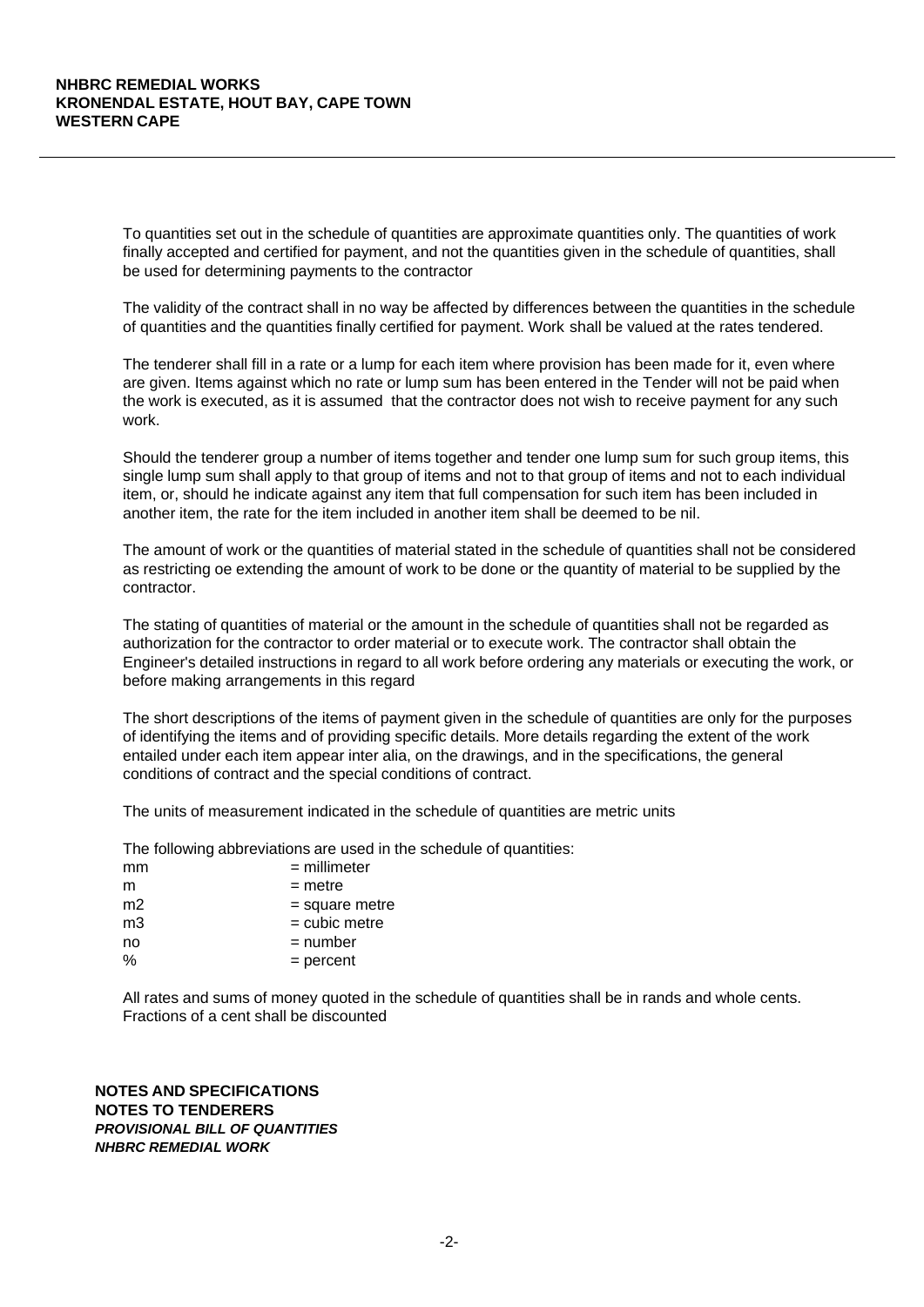To quantities set out in the schedule of quantities are approximate quantities only. The quantities of work finally accepted and certified for payment, and not the quantities given in the schedule of quantities, shall be used for determining payments to the contractor

The validity of the contract shall in no way be affected by differences between the quantities in the schedule of quantities and the quantities finally certified for payment. Work shall be valued at the rates tendered.

The tenderer shall fill in a rate or a lump for each item where provision has been made for it, even where are given. Items against which no rate or lump sum has been entered in the Tender will not be paid when the work is executed, as it is assumed that the contractor does not wish to receive payment for any such work.

Should the tenderer group a number of items together and tender one lump sum for such group items, this single lump sum shall apply to that group of items and not to that group of items and not to each individual item, or, should he indicate against any item that full compensation for such item has been included in another item, the rate for the item included in another item shall be deemed to be nil.

The amount of work or the quantities of material stated in the schedule of quantities shall not be considered as restricting oe extending the amount of work to be done or the quantity of material to be supplied by the contractor.

The stating of quantities of material or the amount in the schedule of quantities shall not be regarded as authorization for the contractor to order material or to execute work. The contractor shall obtain the Engineer's detailed instructions in regard to all work before ordering any materials or executing the work, or before making arrangements in this regard

The short descriptions of the items of payment given in the schedule of quantities are only for the purposes of identifying the items and of providing specific details. More details regarding the extent of the work entailed under each item appear inter alia, on the drawings, and in the specifications, the general conditions of contract and the special conditions of contract.

The units of measurement indicated in the schedule of quantities are metric units

The following abbreviations are used in the schedule of quantities:

| | |
|---|---|
| mm | = millimeter |
| m | = metre |
| m2 | = square metre |
| m3 | = cubic metre |
| no | = number |
| % | = percent |

All rates and sums of money quoted in the schedule of quantities shall be in rands and whole cents. Fractions of a cent shall be discounted

**NOTES AND SPECIFICATIONS**
**NOTES TO TENDERERS**
***PROVISIONAL BILL OF QUANTITIES***
***NHBRC REMEDIAL WORK***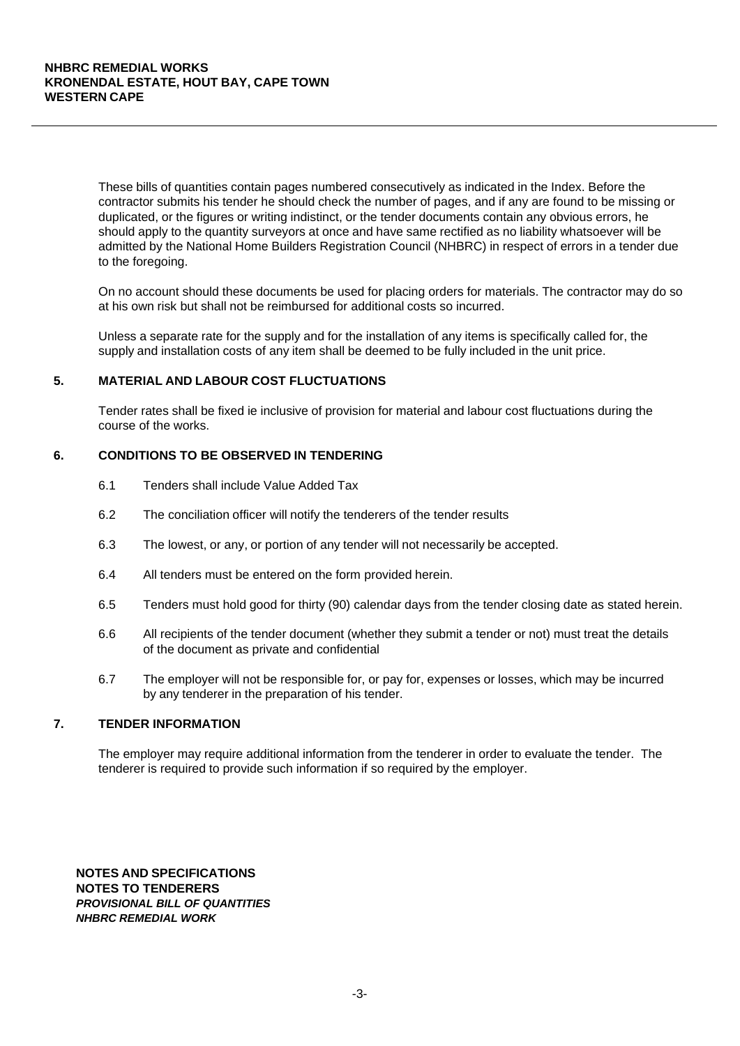These bills of quantities contain pages numbered consecutively as indicated in the Index. Before the contractor submits his tender he should check the number of pages, and if any are found to be missing or duplicated, or the figures or writing indistinct, or the tender documents contain any obvious errors, he should apply to the quantity surveyors at once and have same rectified as no liability whatsoever will be admitted by the National Home Builders Registration Council (NHBRC) in respect of errors in a tender due to the foregoing.

On no account should these documents be used for placing orders for materials. The contractor may do so at his own risk but shall not be reimbursed for additional costs so incurred.

Unless a separate rate for the supply and for the installation of any items is specifically called for, the supply and installation costs of any item shall be deemed to be fully included in the unit price.

## 5. MATERIAL AND LABOUR COST FLUCTUATIONS

Tender rates shall be fixed ie inclusive of provision for material and labour cost fluctuations during the course of the works.

## 6. CONDITIONS TO BE OBSERVED IN TENDERING

6.1 Tenders shall include Value Added Tax

6.2 The conciliation officer will notify the tenderers of the tender results

6.3 The lowest, or any, or portion of any tender will not necessarily be accepted.

6.4 All tenders must be entered on the form provided herein.

6.5 Tenders must hold good for thirty (90) calendar days from the tender closing date as stated herein.

6.6 All recipients of the tender document (whether they submit a tender or not) must treat the details of the document as private and confidential

6.7 The employer will not be responsible for, or pay for, expenses or losses, which may be incurred by any tenderer in the preparation of his tender.

## 7. TENDER INFORMATION

The employer may require additional information from the tenderer in order to evaluate the tender. The tenderer is required to provide such information if so required by the employer.

**NOTES AND SPECIFICATIONS**
**NOTES TO TENDERERS**
***PROVISIONAL BILL OF QUANTITIES***
***NHBRC REMEDIAL WORK***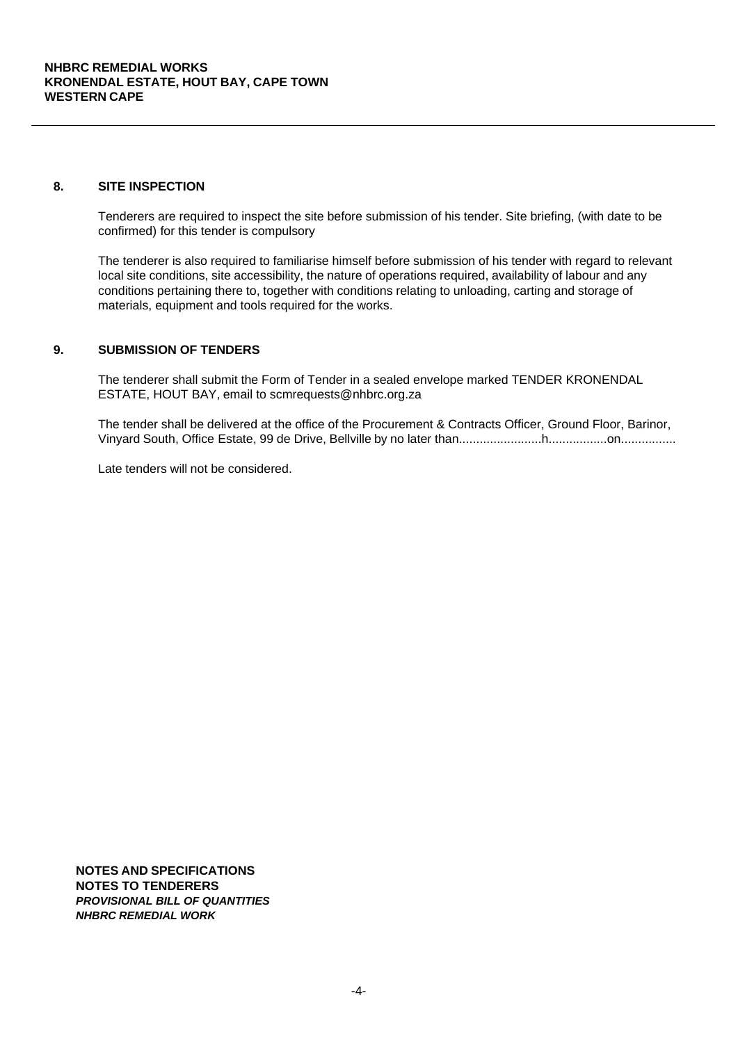## 8. SITE INSPECTION

Tenderers are required to inspect the site before submission of his tender. Site briefing, (with date to be confirmed) for this tender is compulsory

The tenderer is also required to familiarise himself before submission of his tender with regard to relevant local site conditions, site accessibility, the nature of operations required, availability of labour and any conditions pertaining there to, together with conditions relating to unloading, carting and storage of materials, equipment and tools required for the works.

## 9. SUBMISSION OF TENDERS

The tenderer shall submit the Form of Tender in a sealed envelope marked TENDER KRONENDAL ESTATE, HOUT BAY, email to scmrequests@nhbrc.org.za

The tender shall be delivered at the office of the Procurement & Contracts Officer, Ground Floor, Barinor, Vinyard South, Office Estate, 99 de Drive, Bellville by no later than........................h.................on................

Late tenders will not be considered.

**NOTES AND SPECIFICATIONS**
**NOTES TO TENDERERS**
***PROVISIONAL BILL OF QUANTITIES***
***NHBRC REMEDIAL WORK***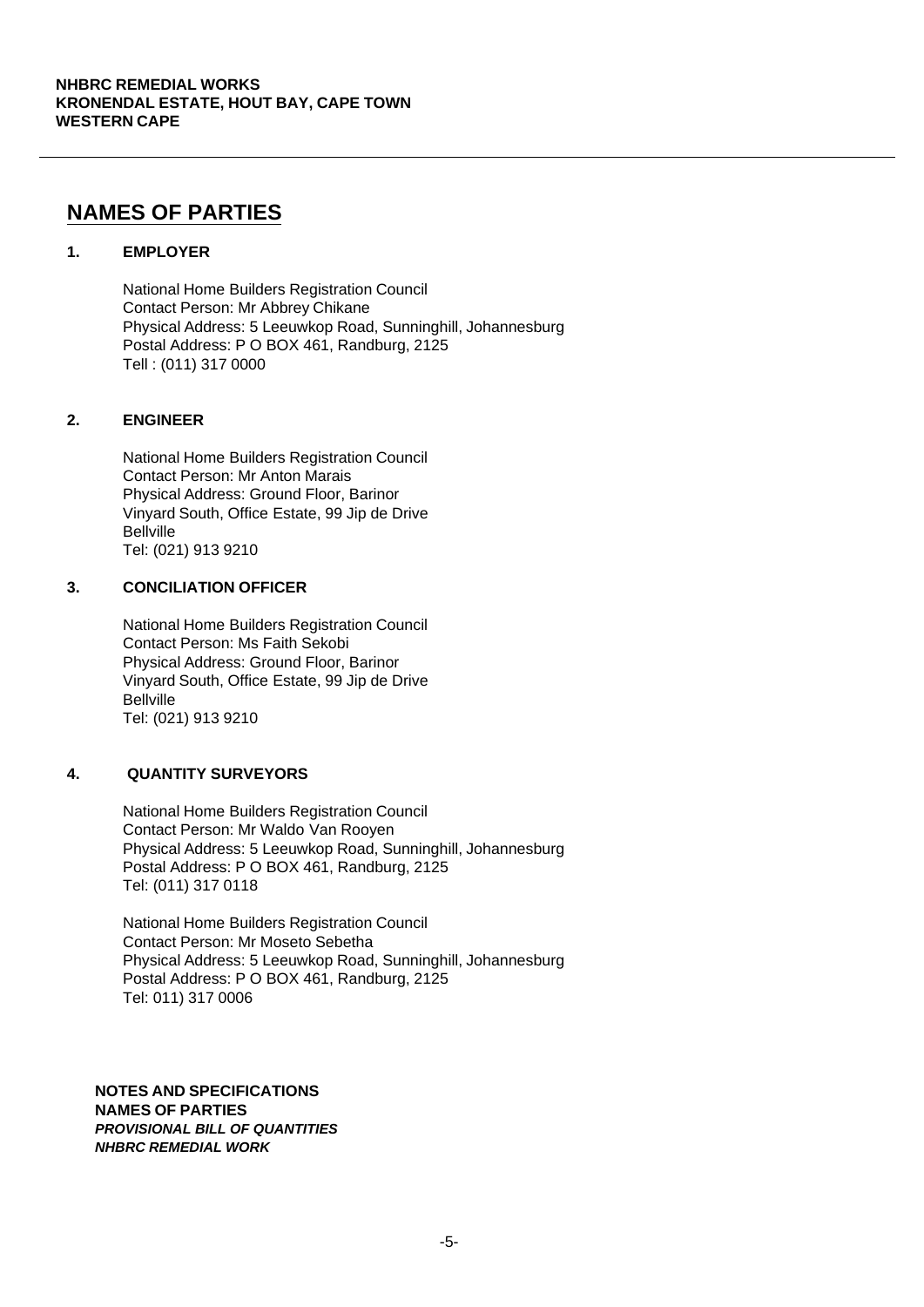## NAMES OF PARTIES

### 1. EMPLOYER

National Home Builders Registration Council
Contact Person: Mr Abbrey Chikane
Physical Address: 5 Leeuwkop Road, Sunninghill, Johannesburg
Postal Address: P O BOX 461, Randburg, 2125
Tell : (011) 317 0000

### 2. ENGINEER

National Home Builders Registration Council
Contact Person: Mr Anton Marais
Physical Address: Ground Floor, Barinor
Vinyard South, Office Estate, 99 Jip de Drive
Bellville
Tel: (021) 913 9210

### 3. CONCILIATION OFFICER

National Home Builders Registration Council
Contact Person: Ms Faith Sekobi
Physical Address: Ground Floor, Barinor
Vinyard South, Office Estate, 99 Jip de Drive
Bellville
Tel: (021) 913 9210

### 4. QUANTITY SURVEYORS

National Home Builders Registration Council
Contact Person: Mr Waldo Van Rooyen
Physical Address: 5 Leeuwkop Road, Sunninghill, Johannesburg
Postal Address: P O BOX 461, Randburg, 2125
Tel: (011) 317 0118

National Home Builders Registration Council
Contact Person: Mr Moseto Sebetha
Physical Address: 5 Leeuwkop Road, Sunninghill, Johannesburg
Postal Address: P O BOX 461, Randburg, 2125
Tel: 011) 317 0006

**NOTES AND SPECIFICATIONS**
**NAMES OF PARTIES**
***PROVISIONAL BILL OF QUANTITIES***
***NHBRC REMEDIAL WORK***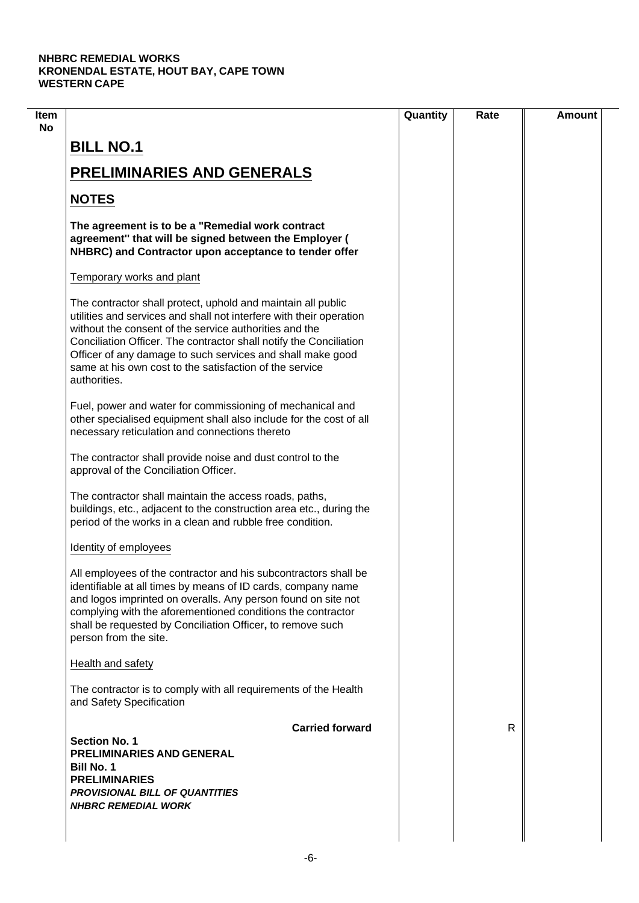**NHBRC REMEDIAL WORKS**
**KRONENDAL ESTATE, HOUT BAY, CAPE TOWN**
**WESTERN CAPE**

| Item No | | Quantity | Rate | Amount |
|---|---|---|---|---|

## BILL NO.1

## PRELIMINARIES AND GENERALS

### NOTES

**The agreement is to be a "Remedial work contract agreement" that will be signed between the Employer ( NHBRC) and Contractor upon acceptance to tender offer**

Temporary works and plant

The contractor shall protect, uphold and maintain all public utilities and services and shall not interfere with their operation without the consent of the service authorities and the Conciliation Officer. The contractor shall notify the Conciliation Officer of any damage to such services and shall make good same at his own cost to the satisfaction of the service authorities.

Fuel, power and water for commissioning of mechanical and other specialised equipment shall also include for the cost of all necessary reticulation and connections thereto

The contractor shall provide noise and dust control to the approval of the Conciliation Officer.

The contractor shall maintain the access roads, paths, buildings, etc., adjacent to the construction area etc., during the period of the works in a clean and rubble free condition.

Identity of employees

All employees of the contractor and his subcontractors shall be identifiable at all times by means of ID cards, company name and logos imprinted on overalls. Any person found on site not complying with the aforementioned conditions the contractor shall be requested by Conciliation Officer**,** to remove such person from the site.

Health and safety

The contractor is to comply with all requirements of the Health and Safety Specification

| | **Carried forward** | | R | |
|---|---|---|---|---|

**Section No. 1**
**PRELIMINARIES AND GENERAL**
**Bill No. 1**
**PRELIMINARIES**
***PROVISIONAL BILL OF QUANTITIES***
***NHBRC REMEDIAL WORK***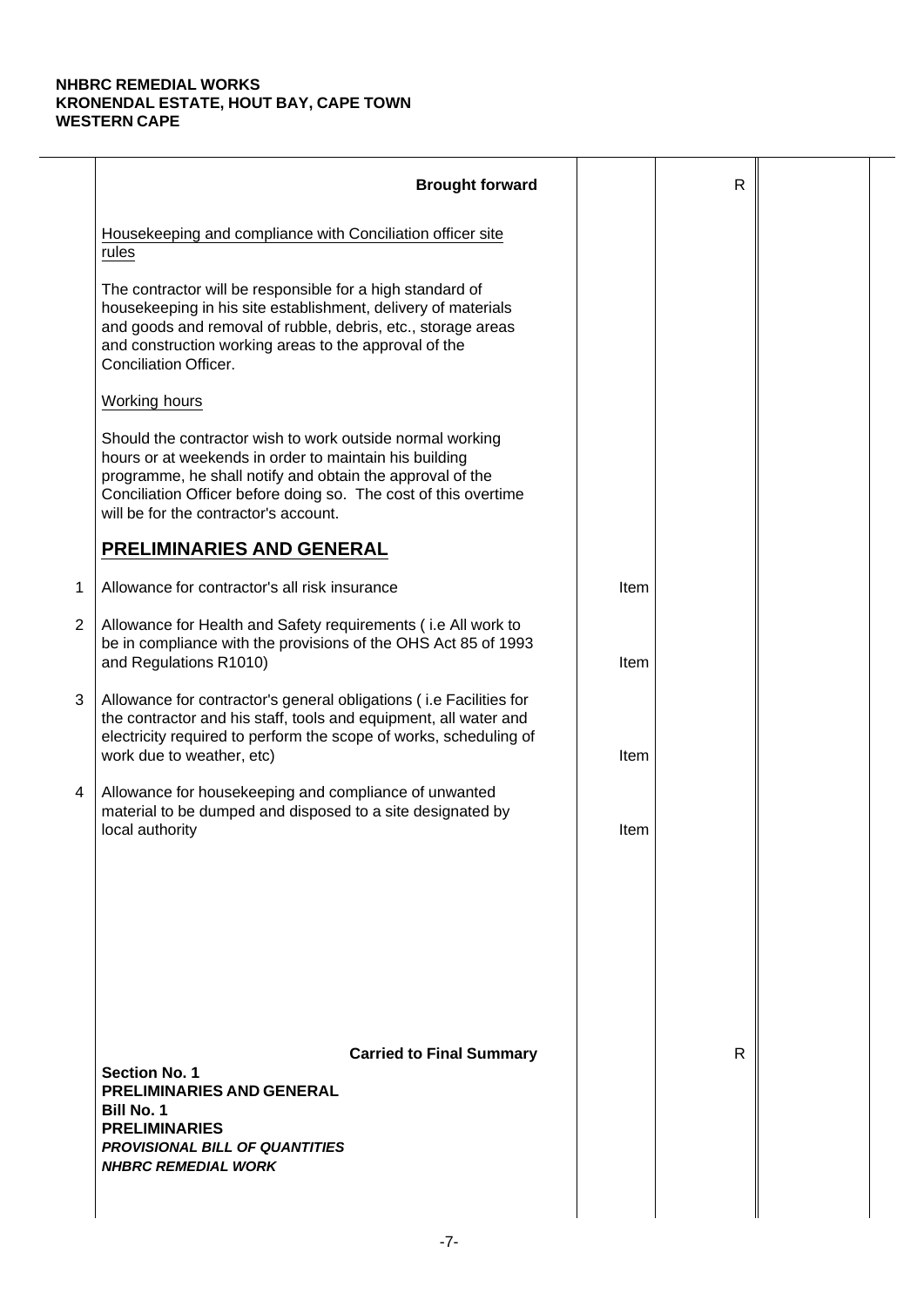**NHBRC REMEDIAL WORKS**
**KRONENDAL ESTATE, HOUT BAY, CAPE TOWN**
**WESTERN CAPE**

| | Description | Unit | Qty | Rate | Amount |
|---|---|---|---|---|---|
| | **Brought forward** | | R | | |
| | Housekeeping and compliance with Conciliation officer site rules | | | | |
| | The contractor will be responsible for a high standard of housekeeping in his site establishment, delivery of materials and goods and removal of rubble, debris, etc., storage areas and construction working areas to the approval of the Conciliation Officer. | | | | |
| | Working hours | | | | |
| | Should the contractor wish to work outside normal working hours or at weekends in order to maintain his building programme, he shall notify and obtain the approval of the Conciliation Officer before doing so. The cost of this overtime will be for the contractor's account. | | | | |
| | **PRELIMINARIES AND GENERAL** | | | | |
| 1 | Allowance for contractor's all risk insurance | Item | | | |
| 2 | Allowance for Health and Safety requirements ( i.e All work to be in compliance with the provisions of the OHS Act 85 of 1993 and Regulations R1010) | Item | | | |
| 3 | Allowance for contractor's general obligations ( i.e Facilities for the contractor and his staff, tools and equipment, all water and electricity required to perform the scope of works, scheduling of work due to weather, etc) | Item | | | |
| 4 | Allowance for housekeeping and compliance of unwanted material to be dumped and disposed to a site designated by local authority | Item | | | |
| | **Carried to Final Summary** | | R | | |

**Section No. 1**
**PRELIMINARIES AND GENERAL**
**Bill No. 1**
**PRELIMINARIES**
***PROVISIONAL BILL OF QUANTITIES***
***NHBRC REMEDIAL WORK***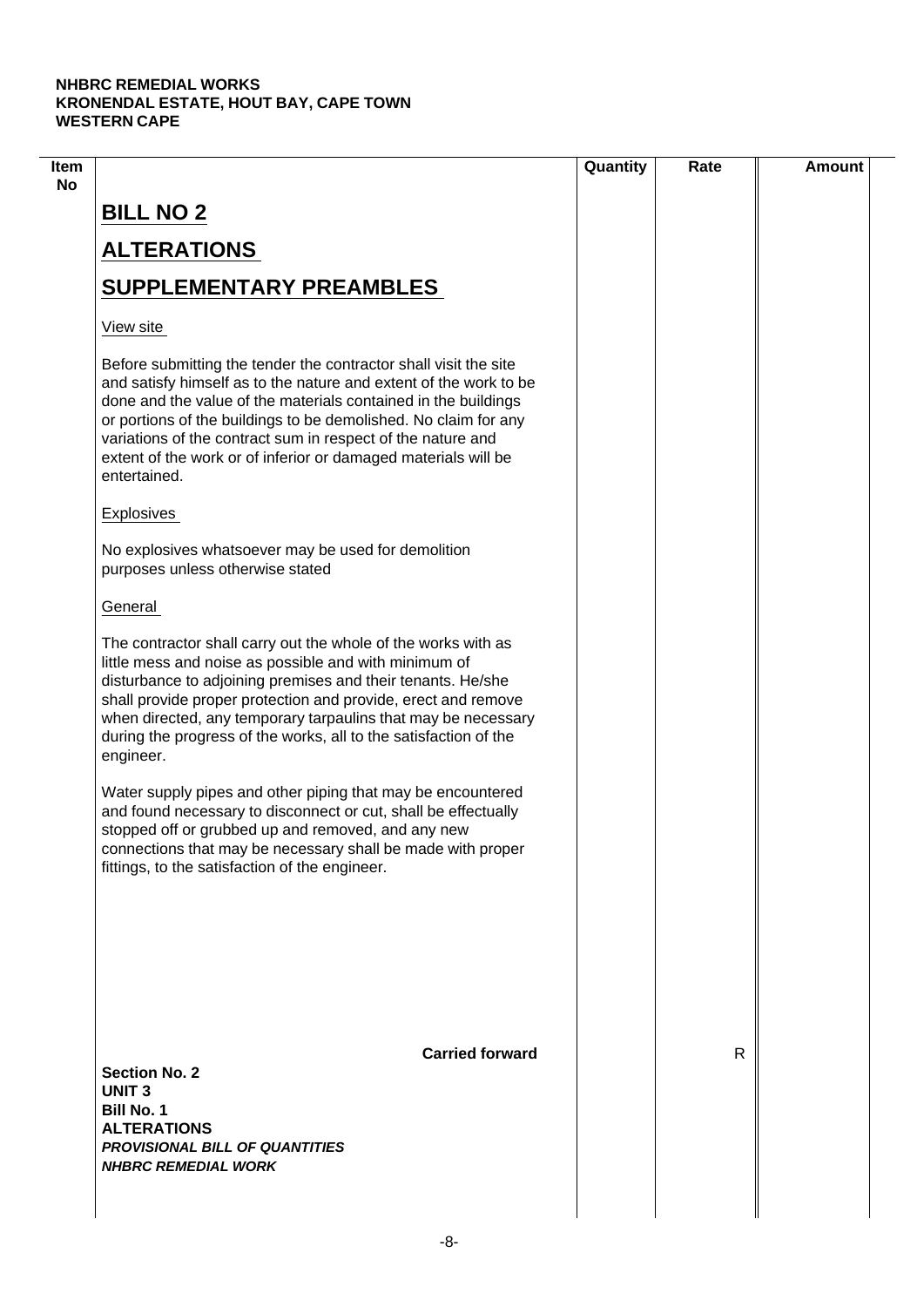**NHBRC REMEDIAL WORKS**
**KRONENDAL ESTATE, HOUT BAY, CAPE TOWN**
**WESTERN CAPE**

| Item No | | Quantity | Rate | Amount |
|---|---|---|---|---|

## BILL NO 2

## ALTERATIONS

## SUPPLEMENTARY PREAMBLES

View site

Before submitting the tender the contractor shall visit the site and satisfy himself as to the nature and extent of the work to be done and the value of the materials contained in the buildings or portions of the buildings to be demolished. No claim for any variations of the contract sum in respect of the nature and extent of the work or of inferior or damaged materials will be entertained.

Explosives

No explosives whatsoever may be used for demolition purposes unless otherwise stated

General

The contractor shall carry out the whole of the works with as little mess and noise as possible and with minimum of disturbance to adjoining premises and their tenants. He/she shall provide proper protection and provide, erect and remove when directed, any temporary tarpaulins that may be necessary during the progress of the works, all to the satisfaction of the engineer.

Water supply pipes and other piping that may be encountered and found necessary to disconnect or cut, shall be effectually stopped off or grubbed up and removed, and any new connections that may be necessary shall be made with proper fittings, to the satisfaction of the engineer.

| | **Carried forward** | | R | |
|---|---|---|---|---|

**Section No. 2**
**UNIT 3**
**Bill No. 1**
**ALTERATIONS**
***PROVISIONAL BILL OF QUANTITIES***
***NHBRC REMEDIAL WORK***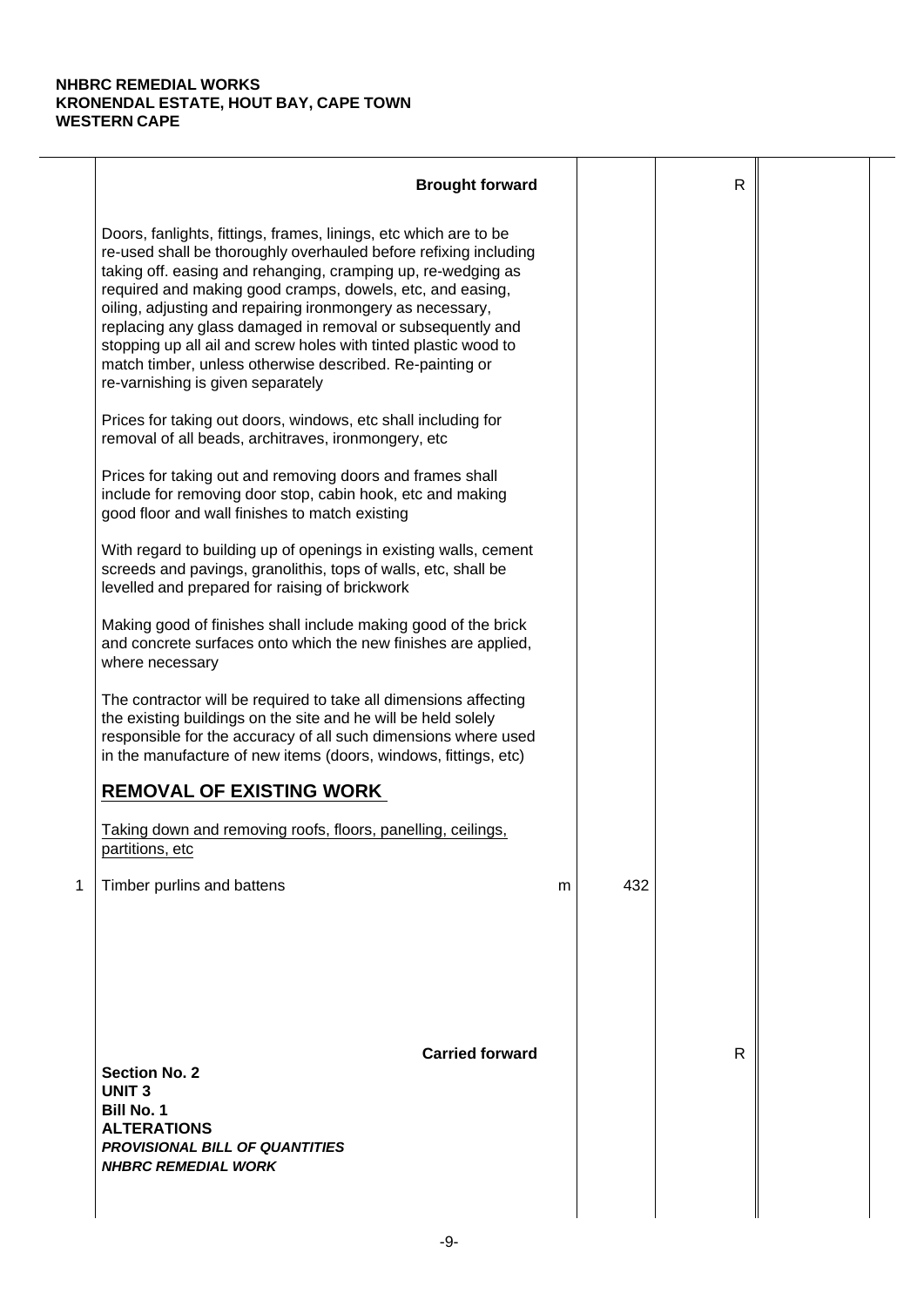**NHBRC REMEDIAL WORKS**
**KRONENDAL ESTATE, HOUT BAY, CAPE TOWN**
**WESTERN CAPE**

| | | | | | | |
|---|---|---|---|---|---|---|
| | **Brought forward** | | | R | | |
| | Doors, fanlights, fittings, frames, linings, etc which are to be re-used shall be thoroughly overhauled before refixing including taking off. easing and rehanging, cramping up, re-wedging as required and making good cramps, dowels, etc, and easing, oiling, adjusting and repairing ironmongery as necessary, replacing any glass damaged in removal or subsequently and stopping up all ail and screw holes with tinted plastic wood to match timber, unless otherwise described. Re-painting or re-varnishing is given separately | | | | | |
| | Prices for taking out doors, windows, etc shall including for removal of all beads, architraves, ironmongery, etc | | | | | |
| | Prices for taking out and removing doors and frames shall include for removing door stop, cabin hook, etc and making good floor and wall finishes to match existing | | | | | |
| | With regard to building up of openings in existing walls, cement screeds and pavings, granolithis, tops of walls, etc, shall be levelled and prepared for raising of brickwork | | | | | |
| | Making good of finishes shall include making good of the brick and concrete surfaces onto which the new finishes are applied, where necessary | | | | | |
| | The contractor will be required to take all dimensions affecting the existing buildings on the site and he will be held solely responsible for the accuracy of all such dimensions where used in the manufacture of new items (doors, windows, fittings, etc) | | | | | |
| | **REMOVAL OF EXISTING WORK** | | | | | |
| | Taking down and removing roofs, floors, panelling, ceilings, partitions, etc | | | | | |
| 1 | Timber purlins and battens | m | 432 | | | |
| | **Carried forward** | | | R | | |

**Section No. 2**
**UNIT 3**
**Bill No. 1**
**ALTERATIONS**
***PROVISIONAL BILL OF QUANTITIES***
***NHBRC REMEDIAL WORK***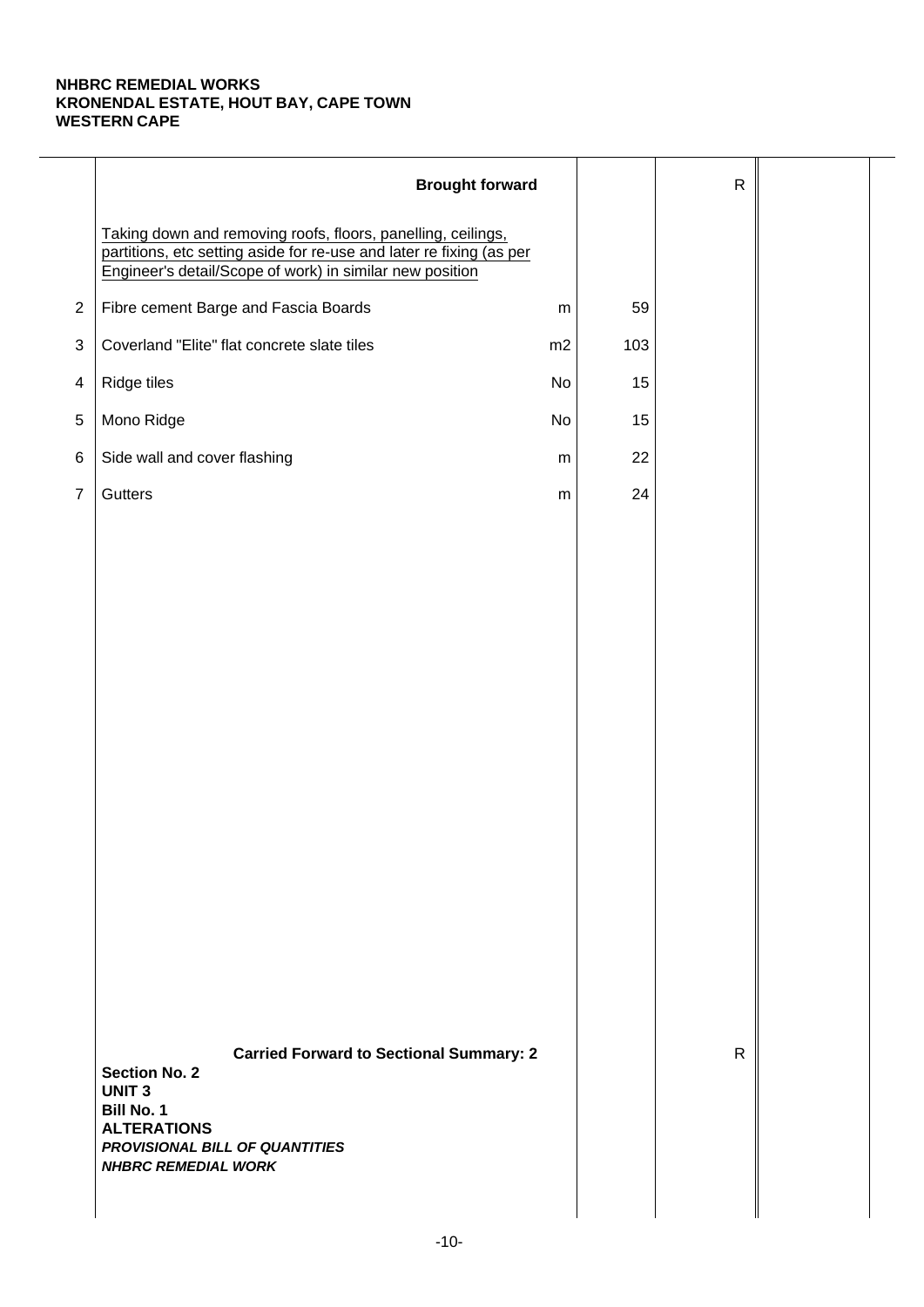**NHBRC REMEDIAL WORKS**
**KRONENDAL ESTATE, HOUT BAY, CAPE TOWN**
**WESTERN CAPE**

| | Description | Unit | Qty | Rate | Amount |
|---|---|---|---|---|---|
| | **Brought forward** | | | R | |
| | Taking down and removing roofs, floors, panelling, ceilings, partitions, etc setting aside for re-use and later re fixing (as per Engineer's detail/Scope of work) in similar new position | | | | |
| 2 | Fibre cement Barge and Fascia Boards | m | 59 | | |
| 3 | Coverland "Elite" flat concrete slate tiles | m2 | 103 | | |
| 4 | Ridge tiles | No | 15 | | |
| 5 | Mono Ridge | No | 15 | | |
| 6 | Side wall and cover flashing | m | 22 | | |
| 7 | Gutters | m | 24 | | |
| | **Carried Forward to Sectional Summary: 2** | | | R | |

**Section No. 2**
**UNIT 3**
**Bill No. 1**
**ALTERATIONS**
***PROVISIONAL BILL OF QUANTITIES***
***NHBRC REMEDIAL WORK***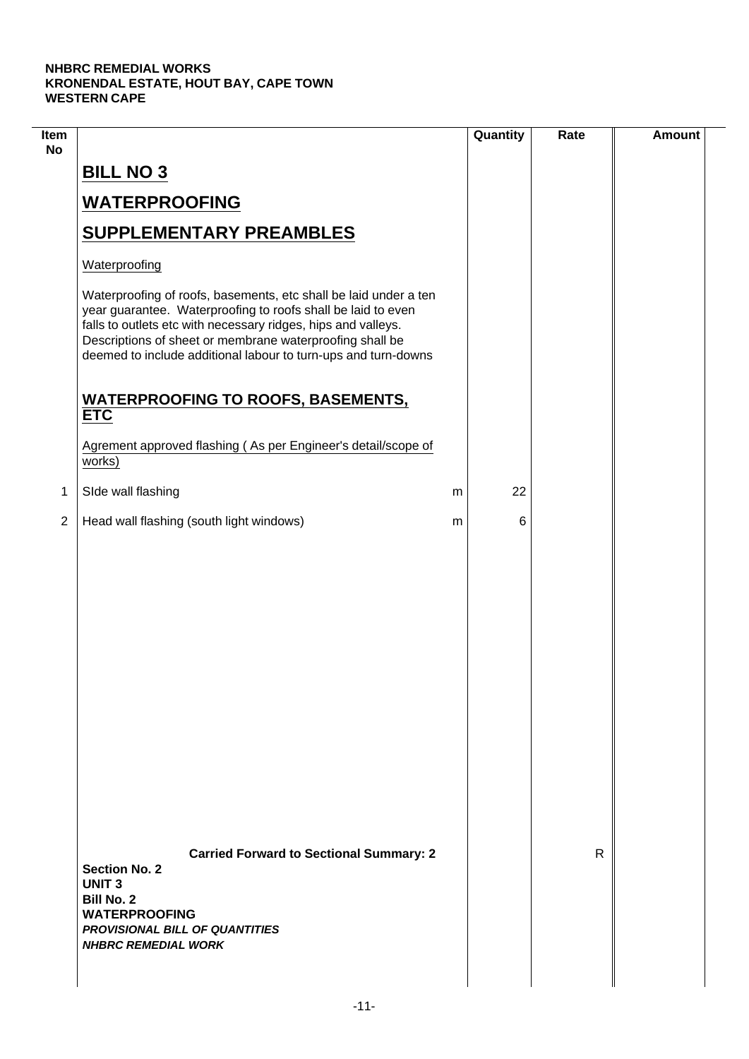**NHBRC REMEDIAL WORKS**
**KRONENDAL ESTATE, HOUT BAY, CAPE TOWN**
**WESTERN CAPE**

| Item No | | | Quantity | Rate | Amount |
|---|---|---|---|---|---|
| | **BILL NO 3** | | | | |
| | **WATERPROOFING** | | | | |
| | **SUPPLEMENTARY PREAMBLES** | | | | |
| | Waterproofing | | | | |
| | Waterproofing of roofs, basements, etc shall be laid under a ten year guarantee. Waterproofing to roofs shall be laid to even falls to outlets etc with necessary ridges, hips and valleys. Descriptions of sheet or membrane waterproofing shall be deemed to include additional labour to turn-ups and turn-downs | | | | |
| | **WATERPROOFING TO ROOFS, BASEMENTS, ETC** | | | | |
| | Agrement approved flashing ( As per Engineer's detail/scope of works) | | | | |
| 1 | SIde wall flashing | m | 22 | | |
| 2 | Head wall flashing (south light windows) | m | 6 | | |
| | **Carried Forward to Sectional Summary: 2** | | | R | |

**Section No. 2**
**UNIT 3**
**Bill No. 2**
**WATERPROOFING**
***PROVISIONAL BILL OF QUANTITIES***
***NHBRC REMEDIAL WORK***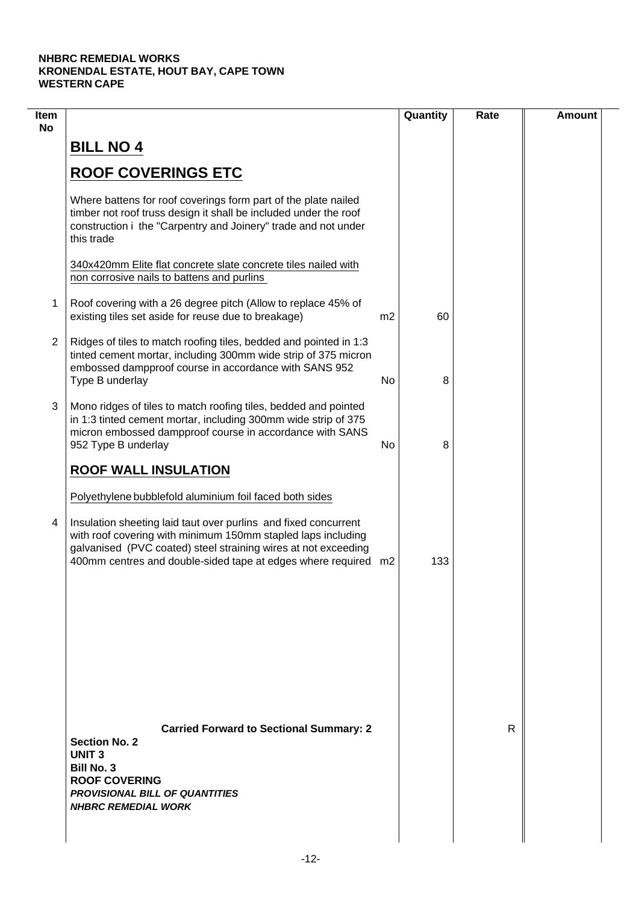**NHBRC REMEDIAL WORKS**
**KRONENDAL ESTATE, HOUT BAY, CAPE TOWN**
**WESTERN CAPE**

| Item No | | | Quantity | Rate | Amount |
|---|---|---|---|---|---|
| | **BILL NO 4** | | | | |
| | **ROOF COVERINGS ETC** | | | | |
| | Where battens for roof coverings form part of the plate nailed timber not roof truss design it shall be included under the roof construction i the "Carpentry and Joinery" trade and not under this trade | | | | |
| | 340x420mm Elite flat concrete slate concrete tiles nailed with non corrosive nails to battens and purlins | | | | |
| 1 | Roof covering with a 26 degree pitch (Allow to replace 45% of existing tiles set aside for reuse due to breakage) | m2 | 60 | | |
| 2 | Ridges of tiles to match roofing tiles, bedded and pointed in 1:3 tinted cement mortar, including 300mm wide strip of 375 micron embossed dampproof course in accordance with SANS 952 Type B underlay | No | 8 | | |
| 3 | Mono ridges of tiles to match roofing tiles, bedded and pointed in 1:3 tinted cement mortar, including 300mm wide strip of 375 micron embossed dampproof course in accordance with SANS 952 Type B underlay | No | 8 | | |
| | **ROOF WALL INSULATION** | | | | |
| | Polyethylene bubblefold aluminium foil faced both sides | | | | |
| 4 | Insulation sheeting laid taut over purlins and fixed concurrent with roof covering with minimum 150mm stapled laps including galvanised (PVC coated) steel straining wires at not exceeding 400mm centres and double-sided tape at edges where required | m2 | 133 | | |
| | **Carried Forward to Sectional Summary: 2** | | | R | |

**Section No. 2**
**UNIT 3**
**Bill No. 3**
**ROOF COVERING**
***PROVISIONAL BILL OF QUANTITIES***
***NHBRC REMEDIAL WORK***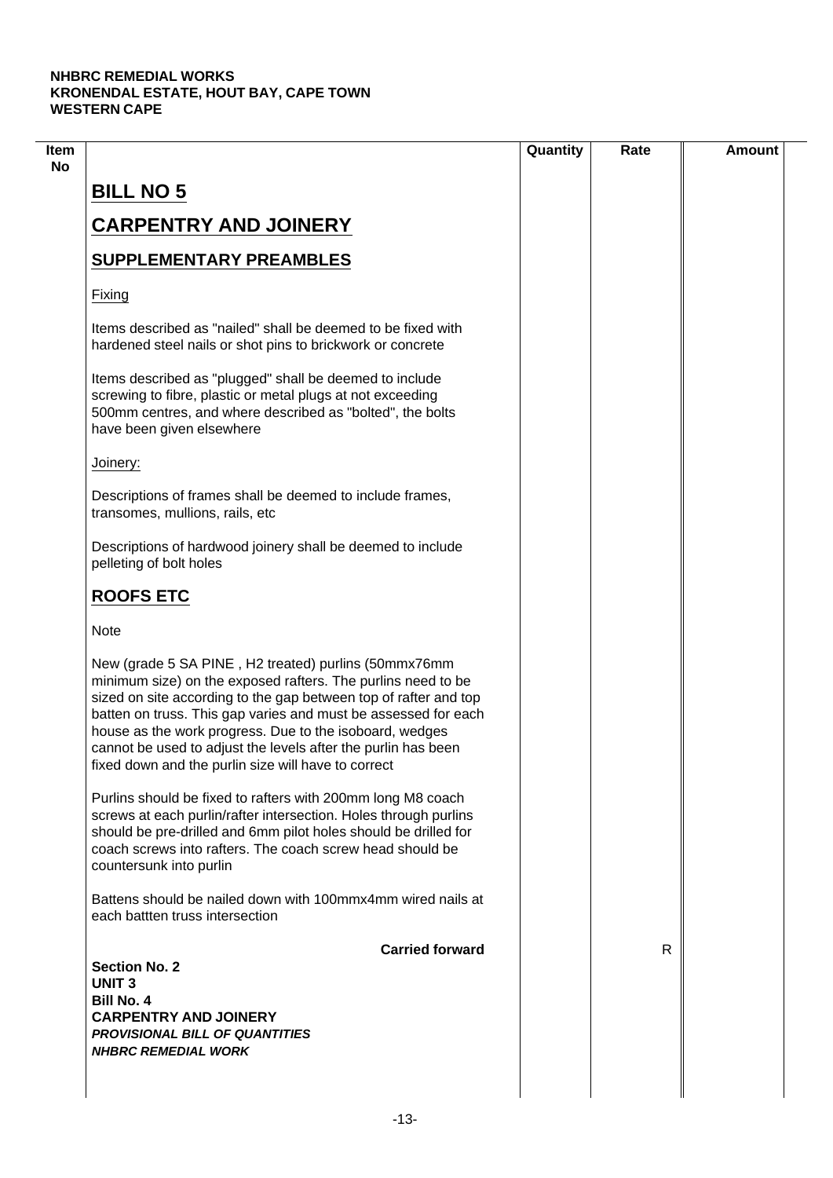**NHBRC REMEDIAL WORKS**
**KRONENDAL ESTATE, HOUT BAY, CAPE TOWN**
**WESTERN CAPE**

| Item No | | Quantity | Rate | Amount |
|---|---|---|---|---|

# BILL NO 5

# CARPENTRY AND JOINERY

## SUPPLEMENTARY PREAMBLES

Fixing

Items described as "nailed" shall be deemed to be fixed with hardened steel nails or shot pins to brickwork or concrete

Items described as "plugged" shall be deemed to include screwing to fibre, plastic or metal plugs at not exceeding 500mm centres, and where described as "bolted", the bolts have been given elsewhere

Joinery:

Descriptions of frames shall be deemed to include frames, transomes, mullions, rails, etc

Descriptions of hardwood joinery shall be deemed to include pelleting of bolt holes

## ROOFS ETC

Note

New (grade 5 SA PINE , H2 treated) purlins (50mmx76mm minimum size) on the exposed rafters. The purlins need to be sized on site according to the gap between top of rafter and top batten on truss. This gap varies and must be assessed for each house as the work progress. Due to the isoboard, wedges cannot be used to adjust the levels after the purlin has been fixed down and the purlin size will have to correct

Purlins should be fixed to rafters with 200mm long M8 coach screws at each purlin/rafter intersection. Holes through purlins should be pre-drilled and 6mm pilot holes should be drilled for coach screws into rafters. The coach screw head should be countersunk into purlin

Battens should be nailed down with 100mmx4mm wired nails at each battten truss intersection

| | **Carried forward** | | R | |
|---|---|---|---|---|

**Section No. 2**
**UNIT 3**
**Bill No. 4**
**CARPENTRY AND JOINERY**
***PROVISIONAL BILL OF QUANTITIES***
***NHBRC REMEDIAL WORK***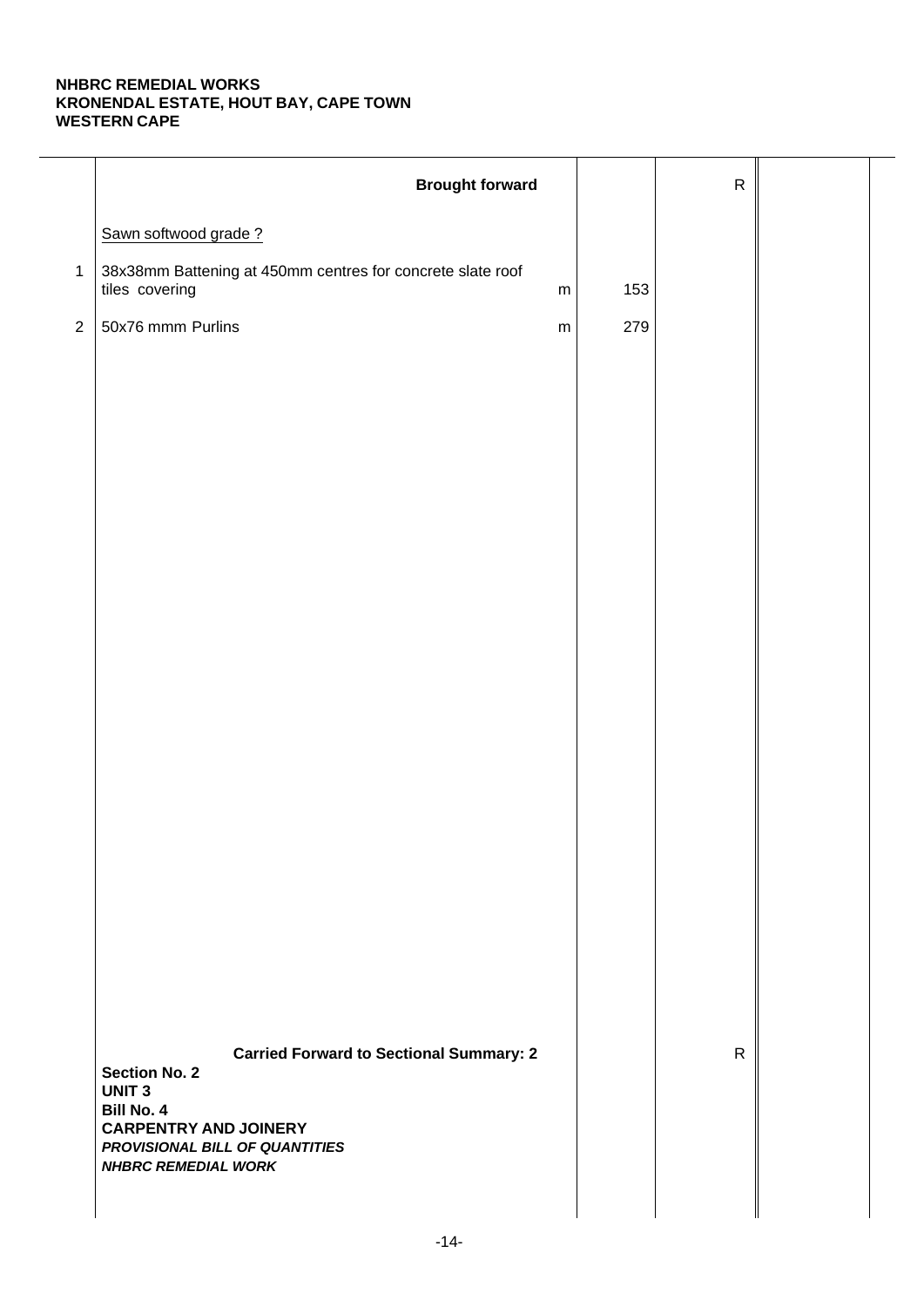**NHBRC REMEDIAL WORKS**
**KRONENDAL ESTATE, HOUT BAY, CAPE TOWN**
**WESTERN CAPE**

| | | | | R | |
|---|---|---|---|---|---|
| | **Brought forward** | | | R | |
| | Sawn softwood grade ? | | | | |
| 1 | 38x38mm Battening at 450mm centres for concrete slate roof tiles covering | m | 153 | | |
| 2 | 50x76 mmm Purlins | m | 279 | | |
| | **Carried Forward to Sectional Summary: 2** | | | R | |

**Section No. 2**
**UNIT 3**
**Bill No. 4**
**CARPENTRY AND JOINERY**
***PROVISIONAL BILL OF QUANTITIES***
***NHBRC REMEDIAL WORK***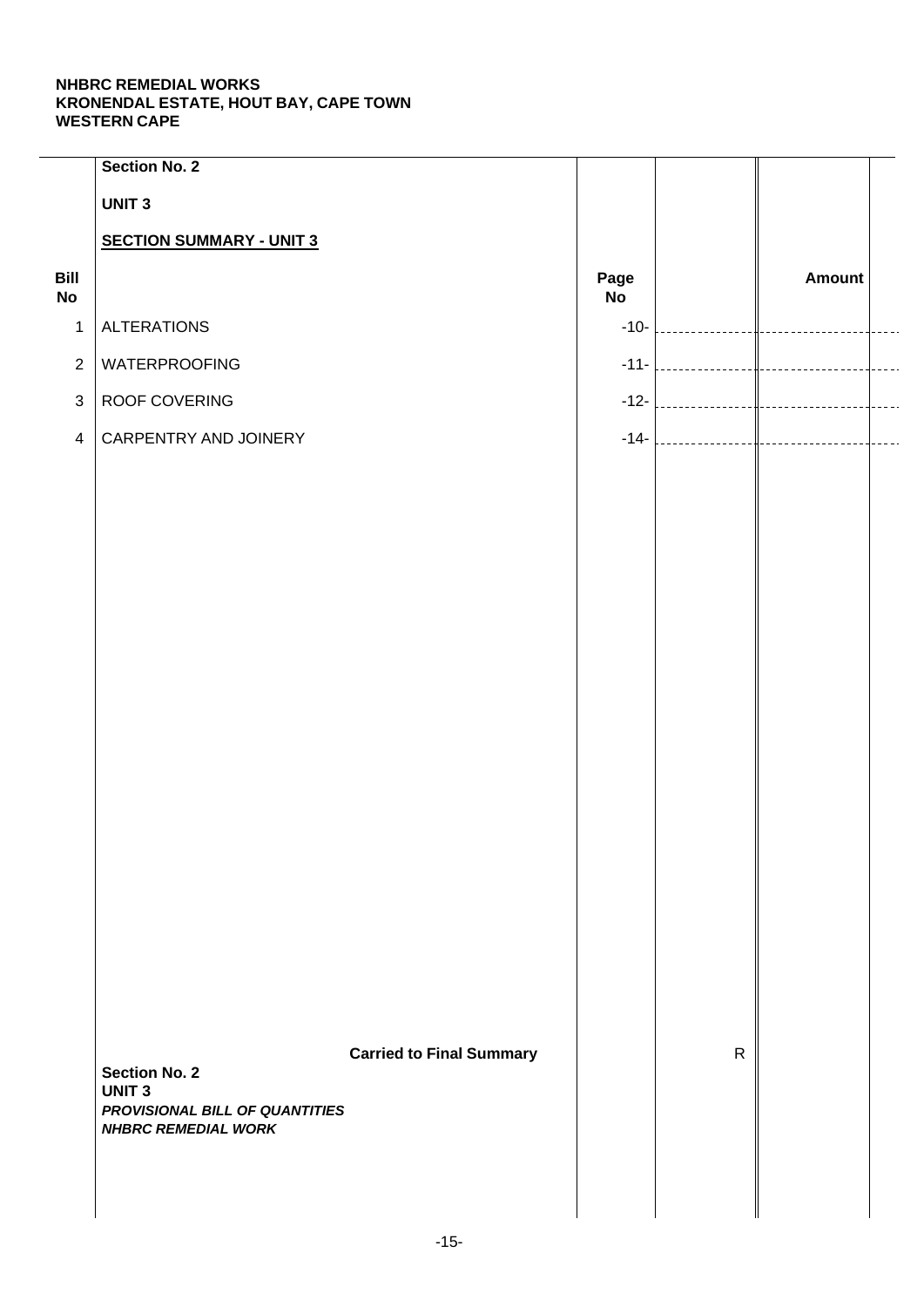**NHBRC REMEDIAL WORKS**
**KRONENDAL ESTATE, HOUT BAY, CAPE TOWN**
**WESTERN CAPE**

**Section No. 2**

**UNIT 3**

**SECTION SUMMARY - UNIT 3**

| Bill No | | Page No | | Amount |
|---|---|---|---|---|
| 1 | ALTERATIONS | -10- | | |
| 2 | WATERPROOFING | -11- | | |
| 3 | ROOF COVERING | -12- | | |
| 4 | CARPENTRY AND JOINERY | -14- | | |
| | **Carried to Final Summary** | | R | |

**Section No. 2**
**UNIT 3**
***PROVISIONAL BILL OF QUANTITIES***
***NHBRC REMEDIAL WORK***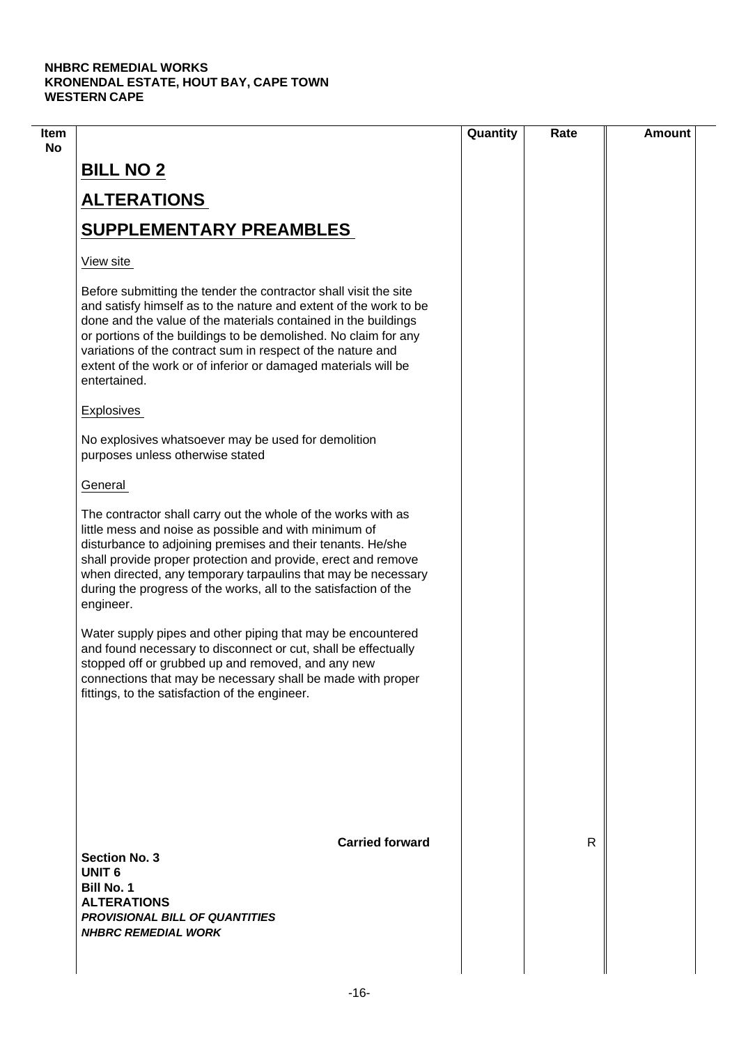| Item No | | Quantity | Rate | Amount |
|---|---|---|---|---|
| | **BILL NO 2** | | | |
| | **ALTERATIONS** | | | |
| | **SUPPLEMENTARY PREAMBLES** | | | |
| | View site | | | |
| | Before submitting the tender the contractor shall visit the site and satisfy himself as to the nature and extent of the work to be done and the value of the materials contained in the buildings or portions of the buildings to be demolished. No claim for any variations of the contract sum in respect of the nature and extent of the work or of inferior or damaged materials will be entertained. | | | |
| | Explosives | | | |
| | No explosives whatsoever may be used for demolition purposes unless otherwise stated | | | |
| | General | | | |
| | The contractor shall carry out the whole of the works with as little mess and noise as possible and with minimum of disturbance to adjoining premises and their tenants. He/she shall provide proper protection and provide, erect and remove when directed, any temporary tarpaulins that may be necessary during the progress of the works, all to the satisfaction of the engineer. | | | |
| | Water supply pipes and other piping that may be encountered and found necessary to disconnect or cut, shall be effectually stopped off or grubbed up and removed, and any new connections that may be necessary shall be made with proper fittings, to the satisfaction of the engineer. | | | |
| | **Carried forward** | | R | |

**Section No. 3**
**UNIT 6**
**Bill No. 1**
**ALTERATIONS**
***PROVISIONAL BILL OF QUANTITIES***
***NHBRC REMEDIAL WORK***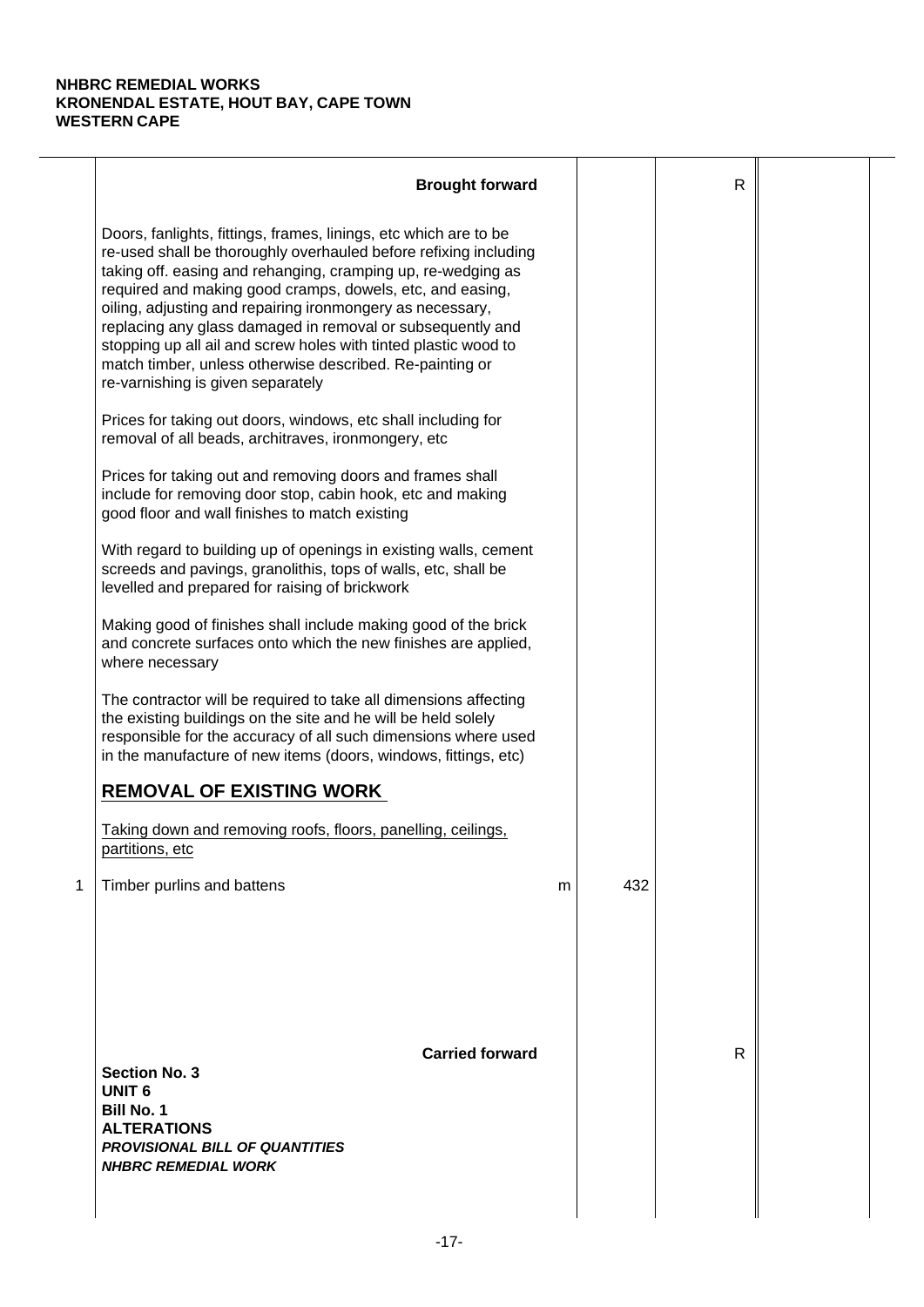**NHBRC REMEDIAL WORKS**
**KRONENDAL ESTATE, HOUT BAY, CAPE TOWN**
**WESTERN CAPE**

| | Description | Unit | Qty | Rate | Amount |
|---|---|---|---|---|---|
| | **Brought forward** | | | R | |
| | Doors, fanlights, fittings, frames, linings, etc which are to be re-used shall be thoroughly overhauled before refixing including taking off. easing and rehanging, cramping up, re-wedging as required and making good cramps, dowels, etc, and easing, oiling, adjusting and repairing ironmongery as necessary, replacing any glass damaged in removal or subsequently and stopping up all ail and screw holes with tinted plastic wood to match timber, unless otherwise described. Re-painting or re-varnishing is given separately | | | | |
| | Prices for taking out doors, windows, etc shall including for removal of all beads, architraves, ironmongery, etc | | | | |
| | Prices for taking out and removing doors and frames shall include for removing door stop, cabin hook, etc and making good floor and wall finishes to match existing | | | | |
| | With regard to building up of openings in existing walls, cement screeds and pavings, granolithis, tops of walls, etc, shall be levelled and prepared for raising of brickwork | | | | |
| | Making good of finishes shall include making good of the brick and concrete surfaces onto which the new finishes are applied, where necessary | | | | |
| | The contractor will be required to take all dimensions affecting the existing buildings on the site and he will be held solely responsible for the accuracy of all such dimensions where used in the manufacture of new items (doors, windows, fittings, etc) | | | | |
| | **REMOVAL OF EXISTING WORK** | | | | |
| | Taking down and removing roofs, floors, panelling, ceilings, partitions, etc | | | | |
| 1 | Timber purlins and battens | m | 432 | | |
| | **Carried forward** | | | R | |

**Section No. 3**
**UNIT 6**
**Bill No. 1**
**ALTERATIONS**
***PROVISIONAL BILL OF QUANTITIES***
***NHBRC REMEDIAL WORK***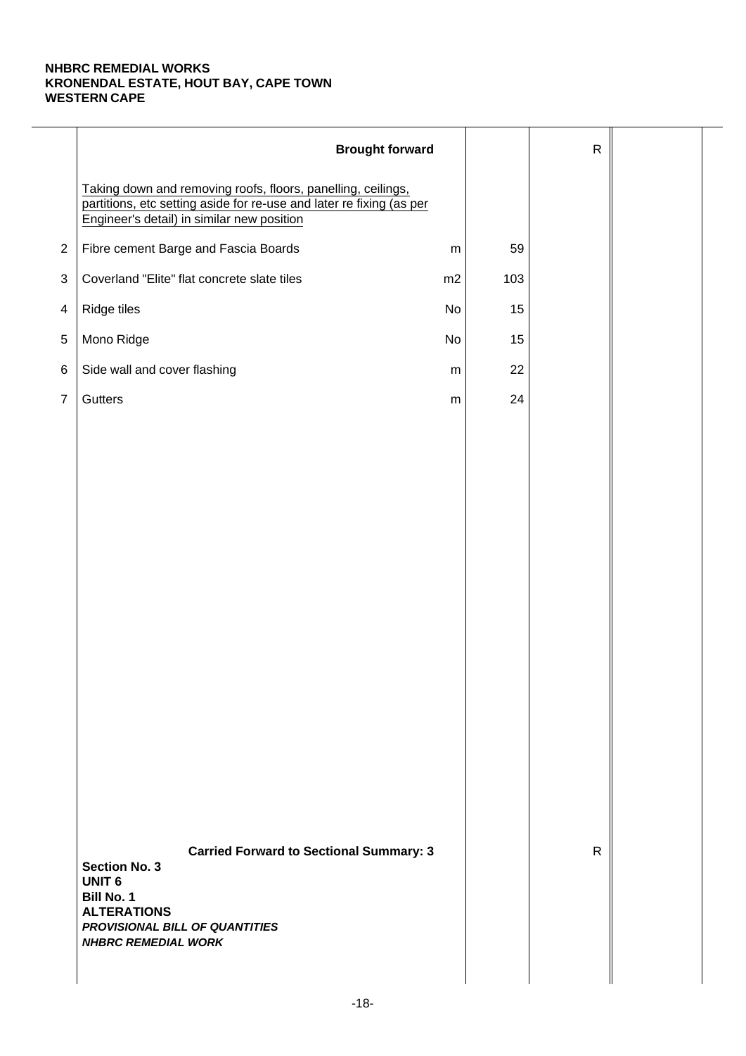**NHBRC REMEDIAL WORKS**
**KRONENDAL ESTATE, HOUT BAY, CAPE TOWN**
**WESTERN CAPE**

| | Description | Unit | Qty | Rate | Amount |
|---|---|---|---|---|---|
| | **Brought forward** | | | R | |
| | Taking down and removing roofs, floors, panelling, ceilings, partitions, etc setting aside for re-use and later re fixing (as per Engineer's detail) in similar new position | | | | |
| 2 | Fibre cement Barge and Fascia Boards | m | 59 | | |
| 3 | Coverland "Elite" flat concrete slate tiles | m2 | 103 | | |
| 4 | Ridge tiles | No | 15 | | |
| 5 | Mono Ridge | No | 15 | | |
| 6 | Side wall and cover flashing | m | 22 | | |
| 7 | Gutters | m | 24 | | |
| | **Carried Forward to Sectional Summary: 3** | | | R | |

**Section No. 3**
**UNIT 6**
**Bill No. 1**
**ALTERATIONS**
***PROVISIONAL BILL OF QUANTITIES***
***NHBRC REMEDIAL WORK***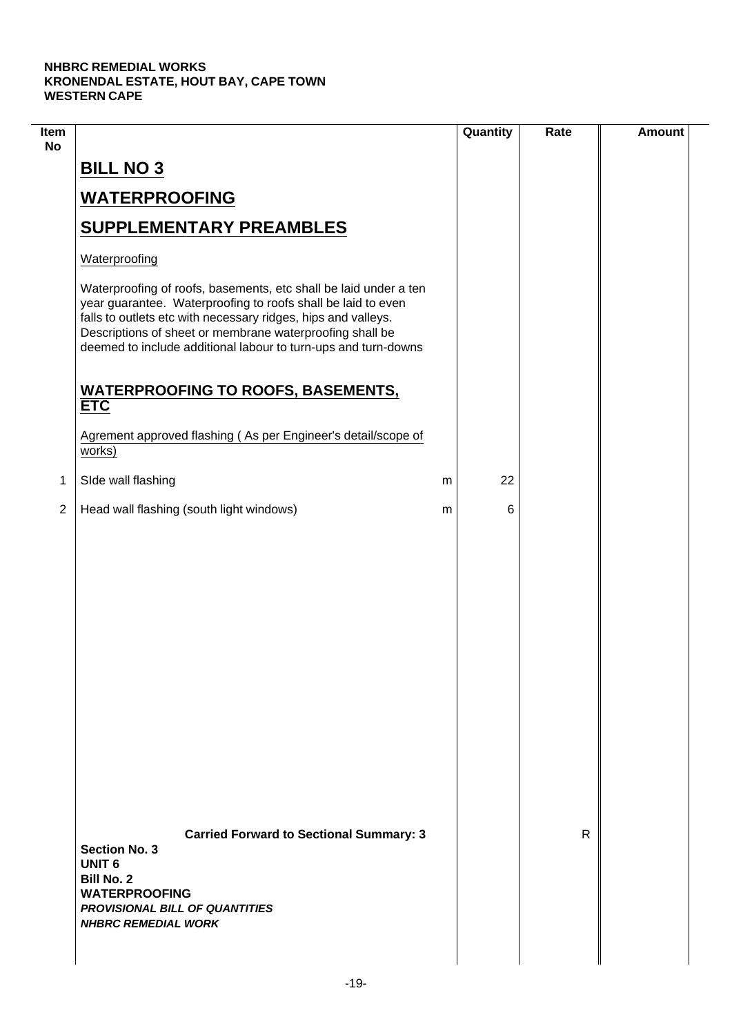**NHBRC REMEDIAL WORKS**
**KRONENDAL ESTATE, HOUT BAY, CAPE TOWN**
**WESTERN CAPE**

| Item No | | | Quantity | Rate | Amount |
|---|---|---|---|---|---|
| | **BILL NO 3** | | | | |
| | **WATERPROOFING** | | | | |
| | **SUPPLEMENTARY PREAMBLES** | | | | |
| | Waterproofing | | | | |
| | Waterproofing of roofs, basements, etc shall be laid under a ten year guarantee. Waterproofing to roofs shall be laid to even falls to outlets etc with necessary ridges, hips and valleys. Descriptions of sheet or membrane waterproofing shall be deemed to include additional labour to turn-ups and turn-downs | | | | |
| | **WATERPROOFING TO ROOFS, BASEMENTS, ETC** | | | | |
| | Agrement approved flashing ( As per Engineer's detail/scope of works) | | | | |
| 1 | SIde wall flashing | m | 22 | | |
| 2 | Head wall flashing (south light windows) | m | 6 | | |
| | **Carried Forward to Sectional Summary: 3** | | | R | |

**Section No. 3**
**UNIT 6**
**Bill No. 2**
**WATERPROOFING**
***PROVISIONAL BILL OF QUANTITIES***
***NHBRC REMEDIAL WORK***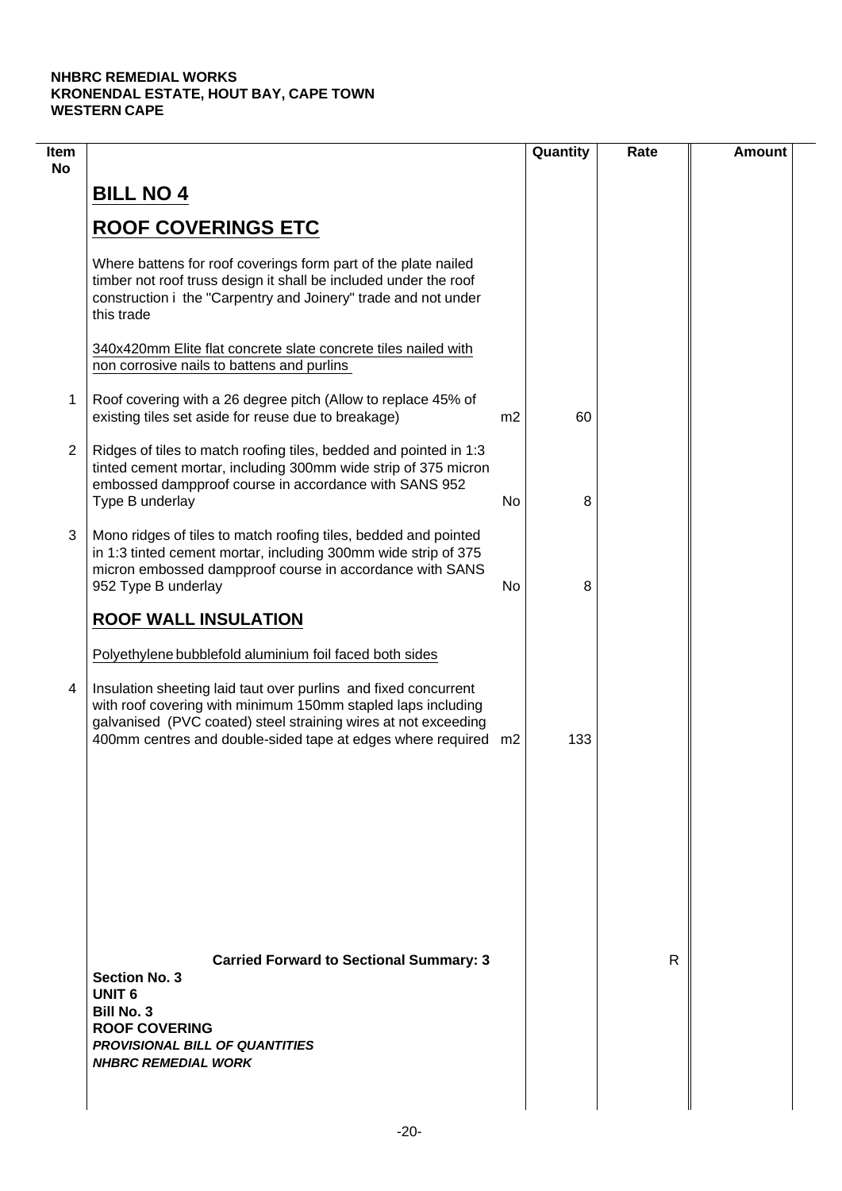**NHBRC REMEDIAL WORKS**
**KRONENDAL ESTATE, HOUT BAY, CAPE TOWN**
**WESTERN CAPE**

| Item No | | | Quantity | Rate | Amount |
|---|---|---|---|---|---|
| | **BILL NO 4** | | | | |
| | **ROOF COVERINGS ETC** | | | | |
| | Where battens for roof coverings form part of the plate nailed timber not roof truss design it shall be included under the roof construction i the "Carpentry and Joinery" trade and not under this trade | | | | |
| | 340x420mm Elite flat concrete slate concrete tiles nailed with non corrosive nails to battens and purlins | | | | |
| 1 | Roof covering with a 26 degree pitch (Allow to replace 45% of existing tiles set aside for reuse due to breakage) | m2 | 60 | | |
| 2 | Ridges of tiles to match roofing tiles, bedded and pointed in 1:3 tinted cement mortar, including 300mm wide strip of 375 micron embossed dampproof course in accordance with SANS 952 Type B underlay | No | 8 | | |
| 3 | Mono ridges of tiles to match roofing tiles, bedded and pointed in 1:3 tinted cement mortar, including 300mm wide strip of 375 micron embossed dampproof course in accordance with SANS 952 Type B underlay | No | 8 | | |
| | **ROOF WALL INSULATION** | | | | |
| | Polyethylene bubblefold aluminium foil faced both sides | | | | |
| 4 | Insulation sheeting laid taut over purlins and fixed concurrent with roof covering with minimum 150mm stapled laps including galvanised (PVC coated) steel straining wires at not exceeding 400mm centres and double-sided tape at edges where required | m2 | 133 | | |
| | **Carried Forward to Sectional Summary: 3** | | | R | |

**Section No. 3**
**UNIT 6**
**Bill No. 3**
**ROOF COVERING**
***PROVISIONAL BILL OF QUANTITIES***
***NHBRC REMEDIAL WORK***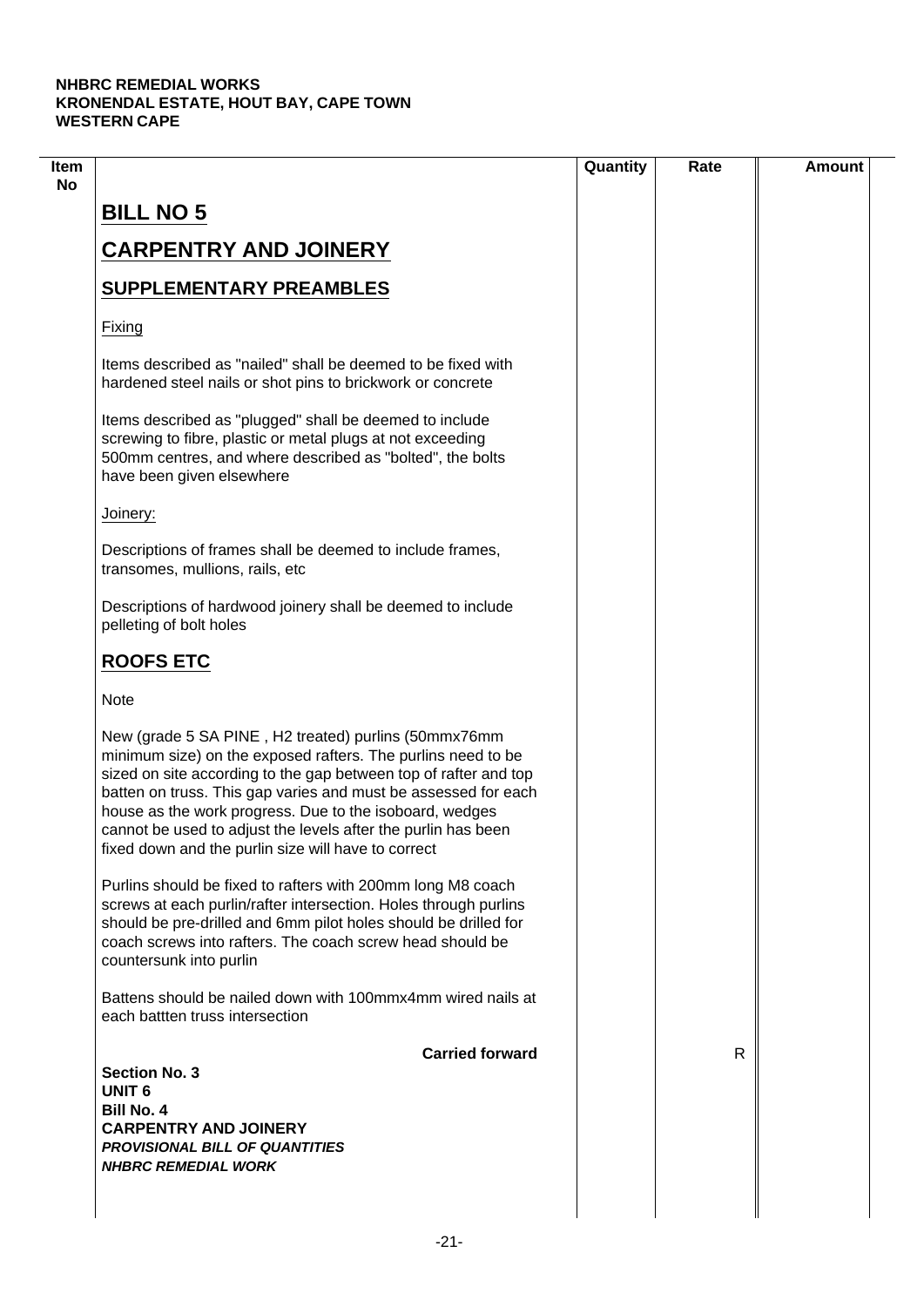**NHBRC REMEDIAL WORKS**
**KRONENDAL ESTATE, HOUT BAY, CAPE TOWN**
**WESTERN CAPE**

| Item No | | Quantity | Rate | Amount |
|---|---|---|---|---|

# BILL NO 5

## CARPENTRY AND JOINERY

## SUPPLEMENTARY PREAMBLES

Fixing

Items described as "nailed" shall be deemed to be fixed with hardened steel nails or shot pins to brickwork or concrete

Items described as "plugged" shall be deemed to include screwing to fibre, plastic or metal plugs at not exceeding 500mm centres, and where described as "bolted", the bolts have been given elsewhere

Joinery:

Descriptions of frames shall be deemed to include frames, transomes, mullions, rails, etc

Descriptions of hardwood joinery shall be deemed to include pelleting of bolt holes

## ROOFS ETC

Note

New (grade 5 SA PINE , H2 treated) purlins (50mmx76mm minimum size) on the exposed rafters. The purlins need to be sized on site according to the gap between top of rafter and top batten on truss. This gap varies and must be assessed for each house as the work progress. Due to the isoboard, wedges cannot be used to adjust the levels after the purlin has been fixed down and the purlin size will have to correct

Purlins should be fixed to rafters with 200mm long M8 coach screws at each purlin/rafter intersection. Holes through purlins should be pre-drilled and 6mm pilot holes should be drilled for coach screws into rafters. The coach screw head should be countersunk into purlin

Battens should be nailed down with 100mmx4mm wired nails at each battten truss intersection

**Carried forward** R

**Section No. 3**
**UNIT 6**
**Bill No. 4**
**CARPENTRY AND JOINERY**
***PROVISIONAL BILL OF QUANTITIES***
***NHBRC REMEDIAL WORK***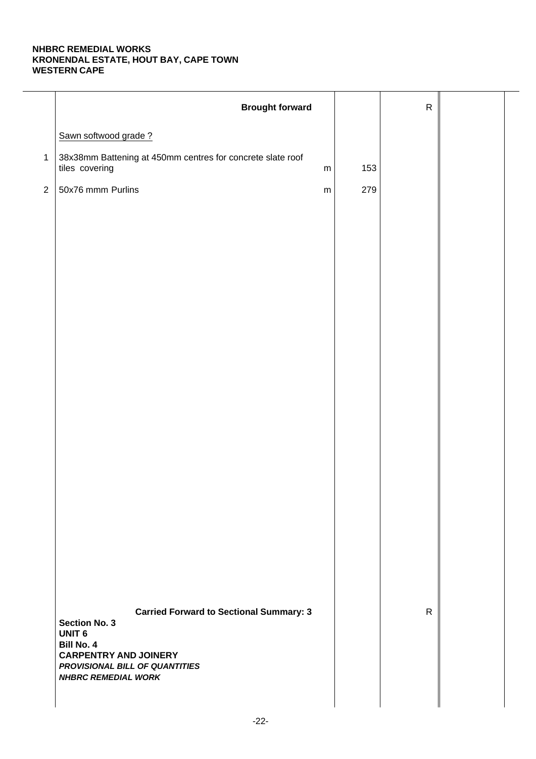**NHBRC REMEDIAL WORKS**
**KRONENDAL ESTATE, HOUT BAY, CAPE TOWN**
**WESTERN CAPE**

| | Description | Unit | Qty | Rate | Amount |
|---|---|---|---|---|---|
| | **Brought forward** | | | R | |
| | Sawn softwood grade ? | | | | |
| 1 | 38x38mm Battening at 450mm centres for concrete slate roof tiles covering | m | 153 | | |
| 2 | 50x76 mmm Purlins | m | 279 | | |
| | **Carried Forward to Sectional Summary: 3** | | | R | |

**Section No. 3**
**UNIT 6**
**Bill No. 4**
**CARPENTRY AND JOINERY**
***PROVISIONAL BILL OF QUANTITIES***
***NHBRC REMEDIAL WORK***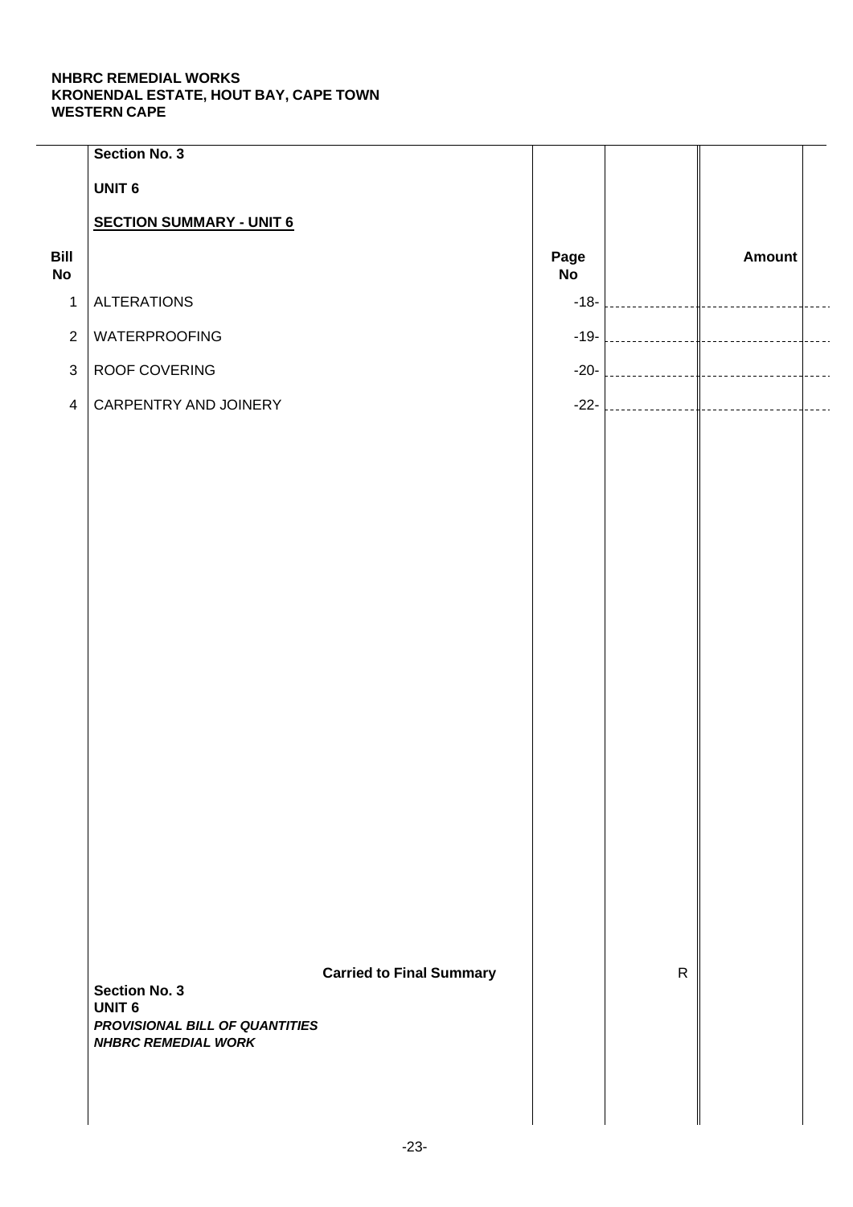**NHBRC REMEDIAL WORKS**
**KRONENDAL ESTATE, HOUT BAY, CAPE TOWN**
**WESTERN CAPE**

**Section No. 3**

**UNIT 6**

**SECTION SUMMARY - UNIT 6**

| Bill No | | Page No | | Amount |
|---|---|---|---|---|
| 1 | ALTERATIONS | -18- | | |
| 2 | WATERPROOFING | -19- | | |
| 3 | ROOF COVERING | -20- | | |
| 4 | CARPENTRY AND JOINERY | -22- | | |
| | **Carried to Final Summary** | | R | |

**Section No. 3**
**UNIT 6**
***PROVISIONAL BILL OF QUANTITIES***
***NHBRC REMEDIAL WORK***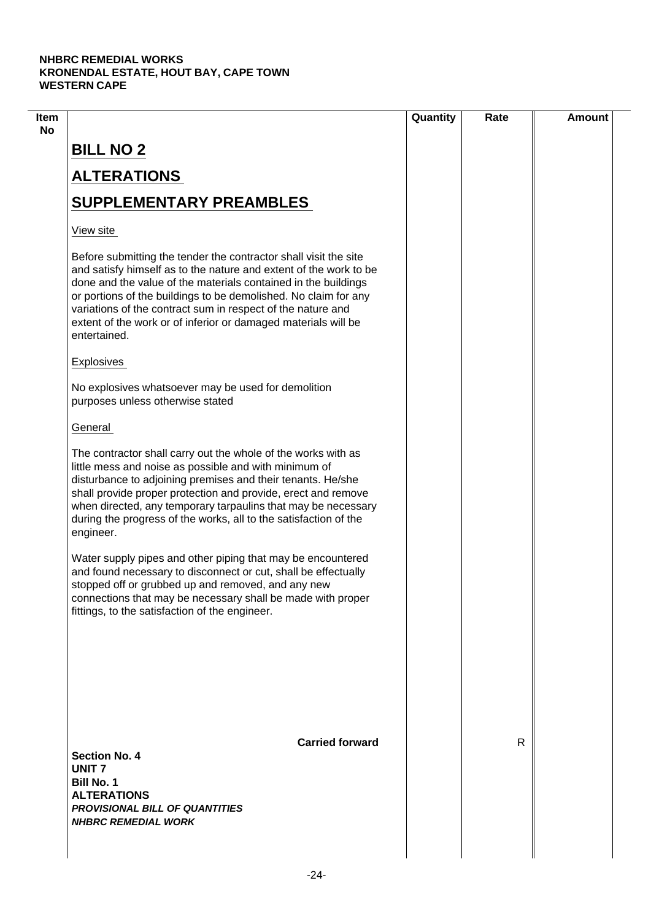| Item No | | Quantity | Rate | Amount |
|---|---|---|---|---|
| | **BILL NO 2** | | | |
| | **ALTERATIONS** | | | |
| | **SUPPLEMENTARY PREAMBLES** | | | |
| | View site | | | |
| | Before submitting the tender the contractor shall visit the site and satisfy himself as to the nature and extent of the work to be done and the value of the materials contained in the buildings or portions of the buildings to be demolished. No claim for any variations of the contract sum in respect of the nature and extent of the work or of inferior or damaged materials will be entertained. | | | |
| | Explosives | | | |
| | No explosives whatsoever may be used for demolition purposes unless otherwise stated | | | |
| | General | | | |
| | The contractor shall carry out the whole of the works with as little mess and noise as possible and with minimum of disturbance to adjoining premises and their tenants. He/she shall provide proper protection and provide, erect and remove when directed, any temporary tarpaulins that may be necessary during the progress of the works, all to the satisfaction of the engineer. | | | |
| | Water supply pipes and other piping that may be encountered and found necessary to disconnect or cut, shall be effectually stopped off or grubbed up and removed, and any new connections that may be necessary shall be made with proper fittings, to the satisfaction of the engineer. | | | |
| | **Carried forward** | | R | |

**Section No. 4**
**UNIT 7**
**Bill No. 1**
**ALTERATIONS**
***PROVISIONAL BILL OF QUANTITIES***
***NHBRC REMEDIAL WORK***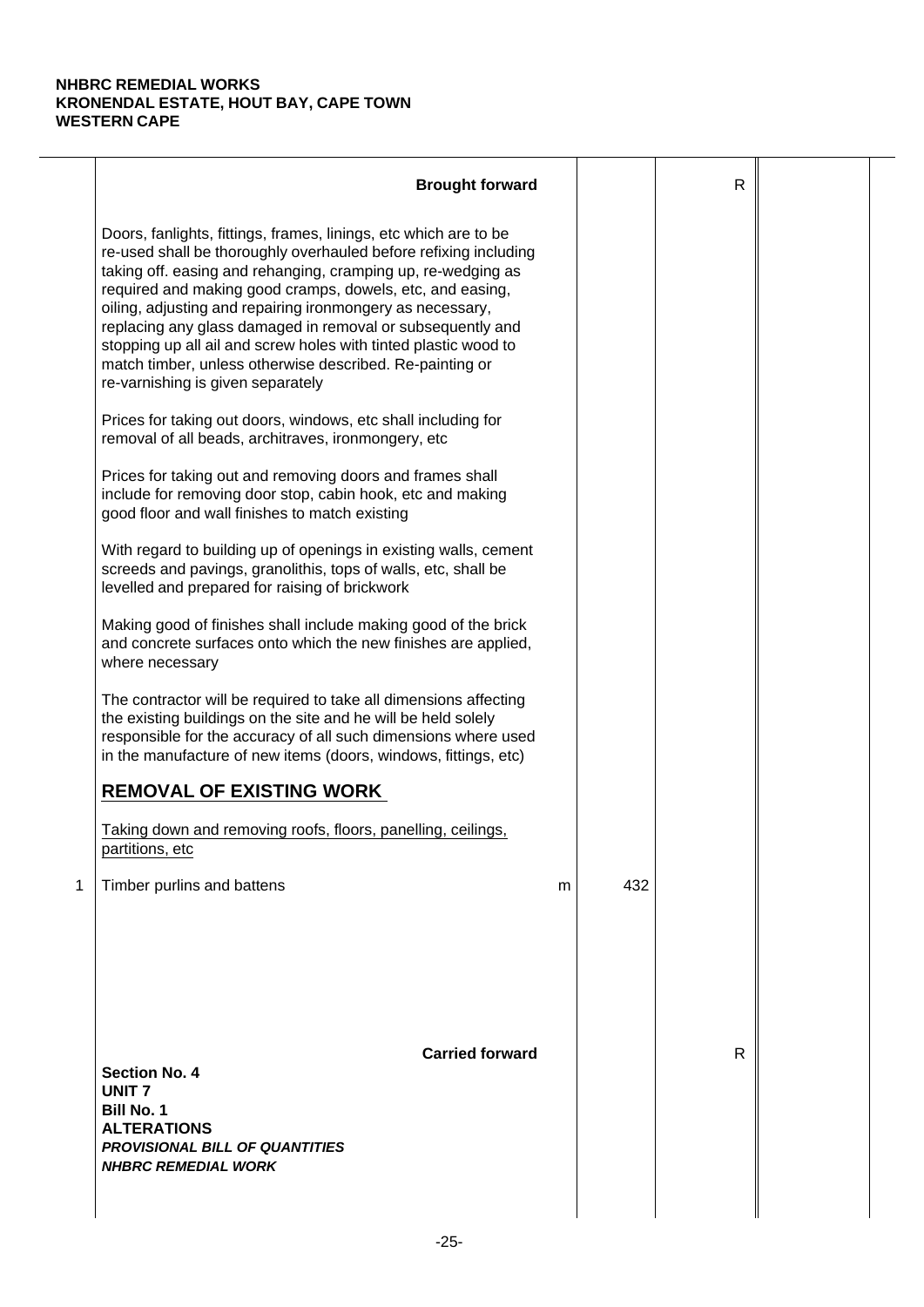**NHBRC REMEDIAL WORKS**
**KRONENDAL ESTATE, HOUT BAY, CAPE TOWN**
**WESTERN CAPE**

| | Description | Unit | Qty | Rate | Amount |
|---|---|---|---|---|---|
| | **Brought forward** | | | R | |
| | Doors, fanlights, fittings, frames, linings, etc which are to be re-used shall be thoroughly overhauled before refixing including taking off. easing and rehanging, cramping up, re-wedging as required and making good cramps, dowels, etc, and easing, oiling, adjusting and repairing ironmongery as necessary, replacing any glass damaged in removal or subsequently and stopping up all ail and screw holes with tinted plastic wood to match timber, unless otherwise described. Re-painting or re-varnishing is given separately | | | | |
| | Prices for taking out doors, windows, etc shall including for removal of all beads, architraves, ironmongery, etc | | | | |
| | Prices for taking out and removing doors and frames shall include for removing door stop, cabin hook, etc and making good floor and wall finishes to match existing | | | | |
| | With regard to building up of openings in existing walls, cement screeds and pavings, granolithis, tops of walls, etc, shall be levelled and prepared for raising of brickwork | | | | |
| | Making good of finishes shall include making good of the brick and concrete surfaces onto which the new finishes are applied, where necessary | | | | |
| | The contractor will be required to take all dimensions affecting the existing buildings on the site and he will be held solely responsible for the accuracy of all such dimensions where used in the manufacture of new items (doors, windows, fittings, etc) | | | | |
| | **REMOVAL OF EXISTING WORK** | | | | |
| | Taking down and removing roofs, floors, panelling, ceilings, partitions, etc | | | | |
| 1 | Timber purlins and battens | m | 432 | | |
| | **Carried forward** | | | R | |

**Section No. 4**
**UNIT 7**
**Bill No. 1**
**ALTERATIONS**
***PROVISIONAL BILL OF QUANTITIES***
***NHBRC REMEDIAL WORK***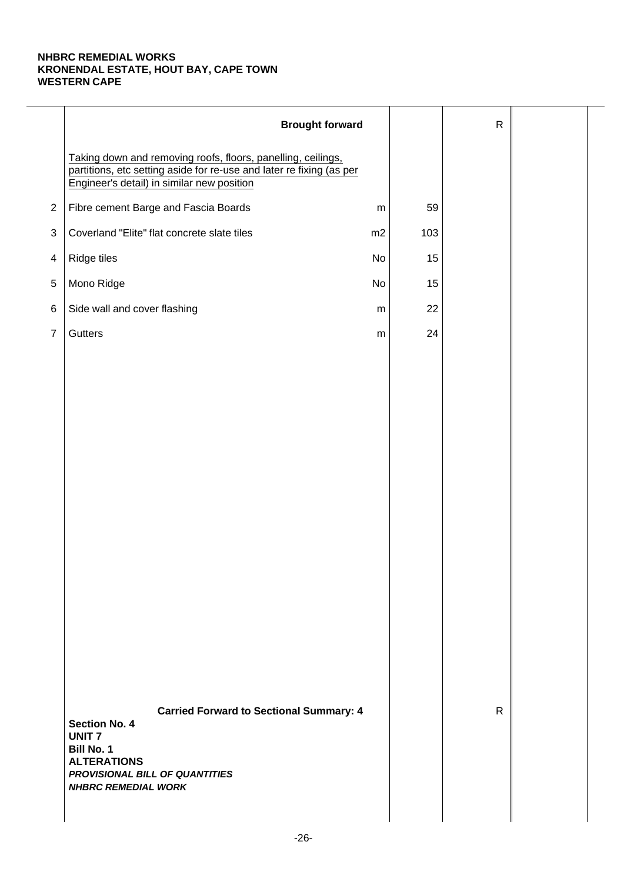**NHBRC REMEDIAL WORKS**
**KRONENDAL ESTATE, HOUT BAY, CAPE TOWN**
**WESTERN CAPE**

| | Description | Unit | Qty | Rate | Amount |
|---|---|---|---|---|---|
| | **Brought forward** | | | R | |
| | Taking down and removing roofs, floors, panelling, ceilings, partitions, etc setting aside for re-use and later re fixing (as per Engineer's detail) in similar new position | | | | |
| 2 | Fibre cement Barge and Fascia Boards | m | 59 | | |
| 3 | Coverland "Elite" flat concrete slate tiles | m2 | 103 | | |
| 4 | Ridge tiles | No | 15 | | |
| 5 | Mono Ridge | No | 15 | | |
| 6 | Side wall and cover flashing | m | 22 | | |
| 7 | Gutters | m | 24 | | |
| | **Carried Forward to Sectional Summary: 4** | | | R | |

**Section No. 4**
**UNIT 7**
**Bill No. 1**
**ALTERATIONS**
***PROVISIONAL BILL OF QUANTITIES***
***NHBRC REMEDIAL WORK***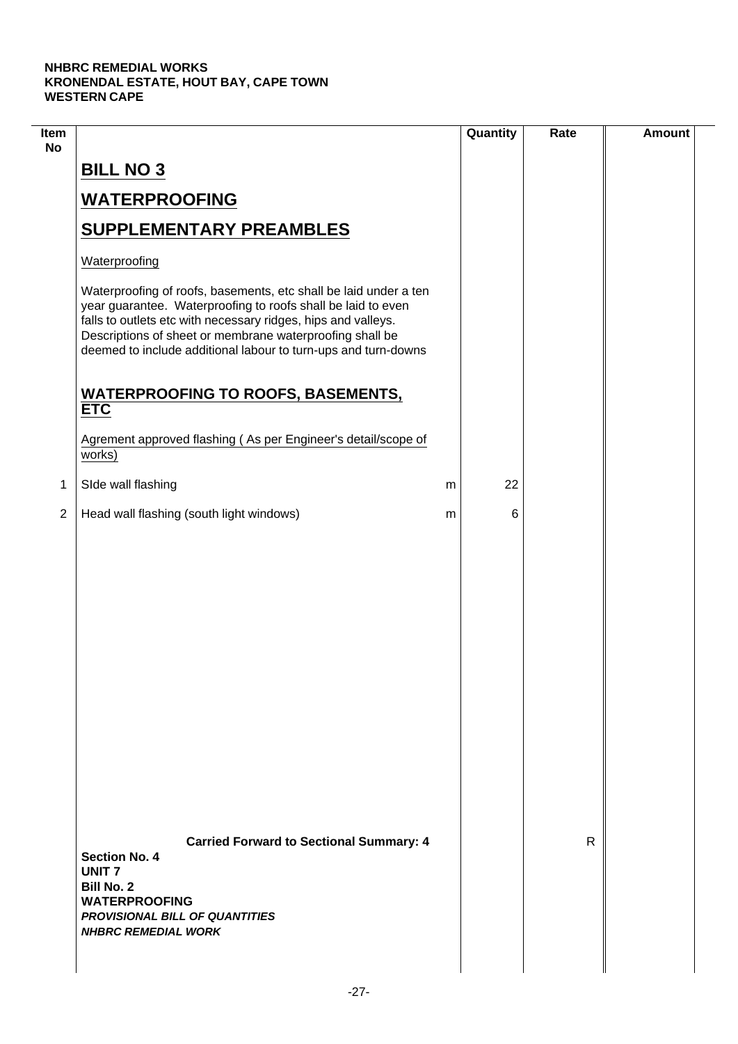**NHBRC REMEDIAL WORKS**
**KRONENDAL ESTATE, HOUT BAY, CAPE TOWN**
**WESTERN CAPE**

| Item No | | | Quantity | Rate | Amount |
|---|---|---|---|---|---|
| | **BILL NO 3** | | | | |
| | **WATERPROOFING** | | | | |
| | **SUPPLEMENTARY PREAMBLES** | | | | |
| | Waterproofing | | | | |
| | Waterproofing of roofs, basements, etc shall be laid under a ten year guarantee. Waterproofing to roofs shall be laid to even falls to outlets etc with necessary ridges, hips and valleys. Descriptions of sheet or membrane waterproofing shall be deemed to include additional labour to turn-ups and turn-downs | | | | |
| | **WATERPROOFING TO ROOFS, BASEMENTS, ETC** | | | | |
| | Agrement approved flashing ( As per Engineer's detail/scope of works) | | | | |
| 1 | SIde wall flashing | m | 22 | | |
| 2 | Head wall flashing (south light windows) | m | 6 | | |
| | **Carried Forward to Sectional Summary: 4** | | | R | |

**Section No. 4**
**UNIT 7**
**Bill No. 2**
**WATERPROOFING**
***PROVISIONAL BILL OF QUANTITIES***
***NHBRC REMEDIAL WORK***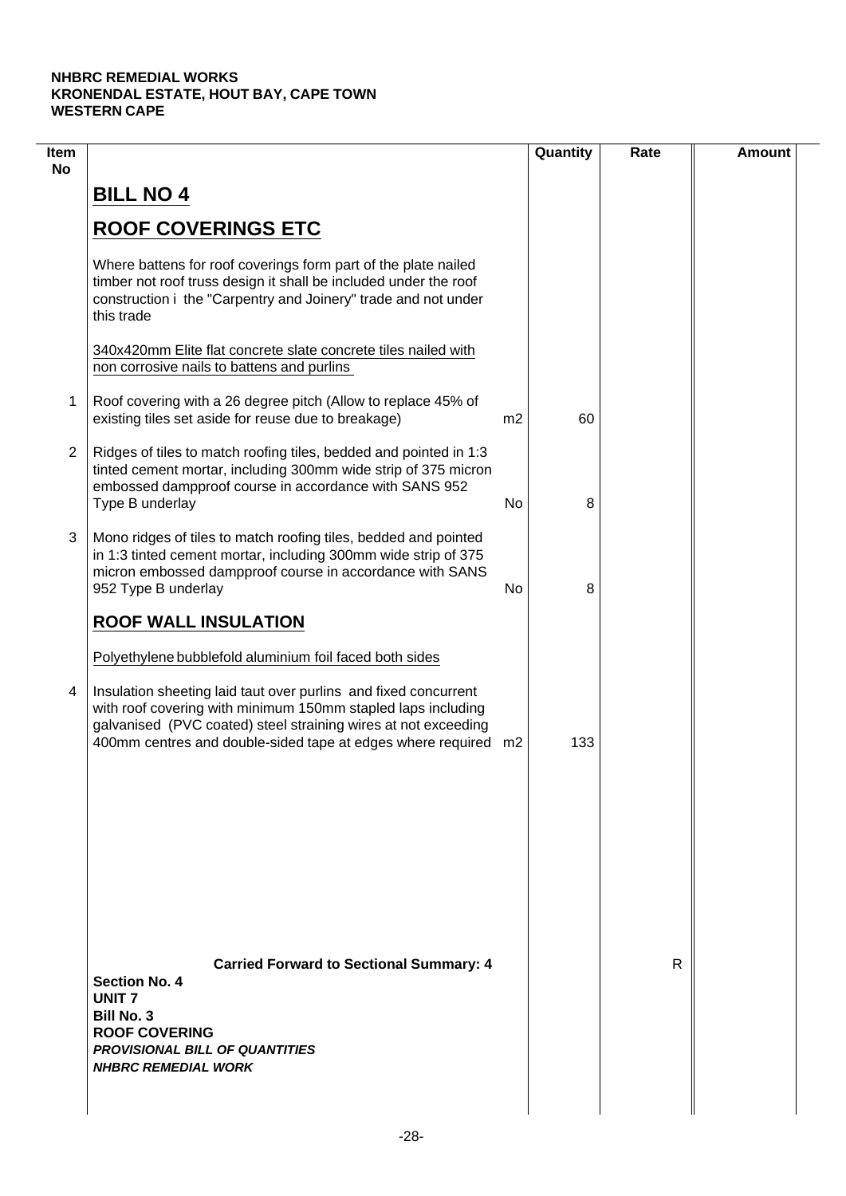**NHBRC REMEDIAL WORKS**
**KRONENDAL ESTATE, HOUT BAY, CAPE TOWN**
**WESTERN CAPE**

| Item No | | | Quantity | Rate | Amount |
|---|---|---|---|---|---|
| | **BILL NO 4** | | | | |
| | **ROOF COVERINGS ETC** | | | | |
| | Where battens for roof coverings form part of the plate nailed timber not roof truss design it shall be included under the roof construction i the "Carpentry and Joinery" trade and not under this trade | | | | |
| | 340x420mm Elite flat concrete slate concrete tiles nailed with non corrosive nails to battens and purlins | | | | |
| 1 | Roof covering with a 26 degree pitch (Allow to replace 45% of existing tiles set aside for reuse due to breakage) | m2 | 60 | | |
| 2 | Ridges of tiles to match roofing tiles, bedded and pointed in 1:3 tinted cement mortar, including 300mm wide strip of 375 micron embossed dampproof course in accordance with SANS 952 Type B underlay | No | 8 | | |
| 3 | Mono ridges of tiles to match roofing tiles, bedded and pointed in 1:3 tinted cement mortar, including 300mm wide strip of 375 micron embossed dampproof course in accordance with SANS 952 Type B underlay | No | 8 | | |
| | **ROOF WALL INSULATION** | | | | |
| | Polyethylene bubblefold aluminium foil faced both sides | | | | |
| 4 | Insulation sheeting laid taut over purlins and fixed concurrent with roof covering with minimum 150mm stapled laps including galvanised (PVC coated) steel straining wires at not exceeding 400mm centres and double-sided tape at edges where required | m2 | 133 | | |
| | **Carried Forward to Sectional Summary: 4** | | | R | |

**Section No. 4**
**UNIT 7**
**Bill No. 3**
**ROOF COVERING**
***PROVISIONAL BILL OF QUANTITIES***
***NHBRC REMEDIAL WORK***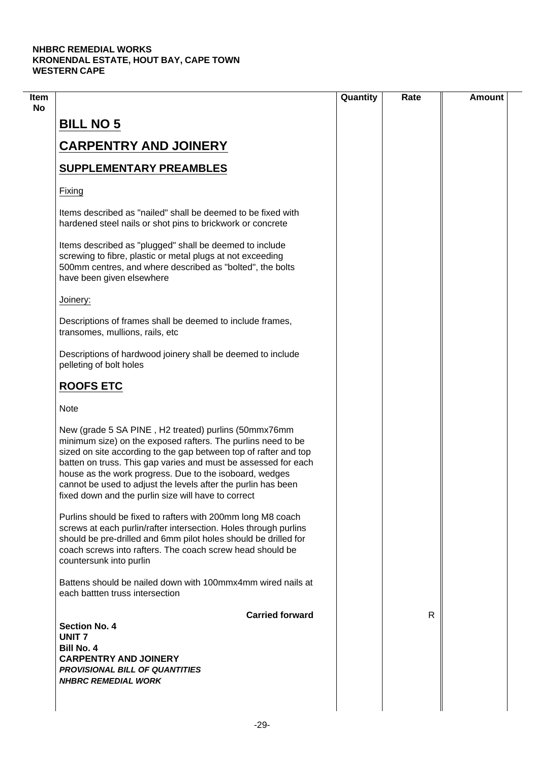NHBRC REMEDIAL WORKS
KRONENDAL ESTATE, HOUT BAY, CAPE TOWN
WESTERN CAPE

| Item No | | Quantity | Rate | Amount |
|---|---|---|---|---|

# BILL NO 5

# CARPENTRY AND JOINERY

## SUPPLEMENTARY PREAMBLES

Fixing

Items described as "nailed" shall be deemed to be fixed with hardened steel nails or shot pins to brickwork or concrete

Items described as "plugged" shall be deemed to include screwing to fibre, plastic or metal plugs at not exceeding 500mm centres, and where described as "bolted", the bolts have been given elsewhere

Joinery:

Descriptions of frames shall be deemed to include frames, transomes, mullions, rails, etc

Descriptions of hardwood joinery shall be deemed to include pelleting of bolt holes

## ROOFS ETC

Note

New (grade 5 SA PINE , H2 treated) purlins (50mmx76mm minimum size) on the exposed rafters. The purlins need to be sized on site according to the gap between top of rafter and top batten on truss. This gap varies and must be assessed for each house as the work progress. Due to the isoboard, wedges cannot be used to adjust the levels after the purlin has been fixed down and the purlin size will have to correct

Purlins should be fixed to rafters with 200mm long M8 coach screws at each purlin/rafter intersection. Holes through purlins should be pre-drilled and 6mm pilot holes should be drilled for coach screws into rafters. The coach screw head should be countersunk into purlin

Battens should be nailed down with 100mmx4mm wired nails at each battten truss intersection

| | **Carried forward** | | R | |
|---|---|---|---|---|

**Section No. 4**
**UNIT 7**
**Bill No. 4**
**CARPENTRY AND JOINERY**
***PROVISIONAL BILL OF QUANTITIES***
***NHBRC REMEDIAL WORK***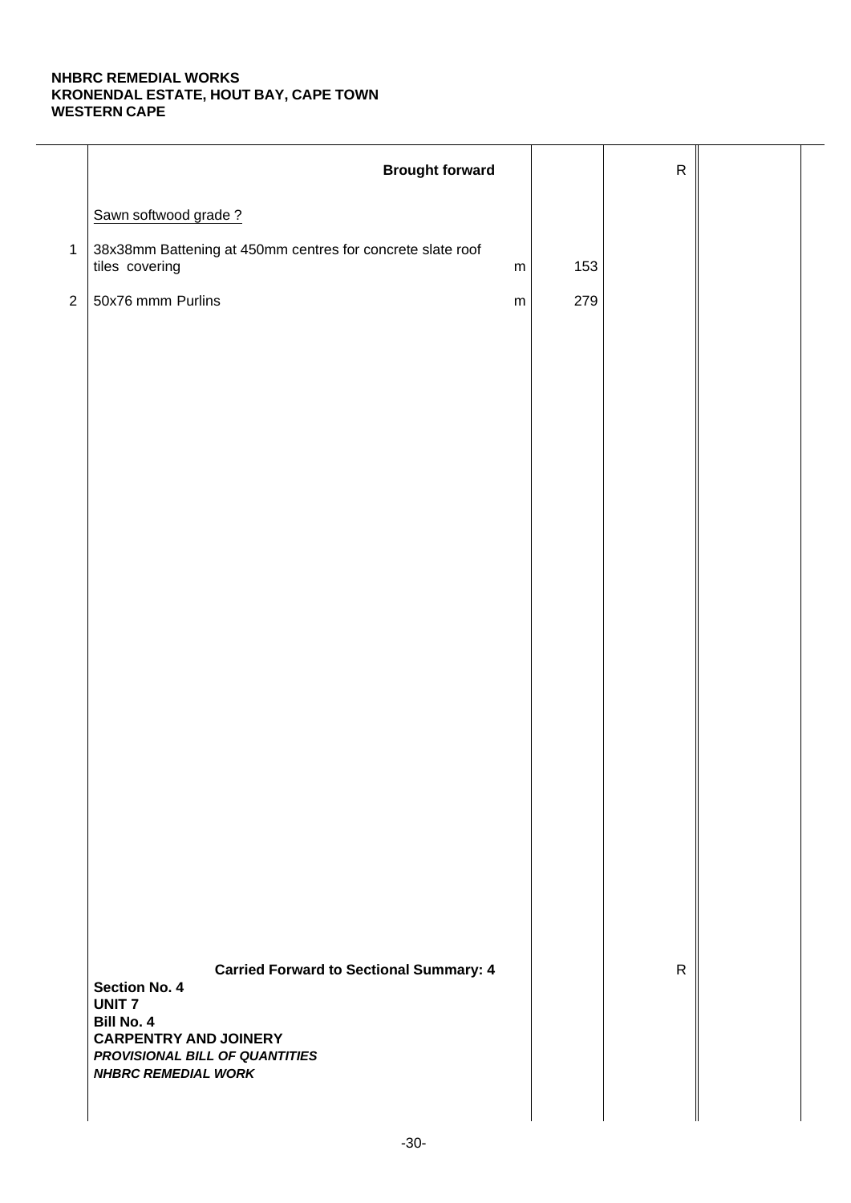**NHBRC REMEDIAL WORKS**
**KRONENDAL ESTATE, HOUT BAY, CAPE TOWN**
**WESTERN CAPE**

| | Description | Unit | Qty | Rate | Amount |
|---|---|---|---|---|---|
| | **Brought forward** | | | R | |
| | Sawn softwood grade ? | | | | |
| 1 | 38x38mm Battening at 450mm centres for concrete slate roof tiles covering | m | 153 | | |
| 2 | 50x76 mmm Purlins | m | 279 | | |
| | **Carried Forward to Sectional Summary: 4** | | | R | |

**Section No. 4**
**UNIT 7**
**Bill No. 4**
**CARPENTRY AND JOINERY**
***PROVISIONAL BILL OF QUANTITIES***
***NHBRC REMEDIAL WORK***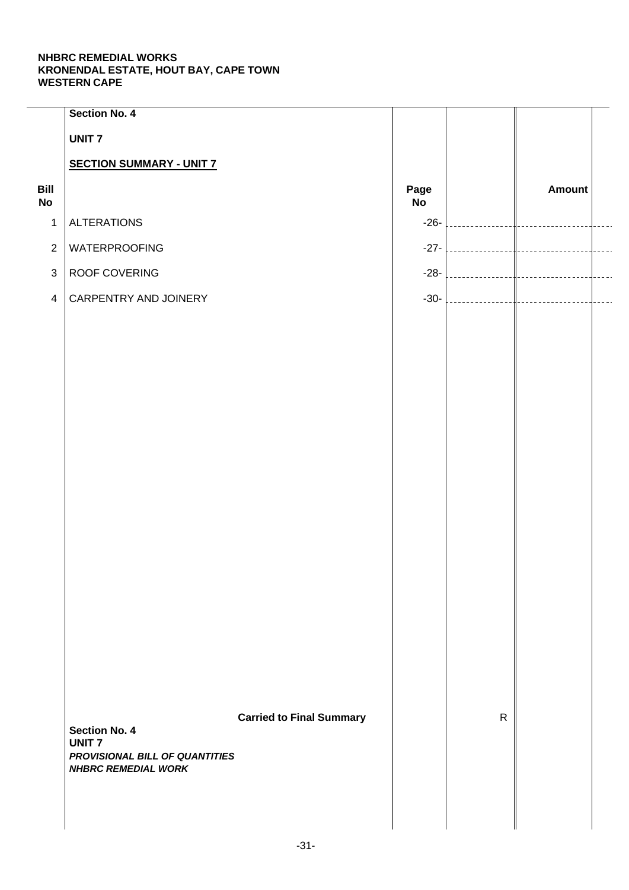**NHBRC REMEDIAL WORKS**
**KRONENDAL ESTATE, HOUT BAY, CAPE TOWN**
**WESTERN CAPE**

**Section No. 4**

**UNIT 7**

**SECTION SUMMARY - UNIT 7**

| Bill No | | Page No | | Amount |
|---|---|---|---|---|
| 1 | ALTERATIONS | -26- | | |
| 2 | WATERPROOFING | -27- | | |
| 3 | ROOF COVERING | -28- | | |
| 4 | CARPENTRY AND JOINERY | -30- | | |
| | **Carried to Final Summary** | | R | |

**Section No. 4**
**UNIT 7**
***PROVISIONAL BILL OF QUANTITIES***
***NHBRC REMEDIAL WORK***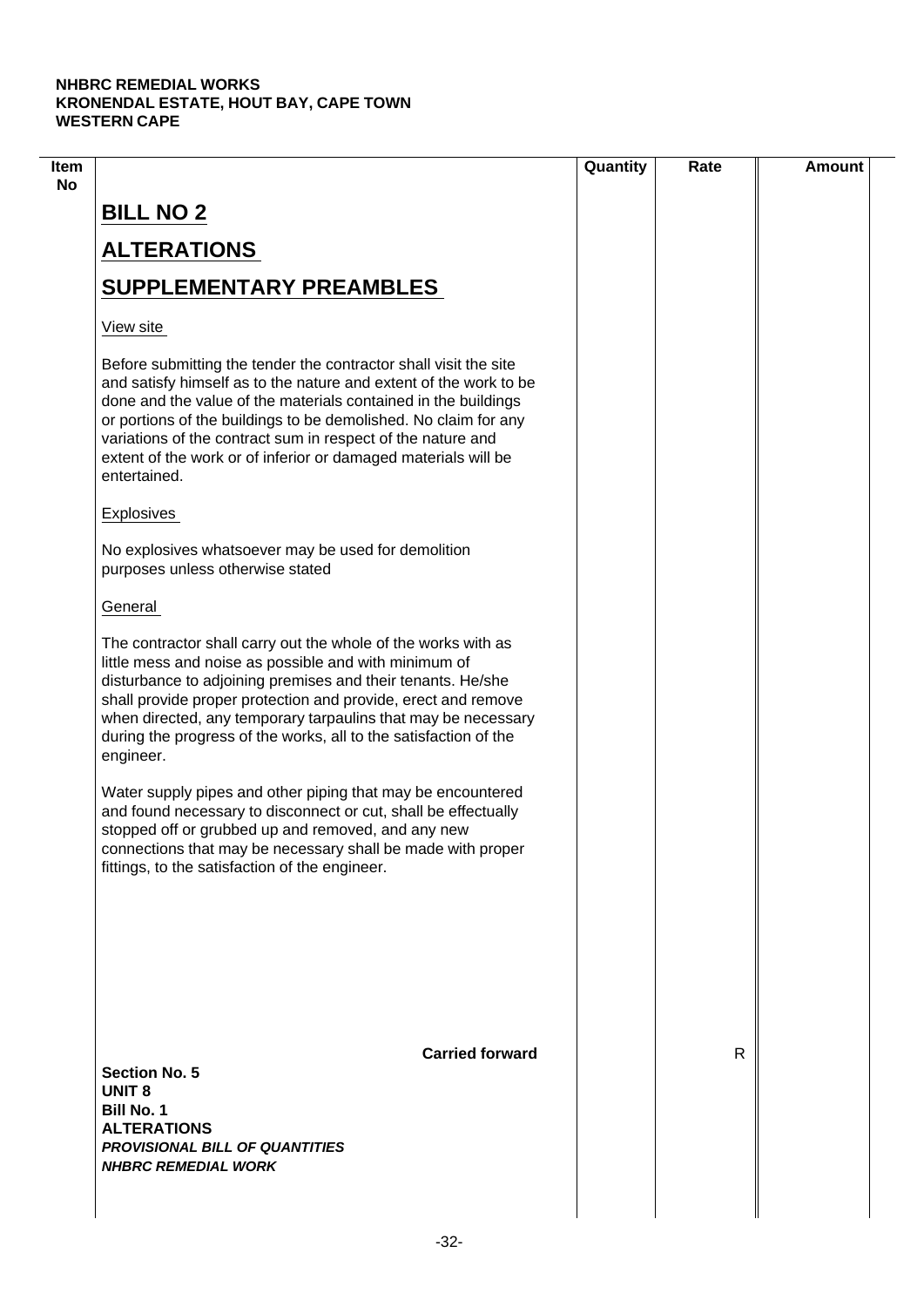| Item No | | Quantity | Rate | Amount |
|---|---|---|---|---|
| | **BILL NO 2** | | | |
| | **ALTERATIONS** | | | |
| | **SUPPLEMENTARY PREAMBLES** | | | |
| | View site | | | |
| | Before submitting the tender the contractor shall visit the site and satisfy himself as to the nature and extent of the work to be done and the value of the materials contained in the buildings or portions of the buildings to be demolished. No claim for any variations of the contract sum in respect of the nature and extent of the work or of inferior or damaged materials will be entertained. | | | |
| | Explosives | | | |
| | No explosives whatsoever may be used for demolition purposes unless otherwise stated | | | |
| | General | | | |
| | The contractor shall carry out the whole of the works with as little mess and noise as possible and with minimum of disturbance to adjoining premises and their tenants. He/she shall provide proper protection and provide, erect and remove when directed, any temporary tarpaulins that may be necessary during the progress of the works, all to the satisfaction of the engineer. | | | |
| | Water supply pipes and other piping that may be encountered and found necessary to disconnect or cut, shall be effectually stopped off or grubbed up and removed, and any new connections that may be necessary shall be made with proper fittings, to the satisfaction of the engineer. | | | |
| | **Carried forward** | | R | |

**Section No. 5**
**UNIT 8**
**Bill No. 1**
**ALTERATIONS**
***PROVISIONAL BILL OF QUANTITIES***
***NHBRC REMEDIAL WORK***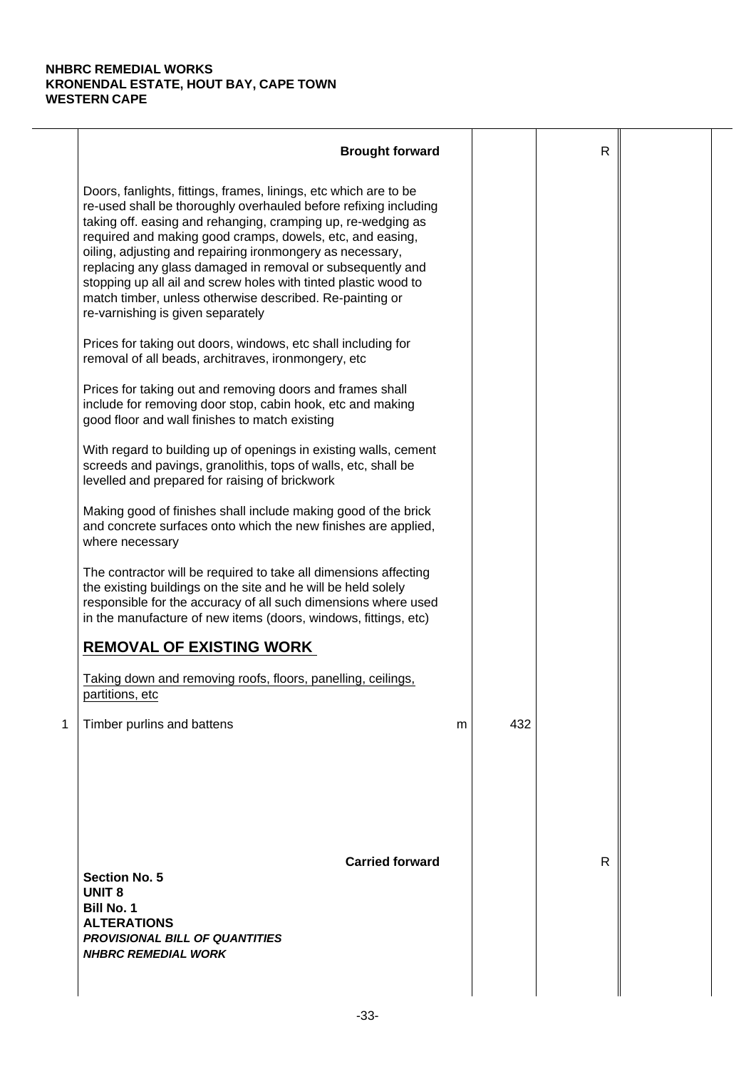**NHBRC REMEDIAL WORKS**
**KRONENDAL ESTATE, HOUT BAY, CAPE TOWN**
**WESTERN CAPE**

| | Description | Unit | Qty | Rate | Amount |
|---|---|---|---|---|---|
| | **Brought forward** | | | R | |
| | Doors, fanlights, fittings, frames, linings, etc which are to be re-used shall be thoroughly overhauled before refixing including taking off. easing and rehanging, cramping up, re-wedging as required and making good cramps, dowels, etc, and easing, oiling, adjusting and repairing ironmongery as necessary, replacing any glass damaged in removal or subsequently and stopping up all ail and screw holes with tinted plastic wood to match timber, unless otherwise described. Re-painting or re-varnishing is given separately | | | | |
| | Prices for taking out doors, windows, etc shall including for removal of all beads, architraves, ironmongery, etc | | | | |
| | Prices for taking out and removing doors and frames shall include for removing door stop, cabin hook, etc and making good floor and wall finishes to match existing | | | | |
| | With regard to building up of openings in existing walls, cement screeds and pavings, granolithis, tops of walls, etc, shall be levelled and prepared for raising of brickwork | | | | |
| | Making good of finishes shall include making good of the brick and concrete surfaces onto which the new finishes are applied, where necessary | | | | |
| | The contractor will be required to take all dimensions affecting the existing buildings on the site and he will be held solely responsible for the accuracy of all such dimensions where used in the manufacture of new items (doors, windows, fittings, etc) | | | | |
| | **REMOVAL OF EXISTING WORK** | | | | |
| | Taking down and removing roofs, floors, panelling, ceilings, partitions, etc | | | | |
| 1 | Timber purlins and battens | m | 432 | | |
| | **Carried forward** | | | R | |

**Section No. 5**
**UNIT 8**
**Bill No. 1**
**ALTERATIONS**
***PROVISIONAL BILL OF QUANTITIES***
***NHBRC REMEDIAL WORK***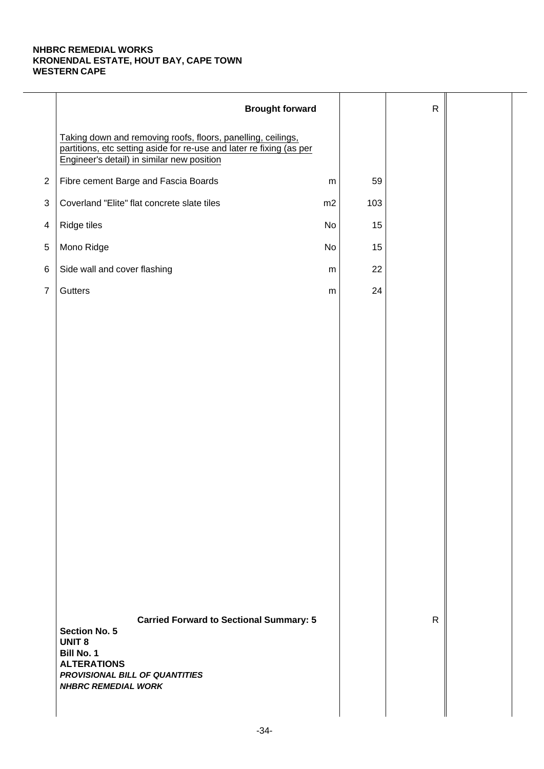**NHBRC REMEDIAL WORKS**
**KRONENDAL ESTATE, HOUT BAY, CAPE TOWN**
**WESTERN CAPE**

| | Description | Unit | Qty | Rate | Amount |
|---|---|---|---|---|---|
| | **Brought forward** | | | R | |
| | Taking down and removing roofs, floors, panelling, ceilings, partitions, etc setting aside for re-use and later re fixing (as per Engineer's detail) in similar new position | | | | |
| 2 | Fibre cement Barge and Fascia Boards | m | 59 | | |
| 3 | Coverland "Elite" flat concrete slate tiles | m2 | 103 | | |
| 4 | Ridge tiles | No | 15 | | |
| 5 | Mono Ridge | No | 15 | | |
| 6 | Side wall and cover flashing | m | 22 | | |
| 7 | Gutters | m | 24 | | |
| | **Carried Forward to Sectional Summary: 5** | | | R | |

**Section No. 5**
**UNIT 8**
**Bill No. 1**
**ALTERATIONS**
***PROVISIONAL BILL OF QUANTITIES***
***NHBRC REMEDIAL WORK***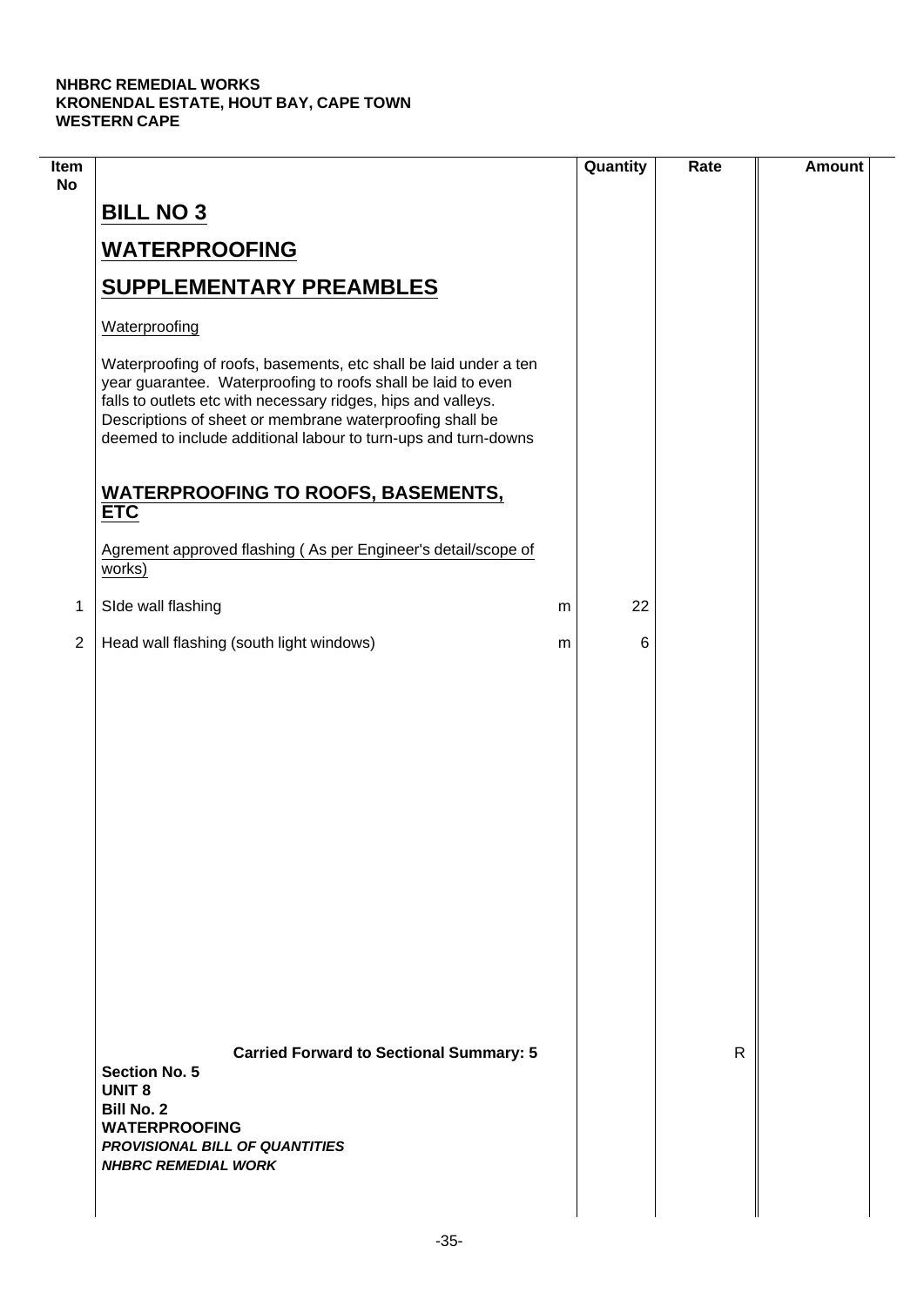**NHBRC REMEDIAL WORKS**
**KRONENDAL ESTATE, HOUT BAY, CAPE TOWN**
**WESTERN CAPE**

| Item No | | | Quantity | Rate | Amount |
|---|---|---|---|---|---|
| | **BILL NO 3** | | | | |
| | **WATERPROOFING** | | | | |
| | **SUPPLEMENTARY PREAMBLES** | | | | |
| | Waterproofing | | | | |
| | Waterproofing of roofs, basements, etc shall be laid under a ten year guarantee. Waterproofing to roofs shall be laid to even falls to outlets etc with necessary ridges, hips and valleys. Descriptions of sheet or membrane waterproofing shall be deemed to include additional labour to turn-ups and turn-downs | | | | |
| | **WATERPROOFING TO ROOFS, BASEMENTS, ETC** | | | | |
| | Agrement approved flashing ( As per Engineer's detail/scope of works) | | | | |
| 1 | SIde wall flashing | m | 22 | | |
| 2 | Head wall flashing (south light windows) | m | 6 | | |
| | **Carried Forward to Sectional Summary: 5** | | | R | |

**Section No. 5**
**UNIT 8**
**Bill No. 2**
**WATERPROOFING**
***PROVISIONAL BILL OF QUANTITIES***
***NHBRC REMEDIAL WORK***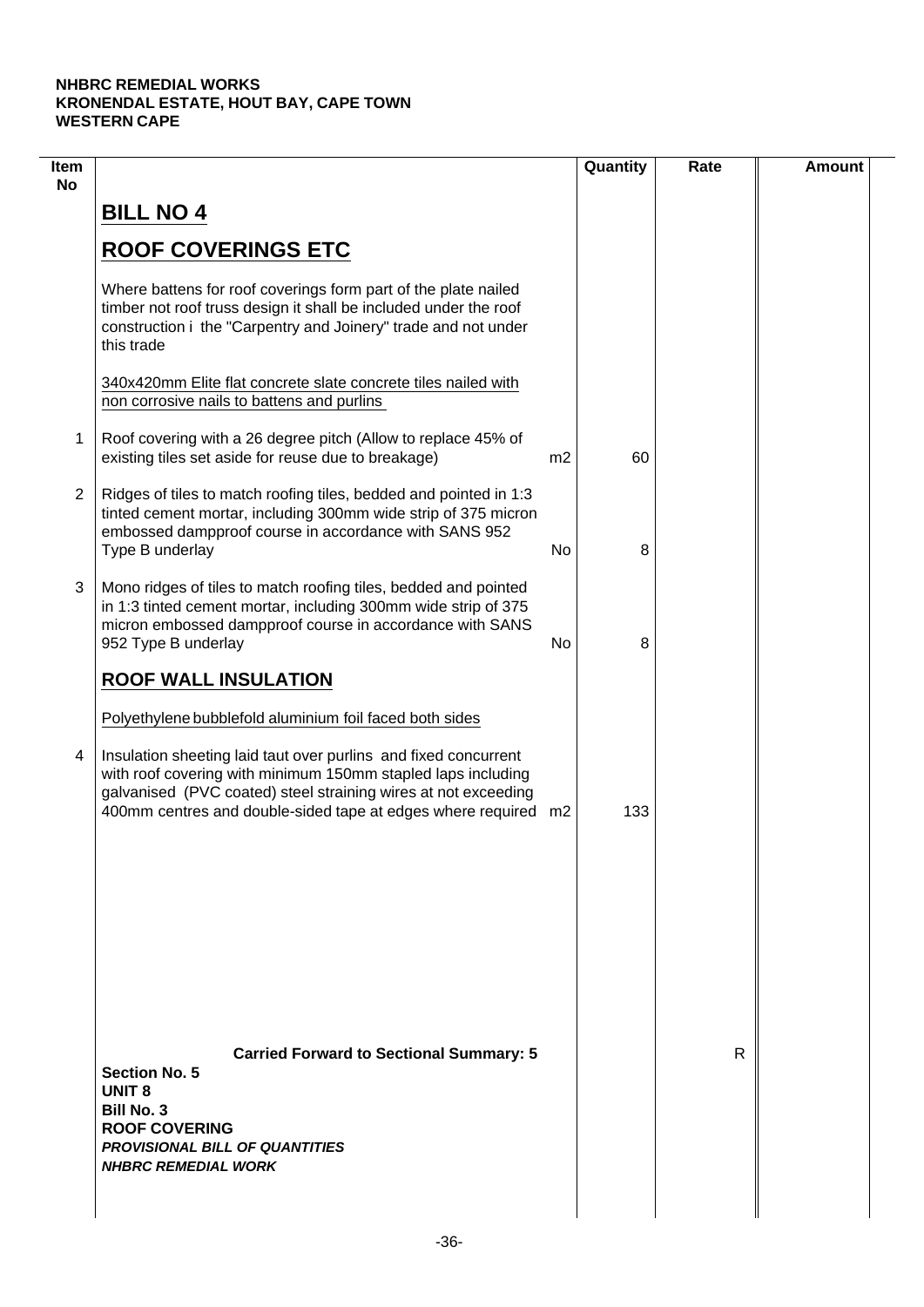**NHBRC REMEDIAL WORKS**
**KRONENDAL ESTATE, HOUT BAY, CAPE TOWN**
**WESTERN CAPE**

| Item No | | | Quantity | Rate | Amount |
|---|---|---|---|---|---|
| | **BILL NO 4** | | | | |
| | **ROOF COVERINGS ETC** | | | | |
| | Where battens for roof coverings form part of the plate nailed timber not roof truss design it shall be included under the roof construction i the "Carpentry and Joinery" trade and not under this trade | | | | |
| | 340x420mm Elite flat concrete slate concrete tiles nailed with non corrosive nails to battens and purlins | | | | |
| 1 | Roof covering with a 26 degree pitch (Allow to replace 45% of existing tiles set aside for reuse due to breakage) | m2 | 60 | | |
| 2 | Ridges of tiles to match roofing tiles, bedded and pointed in 1:3 tinted cement mortar, including 300mm wide strip of 375 micron embossed dampproof course in accordance with SANS 952 Type B underlay | No | 8 | | |
| 3 | Mono ridges of tiles to match roofing tiles, bedded and pointed in 1:3 tinted cement mortar, including 300mm wide strip of 375 micron embossed dampproof course in accordance with SANS 952 Type B underlay | No | 8 | | |
| | **ROOF WALL INSULATION** | | | | |
| | Polyethylene bubblefold aluminium foil faced both sides | | | | |
| 4 | Insulation sheeting laid taut over purlins and fixed concurrent with roof covering with minimum 150mm stapled laps including galvanised (PVC coated) steel straining wires at not exceeding 400mm centres and double-sided tape at edges where required | m2 | 133 | | |
| | **Carried Forward to Sectional Summary: 5** | | | R | |

**Section No. 5**
**UNIT 8**
**Bill No. 3**
**ROOF COVERING**
***PROVISIONAL BILL OF QUANTITIES***
***NHBRC REMEDIAL WORK***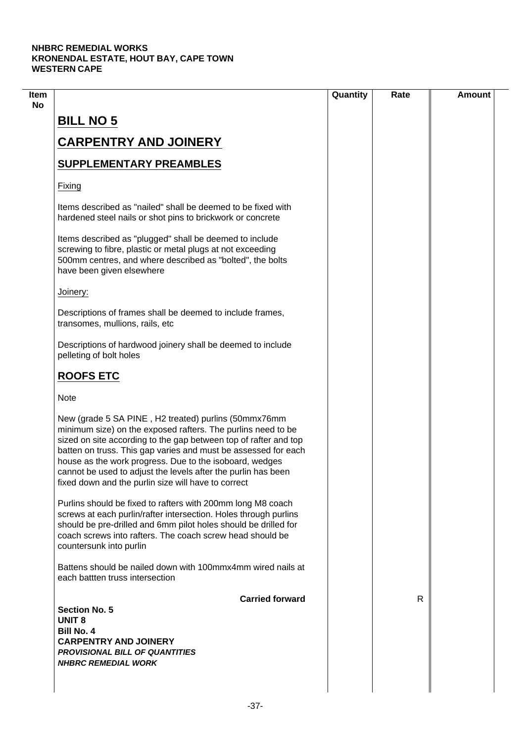**NHBRC REMEDIAL WORKS**
**KRONENDAL ESTATE, HOUT BAY, CAPE TOWN**
**WESTERN CAPE**

| Item No | | Quantity | Rate | Amount |
|---|---|---|---|---|

# BILL NO 5

# CARPENTRY AND JOINERY

## SUPPLEMENTARY PREAMBLES

Fixing

Items described as "nailed" shall be deemed to be fixed with hardened steel nails or shot pins to brickwork or concrete

Items described as "plugged" shall be deemed to include screwing to fibre, plastic or metal plugs at not exceeding 500mm centres, and where described as "bolted", the bolts have been given elsewhere

Joinery:

Descriptions of frames shall be deemed to include frames, transomes, mullions, rails, etc

Descriptions of hardwood joinery shall be deemed to include pelleting of bolt holes

## ROOFS ETC

Note

New (grade 5 SA PINE , H2 treated) purlins (50mmx76mm minimum size) on the exposed rafters. The purlins need to be sized on site according to the gap between top of rafter and top batten on truss. This gap varies and must be assessed for each house as the work progress. Due to the isoboard, wedges cannot be used to adjust the levels after the purlin has been fixed down and the purlin size will have to correct

Purlins should be fixed to rafters with 200mm long M8 coach screws at each purlin/rafter intersection. Holes through purlins should be pre-drilled and 6mm pilot holes should be drilled for coach screws into rafters. The coach screw head should be countersunk into purlin

Battens should be nailed down with 100mmx4mm wired nails at each battten truss intersection

| | Carried forward | | R | |
|---|---|---|---|---|

**Section No. 5**
**UNIT 8**
**Bill No. 4**
**CARPENTRY AND JOINERY**
***PROVISIONAL BILL OF QUANTITIES***
***NHBRC REMEDIAL WORK***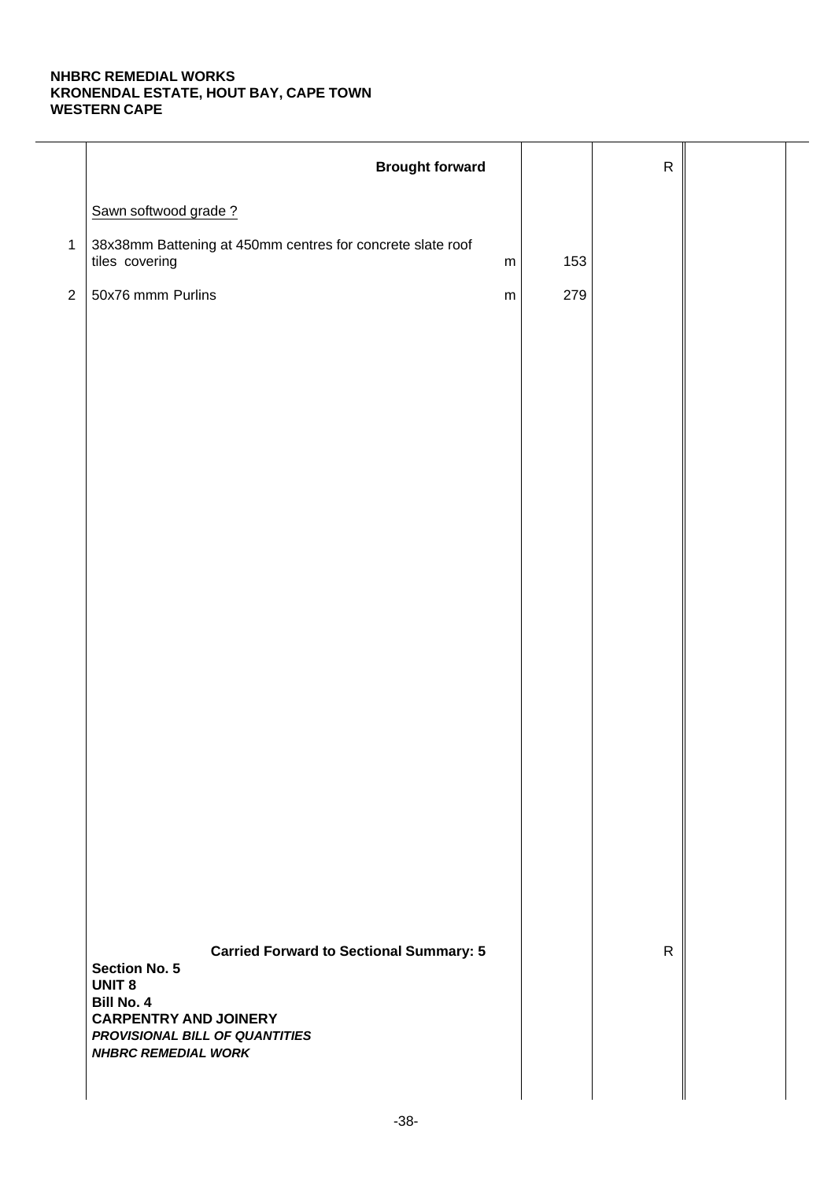**NHBRC REMEDIAL WORKS**
**KRONENDAL ESTATE, HOUT BAY, CAPE TOWN**
**WESTERN CAPE**

| | | | | | |
|---|---|---|---|---|---|
| | **Brought forward** | | | R | |
| | Sawn softwood grade ? | | | | |
| 1 | 38x38mm Battening at 450mm centres for concrete slate roof tiles covering | m | 153 | | |
| 2 | 50x76 mmm Purlins | m | 279 | | |
| | **Carried Forward to Sectional Summary: 5** | | | R | |

**Section No. 5**
**UNIT 8**
**Bill No. 4**
**CARPENTRY AND JOINERY**
***PROVISIONAL BILL OF QUANTITIES***
***NHBRC REMEDIAL WORK***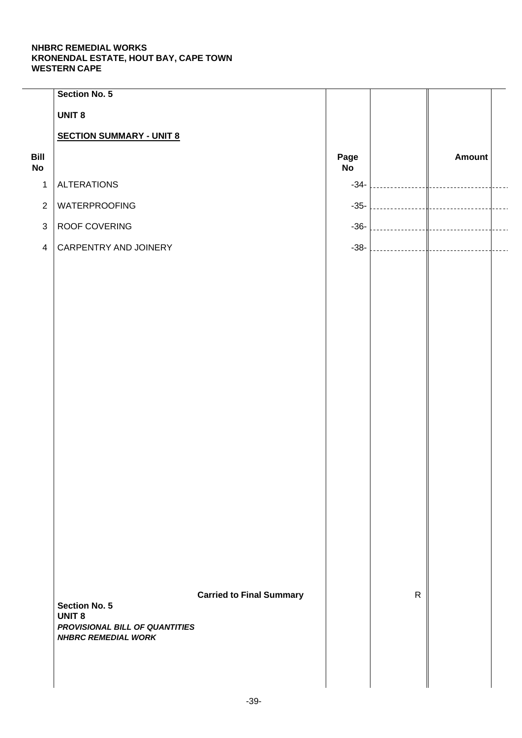**NHBRC REMEDIAL WORKS**
**KRONENDAL ESTATE, HOUT BAY, CAPE TOWN**
**WESTERN CAPE**

**Section No. 5**

**UNIT 8**

**SECTION SUMMARY - UNIT 8**

| Bill No | | Page No | | Amount |
|---|---|---|---|---|
| 1 | ALTERATIONS | -34- | | |
| 2 | WATERPROOFING | -35- | | |
| 3 | ROOF COVERING | -36- | | |
| 4 | CARPENTRY AND JOINERY | -38- | | |
| | **Carried to Final Summary** | | R | |

**Section No. 5**
**UNIT 8**
***PROVISIONAL BILL OF QUANTITIES***
***NHBRC REMEDIAL WORK***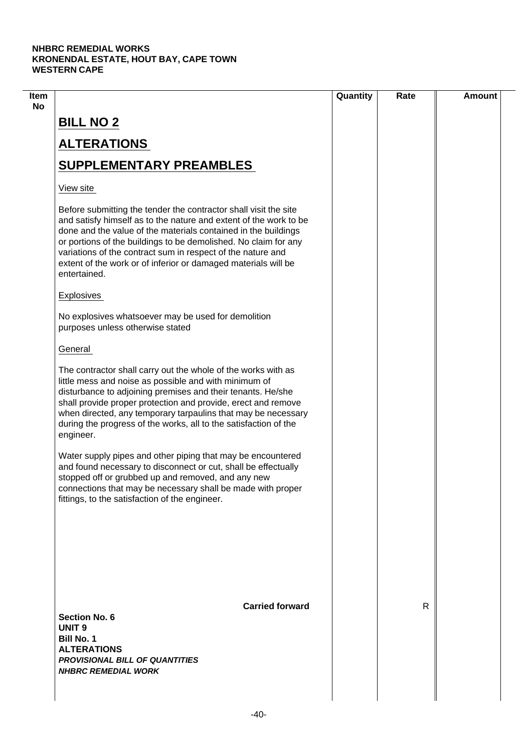| Item No | | Quantity | Rate | Amount |
|---|---|---|---|---|

## BILL NO 2

## ALTERATIONS

## SUPPLEMENTARY PREAMBLES

View site

Before submitting the tender the contractor shall visit the site and satisfy himself as to the nature and extent of the work to be done and the value of the materials contained in the buildings or portions of the buildings to be demolished. No claim for any variations of the contract sum in respect of the nature and extent of the work or of inferior or damaged materials will be entertained.

Explosives

No explosives whatsoever may be used for demolition purposes unless otherwise stated

General

The contractor shall carry out the whole of the works with as little mess and noise as possible and with minimum of disturbance to adjoining premises and their tenants. He/she shall provide proper protection and provide, erect and remove when directed, any temporary tarpaulins that may be necessary during the progress of the works, all to the satisfaction of the engineer.

Water supply pipes and other piping that may be encountered and found necessary to disconnect or cut, shall be effectually stopped off or grubbed up and removed, and any new connections that may be necessary shall be made with proper fittings, to the satisfaction of the engineer.

**Carried forward** R

**Section No. 6**
**UNIT 9**
**Bill No. 1**
**ALTERATIONS**
***PROVISIONAL BILL OF QUANTITIES***
***NHBRC REMEDIAL WORK***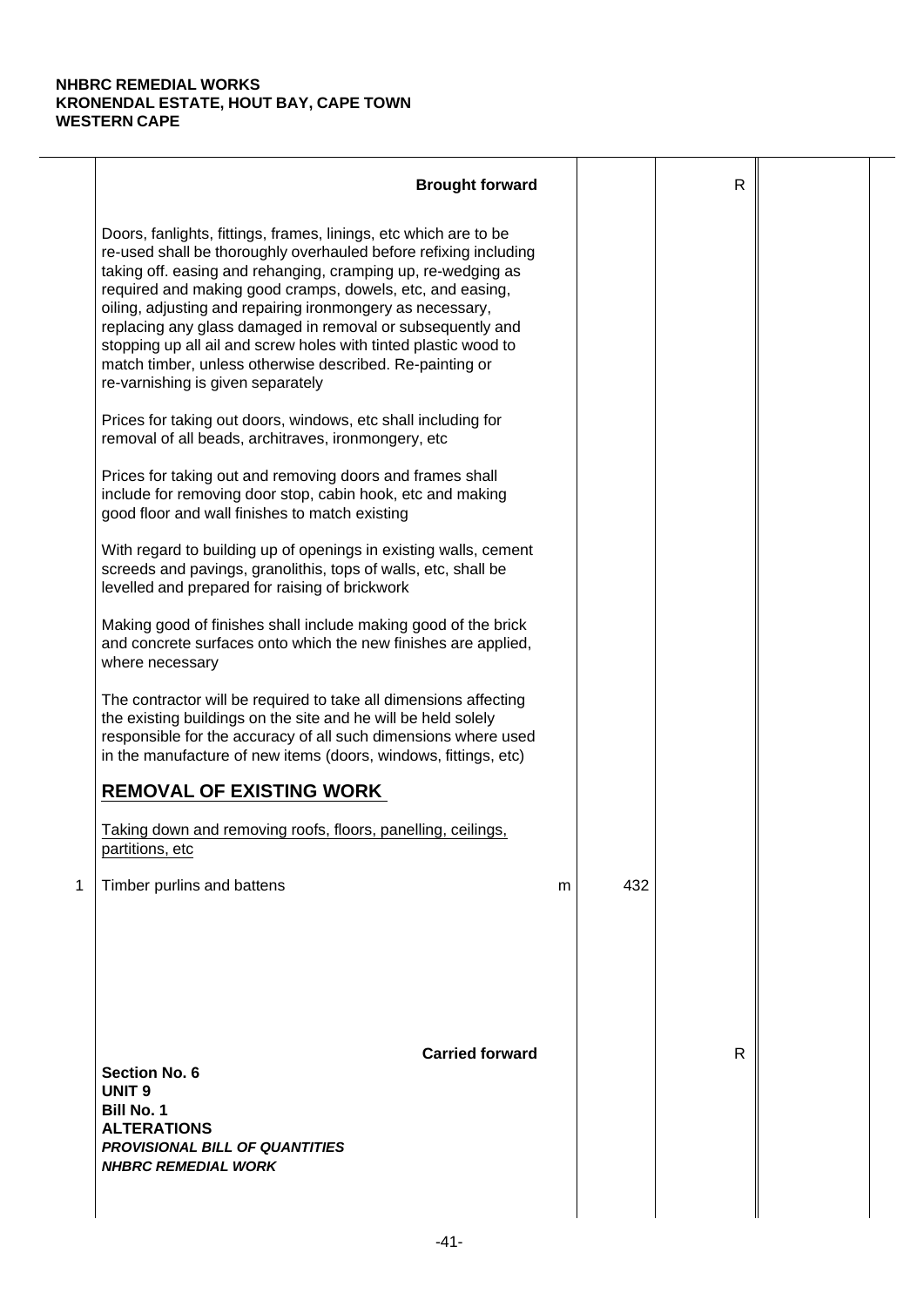**NHBRC REMEDIAL WORKS**
**KRONENDAL ESTATE, HOUT BAY, CAPE TOWN**
**WESTERN CAPE**

| | Description | Unit | Qty | Rate | Amount |
|---|---|---|---|---|---|
| | **Brought forward** | | | R | |
| | Doors, fanlights, fittings, frames, linings, etc which are to be re-used shall be thoroughly overhauled before refixing including taking off. easing and rehanging, cramping up, re-wedging as required and making good cramps, dowels, etc, and easing, oiling, adjusting and repairing ironmongery as necessary, replacing any glass damaged in removal or subsequently and stopping up all ail and screw holes with tinted plastic wood to match timber, unless otherwise described. Re-painting or re-varnishing is given separately | | | | |
| | Prices for taking out doors, windows, etc shall including for removal of all beads, architraves, ironmongery, etc | | | | |
| | Prices for taking out and removing doors and frames shall include for removing door stop, cabin hook, etc and making good floor and wall finishes to match existing | | | | |
| | With regard to building up of openings in existing walls, cement screeds and pavings, granolithis, tops of walls, etc, shall be levelled and prepared for raising of brickwork | | | | |
| | Making good of finishes shall include making good of the brick and concrete surfaces onto which the new finishes are applied, where necessary | | | | |
| | The contractor will be required to take all dimensions affecting the existing buildings on the site and he will be held solely responsible for the accuracy of all such dimensions where used in the manufacture of new items (doors, windows, fittings, etc) | | | | |
| | **<u>REMOVAL OF EXISTING WORK</u>** | | | | |
| | <u>Taking down and removing roofs, floors, panelling, ceilings, partitions, etc</u> | | | | |
| 1 | Timber purlins and battens | m | 432 | | |
| | **Carried forward** | | | R | |

**Section No. 6**
**UNIT 9**
**Bill No. 1**
**ALTERATIONS**
***PROVISIONAL BILL OF QUANTITIES***
***NHBRC REMEDIAL WORK***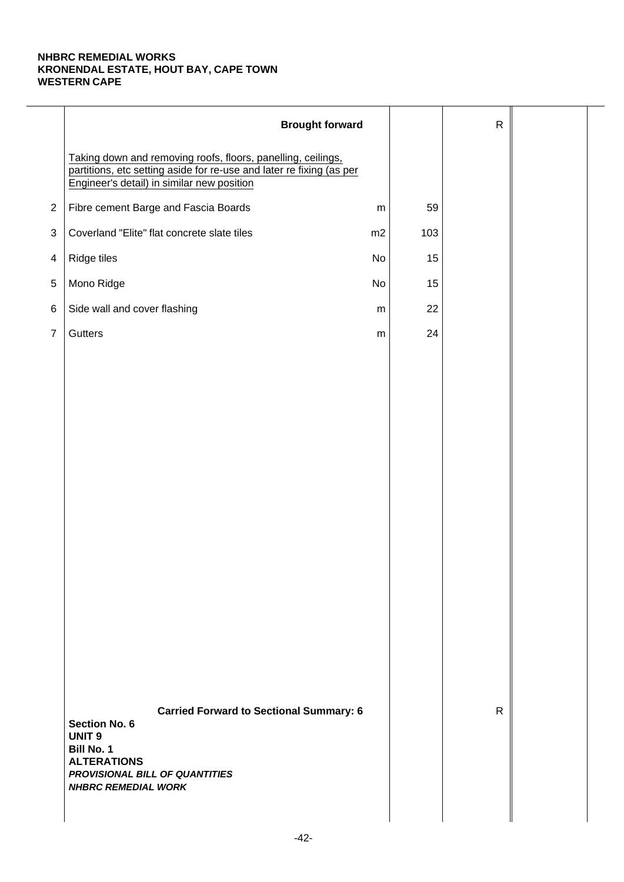**NHBRC REMEDIAL WORKS**
**KRONENDAL ESTATE, HOUT BAY, CAPE TOWN**
**WESTERN CAPE**

| | Description | Unit | Qty | Rate | Amount |
|---|---|---|---|---|---|
| | **Brought forward** | | | R | |
| | Taking down and removing roofs, floors, panelling, ceilings, partitions, etc setting aside for re-use and later re fixing (as per Engineer's detail) in similar new position | | | | |
| 2 | Fibre cement Barge and Fascia Boards | m | 59 | | |
| 3 | Coverland "Elite" flat concrete slate tiles | m2 | 103 | | |
| 4 | Ridge tiles | No | 15 | | |
| 5 | Mono Ridge | No | 15 | | |
| 6 | Side wall and cover flashing | m | 22 | | |
| 7 | Gutters | m | 24 | | |
| | **Carried Forward to Sectional Summary: 6** | | | R | |

**Section No. 6**
**UNIT 9**
**Bill No. 1**
**ALTERATIONS**
***PROVISIONAL BILL OF QUANTITIES***
***NHBRC REMEDIAL WORK***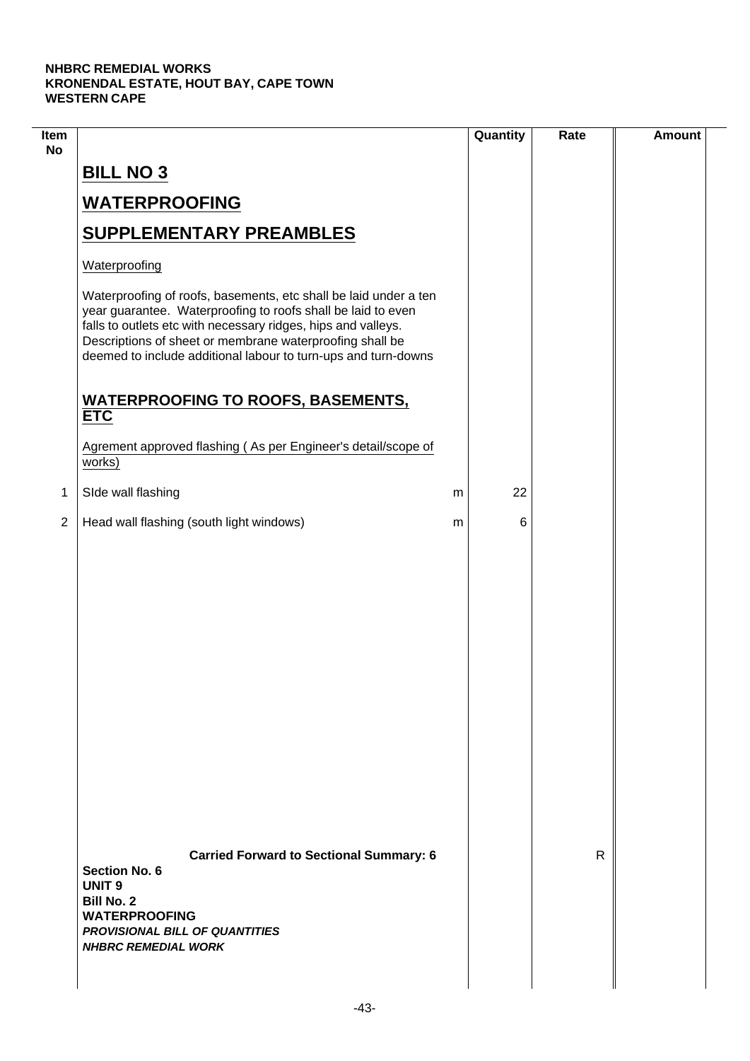**NHBRC REMEDIAL WORKS**
**KRONENDAL ESTATE, HOUT BAY, CAPE TOWN**
**WESTERN CAPE**

| Item No | | | Quantity | Rate | Amount |
|---|---|---|---|---|---|
| | **BILL NO 3** | | | | |
| | **WATERPROOFING** | | | | |
| | **SUPPLEMENTARY PREAMBLES** | | | | |
| | Waterproofing | | | | |
| | Waterproofing of roofs, basements, etc shall be laid under a ten year guarantee. Waterproofing to roofs shall be laid to even falls to outlets etc with necessary ridges, hips and valleys. Descriptions of sheet or membrane waterproofing shall be deemed to include additional labour to turn-ups and turn-downs | | | | |
| | **WATERPROOFING TO ROOFS, BASEMENTS, ETC** | | | | |
| | Agrement approved flashing ( As per Engineer's detail/scope of works) | | | | |
| 1 | SIde wall flashing | m | 22 | | |
| 2 | Head wall flashing (south light windows) | m | 6 | | |
| | **Carried Forward to Sectional Summary: 6** | | | R | |

**Section No. 6**
**UNIT 9**
**Bill No. 2**
**WATERPROOFING**
***PROVISIONAL BILL OF QUANTITIES***
***NHBRC REMEDIAL WORK***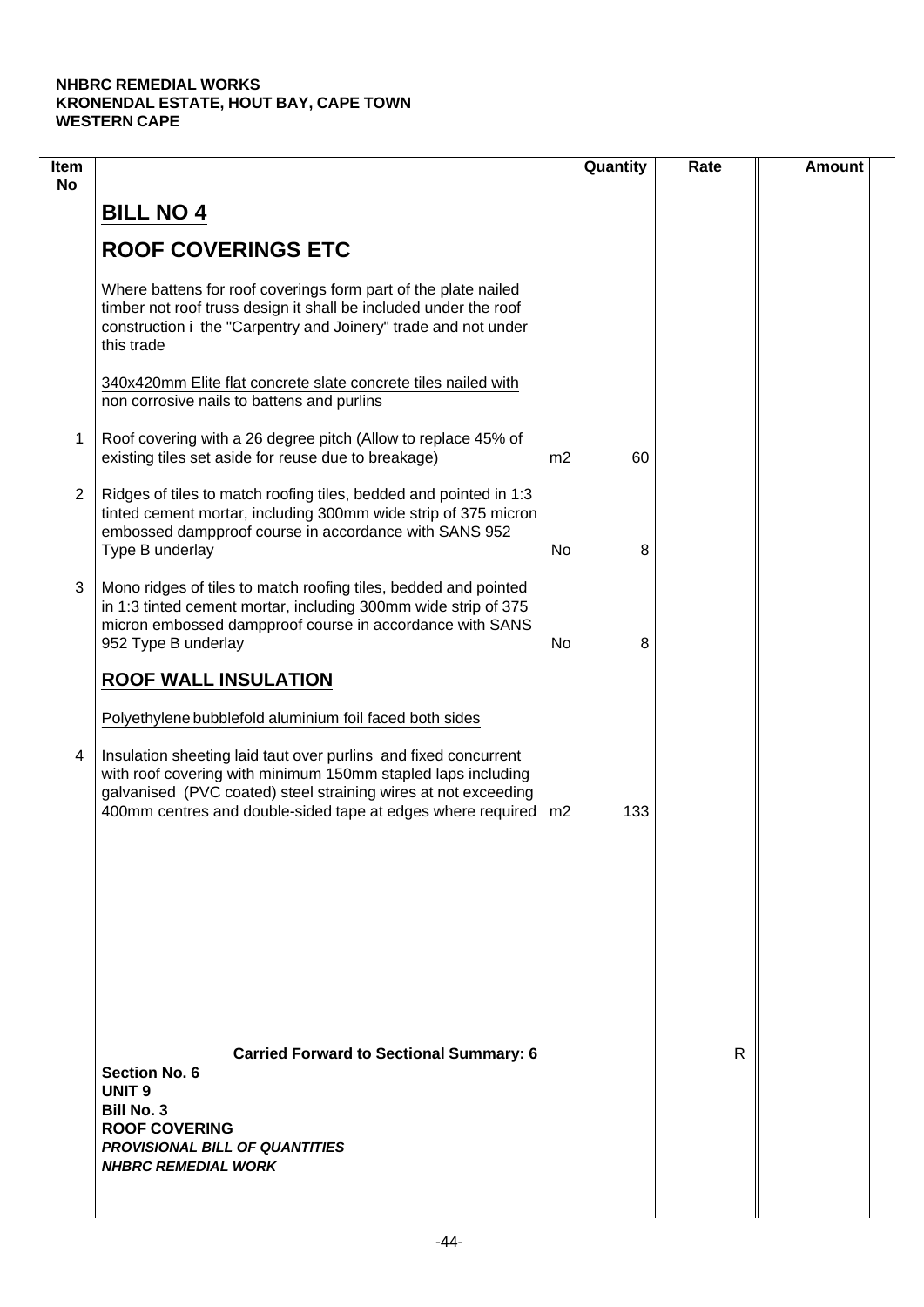**NHBRC REMEDIAL WORKS**
**KRONENDAL ESTATE, HOUT BAY, CAPE TOWN**
**WESTERN CAPE**

| Item No | | | Quantity | Rate | Amount |
|---|---|---|---|---|---|
| | **BILL NO 4** | | | | |
| | **ROOF COVERINGS ETC** | | | | |
| | Where battens for roof coverings form part of the plate nailed timber not roof truss design it shall be included under the roof construction i the "Carpentry and Joinery" trade and not under this trade | | | | |
| | 340x420mm Elite flat concrete slate concrete tiles nailed with non corrosive nails to battens and purlins | | | | |
| 1 | Roof covering with a 26 degree pitch (Allow to replace 45% of existing tiles set aside for reuse due to breakage) | m2 | 60 | | |
| 2 | Ridges of tiles to match roofing tiles, bedded and pointed in 1:3 tinted cement mortar, including 300mm wide strip of 375 micron embossed dampproof course in accordance with SANS 952 Type B underlay | No | 8 | | |
| 3 | Mono ridges of tiles to match roofing tiles, bedded and pointed in 1:3 tinted cement mortar, including 300mm wide strip of 375 micron embossed dampproof course in accordance with SANS 952 Type B underlay | No | 8 | | |
| | **ROOF WALL INSULATION** | | | | |
| | Polyethylene bubblefold aluminium foil faced both sides | | | | |
| 4 | Insulation sheeting laid taut over purlins and fixed concurrent with roof covering with minimum 150mm stapled laps including galvanised (PVC coated) steel straining wires at not exceeding 400mm centres and double-sided tape at edges where required | m2 | 133 | | |
| | **Carried Forward to Sectional Summary: 6** | | | R | |

**Section No. 6**
**UNIT 9**
**Bill No. 3**
**ROOF COVERING**
***PROVISIONAL BILL OF QUANTITIES***
***NHBRC REMEDIAL WORK***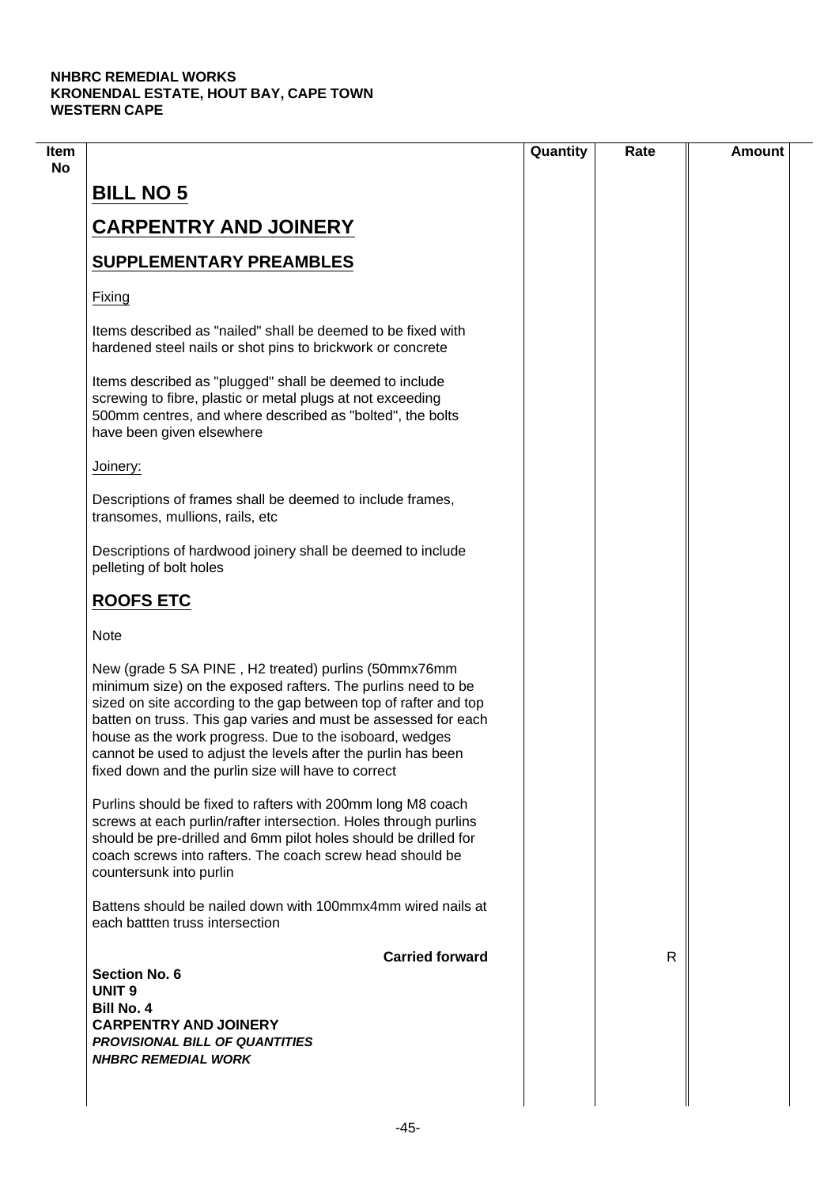**NHBRC REMEDIAL WORKS**
**KRONENDAL ESTATE, HOUT BAY, CAPE TOWN**
**WESTERN CAPE**

| Item No | | Quantity | Rate | Amount |
|---|---|---|---|---|

# BILL NO 5

# CARPENTRY AND JOINERY

## SUPPLEMENTARY PREAMBLES

Fixing

Items described as "nailed" shall be deemed to be fixed with hardened steel nails or shot pins to brickwork or concrete

Items described as "plugged" shall be deemed to include screwing to fibre, plastic or metal plugs at not exceeding 500mm centres, and where described as "bolted", the bolts have been given elsewhere

Joinery:

Descriptions of frames shall be deemed to include frames, transomes, mullions, rails, etc

Descriptions of hardwood joinery shall be deemed to include pelleting of bolt holes

## ROOFS ETC

Note

New (grade 5 SA PINE , H2 treated) purlins (50mmx76mm minimum size) on the exposed rafters. The purlins need to be sized on site according to the gap between top of rafter and top batten on truss. This gap varies and must be assessed for each house as the work progress. Due to the isoboard, wedges cannot be used to adjust the levels after the purlin has been fixed down and the purlin size will have to correct

Purlins should be fixed to rafters with 200mm long M8 coach screws at each purlin/rafter intersection. Holes through purlins should be pre-drilled and 6mm pilot holes should be drilled for coach screws into rafters. The coach screw head should be countersunk into purlin

Battens should be nailed down with 100mmx4mm wired nails at each battten truss intersection

| | | Quantity | Rate | Amount |
|---|---|---|---|---|
| | **Carried forward** | | R | |

**Section No. 6**
**UNIT 9**
**Bill No. 4**
**CARPENTRY AND JOINERY**
***PROVISIONAL BILL OF QUANTITIES***
***NHBRC REMEDIAL WORK***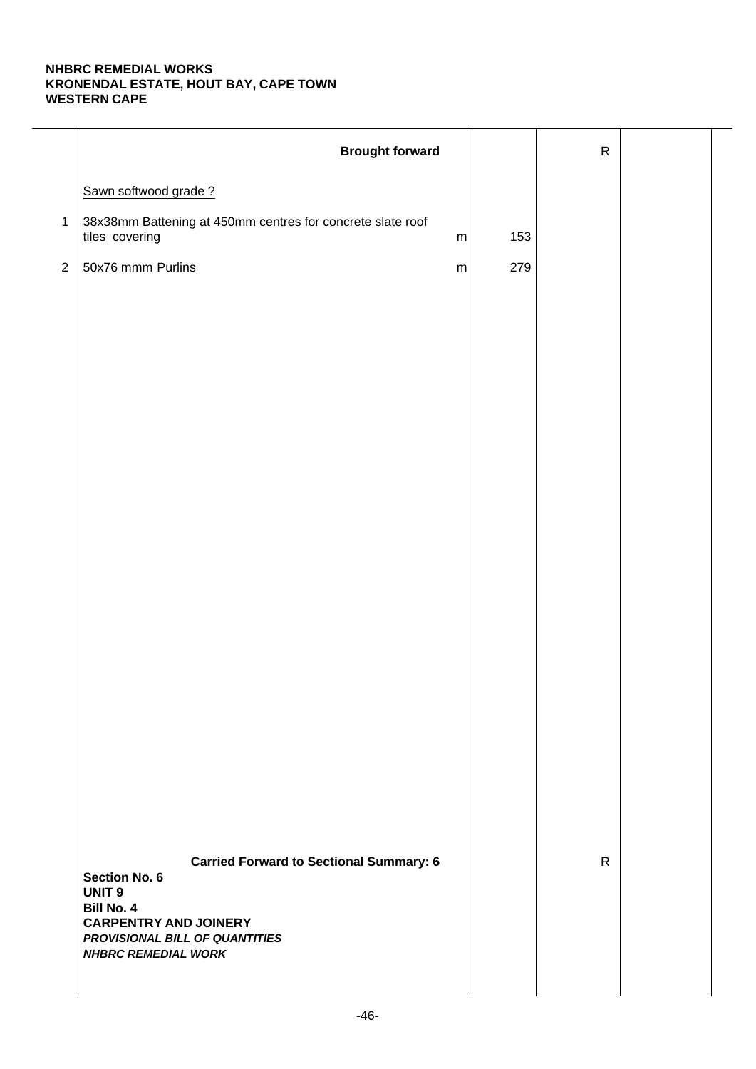**NHBRC REMEDIAL WORKS**
**KRONENDAL ESTATE, HOUT BAY, CAPE TOWN**
**WESTERN CAPE**

| | Description | Unit | Qty | Rate | Amount |
|---|---|---|---|---|---|
| | **Brought forward** | | | R | |
| | Sawn softwood grade ? | | | | |
| 1 | 38x38mm Battening at 450mm centres for concrete slate roof tiles covering | m | 153 | | |
| 2 | 50x76 mmm Purlins | m | 279 | | |
| | **Carried Forward to Sectional Summary: 6** | | | R | |

**Section No. 6**
**UNIT 9**
**Bill No. 4**
**CARPENTRY AND JOINERY**
***PROVISIONAL BILL OF QUANTITIES***
***NHBRC REMEDIAL WORK***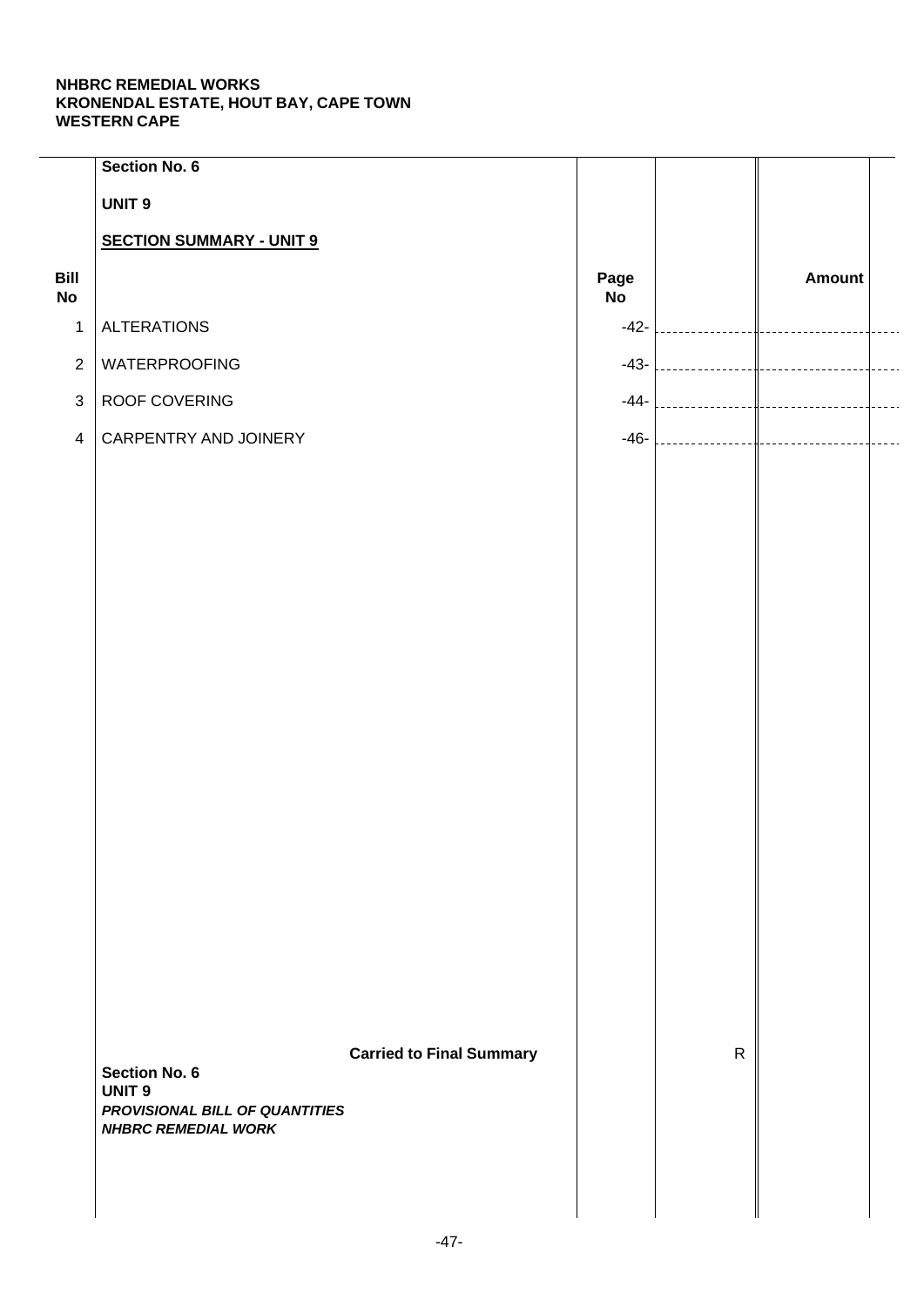**NHBRC REMEDIAL WORKS**
**KRONENDAL ESTATE, HOUT BAY, CAPE TOWN**
**WESTERN CAPE**

**Section No. 6**

**UNIT 9**

**SECTION SUMMARY - UNIT 9**

| Bill No | | Page No | | Amount |
|---|---|---|---|---|
| 1 | ALTERATIONS | -42- | | |
| 2 | WATERPROOFING | -43- | | |
| 3 | ROOF COVERING | -44- | | |
| 4 | CARPENTRY AND JOINERY | -46- | | |
| | **Carried to Final Summary** | | R | |

**Section No. 6**
**UNIT 9**
***PROVISIONAL BILL OF QUANTITIES***
***NHBRC REMEDIAL WORK***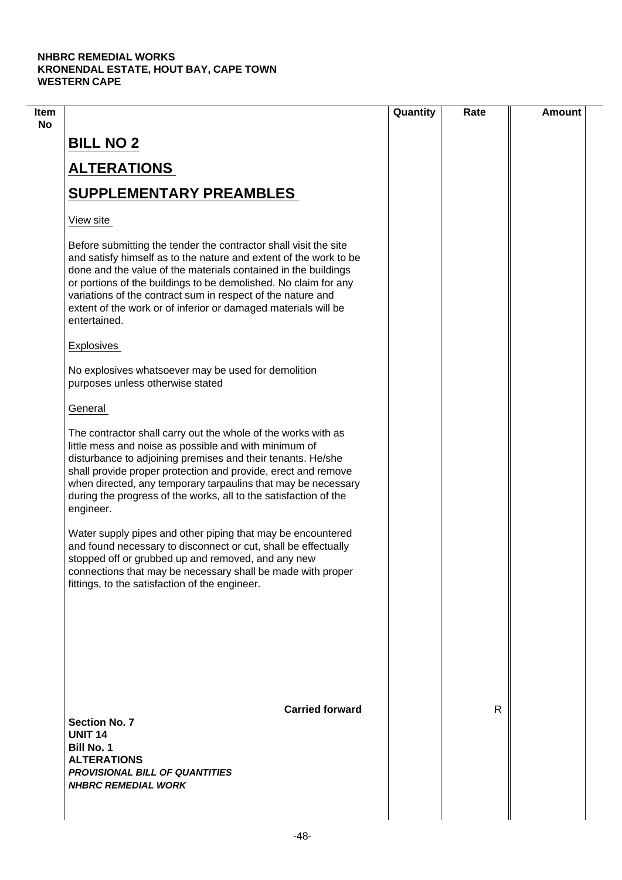# BILL NO 2

## ALTERATIONS

## SUPPLEMENTARY PREAMBLES

View site

Before submitting the tender the contractor shall visit the site and satisfy himself as to the nature and extent of the work to be done and the value of the materials contained in the buildings or portions of the buildings to be demolished. No claim for any variations of the contract sum in respect of the nature and extent of the work or of inferior or damaged materials will be entertained.

Explosives

No explosives whatsoever may be used for demolition purposes unless otherwise stated

General

The contractor shall carry out the whole of the works with as little mess and noise as possible and with minimum of disturbance to adjoining premises and their tenants. He/she shall provide proper protection and provide, erect and remove when directed, any temporary tarpaulins that may be necessary during the progress of the works, all to the satisfaction of the engineer.

Water supply pipes and other piping that may be encountered and found necessary to disconnect or cut, shall be effectually stopped off or grubbed up and removed, and any new connections that may be necessary shall be made with proper fittings, to the satisfaction of the engineer.

**Carried forward** R

**Section No. 7**
**UNIT 14**
**Bill No. 1**
**ALTERATIONS**
***PROVISIONAL BILL OF QUANTITIES***
***NHBRC REMEDIAL WORK***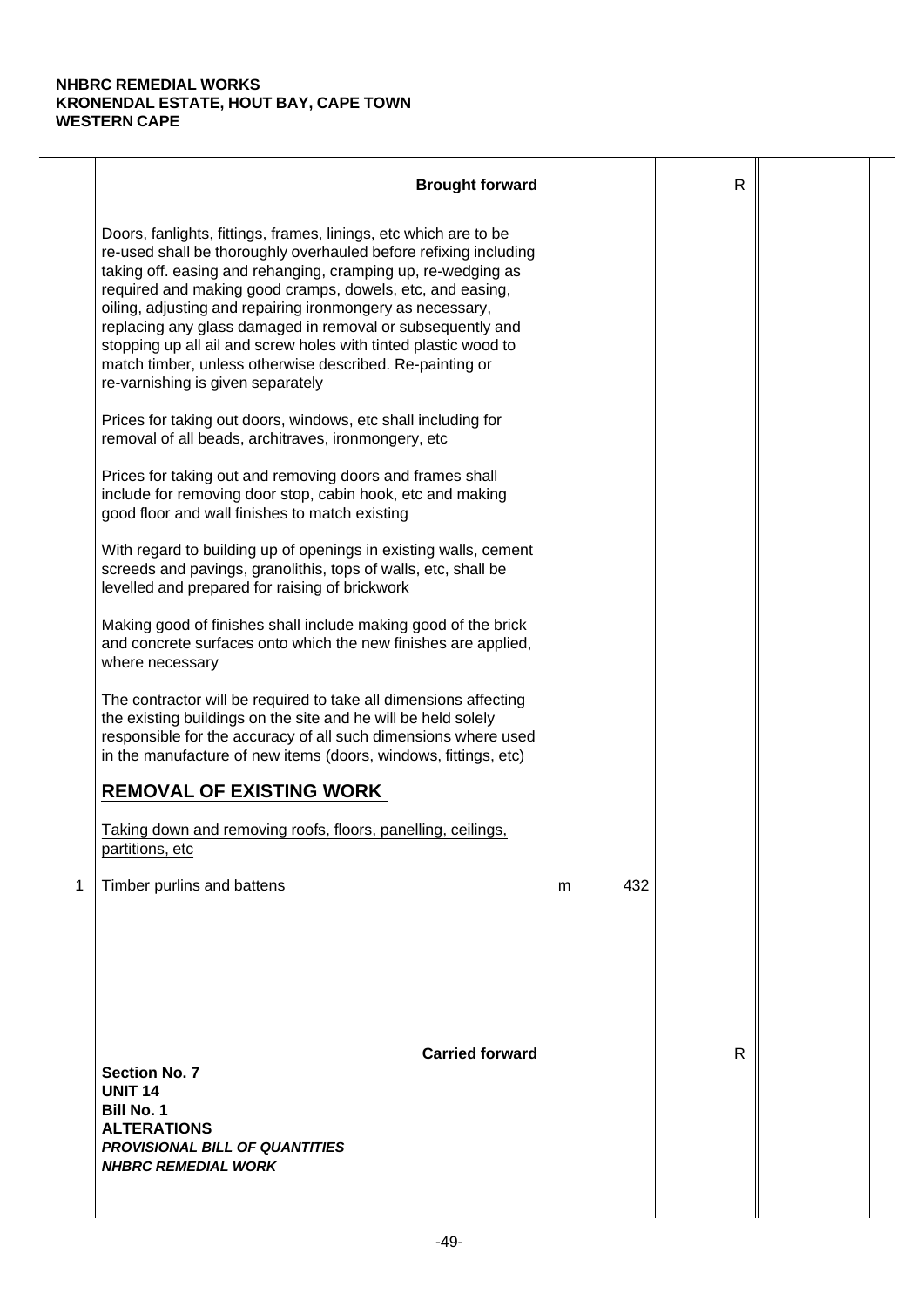**NHBRC REMEDIAL WORKS**
**KRONENDAL ESTATE, HOUT BAY, CAPE TOWN**
**WESTERN CAPE**

| | Description | Unit | Qty | Rate | Amount |
|---|---|---|---|---|---|
| | **Brought forward** | | | R | |
| | Doors, fanlights, fittings, frames, linings, etc which are to be re-used shall be thoroughly overhauled before refixing including taking off. easing and rehanging, cramping up, re-wedging as required and making good cramps, dowels, etc, and easing, oiling, adjusting and repairing ironmongery as necessary, replacing any glass damaged in removal or subsequently and stopping up all ail and screw holes with tinted plastic wood to match timber, unless otherwise described. Re-painting or re-varnishing is given separately | | | | |
| | Prices for taking out doors, windows, etc shall including for removal of all beads, architraves, ironmongery, etc | | | | |
| | Prices for taking out and removing doors and frames shall include for removing door stop, cabin hook, etc and making good floor and wall finishes to match existing | | | | |
| | With regard to building up of openings in existing walls, cement screeds and pavings, granolithis, tops of walls, etc, shall be levelled and prepared for raising of brickwork | | | | |
| | Making good of finishes shall include making good of the brick and concrete surfaces onto which the new finishes are applied, where necessary | | | | |
| | The contractor will be required to take all dimensions affecting the existing buildings on the site and he will be held solely responsible for the accuracy of all such dimensions where used in the manufacture of new items (doors, windows, fittings, etc) | | | | |
| | **REMOVAL OF EXISTING WORK** | | | | |
| | Taking down and removing roofs, floors, panelling, ceilings, partitions, etc | | | | |
| 1 | Timber purlins and battens | m | 432 | | |
| | **Carried forward** | | | R | |

**Section No. 7**
**UNIT 14**
**Bill No. 1**
**ALTERATIONS**
***PROVISIONAL BILL OF QUANTITIES***
***NHBRC REMEDIAL WORK***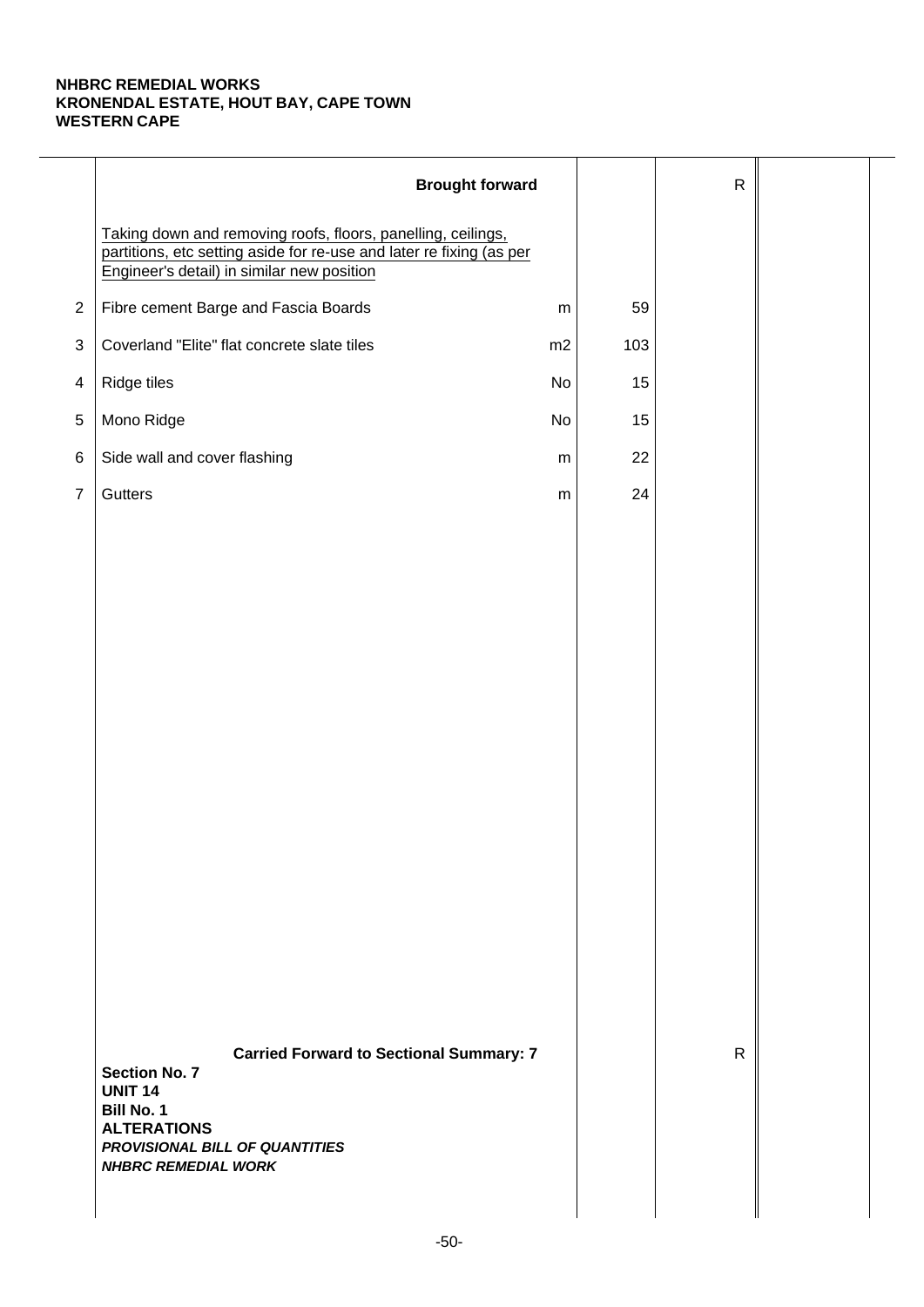**NHBRC REMEDIAL WORKS**
**KRONENDAL ESTATE, HOUT BAY, CAPE TOWN**
**WESTERN CAPE**

| | Description | Unit | Qty | Rate | Amount |
|---|---|---|---|---|---|
| | **Brought forward** | | | R | |
| | Taking down and removing roofs, floors, panelling, ceilings, partitions, etc setting aside for re-use and later re fixing (as per Engineer's detail) in similar new position | | | | |
| 2 | Fibre cement Barge and Fascia Boards | m | 59 | | |
| 3 | Coverland "Elite" flat concrete slate tiles | m2 | 103 | | |
| 4 | Ridge tiles | No | 15 | | |
| 5 | Mono Ridge | No | 15 | | |
| 6 | Side wall and cover flashing | m | 22 | | |
| 7 | Gutters | m | 24 | | |
| | **Carried Forward to Sectional Summary: 7** | | | R | |

**Section No. 7**
**UNIT 14**
**Bill No. 1**
**ALTERATIONS**
***PROVISIONAL BILL OF QUANTITIES***
***NHBRC REMEDIAL WORK***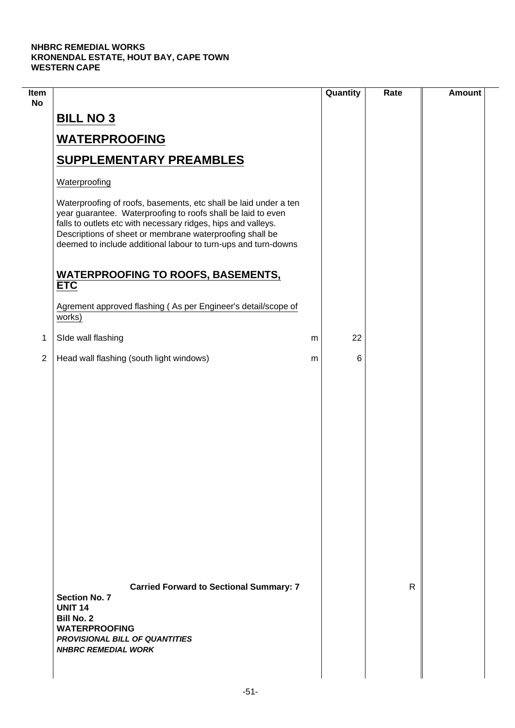**NHBRC REMEDIAL WORKS**
**KRONENDAL ESTATE, HOUT BAY, CAPE TOWN**
**WESTERN CAPE**

| Item No | | | Quantity | Rate | Amount |
|---|---|---|---|---|---|
| | **BILL NO 3** | | | | |
| | **WATERPROOFING** | | | | |
| | **SUPPLEMENTARY PREAMBLES** | | | | |
| | Waterproofing | | | | |
| | Waterproofing of roofs, basements, etc shall be laid under a ten year guarantee. Waterproofing to roofs shall be laid to even falls to outlets etc with necessary ridges, hips and valleys. Descriptions of sheet or membrane waterproofing shall be deemed to include additional labour to turn-ups and turn-downs | | | | |
| | **WATERPROOFING TO ROOFS, BASEMENTS, ETC** | | | | |
| | Agrement approved flashing ( As per Engineer's detail/scope of works) | | | | |
| 1 | SIde wall flashing | m | 22 | | |
| 2 | Head wall flashing (south light windows) | m | 6 | | |
| | **Carried Forward to Sectional Summary: 7** | | | R | |

**Section No. 7**
**UNIT 14**
**Bill No. 2**
**WATERPROOFING**
***PROVISIONAL BILL OF QUANTITIES***
***NHBRC REMEDIAL WORK***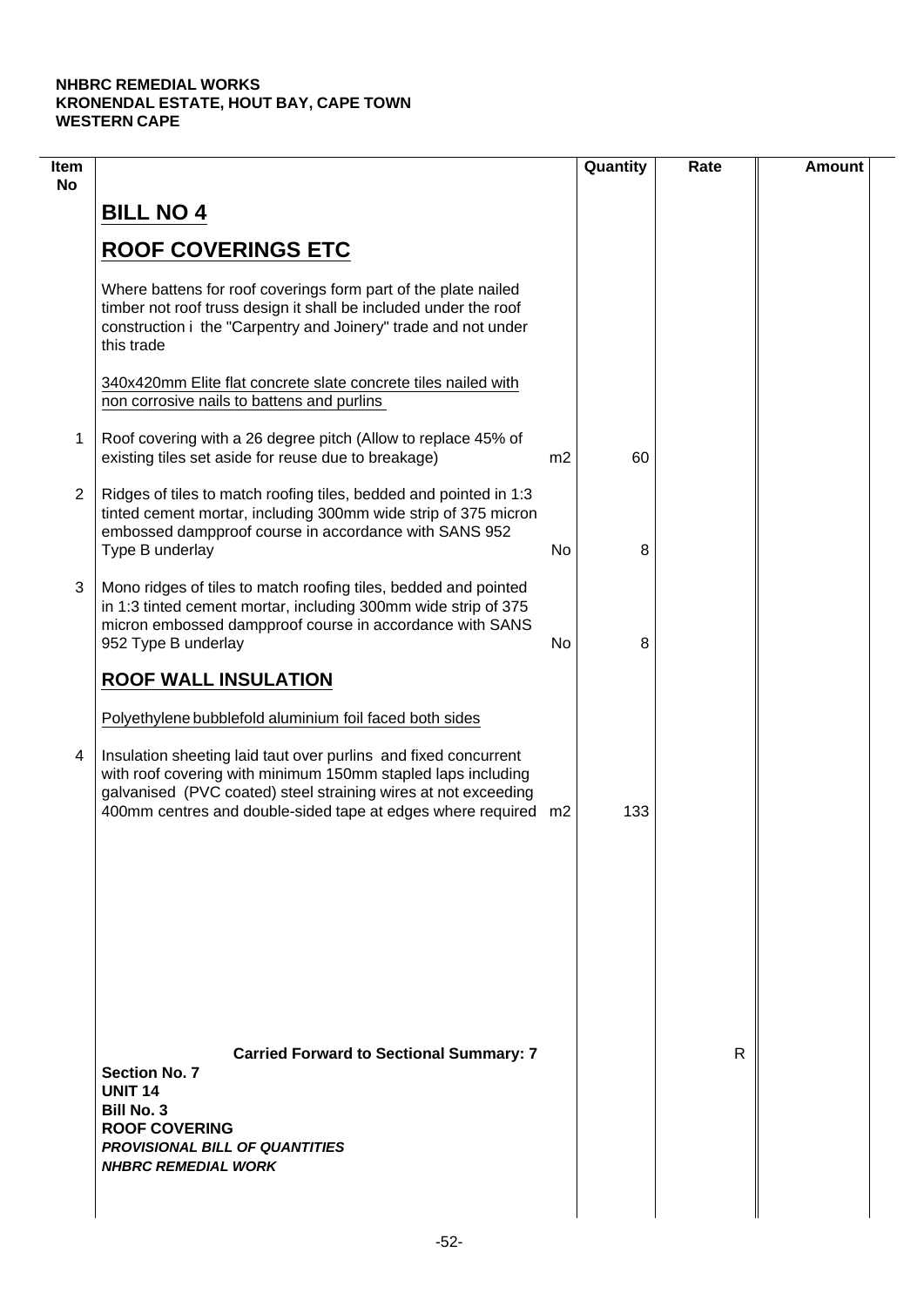**NHBRC REMEDIAL WORKS**
**KRONENDAL ESTATE, HOUT BAY, CAPE TOWN**
**WESTERN CAPE**

| Item No | | | Quantity | Rate | Amount |
|---|---|---|---|---|---|
| | **BILL NO 4** | | | | |
| | **ROOF COVERINGS ETC** | | | | |
| | Where battens for roof coverings form part of the plate nailed timber not roof truss design it shall be included under the roof construction i the "Carpentry and Joinery" trade and not under this trade | | | | |
| | 340x420mm Elite flat concrete slate concrete tiles nailed with non corrosive nails to battens and purlins | | | | |
| 1 | Roof covering with a 26 degree pitch (Allow to replace 45% of existing tiles set aside for reuse due to breakage) | m2 | 60 | | |
| 2 | Ridges of tiles to match roofing tiles, bedded and pointed in 1:3 tinted cement mortar, including 300mm wide strip of 375 micron embossed dampproof course in accordance with SANS 952 Type B underlay | No | 8 | | |
| 3 | Mono ridges of tiles to match roofing tiles, bedded and pointed in 1:3 tinted cement mortar, including 300mm wide strip of 375 micron embossed dampproof course in accordance with SANS 952 Type B underlay | No | 8 | | |
| | **ROOF WALL INSULATION** | | | | |
| | Polyethylene bubblefold aluminium foil faced both sides | | | | |
| 4 | Insulation sheeting laid taut over purlins and fixed concurrent with roof covering with minimum 150mm stapled laps including galvanised (PVC coated) steel straining wires at not exceeding 400mm centres and double-sided tape at edges where required | m2 | 133 | | |
| | **Carried Forward to Sectional Summary: 7** | | | R | |

**Section No. 7**
**UNIT 14**
**Bill No. 3**
**ROOF COVERING**
***PROVISIONAL BILL OF QUANTITIES***
***NHBRC REMEDIAL WORK***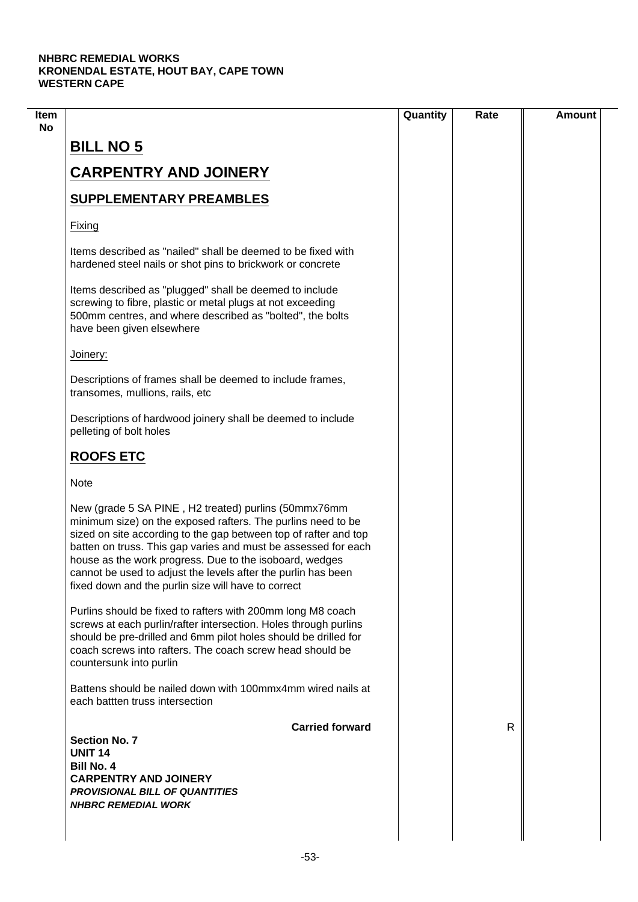**NHBRC REMEDIAL WORKS**
**KRONENDAL ESTATE, HOUT BAY, CAPE TOWN**
**WESTERN CAPE**

| Item No | | Quantity | Rate | Amount |
|---|---|---|---|---|

# BILL NO 5

# CARPENTRY AND JOINERY

## SUPPLEMENTARY PREAMBLES

Fixing

Items described as "nailed" shall be deemed to be fixed with hardened steel nails or shot pins to brickwork or concrete

Items described as "plugged" shall be deemed to include screwing to fibre, plastic or metal plugs at not exceeding 500mm centres, and where described as "bolted", the bolts have been given elsewhere

Joinery:

Descriptions of frames shall be deemed to include frames, transomes, mullions, rails, etc

Descriptions of hardwood joinery shall be deemed to include pelleting of bolt holes

## ROOFS ETC

Note

New (grade 5 SA PINE , H2 treated) purlins (50mmx76mm minimum size) on the exposed rafters. The purlins need to be sized on site according to the gap between top of rafter and top batten on truss. This gap varies and must be assessed for each house as the work progress. Due to the isoboard, wedges cannot be used to adjust the levels after the purlin has been fixed down and the purlin size will have to correct

Purlins should be fixed to rafters with 200mm long M8 coach screws at each purlin/rafter intersection. Holes through purlins should be pre-drilled and 6mm pilot holes should be drilled for coach screws into rafters. The coach screw head should be countersunk into purlin

Battens should be nailed down with 100mmx4mm wired nails at each battten truss intersection

| | **Carried forward** | | R | |
|---|---|---|---|---|

**Section No. 7**
**UNIT 14**
**Bill No. 4**
**CARPENTRY AND JOINERY**
***PROVISIONAL BILL OF QUANTITIES***
***NHBRC REMEDIAL WORK***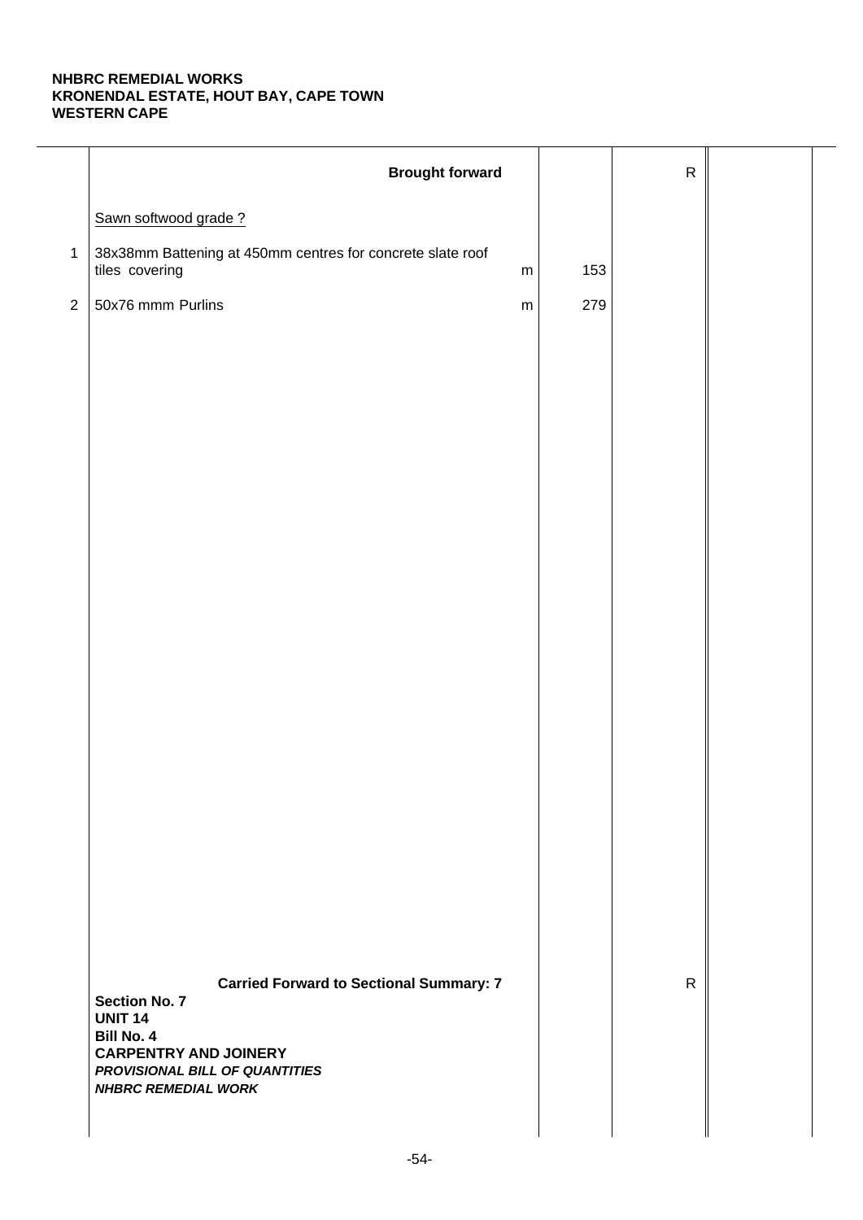**NHBRC REMEDIAL WORKS**
**KRONENDAL ESTATE, HOUT BAY, CAPE TOWN**
**WESTERN CAPE**

| | Description | Unit | Qty | Rate | Amount |
|---|---|---|---|---|---|
| | **Brought forward** | | | R | |
| | Sawn softwood grade ? | | | | |
| 1 | 38x38mm Battening at 450mm centres for concrete slate roof tiles covering | m | 153 | | |
| 2 | 50x76 mmm Purlins | m | 279 | | |
| | **Carried Forward to Sectional Summary: 7** | | | R | |

**Section No. 7**
**UNIT 14**
**Bill No. 4**
**CARPENTRY AND JOINERY**
***PROVISIONAL BILL OF QUANTITIES***
***NHBRC REMEDIAL WORK***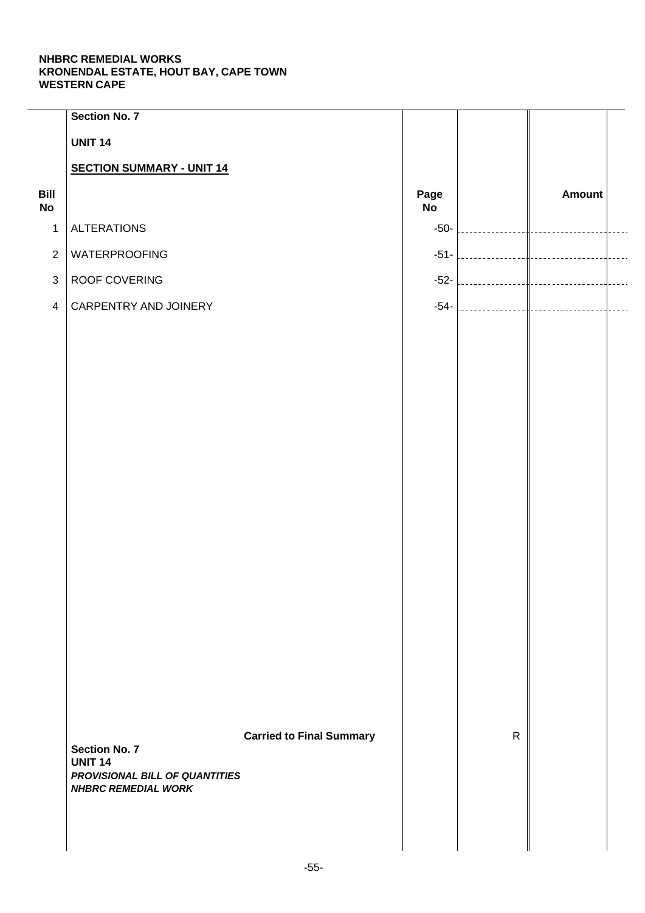**NHBRC REMEDIAL WORKS**
**KRONENDAL ESTATE, HOUT BAY, CAPE TOWN**
**WESTERN CAPE**

**Section No. 7**

**UNIT 14**

**SECTION SUMMARY - UNIT 14**

| Bill No | | Page No | | Amount |
|---|---|---|---|---|
| 1 | ALTERATIONS | -50- | | |
| 2 | WATERPROOFING | -51- | | |
| 3 | ROOF COVERING | -52- | | |
| 4 | CARPENTRY AND JOINERY | -54- | | |
| | **Carried to Final Summary** | | R | |

**Section No. 7**
**UNIT 14**
***PROVISIONAL BILL OF QUANTITIES***
***NHBRC REMEDIAL WORK***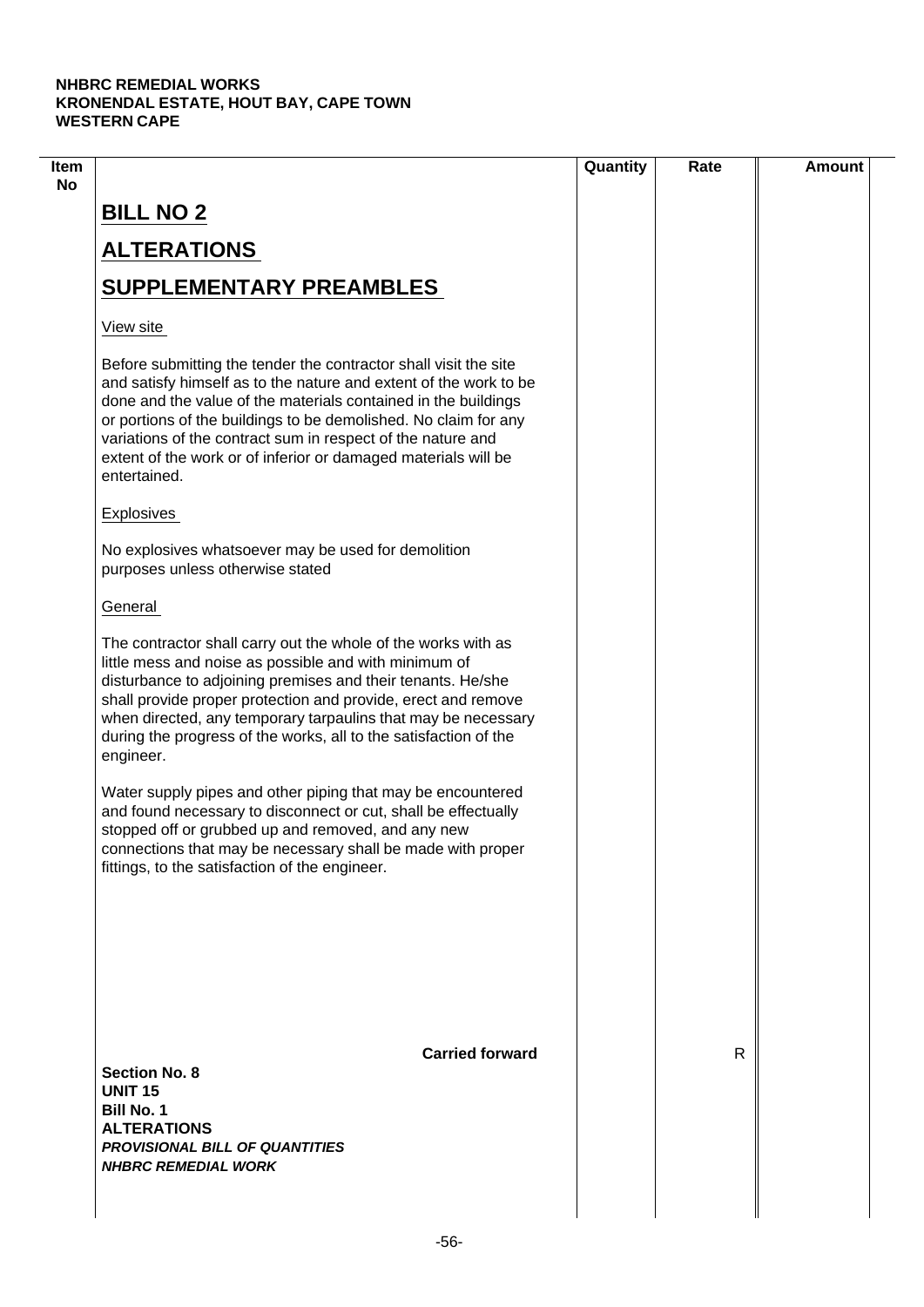| Item No | | Quantity | Rate | Amount |
|---|---|---|---|---|
| | **BILL NO 2** | | | |
| | **ALTERATIONS** | | | |
| | **SUPPLEMENTARY PREAMBLES** | | | |
| | View site | | | |
| | Before submitting the tender the contractor shall visit the site and satisfy himself as to the nature and extent of the work to be done and the value of the materials contained in the buildings or portions of the buildings to be demolished. No claim for any variations of the contract sum in respect of the nature and extent of the work or of inferior or damaged materials will be entertained. | | | |
| | Explosives | | | |
| | No explosives whatsoever may be used for demolition purposes unless otherwise stated | | | |
| | General | | | |
| | The contractor shall carry out the whole of the works with as little mess and noise as possible and with minimum of disturbance to adjoining premises and their tenants. He/she shall provide proper protection and provide, erect and remove when directed, any temporary tarpaulins that may be necessary during the progress of the works, all to the satisfaction of the engineer. | | | |
| | Water supply pipes and other piping that may be encountered and found necessary to disconnect or cut, shall be effectually stopped off or grubbed up and removed, and any new connections that may be necessary shall be made with proper fittings, to the satisfaction of the engineer. | | | |
| | **Carried forward** | | R | |

**Section No. 8**
**UNIT 15**
**Bill No. 1**
**ALTERATIONS**
***PROVISIONAL BILL OF QUANTITIES***
***NHBRC REMEDIAL WORK***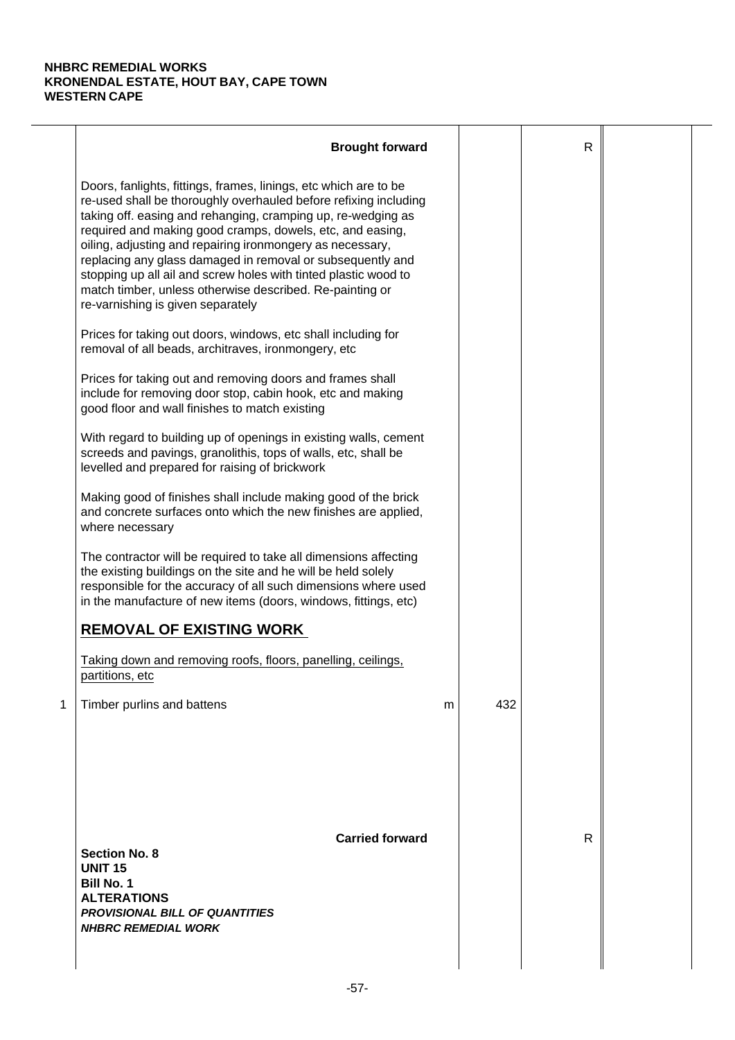**NHBRC REMEDIAL WORKS**
**KRONENDAL ESTATE, HOUT BAY, CAPE TOWN**
**WESTERN CAPE**

| | Description | Unit | Qty | Rate | Amount |
|---|---|---|---|---|---|
| | **Brought forward** | | | R | |
| | Doors, fanlights, fittings, frames, linings, etc which are to be re-used shall be thoroughly overhauled before refixing including taking off. easing and rehanging, cramping up, re-wedging as required and making good cramps, dowels, etc, and easing, oiling, adjusting and repairing ironmongery as necessary, replacing any glass damaged in removal or subsequently and stopping up all ail and screw holes with tinted plastic wood to match timber, unless otherwise described. Re-painting or re-varnishing is given separately | | | | |
| | Prices for taking out doors, windows, etc shall including for removal of all beads, architraves, ironmongery, etc | | | | |
| | Prices for taking out and removing doors and frames shall include for removing door stop, cabin hook, etc and making good floor and wall finishes to match existing | | | | |
| | With regard to building up of openings in existing walls, cement screeds and pavings, granolithis, tops of walls, etc, shall be levelled and prepared for raising of brickwork | | | | |
| | Making good of finishes shall include making good of the brick and concrete surfaces onto which the new finishes are applied, where necessary | | | | |
| | The contractor will be required to take all dimensions affecting the existing buildings on the site and he will be held solely responsible for the accuracy of all such dimensions where used in the manufacture of new items (doors, windows, fittings, etc) | | | | |
| | **REMOVAL OF EXISTING WORK** | | | | |
| | Taking down and removing roofs, floors, panelling, ceilings, partitions, etc | | | | |
| 1 | Timber purlins and battens | m | 432 | | |
| | **Carried forward** | | | R | |

**Section No. 8**
**UNIT 15**
**Bill No. 1**
**ALTERATIONS**
***PROVISIONAL BILL OF QUANTITIES***
***NHBRC REMEDIAL WORK***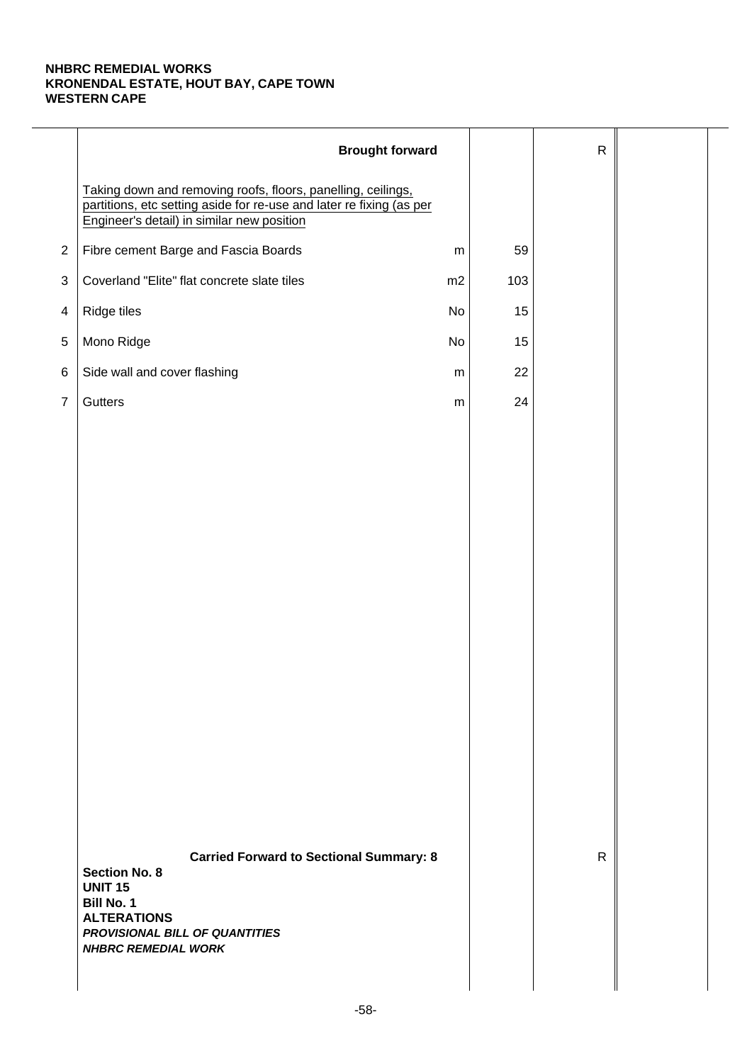**NHBRC REMEDIAL WORKS**
**KRONENDAL ESTATE, HOUT BAY, CAPE TOWN**
**WESTERN CAPE**

| | | | | | |
|---|---|---|---|---|---|
| | **Brought forward** | | | R | |
| | Taking down and removing roofs, floors, panelling, ceilings, partitions, etc setting aside for re-use and later re fixing (as per Engineer's detail) in similar new position | | | | |
| 2 | Fibre cement Barge and Fascia Boards | m | 59 | | |
| 3 | Coverland "Elite" flat concrete slate tiles | m2 | 103 | | |
| 4 | Ridge tiles | No | 15 | | |
| 5 | Mono Ridge | No | 15 | | |
| 6 | Side wall and cover flashing | m | 22 | | |
| 7 | Gutters | m | 24 | | |
| | **Carried Forward to Sectional Summary: 8** | | | R | |

**Section No. 8**
**UNIT 15**
**Bill No. 1**
**ALTERATIONS**
***PROVISIONAL BILL OF QUANTITIES***
***NHBRC REMEDIAL WORK***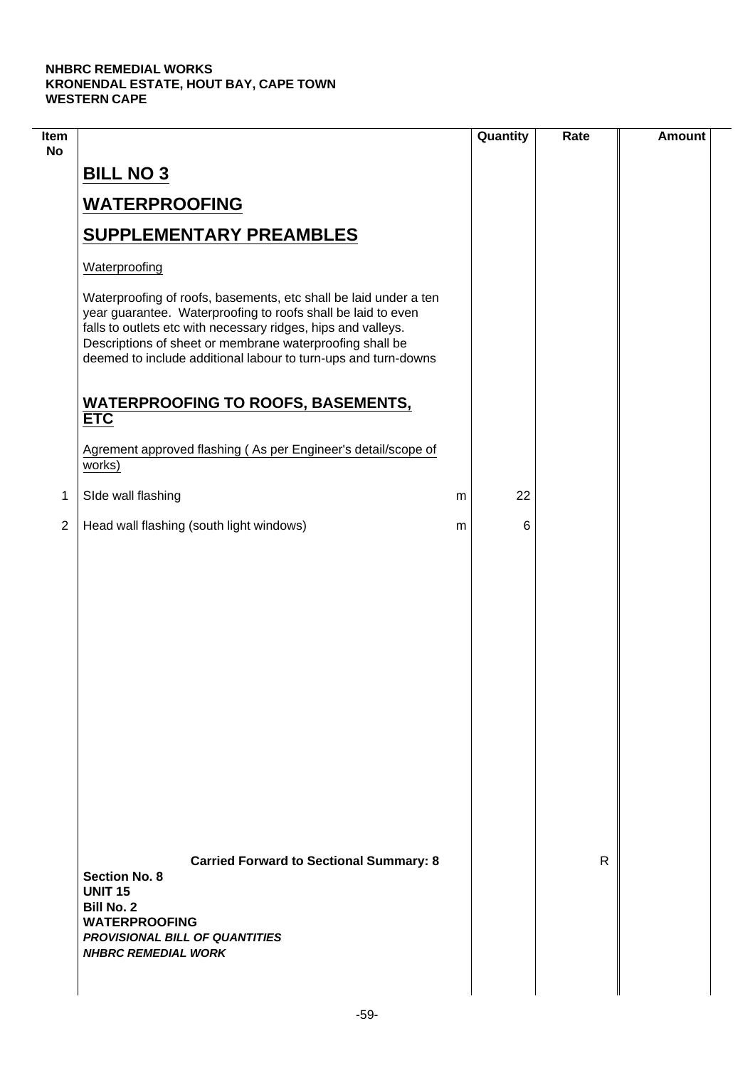**NHBRC REMEDIAL WORKS**
**KRONENDAL ESTATE, HOUT BAY, CAPE TOWN**
**WESTERN CAPE**

| Item No | | | Quantity | Rate | Amount |
|---|---|---|---|---|---|
| | **BILL NO 3** | | | | |
| | **WATERPROOFING** | | | | |
| | **SUPPLEMENTARY PREAMBLES** | | | | |
| | Waterproofing | | | | |
| | Waterproofing of roofs, basements, etc shall be laid under a ten year guarantee. Waterproofing to roofs shall be laid to even falls to outlets etc with necessary ridges, hips and valleys. Descriptions of sheet or membrane waterproofing shall be deemed to include additional labour to turn-ups and turn-downs | | | | |
| | **WATERPROOFING TO ROOFS, BASEMENTS, ETC** | | | | |
| | Agrement approved flashing ( As per Engineer's detail/scope of works) | | | | |
| 1 | SIde wall flashing | m | 22 | | |
| 2 | Head wall flashing (south light windows) | m | 6 | | |
| | **Carried Forward to Sectional Summary: 8** | | | R | |

**Section No. 8**
**UNIT 15**
**Bill No. 2**
**WATERPROOFING**
***PROVISIONAL BILL OF QUANTITIES***
***NHBRC REMEDIAL WORK***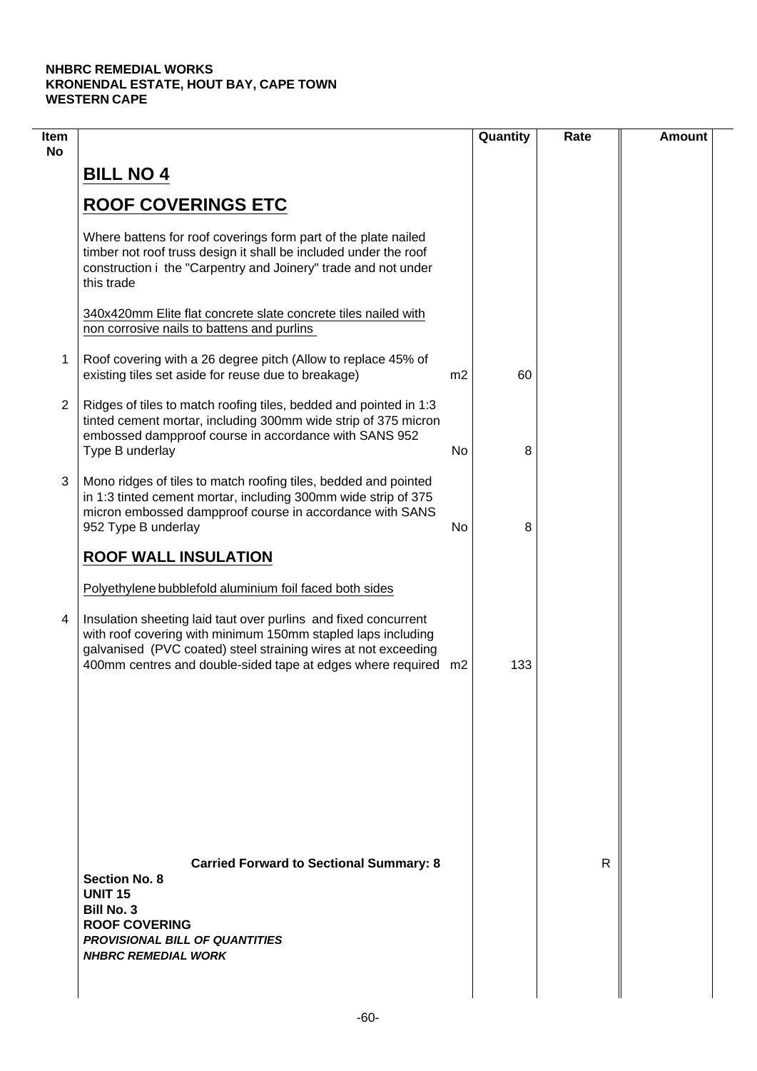**NHBRC REMEDIAL WORKS**
**KRONENDAL ESTATE, HOUT BAY, CAPE TOWN**
**WESTERN CAPE**

| Item No | | | Quantity | Rate | Amount |
|---|---|---|---|---|---|
| | **BILL NO 4** | | | | |
| | **ROOF COVERINGS ETC** | | | | |
| | Where battens for roof coverings form part of the plate nailed timber not roof truss design it shall be included under the roof construction i the "Carpentry and Joinery" trade and not under this trade | | | | |
| | 340x420mm Elite flat concrete slate concrete tiles nailed with non corrosive nails to battens and purlins | | | | |
| 1 | Roof covering with a 26 degree pitch (Allow to replace 45% of existing tiles set aside for reuse due to breakage) | m2 | 60 | | |
| 2 | Ridges of tiles to match roofing tiles, bedded and pointed in 1:3 tinted cement mortar, including 300mm wide strip of 375 micron embossed dampproof course in accordance with SANS 952 Type B underlay | No | 8 | | |
| 3 | Mono ridges of tiles to match roofing tiles, bedded and pointed in 1:3 tinted cement mortar, including 300mm wide strip of 375 micron embossed dampproof course in accordance with SANS 952 Type B underlay | No | 8 | | |
| | **ROOF WALL INSULATION** | | | | |
| | Polyethylene bubblefold aluminium foil faced both sides | | | | |
| 4 | Insulation sheeting laid taut over purlins and fixed concurrent with roof covering with minimum 150mm stapled laps including galvanised (PVC coated) steel straining wires at not exceeding 400mm centres and double-sided tape at edges where required | m2 | 133 | | |
| | **Carried Forward to Sectional Summary: 8** | | | R | |

**Section No. 8**
**UNIT 15**
**Bill No. 3**
**ROOF COVERING**
***PROVISIONAL BILL OF QUANTITIES***
***NHBRC REMEDIAL WORK***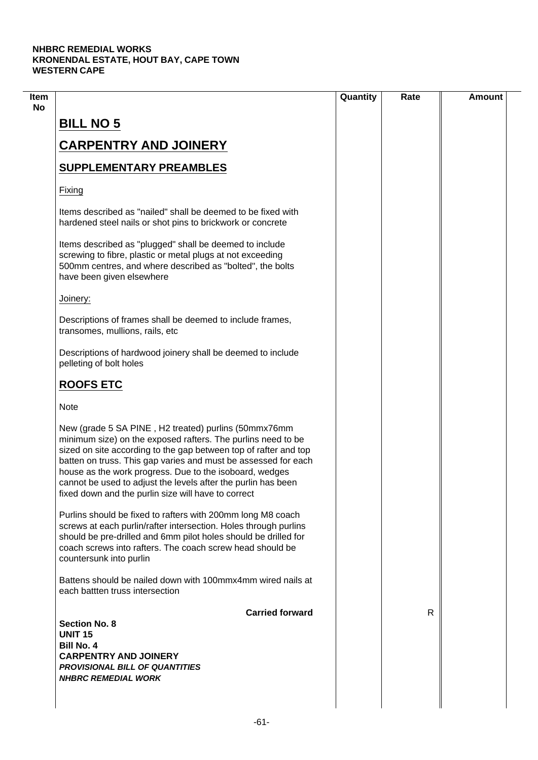**NHBRC REMEDIAL WORKS**
**KRONENDAL ESTATE, HOUT BAY, CAPE TOWN**
**WESTERN CAPE**

| Item No | | Quantity | Rate | Amount |
|---|---|---|---|---|
| | **BILL NO 5** | | | |
| | **CARPENTRY AND JOINERY** | | | |
| | **SUPPLEMENTARY PREAMBLES** | | | |
| | Fixing | | | |
| | Items described as "nailed" shall be deemed to be fixed with hardened steel nails or shot pins to brickwork or concrete | | | |
| | Items described as "plugged" shall be deemed to include screwing to fibre, plastic or metal plugs at not exceeding 500mm centres, and where described as "bolted", the bolts have been given elsewhere | | | |
| | Joinery: | | | |
| | Descriptions of frames shall be deemed to include frames, transomes, mullions, rails, etc | | | |
| | Descriptions of hardwood joinery shall be deemed to include pelleting of bolt holes | | | |
| | **ROOFS ETC** | | | |
| | Note | | | |
| | New (grade 5 SA PINE , H2 treated) purlins (50mmx76mm minimum size) on the exposed rafters. The purlins need to be sized on site according to the gap between top of rafter and top batten on truss. This gap varies and must be assessed for each house as the work progress. Due to the isoboard, wedges cannot be used to adjust the levels after the purlin has been fixed down and the purlin size will have to correct | | | |
| | Purlins should be fixed to rafters with 200mm long M8 coach screws at each purlin/rafter intersection. Holes through purlins should be pre-drilled and 6mm pilot holes should be drilled for coach screws into rafters. The coach screw head should be countersunk into purlin | | | |
| | Battens should be nailed down with 100mmx4mm wired nails at each battten truss intersection | | | |
| | **Carried forward** | | R | |

**Section No. 8**
**UNIT 15**
**Bill No. 4**
**CARPENTRY AND JOINERY**
***PROVISIONAL BILL OF QUANTITIES***
***NHBRC REMEDIAL WORK***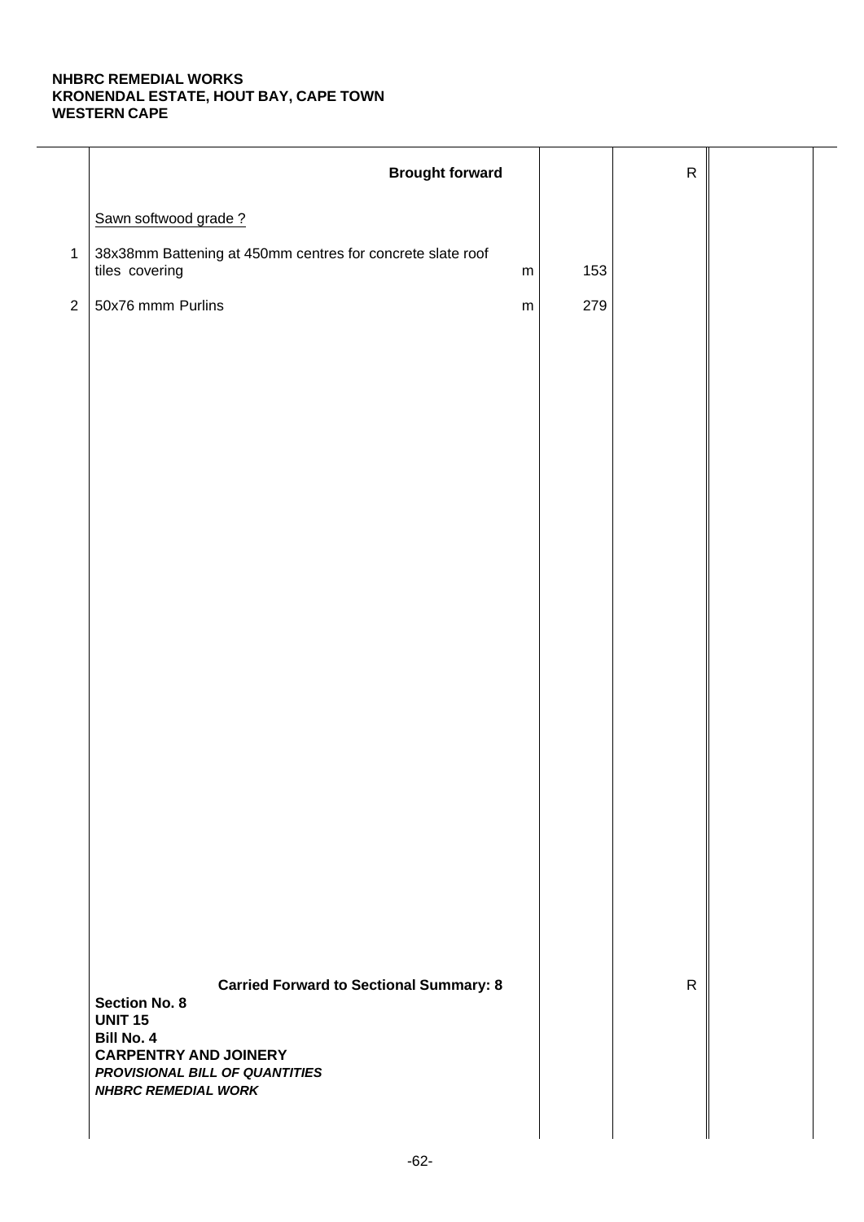**NHBRC REMEDIAL WORKS**
**KRONENDAL ESTATE, HOUT BAY, CAPE TOWN**
**WESTERN CAPE**

| | Description | Unit | Qty | Rate | Amount |
|---|---|---|---|---|---|
| | **Brought forward** | | | R | |
| | Sawn softwood grade ? | | | | |
| 1 | 38x38mm Battening at 450mm centres for concrete slate roof tiles covering | m | 153 | | |
| 2 | 50x76 mmm Purlins | m | 279 | | |
| | **Carried Forward to Sectional Summary: 8** | | | R | |

**Section No. 8**
**UNIT 15**
**Bill No. 4**
**CARPENTRY AND JOINERY**
***PROVISIONAL BILL OF QUANTITIES***
***NHBRC REMEDIAL WORK***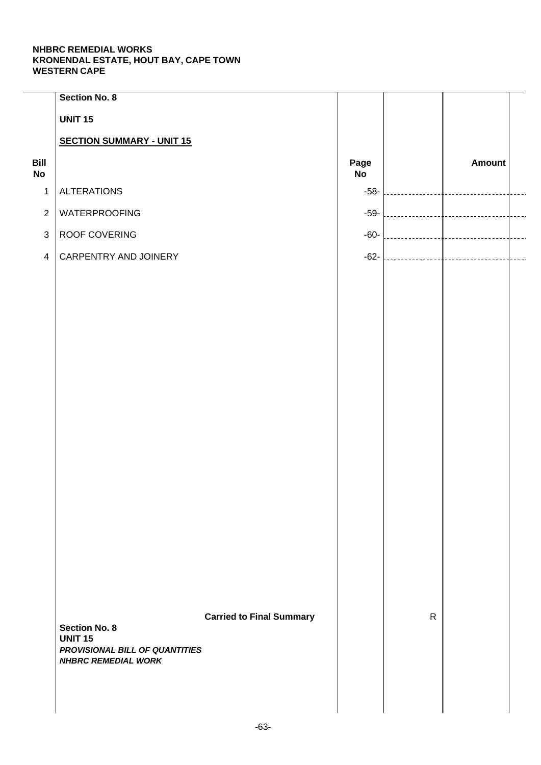**NHBRC REMEDIAL WORKS**
**KRONENDAL ESTATE, HOUT BAY, CAPE TOWN**
**WESTERN CAPE**

**Section No. 8**

**UNIT 15**

**SECTION SUMMARY - UNIT 15**

| Bill No | | Page No | | Amount |
|---|---|---|---|---|
| 1 | ALTERATIONS | -58- | | |
| 2 | WATERPROOFING | -59- | | |
| 3 | ROOF COVERING | -60- | | |
| 4 | CARPENTRY AND JOINERY | -62- | | |
| | **Carried to Final Summary** | | R | |

**Section No. 8**
**UNIT 15**
***PROVISIONAL BILL OF QUANTITIES***
***NHBRC REMEDIAL WORK***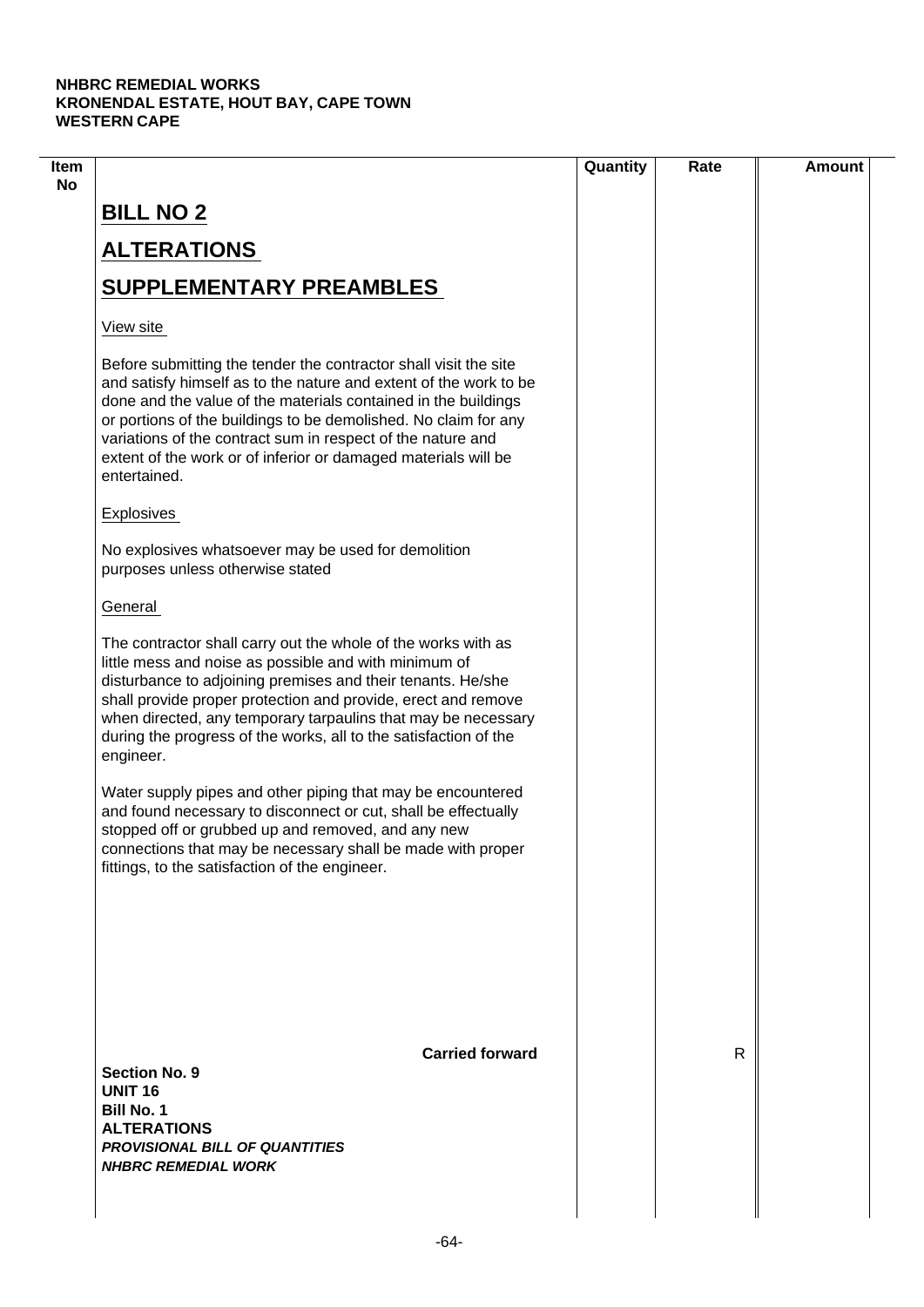**NHBRC REMEDIAL WORKS**
**KRONENDAL ESTATE, HOUT BAY, CAPE TOWN**
**WESTERN CAPE**

| Item No | | Quantity | Rate | Amount |
|---|---|---|---|---|
| | **BILL NO 2** | | | |
| | **ALTERATIONS** | | | |
| | **SUPPLEMENTARY PREAMBLES** | | | |
| | View site | | | |
| | Before submitting the tender the contractor shall visit the site and satisfy himself as to the nature and extent of the work to be done and the value of the materials contained in the buildings or portions of the buildings to be demolished. No claim for any variations of the contract sum in respect of the nature and extent of the work or of inferior or damaged materials will be entertained. | | | |
| | Explosives | | | |
| | No explosives whatsoever may be used for demolition purposes unless otherwise stated | | | |
| | General | | | |
| | The contractor shall carry out the whole of the works with as little mess and noise as possible and with minimum of disturbance to adjoining premises and their tenants. He/she shall provide proper protection and provide, erect and remove when directed, any temporary tarpaulins that may be necessary during the progress of the works, all to the satisfaction of the engineer. | | | |
| | Water supply pipes and other piping that may be encountered and found necessary to disconnect or cut, shall be effectually stopped off or grubbed up and removed, and any new connections that may be necessary shall be made with proper fittings, to the satisfaction of the engineer. | | | |
| | **Carried forward** | | R | |

**Section No. 9**
**UNIT 16**
**Bill No. 1**
**ALTERATIONS**
***PROVISIONAL BILL OF QUANTITIES***
***NHBRC REMEDIAL WORK***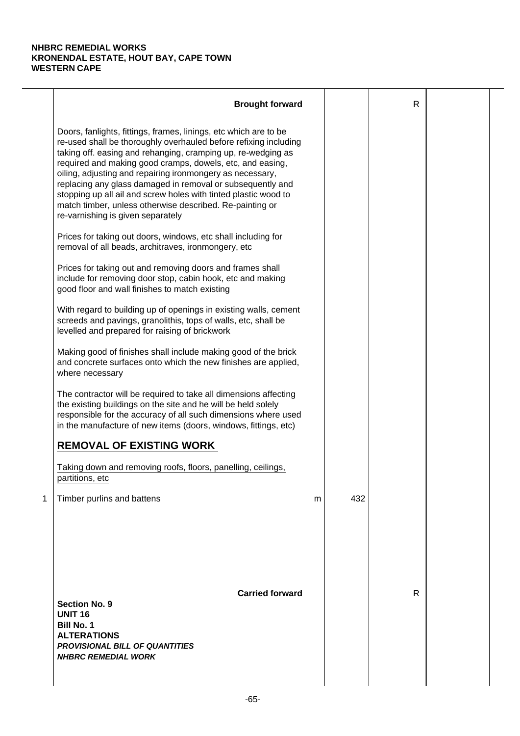**NHBRC REMEDIAL WORKS**
**KRONENDAL ESTATE, HOUT BAY, CAPE TOWN**
**WESTERN CAPE**

| | | | | | |
|---|---|---|---|---|---|
| | **Brought forward** | | | R | |
| | Doors, fanlights, fittings, frames, linings, etc which are to be re-used shall be thoroughly overhauled before refixing including taking off. easing and rehanging, cramping up, re-wedging as required and making good cramps, dowels, etc, and easing, oiling, adjusting and repairing ironmongery as necessary, replacing any glass damaged in removal or subsequently and stopping up all ail and screw holes with tinted plastic wood to match timber, unless otherwise described. Re-painting or re-varnishing is given separately | | | | |
| | Prices for taking out doors, windows, etc shall including for removal of all beads, architraves, ironmongery, etc | | | | |
| | Prices for taking out and removing doors and frames shall include for removing door stop, cabin hook, etc and making good floor and wall finishes to match existing | | | | |
| | With regard to building up of openings in existing walls, cement screeds and pavings, granolithis, tops of walls, etc, shall be levelled and prepared for raising of brickwork | | | | |
| | Making good of finishes shall include making good of the brick and concrete surfaces onto which the new finishes are applied, where necessary | | | | |
| | The contractor will be required to take all dimensions affecting the existing buildings on the site and he will be held solely responsible for the accuracy of all such dimensions where used in the manufacture of new items (doors, windows, fittings, etc) | | | | |
| | **REMOVAL OF EXISTING WORK** | | | | |
| | Taking down and removing roofs, floors, panelling, ceilings, partitions, etc | | | | |
| 1 | Timber purlins and battens | m | 432 | | |
| | **Carried forward** | | | R | |

**Section No. 9**
**UNIT 16**
**Bill No. 1**
**ALTERATIONS**
***PROVISIONAL BILL OF QUANTITIES***
***NHBRC REMEDIAL WORK***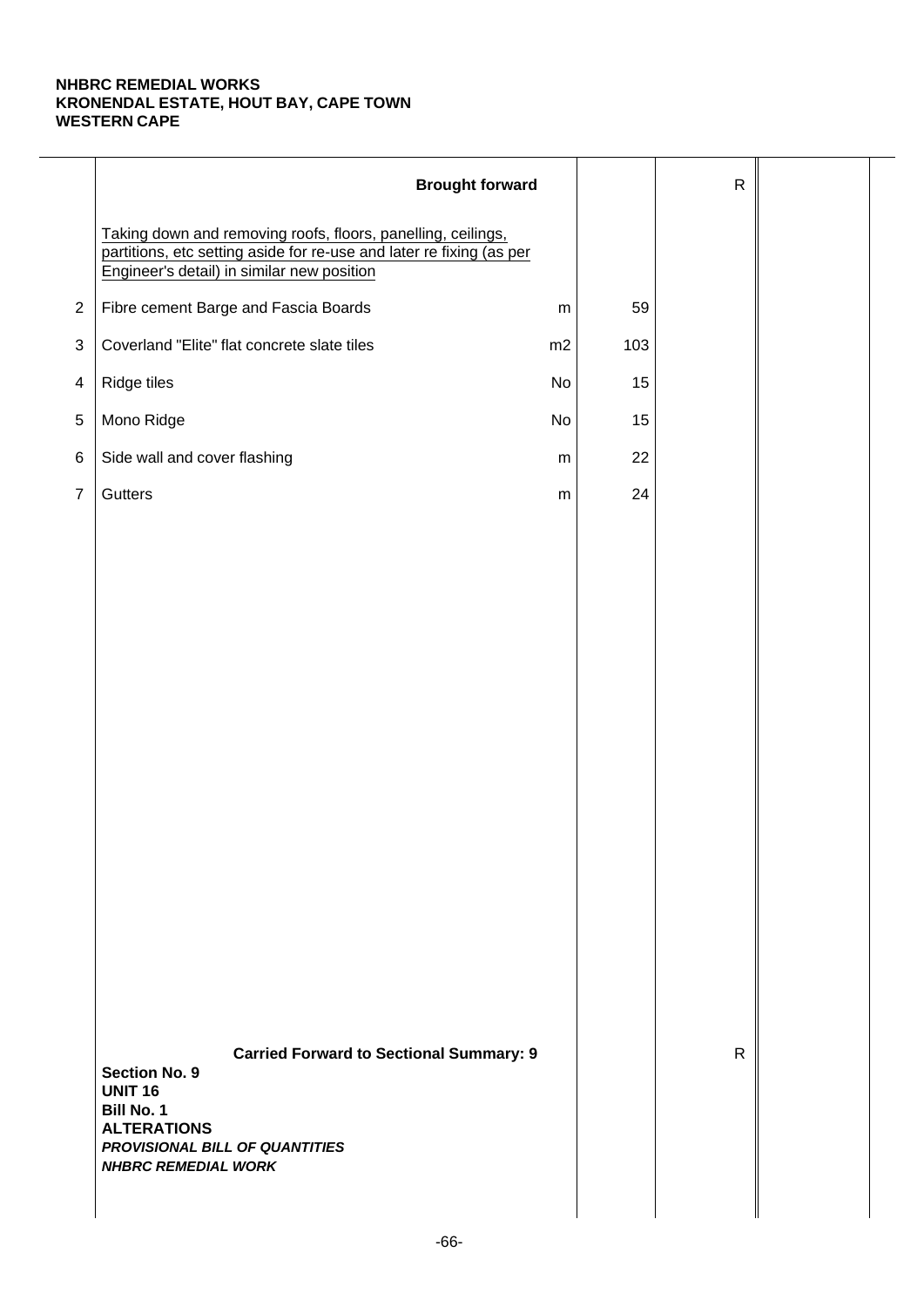**NHBRC REMEDIAL WORKS**
**KRONENDAL ESTATE, HOUT BAY, CAPE TOWN**
**WESTERN CAPE**

| | Description | Unit | Qty | Rate | Amount |
|---|---|---|---|---|---|
| | **Brought forward** | | | R | |
| | Taking down and removing roofs, floors, panelling, ceilings, partitions, etc setting aside for re-use and later re fixing (as per Engineer's detail) in similar new position | | | | |
| 2 | Fibre cement Barge and Fascia Boards | m | 59 | | |
| 3 | Coverland "Elite" flat concrete slate tiles | m2 | 103 | | |
| 4 | Ridge tiles | No | 15 | | |
| 5 | Mono Ridge | No | 15 | | |
| 6 | Side wall and cover flashing | m | 22 | | |
| 7 | Gutters | m | 24 | | |
| | **Carried Forward to Sectional Summary: 9** | | | R | |

**Section No. 9**
**UNIT 16**
**Bill No. 1**
**ALTERATIONS**
***PROVISIONAL BILL OF QUANTITIES***
***NHBRC REMEDIAL WORK***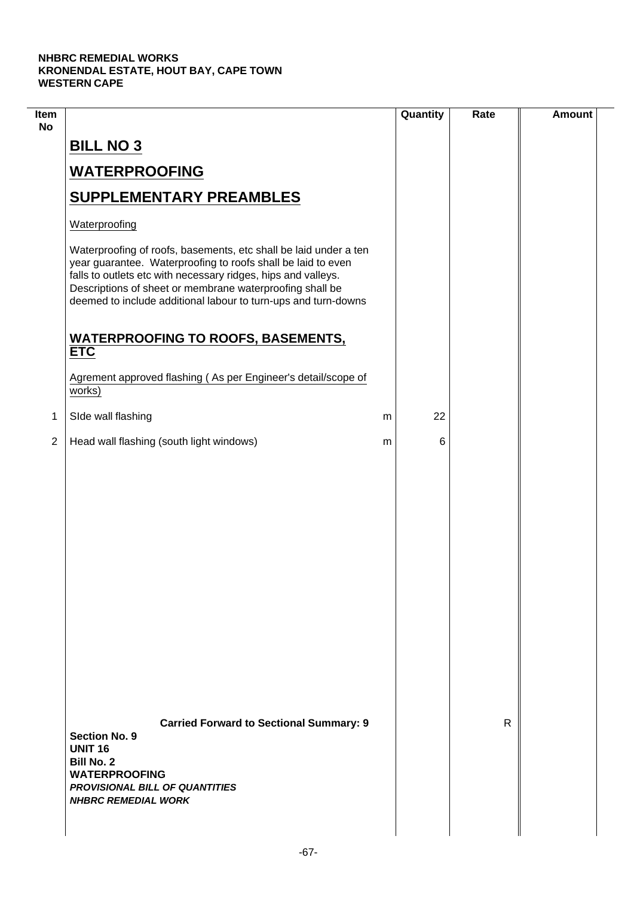**NHBRC REMEDIAL WORKS**
**KRONENDAL ESTATE, HOUT BAY, CAPE TOWN**
**WESTERN CAPE**

| Item No | | | Quantity | Rate | Amount |
|---|---|---|---|---|---|
| | **BILL NO 3** | | | | |
| | **WATERPROOFING** | | | | |
| | **SUPPLEMENTARY PREAMBLES** | | | | |
| | Waterproofing | | | | |
| | Waterproofing of roofs, basements, etc shall be laid under a ten year guarantee. Waterproofing to roofs shall be laid to even falls to outlets etc with necessary ridges, hips and valleys. Descriptions of sheet or membrane waterproofing shall be deemed to include additional labour to turn-ups and turn-downs | | | | |
| | **WATERPROOFING TO ROOFS, BASEMENTS, ETC** | | | | |
| | Agrement approved flashing ( As per Engineer's detail/scope of works) | | | | |
| 1 | SIde wall flashing | m | 22 | | |
| 2 | Head wall flashing (south light windows) | m | 6 | | |
| | **Carried Forward to Sectional Summary: 9** | | | R | |

**Section No. 9**
**UNIT 16**
**Bill No. 2**
**WATERPROOFING**
***PROVISIONAL BILL OF QUANTITIES***
***NHBRC REMEDIAL WORK***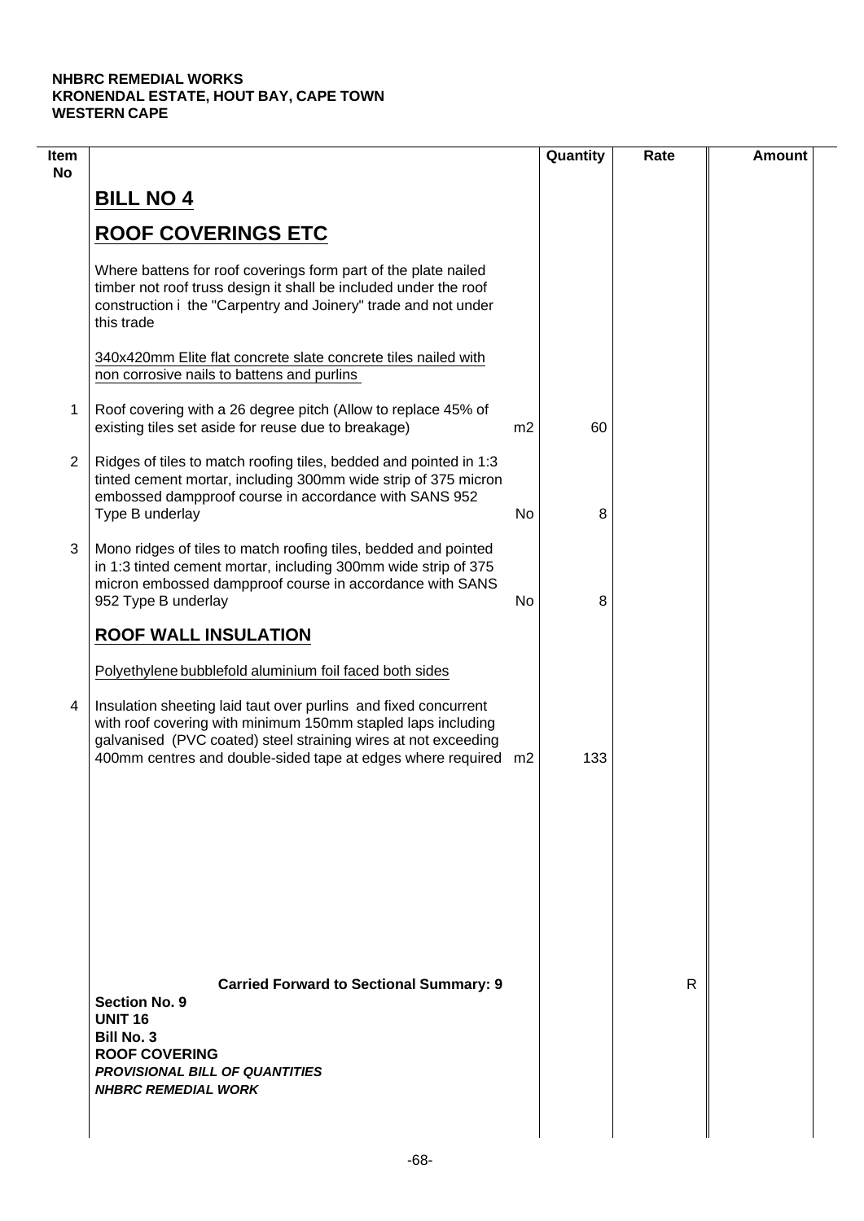**NHBRC REMEDIAL WORKS**
**KRONENDAL ESTATE, HOUT BAY, CAPE TOWN**
**WESTERN CAPE**

| Item No | | | Quantity | Rate | Amount |
|---|---|---|---|---|---|
| | **BILL NO 4** | | | | |
| | **ROOF COVERINGS ETC** | | | | |
| | Where battens for roof coverings form part of the plate nailed timber not roof truss design it shall be included under the roof construction i the "Carpentry and Joinery" trade and not under this trade | | | | |
| | 340x420mm Elite flat concrete slate concrete tiles nailed with non corrosive nails to battens and purlins | | | | |
| 1 | Roof covering with a 26 degree pitch (Allow to replace 45% of existing tiles set aside for reuse due to breakage) | m2 | 60 | | |
| 2 | Ridges of tiles to match roofing tiles, bedded and pointed in 1:3 tinted cement mortar, including 300mm wide strip of 375 micron embossed dampproof course in accordance with SANS 952 Type B underlay | No | 8 | | |
| 3 | Mono ridges of tiles to match roofing tiles, bedded and pointed in 1:3 tinted cement mortar, including 300mm wide strip of 375 micron embossed dampproof course in accordance with SANS 952 Type B underlay | No | 8 | | |
| | **ROOF WALL INSULATION** | | | | |
| | Polyethylene bubblefold aluminium foil faced both sides | | | | |
| 4 | Insulation sheeting laid taut over purlins and fixed concurrent with roof covering with minimum 150mm stapled laps including galvanised (PVC coated) steel straining wires at not exceeding 400mm centres and double-sided tape at edges where required | m2 | 133 | | |
| | **Carried Forward to Sectional Summary: 9** | | | R | |

**Section No. 9**
**UNIT 16**
**Bill No. 3**
**ROOF COVERING**
***PROVISIONAL BILL OF QUANTITIES***
***NHBRC REMEDIAL WORK***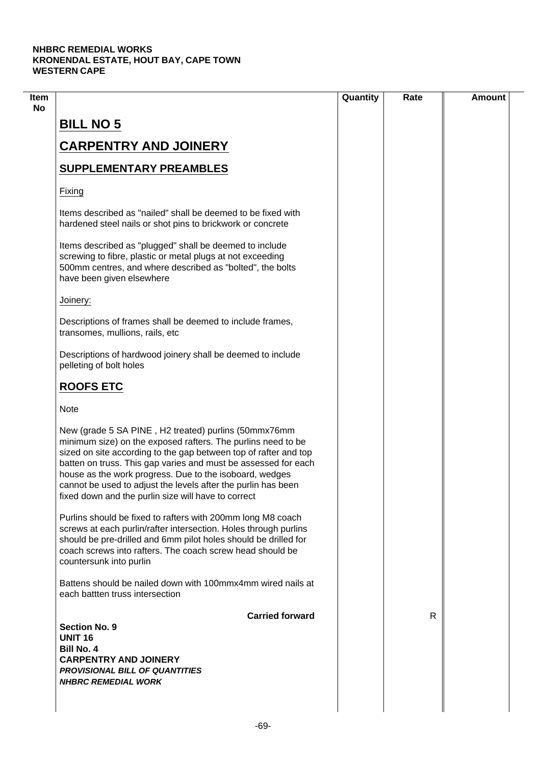**NHBRC REMEDIAL WORKS**
**KRONENDAL ESTATE, HOUT BAY, CAPE TOWN**
**WESTERN CAPE**

| Item No | | Quantity | Rate | Amount |
|---|---|---|---|---|
| | **BILL NO 5** | | | |
| | **CARPENTRY AND JOINERY** | | | |
| | **SUPPLEMENTARY PREAMBLES** | | | |
| | Fixing | | | |
| | Items described as "nailed" shall be deemed to be fixed with hardened steel nails or shot pins to brickwork or concrete | | | |
| | Items described as "plugged" shall be deemed to include screwing to fibre, plastic or metal plugs at not exceeding 500mm centres, and where described as "bolted", the bolts have been given elsewhere | | | |
| | Joinery: | | | |
| | Descriptions of frames shall be deemed to include frames, transomes, mullions, rails, etc | | | |
| | Descriptions of hardwood joinery shall be deemed to include pelleting of bolt holes | | | |
| | **ROOFS ETC** | | | |
| | Note | | | |
| | New (grade 5 SA PINE , H2 treated) purlins (50mmx76mm minimum size) on the exposed rafters. The purlins need to be sized on site according to the gap between top of rafter and top batten on truss. This gap varies and must be assessed for each house as the work progress. Due to the isoboard, wedges cannot be used to adjust the levels after the purlin has been fixed down and the purlin size will have to correct | | | |
| | Purlins should be fixed to rafters with 200mm long M8 coach screws at each purlin/rafter intersection. Holes through purlins should be pre-drilled and 6mm pilot holes should be drilled for coach screws into rafters. The coach screw head should be countersunk into purlin | | | |
| | Battens should be nailed down with 100mmx4mm wired nails at each battten truss intersection | | | |
| | **Carried forward** | | R | |

**Section No. 9**
**UNIT 16**
**Bill No. 4**
**CARPENTRY AND JOINERY**
***PROVISIONAL BILL OF QUANTITIES***
***NHBRC REMEDIAL WORK***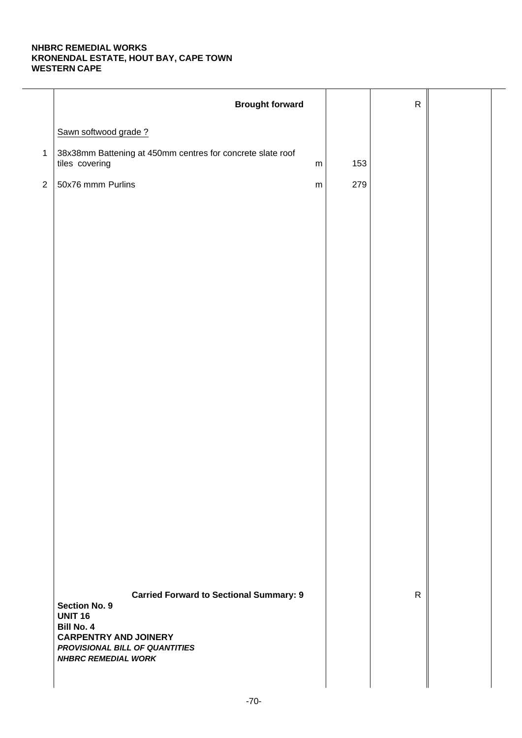**NHBRC REMEDIAL WORKS**
**KRONENDAL ESTATE, HOUT BAY, CAPE TOWN**
**WESTERN CAPE**

| | | | | | |
|---|---|---|---|---|---|
| | **Brought forward** | | | R | |
| | Sawn softwood grade ? | | | | |
| 1 | 38x38mm Battening at 450mm centres for concrete slate roof tiles covering | m | 153 | | |
| 2 | 50x76 mmm Purlins | m | 279 | | |
| | **Carried Forward to Sectional Summary: 9** | | | R | |

**Section No. 9**
**UNIT 16**
**Bill No. 4**
**CARPENTRY AND JOINERY**
***PROVISIONAL BILL OF QUANTITIES***
***NHBRC REMEDIAL WORK***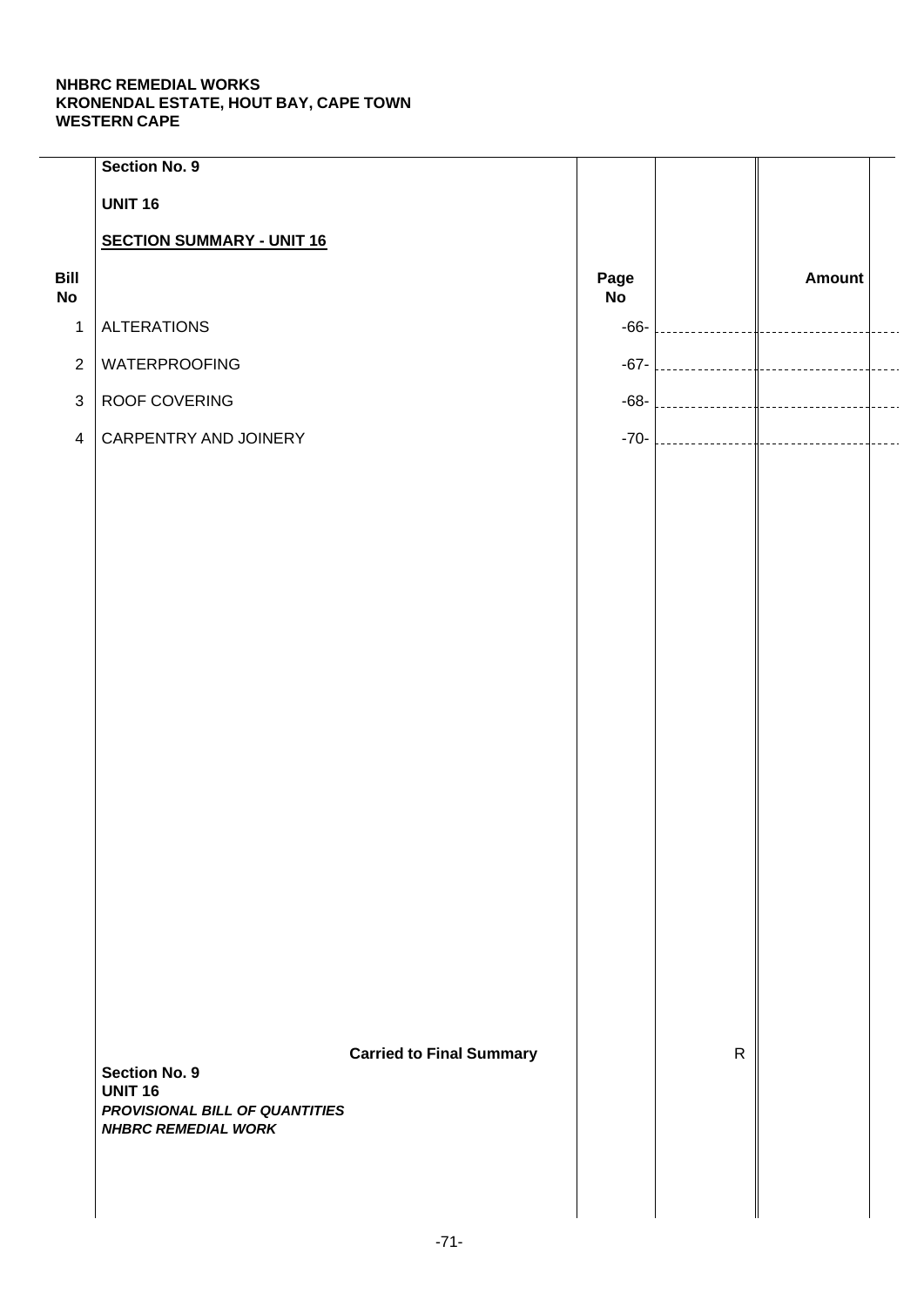**NHBRC REMEDIAL WORKS**
**KRONENDAL ESTATE, HOUT BAY, CAPE TOWN**
**WESTERN CAPE**

**Section No. 9**

**UNIT 16**

**SECTION SUMMARY - UNIT 16**

| Bill No | | Page No | | Amount |
|---|---|---|---|---|
| 1 | ALTERATIONS | -66- | | |
| 2 | WATERPROOFING | -67- | | |
| 3 | ROOF COVERING | -68- | | |
| 4 | CARPENTRY AND JOINERY | -70- | | |
| | **Carried to Final Summary** | | R | |

**Section No. 9**
**UNIT 16**
***PROVISIONAL BILL OF QUANTITIES***
***NHBRC REMEDIAL WORK***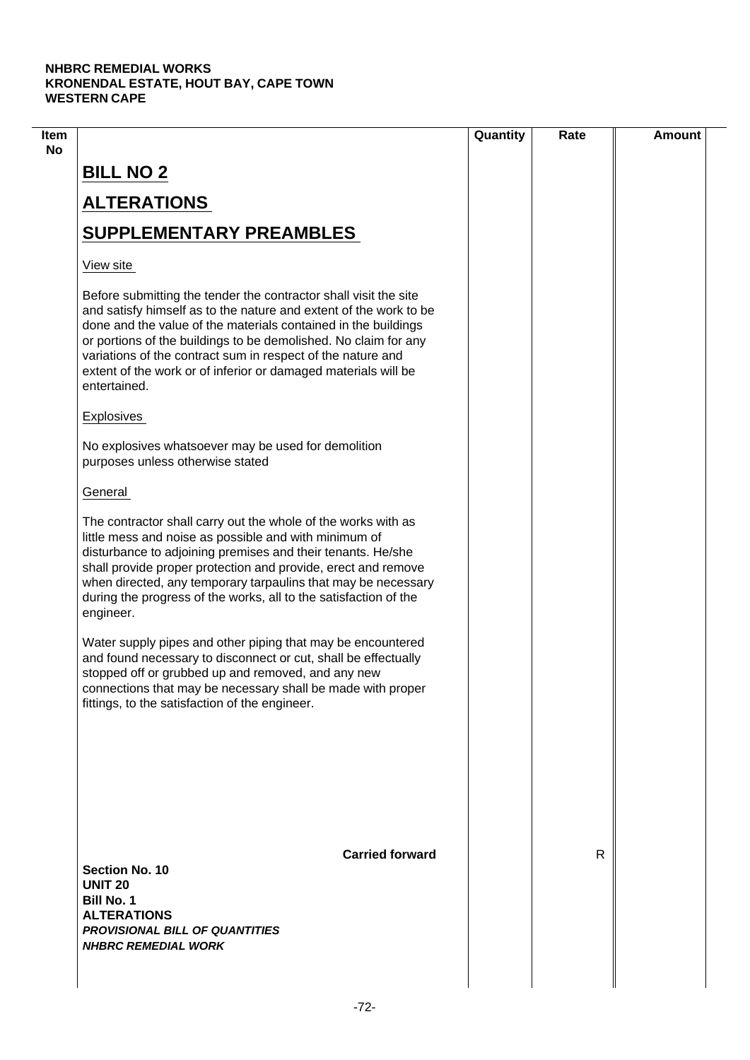NHBRC REMEDIAL WORKS
KRONENDAL ESTATE, HOUT BAY, CAPE TOWN
WESTERN CAPE

| Item No | | Quantity | Rate | Amount |
|---|---|---|---|---|
| | **BILL NO 2** | | | |
| | **ALTERATIONS** | | | |
| | **SUPPLEMENTARY PREAMBLES** | | | |
| | View site | | | |
| | Before submitting the tender the contractor shall visit the site and satisfy himself as to the nature and extent of the work to be done and the value of the materials contained in the buildings or portions of the buildings to be demolished. No claim for any variations of the contract sum in respect of the nature and extent of the work or of inferior or damaged materials will be entertained. | | | |
| | Explosives | | | |
| | No explosives whatsoever may be used for demolition purposes unless otherwise stated | | | |
| | General | | | |
| | The contractor shall carry out the whole of the works with as little mess and noise as possible and with minimum of disturbance to adjoining premises and their tenants. He/she shall provide proper protection and provide, erect and remove when directed, any temporary tarpaulins that may be necessary during the progress of the works, all to the satisfaction of the engineer. | | | |
| | Water supply pipes and other piping that may be encountered and found necessary to disconnect or cut, shall be effectually stopped off or grubbed up and removed, and any new connections that may be necessary shall be made with proper fittings, to the satisfaction of the engineer. | | | |
| | **Carried forward** | | R | |

**Section No. 10**
**UNIT 20**
**Bill No. 1**
**ALTERATIONS**
***PROVISIONAL BILL OF QUANTITIES***
***NHBRC REMEDIAL WORK***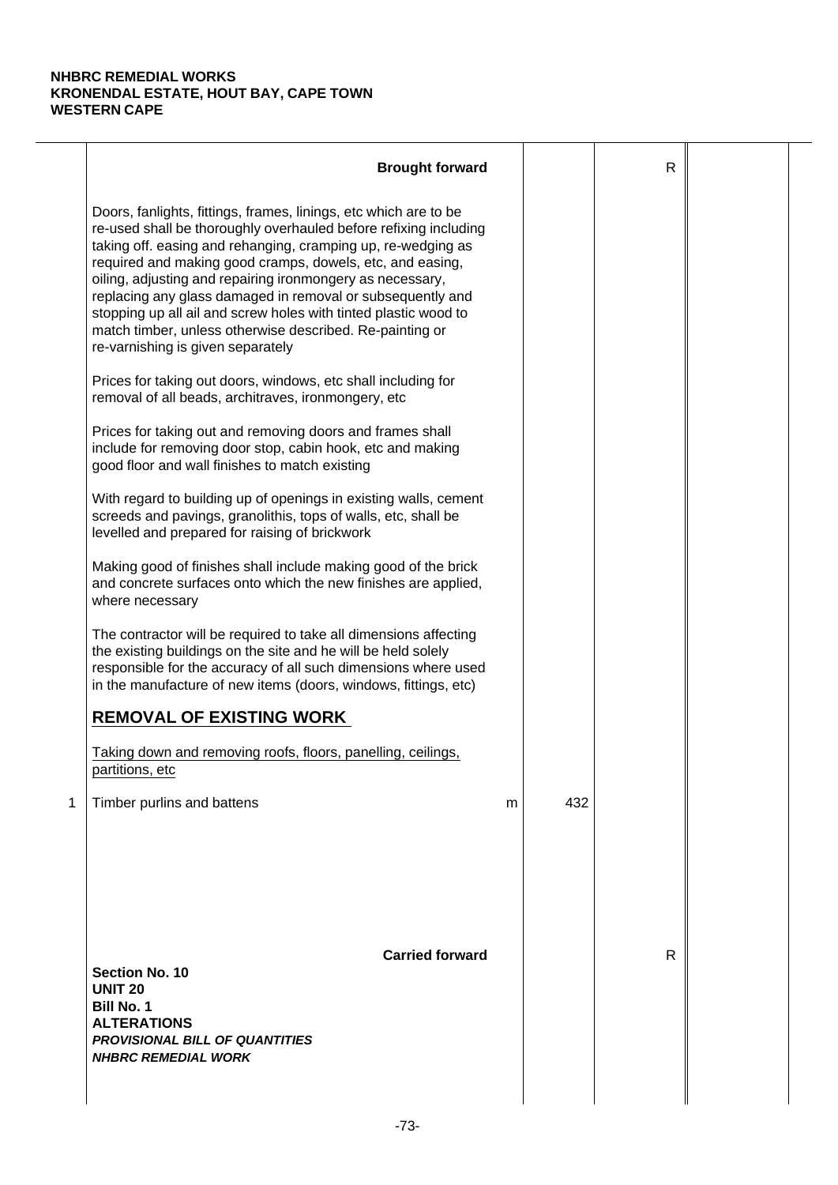**NHBRC REMEDIAL WORKS**
**KRONENDAL ESTATE, HOUT BAY, CAPE TOWN**
**WESTERN CAPE**

| | Description | Unit | Qty | Rate | Amount |
|---|---|---|---|---|---|
| | **Brought forward** | | | R | |
| | Doors, fanlights, fittings, frames, linings, etc which are to be re-used shall be thoroughly overhauled before refixing including taking off. easing and rehanging, cramping up, re-wedging as required and making good cramps, dowels, etc, and easing, oiling, adjusting and repairing ironmongery as necessary, replacing any glass damaged in removal or subsequently and stopping up all ail and screw holes with tinted plastic wood to match timber, unless otherwise described. Re-painting or re-varnishing is given separately | | | | |
| | Prices for taking out doors, windows, etc shall including for removal of all beads, architraves, ironmongery, etc | | | | |
| | Prices for taking out and removing doors and frames shall include for removing door stop, cabin hook, etc and making good floor and wall finishes to match existing | | | | |
| | With regard to building up of openings in existing walls, cement screeds and pavings, granolithis, tops of walls, etc, shall be levelled and prepared for raising of brickwork | | | | |
| | Making good of finishes shall include making good of the brick and concrete surfaces onto which the new finishes are applied, where necessary | | | | |
| | The contractor will be required to take all dimensions affecting the existing buildings on the site and he will be held solely responsible for the accuracy of all such dimensions where used in the manufacture of new items (doors, windows, fittings, etc) | | | | |
| | **<u>REMOVAL OF EXISTING WORK</u>** | | | | |
| | <u>Taking down and removing roofs, floors, panelling, ceilings, partitions, etc</u> | | | | |
| 1 | Timber purlins and battens | m | 432 | | |
| | **Carried forward** | | | R | |

**Section No. 10**
**UNIT 20**
**Bill No. 1**
**ALTERATIONS**
***PROVISIONAL BILL OF QUANTITIES***
***NHBRC REMEDIAL WORK***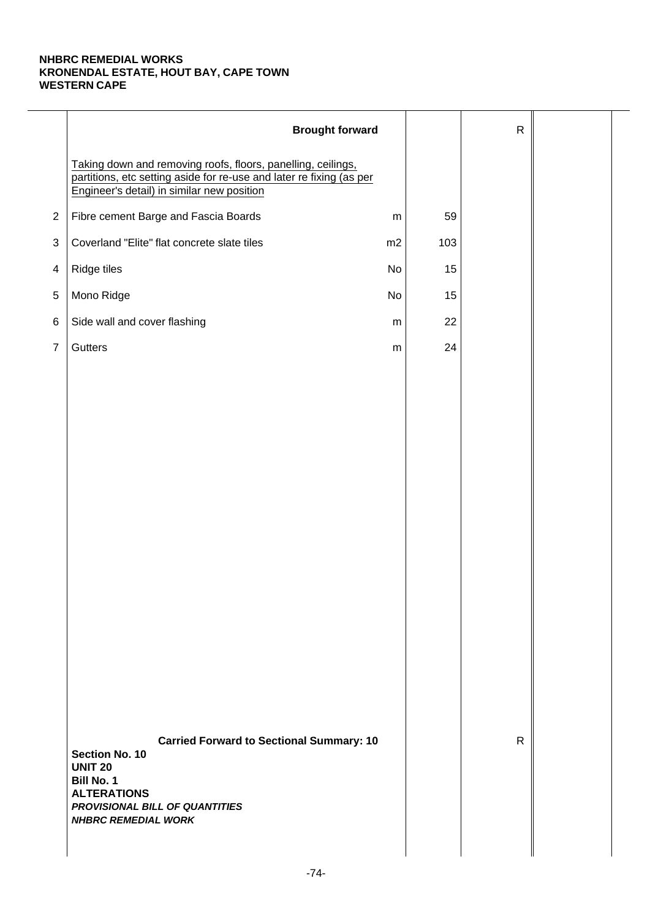**NHBRC REMEDIAL WORKS**
**KRONENDAL ESTATE, HOUT BAY, CAPE TOWN**
**WESTERN CAPE**

| | Description | Unit | Qty | Rate | Amount |
|---|---|---|---|---|---|
| | **Brought forward** | | | R | |
| | Taking down and removing roofs, floors, panelling, ceilings, partitions, etc setting aside for re-use and later re fixing (as per Engineer's detail) in similar new position | | | | |
| 2 | Fibre cement Barge and Fascia Boards | m | 59 | | |
| 3 | Coverland "Elite" flat concrete slate tiles | m2 | 103 | | |
| 4 | Ridge tiles | No | 15 | | |
| 5 | Mono Ridge | No | 15 | | |
| 6 | Side wall and cover flashing | m | 22 | | |
| 7 | Gutters | m | 24 | | |
| | **Carried Forward to Sectional Summary: 10** | | | R | |

**Section No. 10**
**UNIT 20**
**Bill No. 1**
**ALTERATIONS**
***PROVISIONAL BILL OF QUANTITIES***
***NHBRC REMEDIAL WORK***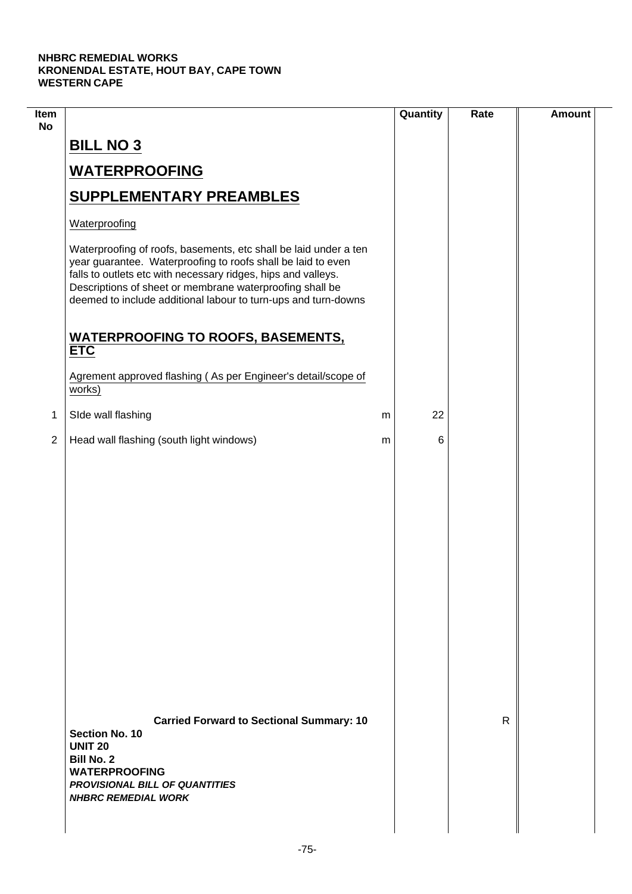**NHBRC REMEDIAL WORKS**
**KRONENDAL ESTATE, HOUT BAY, CAPE TOWN**
**WESTERN CAPE**

| Item No | | | Quantity | Rate | Amount |
|---|---|---|---|---|---|
| | **BILL NO 3** | | | | |
| | **WATERPROOFING** | | | | |
| | **SUPPLEMENTARY PREAMBLES** | | | | |
| | Waterproofing | | | | |
| | Waterproofing of roofs, basements, etc shall be laid under a ten year guarantee. Waterproofing to roofs shall be laid to even falls to outlets etc with necessary ridges, hips and valleys. Descriptions of sheet or membrane waterproofing shall be deemed to include additional labour to turn-ups and turn-downs | | | | |
| | **WATERPROOFING TO ROOFS, BASEMENTS, ETC** | | | | |
| | Agrement approved flashing ( As per Engineer's detail/scope of works) | | | | |
| 1 | SIde wall flashing | m | 22 | | |
| 2 | Head wall flashing (south light windows) | m | 6 | | |
| | **Carried Forward to Sectional Summary: 10** | | | R | |

**Section No. 10**
**UNIT 20**
**Bill No. 2**
**WATERPROOFING**
***PROVISIONAL BILL OF QUANTITIES***
***NHBRC REMEDIAL WORK***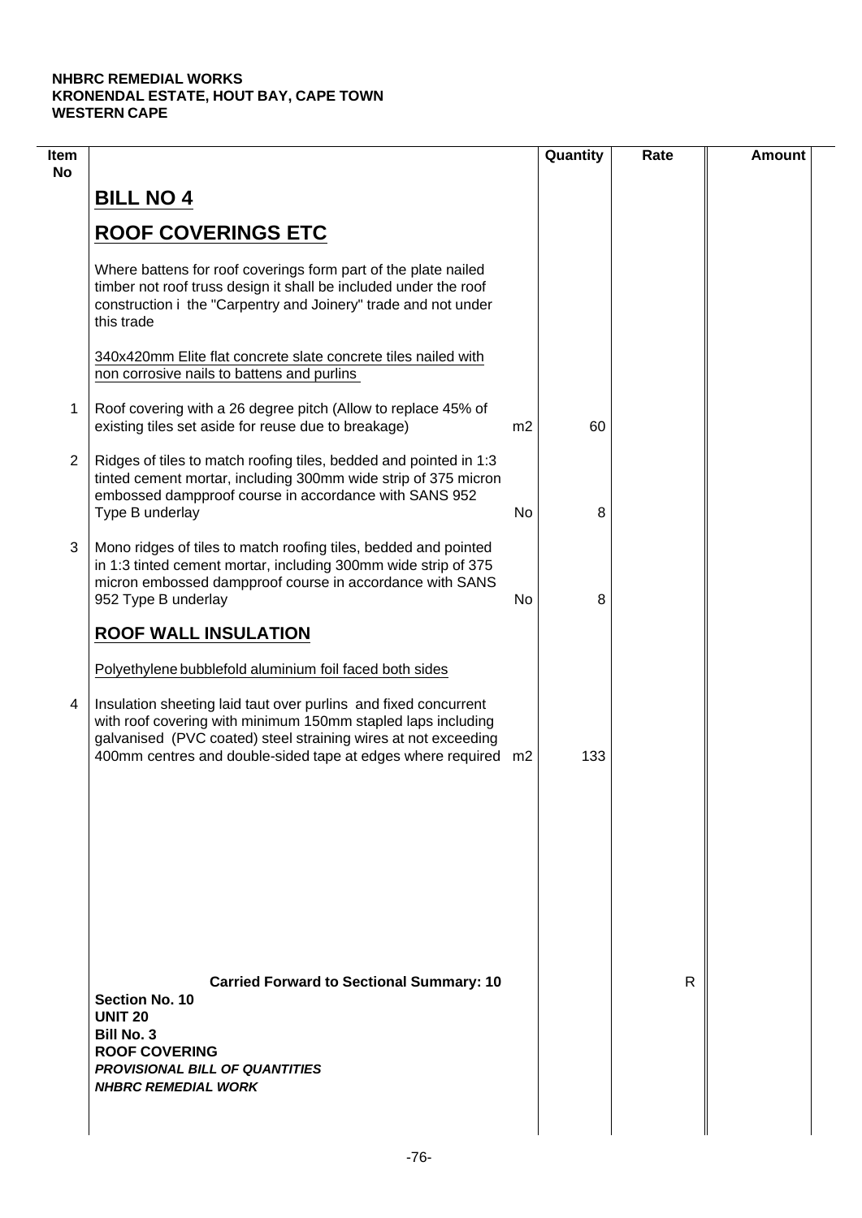**NHBRC REMEDIAL WORKS**
**KRONENDAL ESTATE, HOUT BAY, CAPE TOWN**
**WESTERN CAPE**

| Item No | | | Quantity | Rate | Amount |
|---|---|---|---|---|---|
| | **BILL NO 4** | | | | |
| | **ROOF COVERINGS ETC** | | | | |
| | Where battens for roof coverings form part of the plate nailed timber not roof truss design it shall be included under the roof construction i the "Carpentry and Joinery" trade and not under this trade | | | | |
| | 340x420mm Elite flat concrete slate concrete tiles nailed with non corrosive nails to battens and purlins | | | | |
| 1 | Roof covering with a 26 degree pitch (Allow to replace 45% of existing tiles set aside for reuse due to breakage) | m2 | 60 | | |
| 2 | Ridges of tiles to match roofing tiles, bedded and pointed in 1:3 tinted cement mortar, including 300mm wide strip of 375 micron embossed dampproof course in accordance with SANS 952 Type B underlay | No | 8 | | |
| 3 | Mono ridges of tiles to match roofing tiles, bedded and pointed in 1:3 tinted cement mortar, including 300mm wide strip of 375 micron embossed dampproof course in accordance with SANS 952 Type B underlay | No | 8 | | |
| | **ROOF WALL INSULATION** | | | | |
| | Polyethylene bubblefold aluminium foil faced both sides | | | | |
| 4 | Insulation sheeting laid taut over purlins and fixed concurrent with roof covering with minimum 150mm stapled laps including galvanised (PVC coated) steel straining wires at not exceeding 400mm centres and double-sided tape at edges where required | m2 | 133 | | |
| | **Carried Forward to Sectional Summary: 10** | | | R | |

**Section No. 10**
**UNIT 20**
**Bill No. 3**
**ROOF COVERING**
***PROVISIONAL BILL OF QUANTITIES***
***NHBRC REMEDIAL WORK***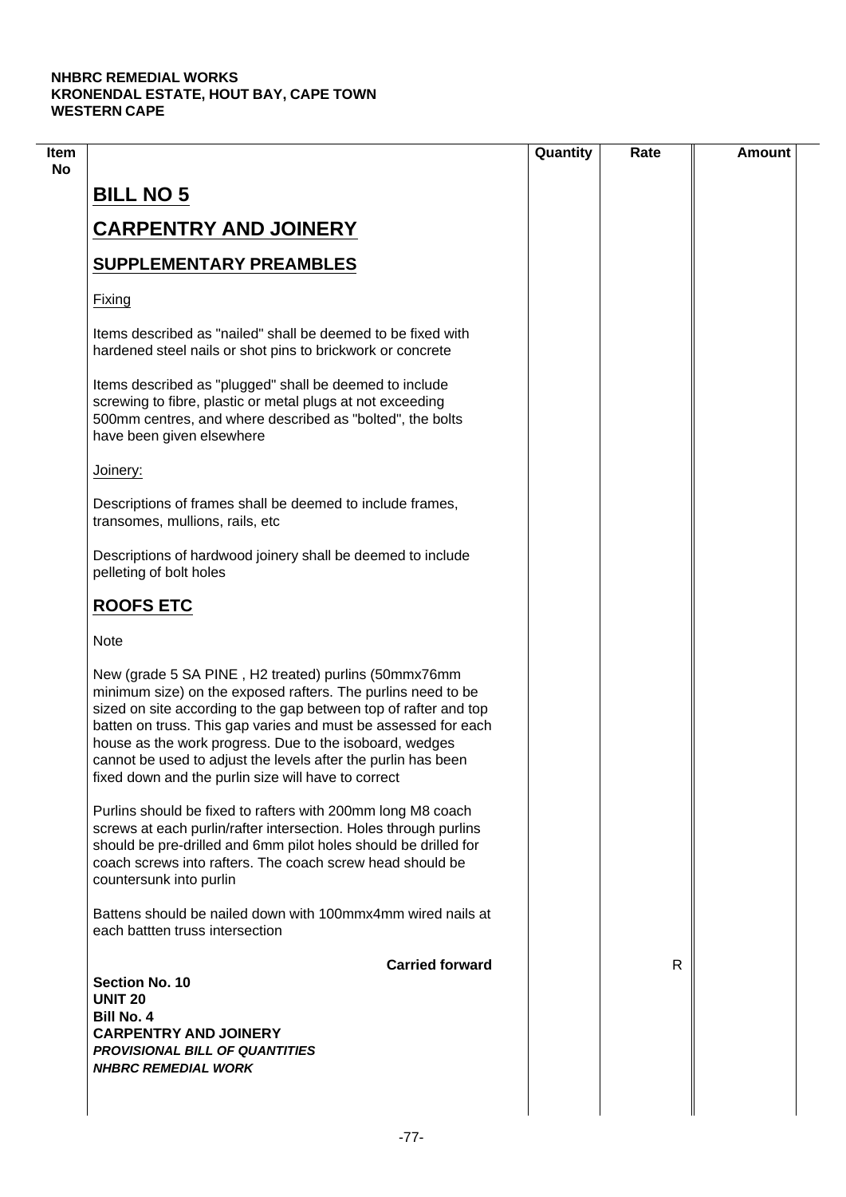**NHBRC REMEDIAL WORKS**
**KRONENDAL ESTATE, HOUT BAY, CAPE TOWN**
**WESTERN CAPE**

| Item No | | Quantity | Rate | Amount |
|---|---|---|---|---|

# BILL NO 5

## CARPENTRY AND JOINERY

### SUPPLEMENTARY PREAMBLES

Fixing

Items described as "nailed" shall be deemed to be fixed with hardened steel nails or shot pins to brickwork or concrete

Items described as "plugged" shall be deemed to include screwing to fibre, plastic or metal plugs at not exceeding 500mm centres, and where described as "bolted", the bolts have been given elsewhere

Joinery:

Descriptions of frames shall be deemed to include frames, transomes, mullions, rails, etc

Descriptions of hardwood joinery shall be deemed to include pelleting of bolt holes

### ROOFS ETC

Note

New (grade 5 SA PINE , H2 treated) purlins (50mmx76mm minimum size) on the exposed rafters. The purlins need to be sized on site according to the gap between top of rafter and top batten on truss. This gap varies and must be assessed for each house as the work progress. Due to the isoboard, wedges cannot be used to adjust the levels after the purlin has been fixed down and the purlin size will have to correct

Purlins should be fixed to rafters with 200mm long M8 coach screws at each purlin/rafter intersection. Holes through purlins should be pre-drilled and 6mm pilot holes should be drilled for coach screws into rafters. The coach screw head should be countersunk into purlin

Battens should be nailed down with 100mmx4mm wired nails at each battten truss intersection

**Carried forward** R

**Section No. 10**
**UNIT 20**
**Bill No. 4**
**CARPENTRY AND JOINERY**
***PROVISIONAL BILL OF QUANTITIES***
***NHBRC REMEDIAL WORK***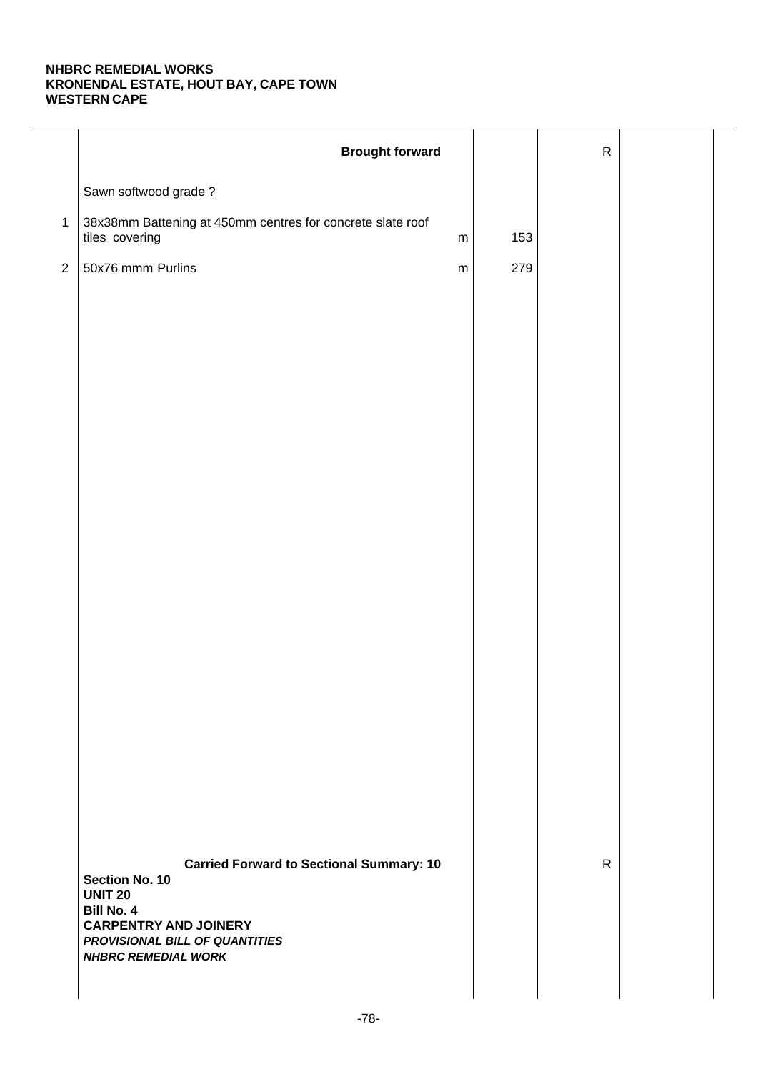**NHBRC REMEDIAL WORKS**
**KRONENDAL ESTATE, HOUT BAY, CAPE TOWN**
**WESTERN CAPE**

| | Description | Unit | Qty | Rate | Amount |
|---|---|---|---|---|---|
| | **Brought forward** | | | R | |
| | Sawn softwood grade ? | | | | |
| 1 | 38x38mm Battening at 450mm centres for concrete slate roof tiles covering | m | 153 | | |
| 2 | 50x76 mmm Purlins | m | 279 | | |
| | **Carried Forward to Sectional Summary: 10** | | | R | |

**Section No. 10**
**UNIT 20**
**Bill No. 4**
**CARPENTRY AND JOINERY**
***PROVISIONAL BILL OF QUANTITIES***
***NHBRC REMEDIAL WORK***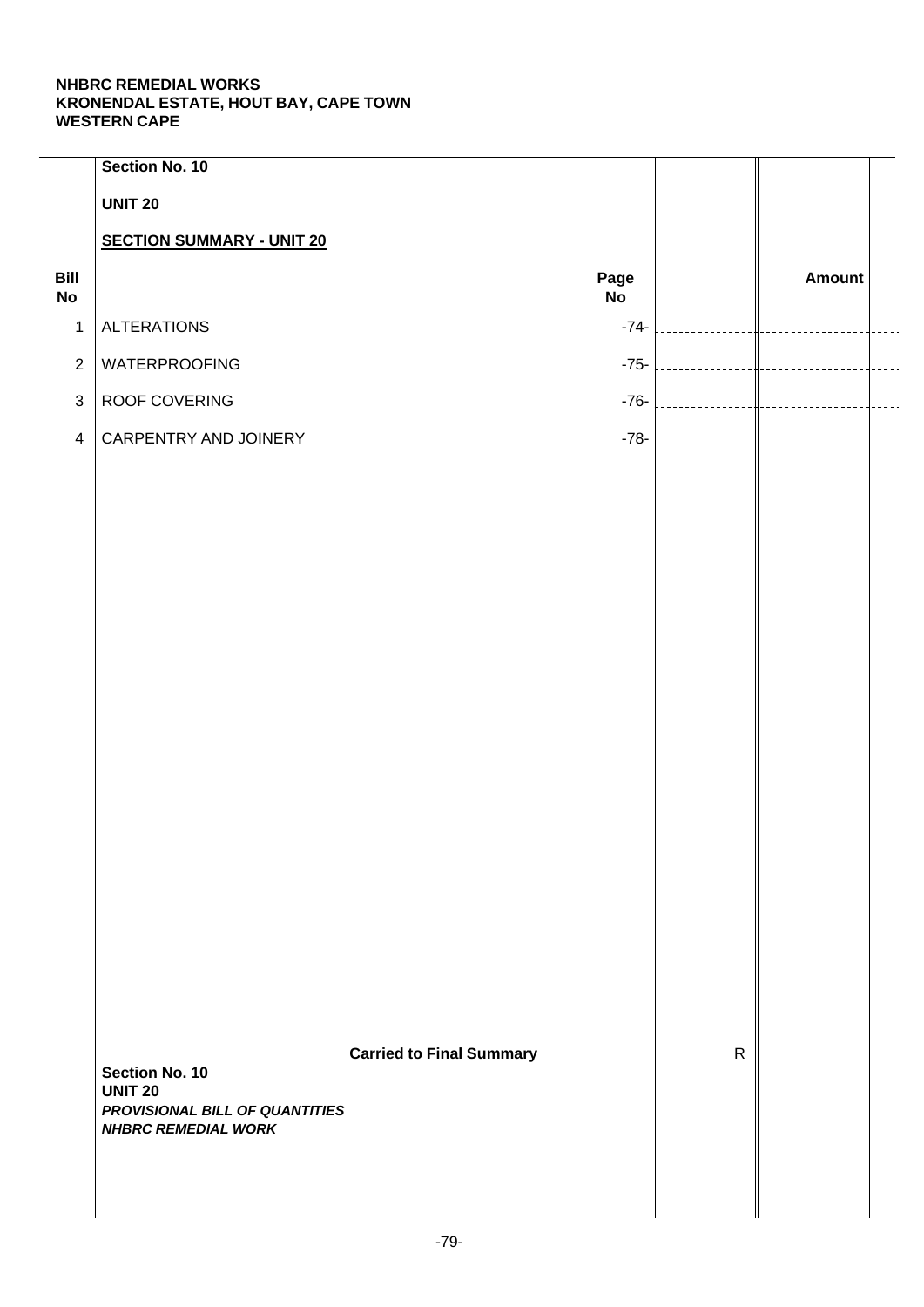**NHBRC REMEDIAL WORKS**
**KRONENDAL ESTATE, HOUT BAY, CAPE TOWN**
**WESTERN CAPE**

**Section No. 10**

**UNIT 20**

**SECTION SUMMARY - UNIT 20**

| Bill No | | Page No | | Amount |
|---|---|---|---|---|
| 1 | ALTERATIONS | -74- | | |
| 2 | WATERPROOFING | -75- | | |
| 3 | ROOF COVERING | -76- | | |
| 4 | CARPENTRY AND JOINERY | -78- | | |
| | **Carried to Final Summary** | | R | |

**Section No. 10**
**UNIT 20**
***PROVISIONAL BILL OF QUANTITIES***
***NHBRC REMEDIAL WORK***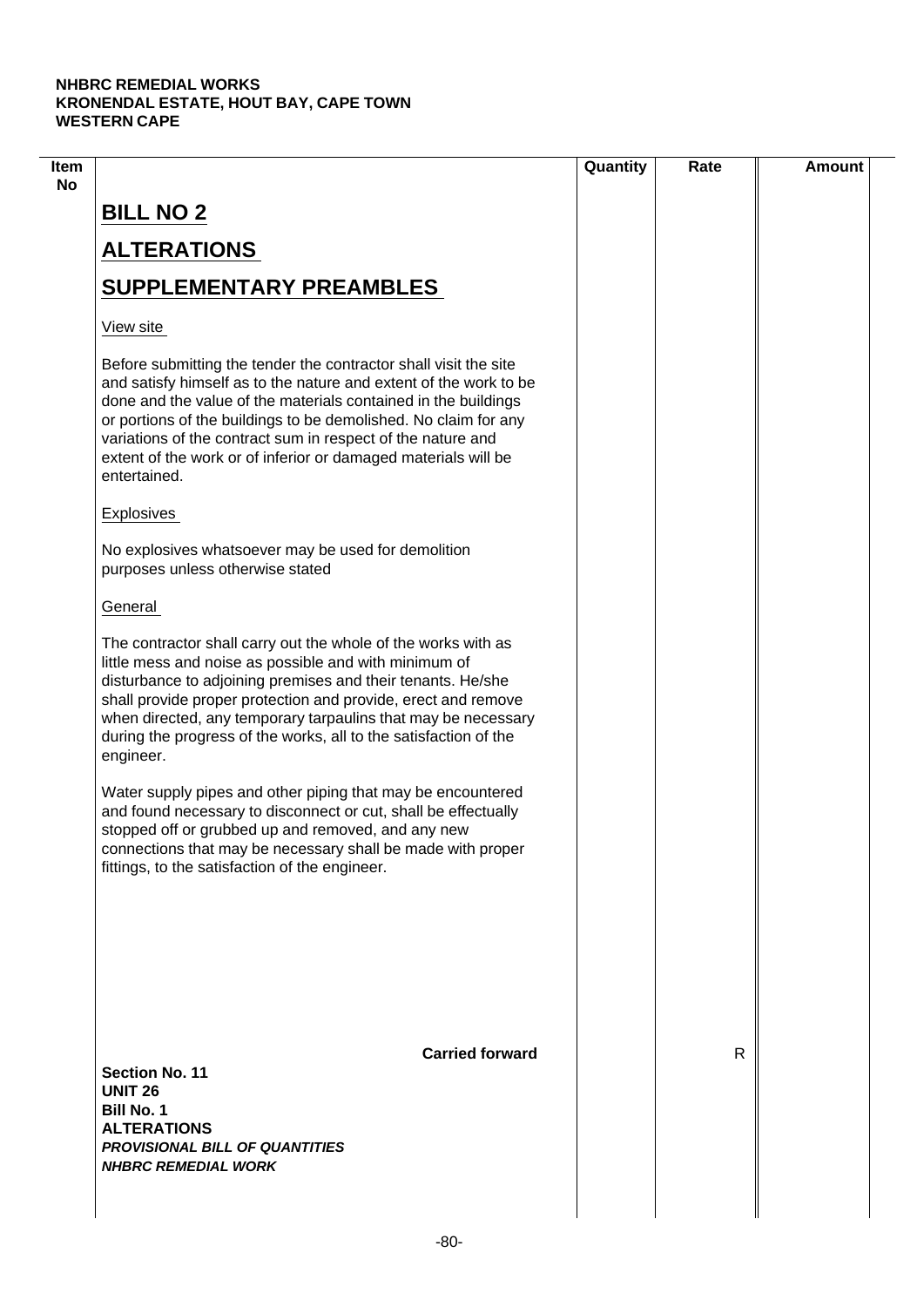NHBRC REMEDIAL WORKS
KRONENDAL ESTATE, HOUT BAY, CAPE TOWN
WESTERN CAPE

| Item No | | Quantity | Rate | Amount |
|---|---|---|---|---|

# BILL NO 2

## ALTERATIONS

## SUPPLEMENTARY PREAMBLES

View site

Before submitting the tender the contractor shall visit the site and satisfy himself as to the nature and extent of the work to be done and the value of the materials contained in the buildings or portions of the buildings to be demolished. No claim for any variations of the contract sum in respect of the nature and extent of the work or of inferior or damaged materials will be entertained.

Explosives

No explosives whatsoever may be used for demolition purposes unless otherwise stated

General

The contractor shall carry out the whole of the works with as little mess and noise as possible and with minimum of disturbance to adjoining premises and their tenants. He/she shall provide proper protection and provide, erect and remove when directed, any temporary tarpaulins that may be necessary during the progress of the works, all to the satisfaction of the engineer.

Water supply pipes and other piping that may be encountered and found necessary to disconnect or cut, shall be effectually stopped off or grubbed up and removed, and any new connections that may be necessary shall be made with proper fittings, to the satisfaction of the engineer.

**Carried forward** R

**Section No. 11**
**UNIT 26**
**Bill No. 1**
**ALTERATIONS**
***PROVISIONAL BILL OF QUANTITIES***
***NHBRC REMEDIAL WORK***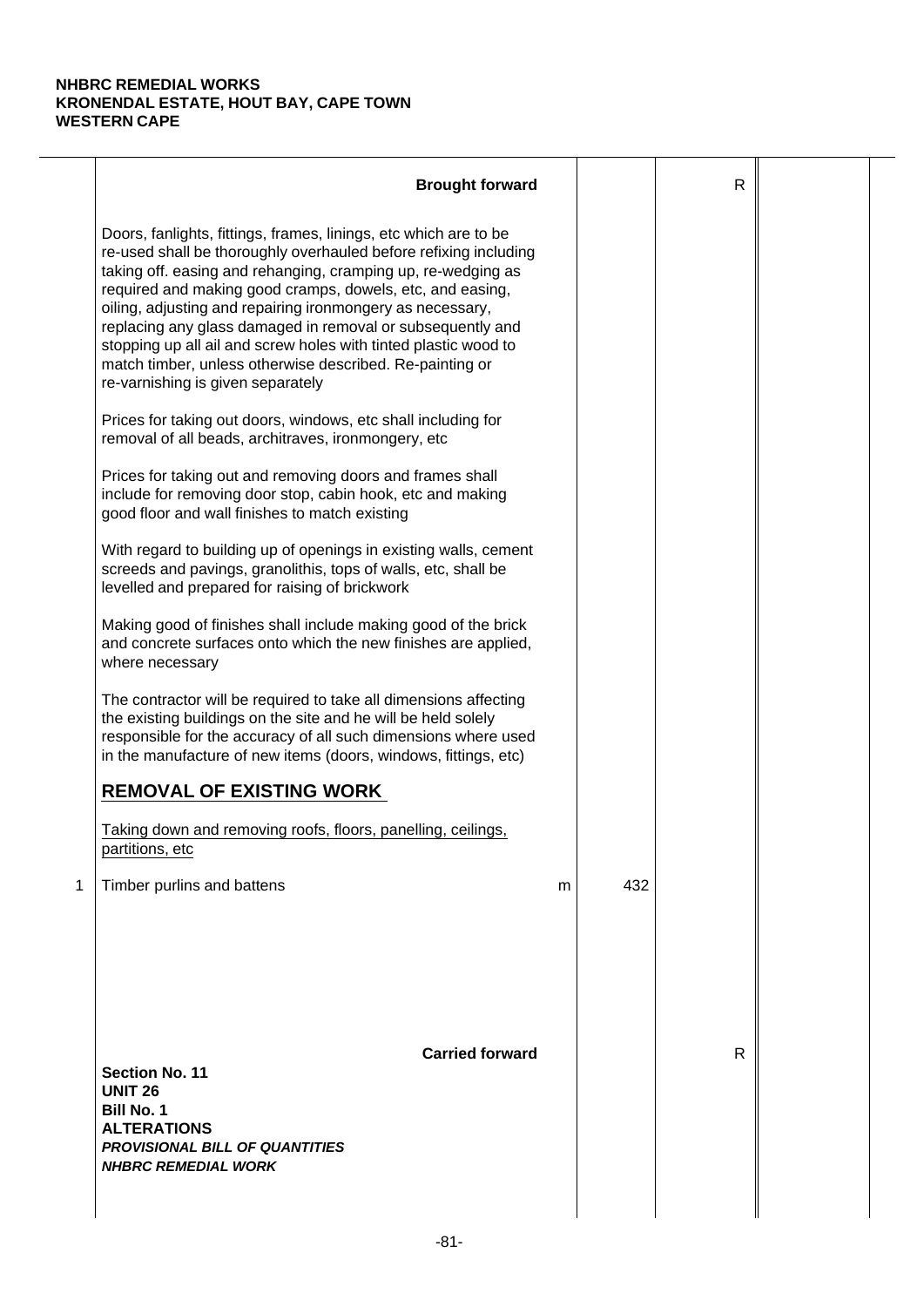**NHBRC REMEDIAL WORKS**
**KRONENDAL ESTATE, HOUT BAY, CAPE TOWN**
**WESTERN CAPE**

| | | | | | |
|---|---|---|---|---|---|
| | **Brought forward** | | | R | |
| | Doors, fanlights, fittings, frames, linings, etc which are to be re-used shall be thoroughly overhauled before refixing including taking off. easing and rehanging, cramping up, re-wedging as required and making good cramps, dowels, etc, and easing, oiling, adjusting and repairing ironmongery as necessary, replacing any glass damaged in removal or subsequently and stopping up all ail and screw holes with tinted plastic wood to match timber, unless otherwise described. Re-painting or re-varnishing is given separately | | | | |
| | Prices for taking out doors, windows, etc shall including for removal of all beads, architraves, ironmongery, etc | | | | |
| | Prices for taking out and removing doors and frames shall include for removing door stop, cabin hook, etc and making good floor and wall finishes to match existing | | | | |
| | With regard to building up of openings in existing walls, cement screeds and pavings, granolithis, tops of walls, etc, shall be levelled and prepared for raising of brickwork | | | | |
| | Making good of finishes shall include making good of the brick and concrete surfaces onto which the new finishes are applied, where necessary | | | | |
| | The contractor will be required to take all dimensions affecting the existing buildings on the site and he will be held solely responsible for the accuracy of all such dimensions where used in the manufacture of new items (doors, windows, fittings, etc) | | | | |
| | **REMOVAL OF EXISTING WORK** | | | | |
| | Taking down and removing roofs, floors, panelling, ceilings, partitions, etc | | | | |
| 1 | Timber purlins and battens | m | 432 | | |
| | **Carried forward** | | | R | |

**Section No. 11**
**UNIT 26**
**Bill No. 1**
**ALTERATIONS**
***PROVISIONAL BILL OF QUANTITIES***
***NHBRC REMEDIAL WORK***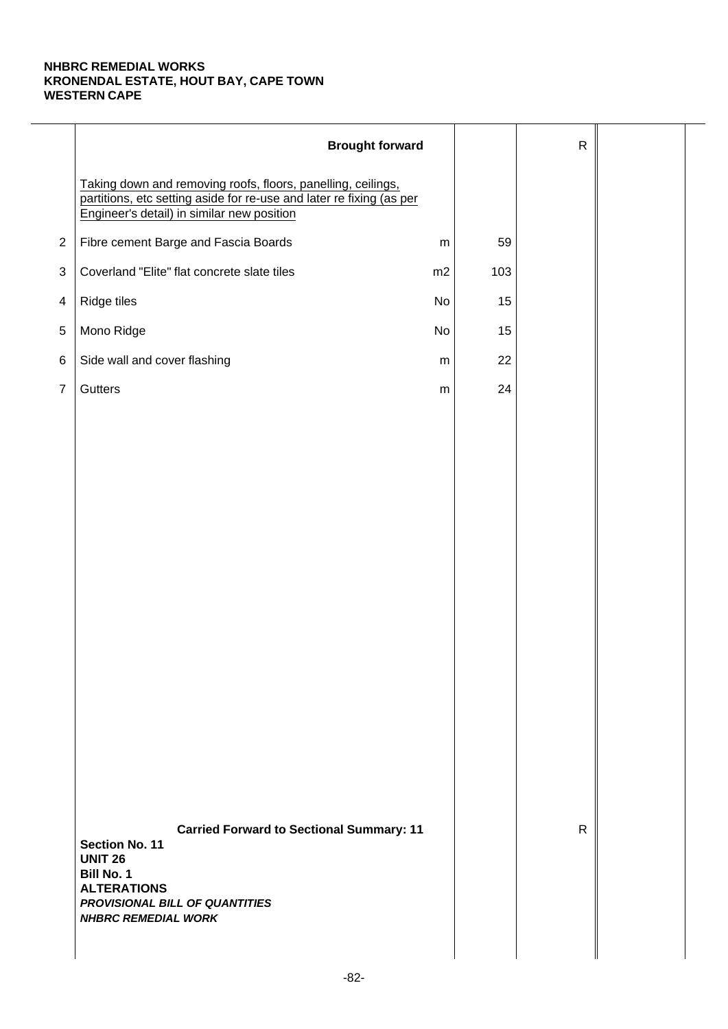**NHBRC REMEDIAL WORKS**
**KRONENDAL ESTATE, HOUT BAY, CAPE TOWN**
**WESTERN CAPE**

| | Description | Unit | Qty | Rate | Amount |
|---|---|---|---|---|---|
| | **Brought forward** | | | R | |
| | Taking down and removing roofs, floors, panelling, ceilings, partitions, etc setting aside for re-use and later re fixing (as per Engineer's detail) in similar new position | | | | |
| 2 | Fibre cement Barge and Fascia Boards | m | 59 | | |
| 3 | Coverland "Elite" flat concrete slate tiles | m2 | 103 | | |
| 4 | Ridge tiles | No | 15 | | |
| 5 | Mono Ridge | No | 15 | | |
| 6 | Side wall and cover flashing | m | 22 | | |
| 7 | Gutters | m | 24 | | |
| | **Carried Forward to Sectional Summary: 11** | | | R | |

**Section No. 11**
**UNIT 26**
**Bill No. 1**
**ALTERATIONS**
***PROVISIONAL BILL OF QUANTITIES***
***NHBRC REMEDIAL WORK***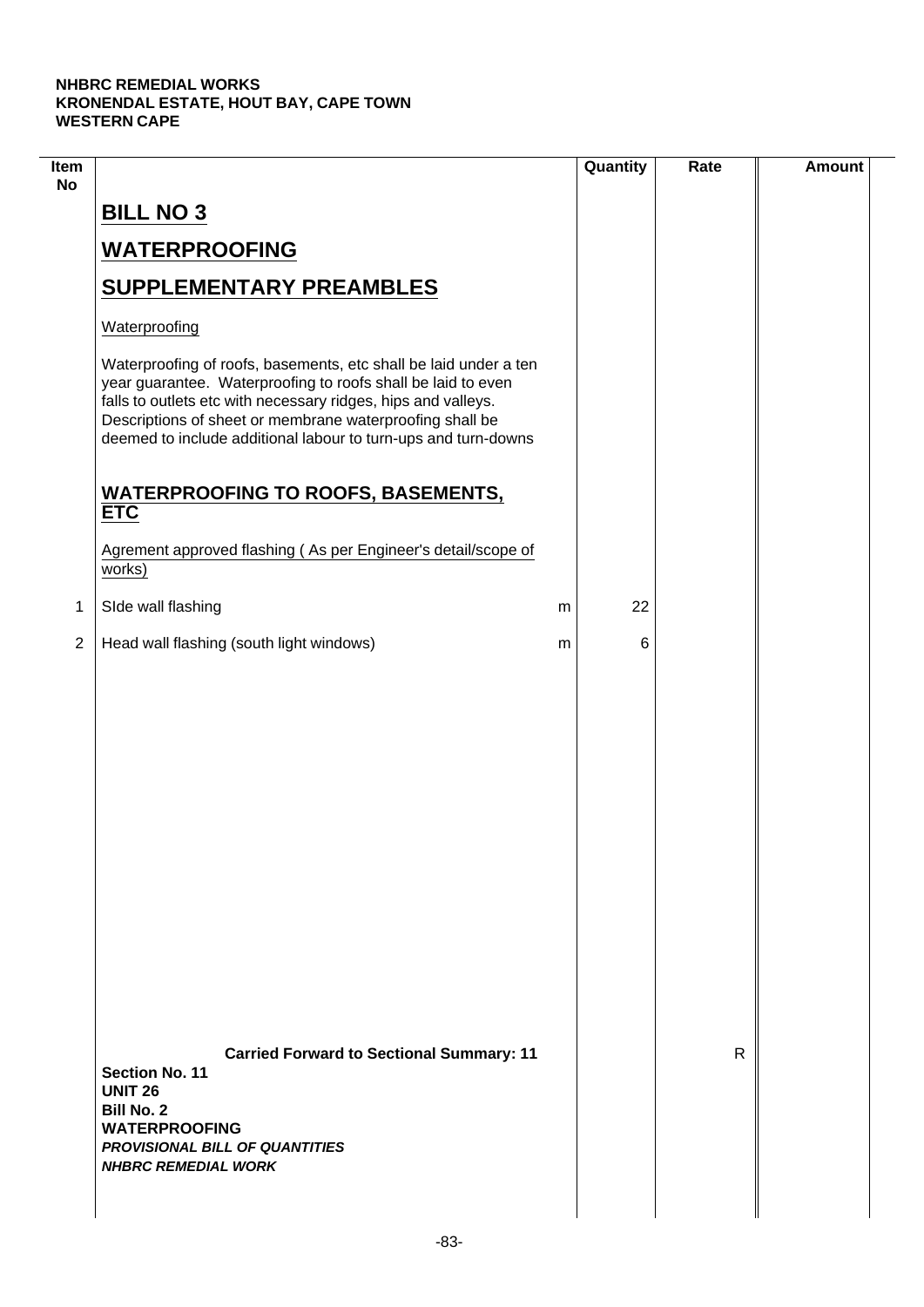**NHBRC REMEDIAL WORKS**
**KRONENDAL ESTATE, HOUT BAY, CAPE TOWN**
**WESTERN CAPE**

| Item No | | | Quantity | Rate | Amount |
|---|---|---|---|---|---|
| | **BILL NO 3** | | | | |
| | **WATERPROOFING** | | | | |
| | **SUPPLEMENTARY PREAMBLES** | | | | |
| | Waterproofing | | | | |
| | Waterproofing of roofs, basements, etc shall be laid under a ten year guarantee. Waterproofing to roofs shall be laid to even falls to outlets etc with necessary ridges, hips and valleys. Descriptions of sheet or membrane waterproofing shall be deemed to include additional labour to turn-ups and turn-downs | | | | |
| | **WATERPROOFING TO ROOFS, BASEMENTS, ETC** | | | | |
| | Agrement approved flashing ( As per Engineer's detail/scope of works) | | | | |
| 1 | SIde wall flashing | m | 22 | | |
| 2 | Head wall flashing (south light windows) | m | 6 | | |
| | **Carried Forward to Sectional Summary: 11** | | | R | |

**Section No. 11**
**UNIT 26**
**Bill No. 2**
**WATERPROOFING**
***PROVISIONAL BILL OF QUANTITIES***
***NHBRC REMEDIAL WORK***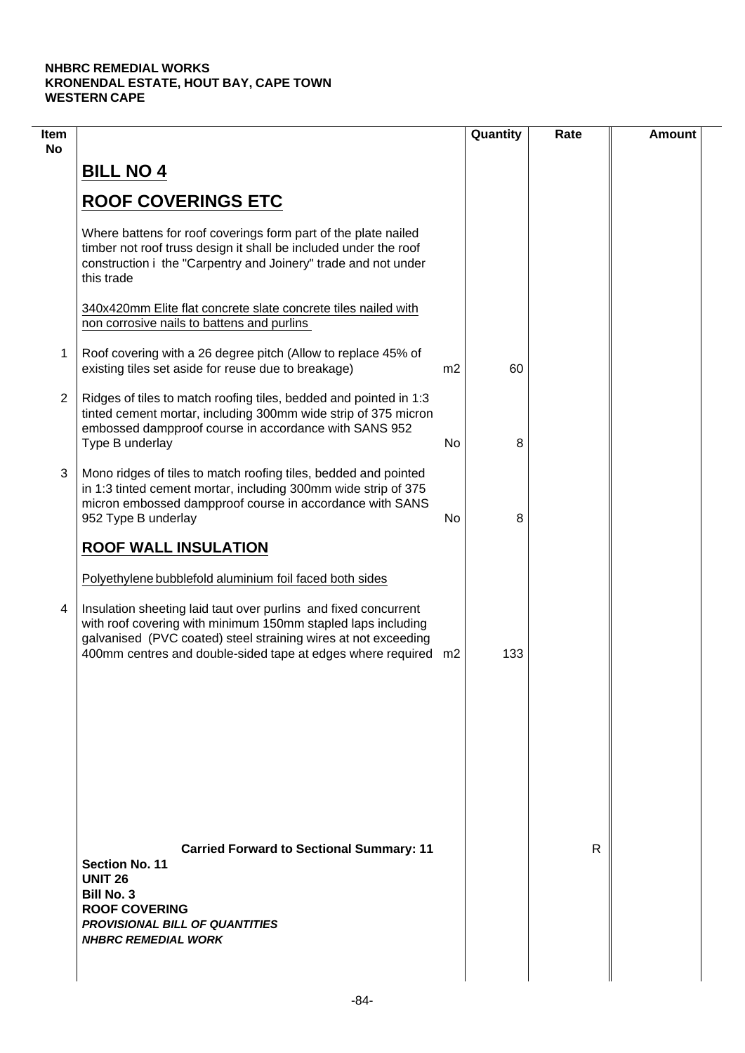**NHBRC REMEDIAL WORKS**
**KRONENDAL ESTATE, HOUT BAY, CAPE TOWN**
**WESTERN CAPE**

| Item No | | | Quantity | Rate | Amount |
|---|---|---|---|---|---|
| | **BILL NO 4** | | | | |
| | **ROOF COVERINGS ETC** | | | | |
| | Where battens for roof coverings form part of the plate nailed timber not roof truss design it shall be included under the roof construction i the "Carpentry and Joinery" trade and not under this trade | | | | |
| | 340x420mm Elite flat concrete slate concrete tiles nailed with non corrosive nails to battens and purlins | | | | |
| 1 | Roof covering with a 26 degree pitch (Allow to replace 45% of existing tiles set aside for reuse due to breakage) | m2 | 60 | | |
| 2 | Ridges of tiles to match roofing tiles, bedded and pointed in 1:3 tinted cement mortar, including 300mm wide strip of 375 micron embossed dampproof course in accordance with SANS 952 Type B underlay | No | 8 | | |
| 3 | Mono ridges of tiles to match roofing tiles, bedded and pointed in 1:3 tinted cement mortar, including 300mm wide strip of 375 micron embossed dampproof course in accordance with SANS 952 Type B underlay | No | 8 | | |
| | **ROOF WALL INSULATION** | | | | |
| | Polyethylene bubblefold aluminium foil faced both sides | | | | |
| 4 | Insulation sheeting laid taut over purlins and fixed concurrent with roof covering with minimum 150mm stapled laps including galvanised (PVC coated) steel straining wires at not exceeding 400mm centres and double-sided tape at edges where required | m2 | 133 | | |
| | **Carried Forward to Sectional Summary: 11** | | | R | |

**Section No. 11**
**UNIT 26**
**Bill No. 3**
**ROOF COVERING**
***PROVISIONAL BILL OF QUANTITIES***
***NHBRC REMEDIAL WORK***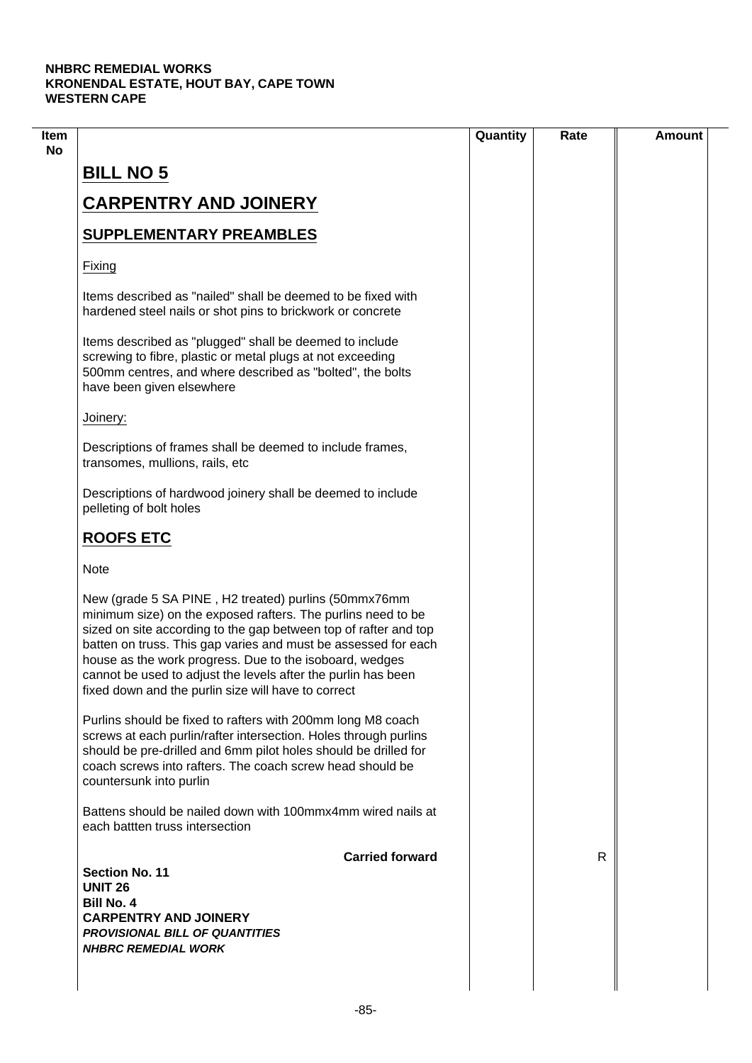**NHBRC REMEDIAL WORKS**
**KRONENDAL ESTATE, HOUT BAY, CAPE TOWN**
**WESTERN CAPE**

| Item No | | Quantity | Rate | Amount |
|---|---|---|---|---|

# BILL NO 5

# CARPENTRY AND JOINERY

## SUPPLEMENTARY PREAMBLES

Fixing

Items described as "nailed" shall be deemed to be fixed with hardened steel nails or shot pins to brickwork or concrete

Items described as "plugged" shall be deemed to include screwing to fibre, plastic or metal plugs at not exceeding 500mm centres, and where described as "bolted", the bolts have been given elsewhere

Joinery:

Descriptions of frames shall be deemed to include frames, transomes, mullions, rails, etc

Descriptions of hardwood joinery shall be deemed to include pelleting of bolt holes

## ROOFS ETC

Note

New (grade 5 SA PINE , H2 treated) purlins (50mmx76mm minimum size) on the exposed rafters. The purlins need to be sized on site according to the gap between top of rafter and top batten on truss. This gap varies and must be assessed for each house as the work progress. Due to the isoboard, wedges cannot be used to adjust the levels after the purlin has been fixed down and the purlin size will have to correct

Purlins should be fixed to rafters with 200mm long M8 coach screws at each purlin/rafter intersection. Holes through purlins should be pre-drilled and 6mm pilot holes should be drilled for coach screws into rafters. The coach screw head should be countersunk into purlin

Battens should be nailed down with 100mmx4mm wired nails at each battten truss intersection

| | Quantity | Rate | Amount |
|---|---|---|---|
| **Carried forward** | | R | |

**Section No. 11**
**UNIT 26**
**Bill No. 4**
**CARPENTRY AND JOINERY**
***PROVISIONAL BILL OF QUANTITIES***
***NHBRC REMEDIAL WORK***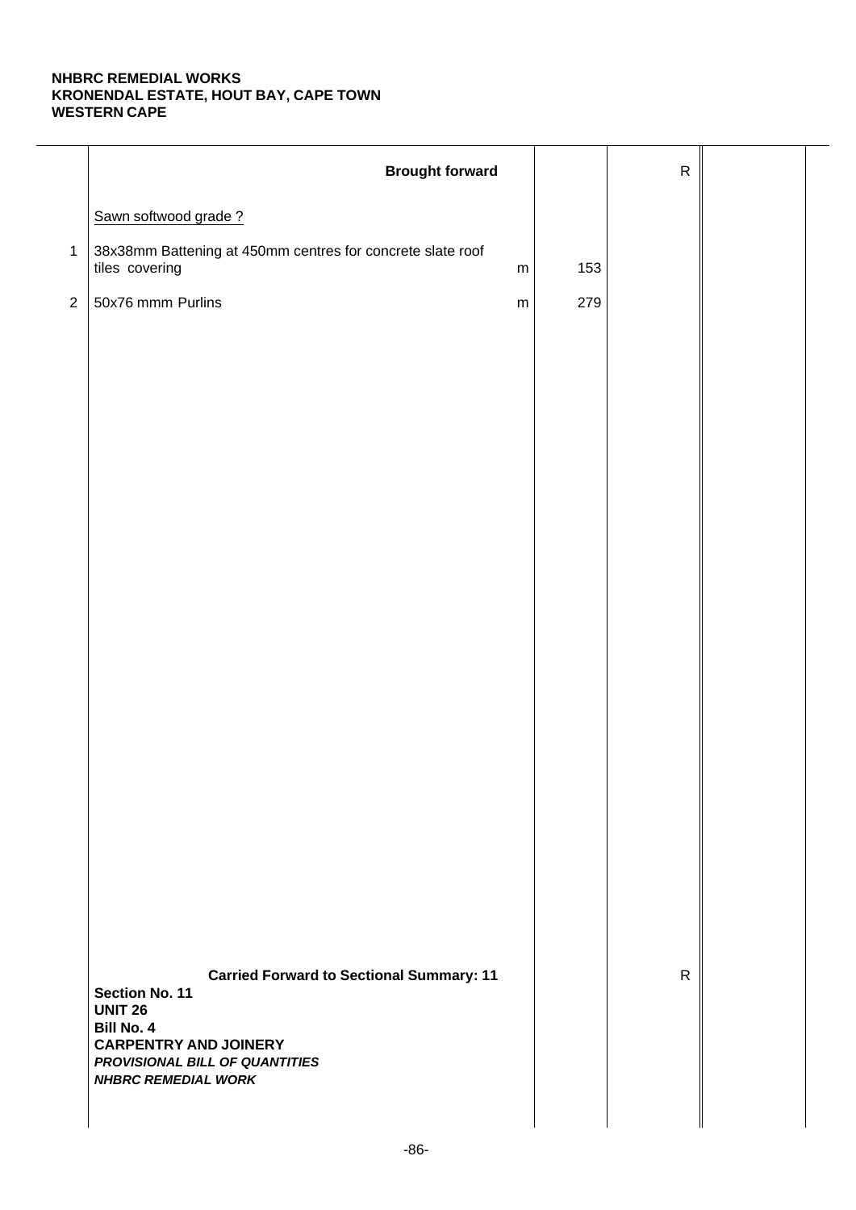**NHBRC REMEDIAL WORKS**
**KRONENDAL ESTATE, HOUT BAY, CAPE TOWN**
**WESTERN CAPE**

| | Description | Unit | Qty | Rate | Amount |
|---|---|---|---|---|---|
| | **Brought forward** | | | R | |
| | Sawn softwood grade ? | | | | |
| 1 | 38x38mm Battening at 450mm centres for concrete slate roof tiles covering | m | 153 | | |
| 2 | 50x76 mmm Purlins | m | 279 | | |
| | **Carried Forward to Sectional Summary: 11** | | | R | |

**Section No. 11**
**UNIT 26**
**Bill No. 4**
**CARPENTRY AND JOINERY**
***PROVISIONAL BILL OF QUANTITIES***
***NHBRC REMEDIAL WORK***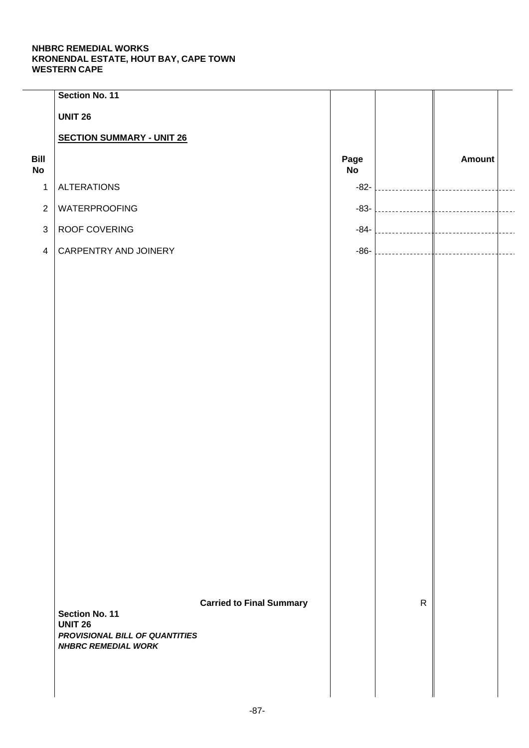**NHBRC REMEDIAL WORKS**
**KRONENDAL ESTATE, HOUT BAY, CAPE TOWN**
**WESTERN CAPE**

**Section No. 11**

**UNIT 26**

**SECTION SUMMARY - UNIT 26**

| Bill No | | Page No | | Amount |
|---|---|---|---|---|
| 1 | ALTERATIONS | -82- | | |
| 2 | WATERPROOFING | -83- | | |
| 3 | ROOF COVERING | -84- | | |
| 4 | CARPENTRY AND JOINERY | -86- | | |
| | **Carried to Final Summary** | | R | |

**Section No. 11**
**UNIT 26**
***PROVISIONAL BILL OF QUANTITIES***
***NHBRC REMEDIAL WORK***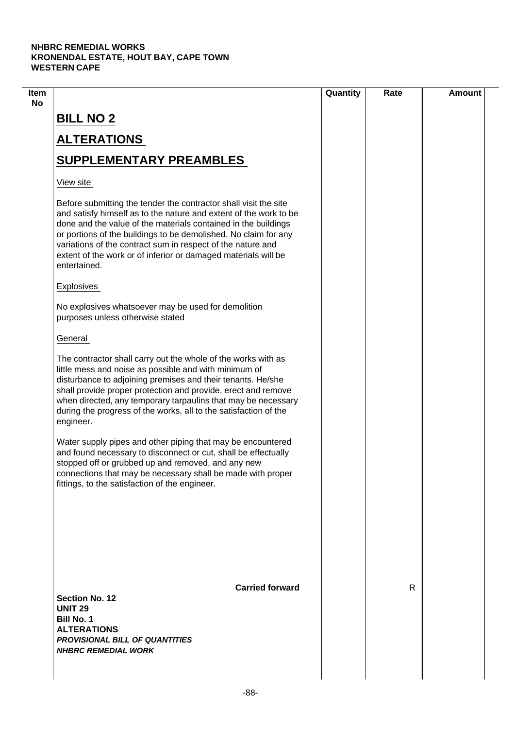| Item No | | Quantity | Rate | Amount |
|---|---|---|---|---|
| | **BILL NO 2** | | | |
| | **ALTERATIONS** | | | |
| | **SUPPLEMENTARY PREAMBLES** | | | |
| | View site | | | |
| | Before submitting the tender the contractor shall visit the site and satisfy himself as to the nature and extent of the work to be done and the value of the materials contained in the buildings or portions of the buildings to be demolished. No claim for any variations of the contract sum in respect of the nature and extent of the work or of inferior or damaged materials will be entertained. | | | |
| | Explosives | | | |
| | No explosives whatsoever may be used for demolition purposes unless otherwise stated | | | |
| | General | | | |
| | The contractor shall carry out the whole of the works with as little mess and noise as possible and with minimum of disturbance to adjoining premises and their tenants. He/she shall provide proper protection and provide, erect and remove when directed, any temporary tarpaulins that may be necessary during the progress of the works, all to the satisfaction of the engineer. | | | |
| | Water supply pipes and other piping that may be encountered and found necessary to disconnect or cut, shall be effectually stopped off or grubbed up and removed, and any new connections that may be necessary shall be made with proper fittings, to the satisfaction of the engineer. | | | |
| | **Carried forward** | | R | |

**Section No. 12**
**UNIT 29**
**Bill No. 1**
**ALTERATIONS**
***PROVISIONAL BILL OF QUANTITIES***
***NHBRC REMEDIAL WORK***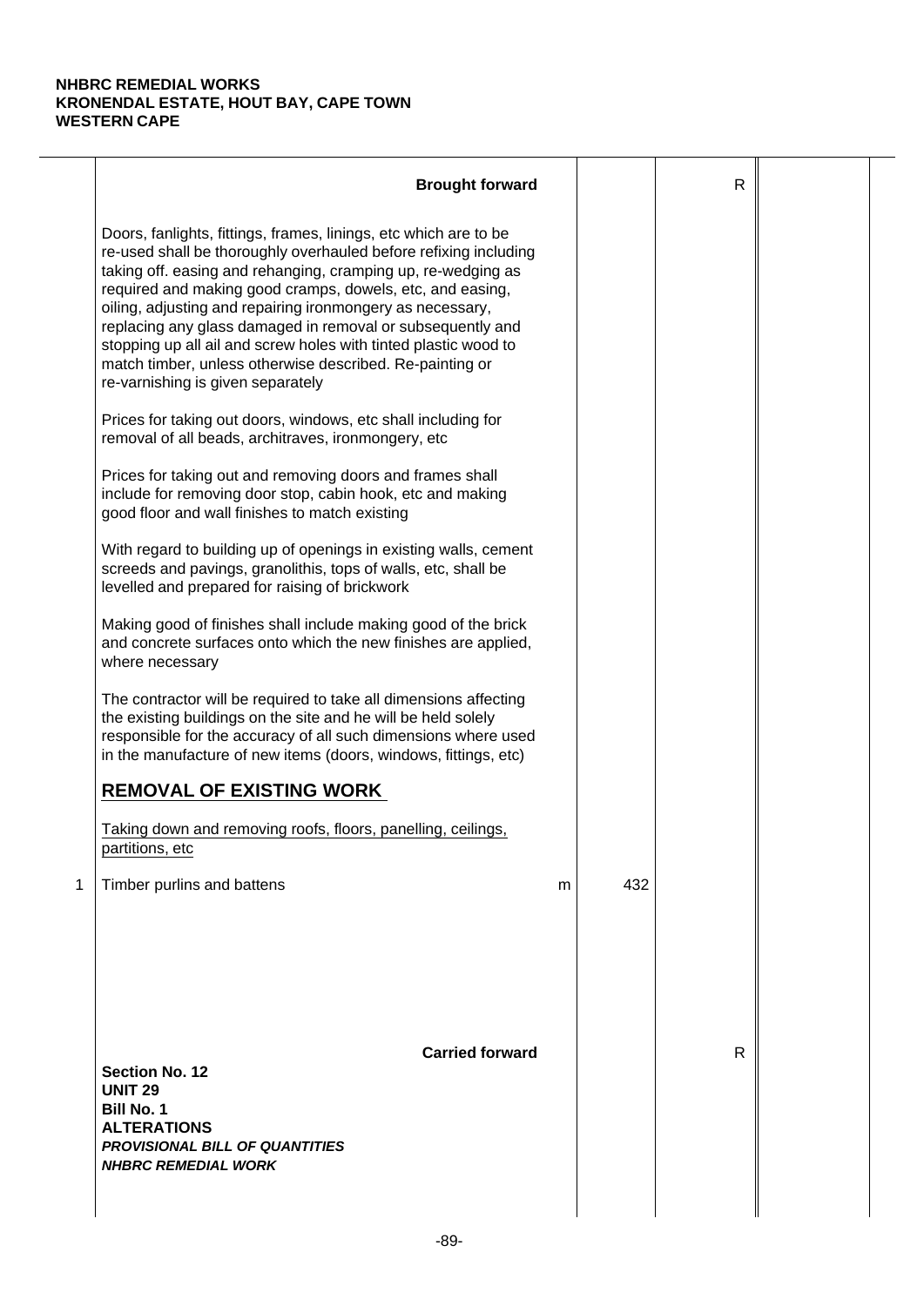**NHBRC REMEDIAL WORKS**
**KRONENDAL ESTATE, HOUT BAY, CAPE TOWN**
**WESTERN CAPE**

| | Description | Unit | Qty | Rate | Amount |
|---|---|---|---|---|---|
| | **Brought forward** | | | R | |
| | Doors, fanlights, fittings, frames, linings, etc which are to be re-used shall be thoroughly overhauled before refixing including taking off. easing and rehanging, cramping up, re-wedging as required and making good cramps, dowels, etc, and easing, oiling, adjusting and repairing ironmongery as necessary, replacing any glass damaged in removal or subsequently and stopping up all ail and screw holes with tinted plastic wood to match timber, unless otherwise described. Re-painting or re-varnishing is given separately | | | | |
| | Prices for taking out doors, windows, etc shall including for removal of all beads, architraves, ironmongery, etc | | | | |
| | Prices for taking out and removing doors and frames shall include for removing door stop, cabin hook, etc and making good floor and wall finishes to match existing | | | | |
| | With regard to building up of openings in existing walls, cement screeds and pavings, granolithis, tops of walls, etc, shall be levelled and prepared for raising of brickwork | | | | |
| | Making good of finishes shall include making good of the brick and concrete surfaces onto which the new finishes are applied, where necessary | | | | |
| | The contractor will be required to take all dimensions affecting the existing buildings on the site and he will be held solely responsible for the accuracy of all such dimensions where used in the manufacture of new items (doors, windows, fittings, etc) | | | | |
| | **REMOVAL OF EXISTING WORK** | | | | |
| | Taking down and removing roofs, floors, panelling, ceilings, partitions, etc | | | | |
| 1 | Timber purlins and battens | m | 432 | | |
| | **Carried forward** | | | R | |

**Section No. 12**
**UNIT 29**
**Bill No. 1**
**ALTERATIONS**
***PROVISIONAL BILL OF QUANTITIES***
***NHBRC REMEDIAL WORK***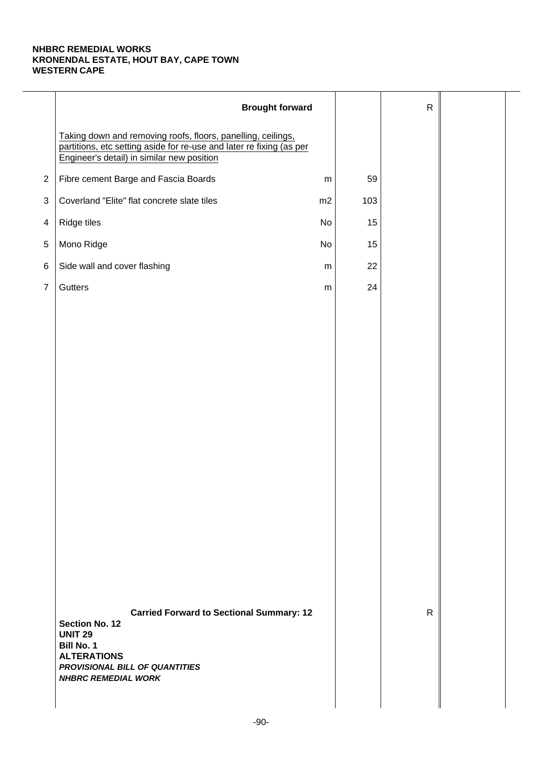**NHBRC REMEDIAL WORKS**
**KRONENDAL ESTATE, HOUT BAY, CAPE TOWN**
**WESTERN CAPE**

| | Description | Unit | Qty | Rate | Amount |
|---|---|---|---|---|---|
| | **Brought forward** | | | R | |
| | Taking down and removing roofs, floors, panelling, ceilings, partitions, etc setting aside for re-use and later re fixing (as per Engineer's detail) in similar new position | | | | |
| 2 | Fibre cement Barge and Fascia Boards | m | 59 | | |
| 3 | Coverland "Elite" flat concrete slate tiles | m2 | 103 | | |
| 4 | Ridge tiles | No | 15 | | |
| 5 | Mono Ridge | No | 15 | | |
| 6 | Side wall and cover flashing | m | 22 | | |
| 7 | Gutters | m | 24 | | |
| | **Carried Forward to Sectional Summary: 12** | | | R | |

**Section No. 12**
**UNIT 29**
**Bill No. 1**
**ALTERATIONS**
***PROVISIONAL BILL OF QUANTITIES***
***NHBRC REMEDIAL WORK***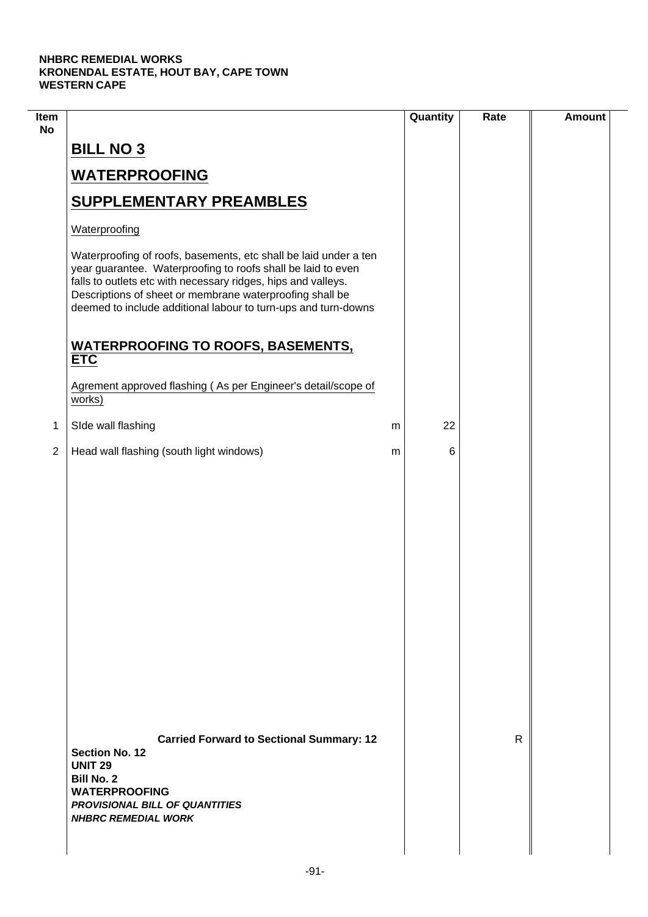**NHBRC REMEDIAL WORKS**
**KRONENDAL ESTATE, HOUT BAY, CAPE TOWN**
**WESTERN CAPE**

| Item No | | | Quantity | Rate | Amount |
|---|---|---|---|---|---|
| | **BILL NO 3** | | | | |
| | **WATERPROOFING** | | | | |
| | **SUPPLEMENTARY PREAMBLES** | | | | |
| | Waterproofing | | | | |
| | Waterproofing of roofs, basements, etc shall be laid under a ten year guarantee. Waterproofing to roofs shall be laid to even falls to outlets etc with necessary ridges, hips and valleys. Descriptions of sheet or membrane waterproofing shall be deemed to include additional labour to turn-ups and turn-downs | | | | |
| | **WATERPROOFING TO ROOFS, BASEMENTS, ETC** | | | | |
| | Agrement approved flashing ( As per Engineer's detail/scope of works) | | | | |
| 1 | SIde wall flashing | m | 22 | | |
| 2 | Head wall flashing (south light windows) | m | 6 | | |
| | **Carried Forward to Sectional Summary: 12** | | | R | |

**Section No. 12**
**UNIT 29**
**Bill No. 2**
**WATERPROOFING**
***PROVISIONAL BILL OF QUANTITIES***
***NHBRC REMEDIAL WORK***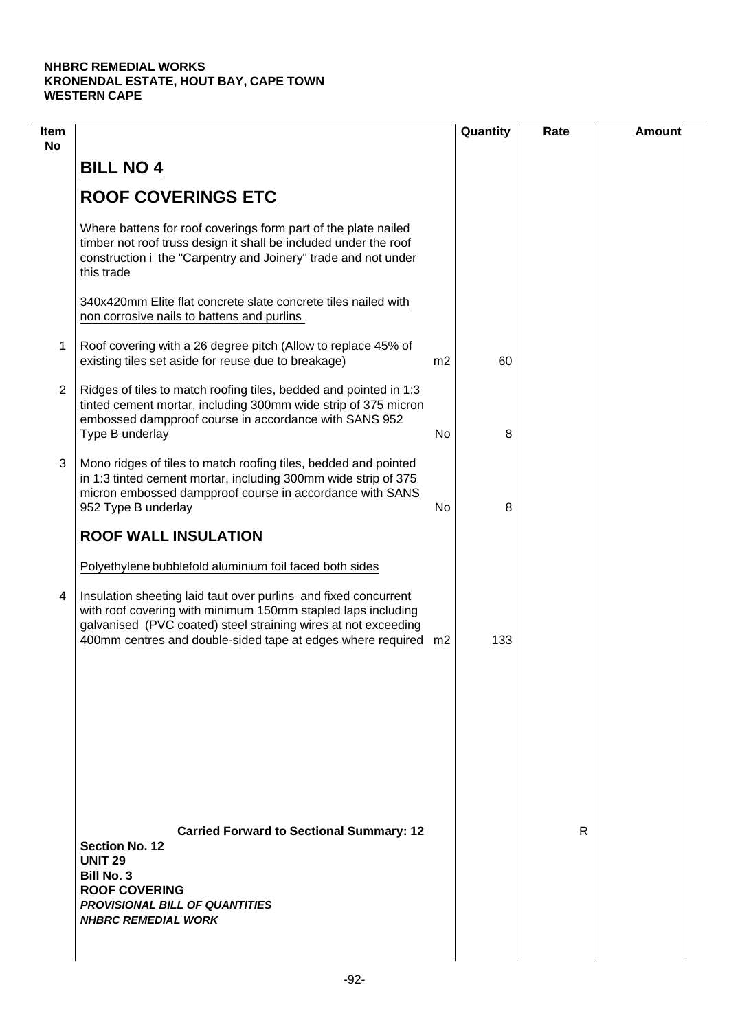**NHBRC REMEDIAL WORKS**
**KRONENDAL ESTATE, HOUT BAY, CAPE TOWN**
**WESTERN CAPE**

| Item No | | | Quantity | Rate | Amount |
|---|---|---|---|---|---|
| | **BILL NO 4** | | | | |
| | **ROOF COVERINGS ETC** | | | | |
| | Where battens for roof coverings form part of the plate nailed timber not roof truss design it shall be included under the roof construction i the "Carpentry and Joinery" trade and not under this trade | | | | |
| | 340x420mm Elite flat concrete slate concrete tiles nailed with non corrosive nails to battens and purlins | | | | |
| 1 | Roof covering with a 26 degree pitch (Allow to replace 45% of existing tiles set aside for reuse due to breakage) | m2 | 60 | | |
| 2 | Ridges of tiles to match roofing tiles, bedded and pointed in 1:3 tinted cement mortar, including 300mm wide strip of 375 micron embossed dampproof course in accordance with SANS 952 Type B underlay | No | 8 | | |
| 3 | Mono ridges of tiles to match roofing tiles, bedded and pointed in 1:3 tinted cement mortar, including 300mm wide strip of 375 micron embossed dampproof course in accordance with SANS 952 Type B underlay | No | 8 | | |
| | **ROOF WALL INSULATION** | | | | |
| | Polyethylene bubblefold aluminium foil faced both sides | | | | |
| 4 | Insulation sheeting laid taut over purlins and fixed concurrent with roof covering with minimum 150mm stapled laps including galvanised (PVC coated) steel straining wires at not exceeding 400mm centres and double-sided tape at edges where required | m2 | 133 | | |
| | **Carried Forward to Sectional Summary: 12** | | | R | |

**Section No. 12**
**UNIT 29**
**Bill No. 3**
**ROOF COVERING**
***PROVISIONAL BILL OF QUANTITIES***
***NHBRC REMEDIAL WORK***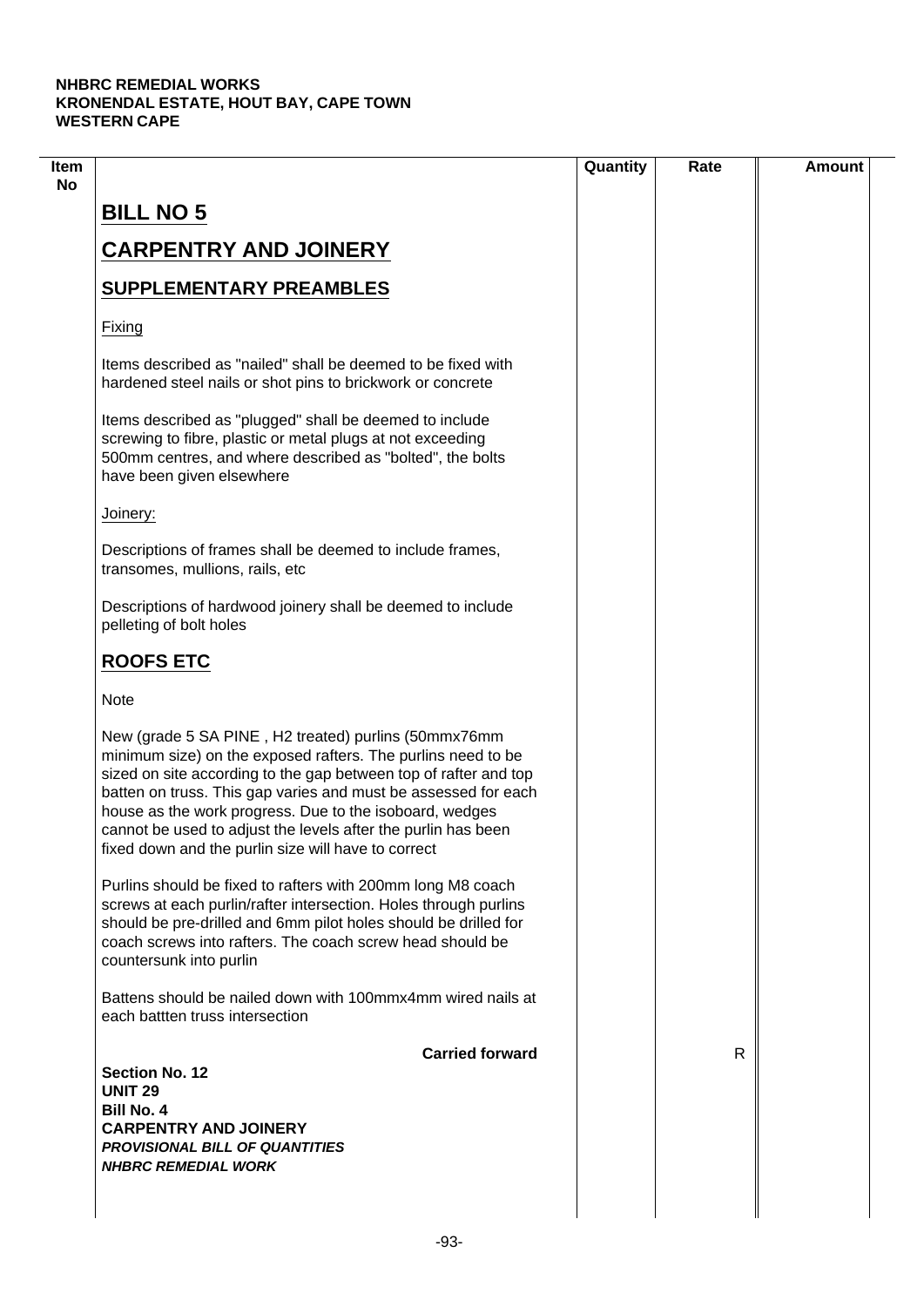**NHBRC REMEDIAL WORKS**
**KRONENDAL ESTATE, HOUT BAY, CAPE TOWN**
**WESTERN CAPE**

| Item No | | Quantity | Rate | Amount |
|---|---|---|---|---|
| | **BILL NO 5** | | | |
| | **CARPENTRY AND JOINERY** | | | |
| | **SUPPLEMENTARY PREAMBLES** | | | |
| | Fixing | | | |
| | Items described as "nailed" shall be deemed to be fixed with hardened steel nails or shot pins to brickwork or concrete | | | |
| | Items described as "plugged" shall be deemed to include screwing to fibre, plastic or metal plugs at not exceeding 500mm centres, and where described as "bolted", the bolts have been given elsewhere | | | |
| | Joinery: | | | |
| | Descriptions of frames shall be deemed to include frames, transomes, mullions, rails, etc | | | |
| | Descriptions of hardwood joinery shall be deemed to include pelleting of bolt holes | | | |
| | **ROOFS ETC** | | | |
| | Note | | | |
| | New (grade 5 SA PINE , H2 treated) purlins (50mmx76mm minimum size) on the exposed rafters. The purlins need to be sized on site according to the gap between top of rafter and top batten on truss. This gap varies and must be assessed for each house as the work progress. Due to the isoboard, wedges cannot be used to adjust the levels after the purlin has been fixed down and the purlin size will have to correct | | | |
| | Purlins should be fixed to rafters with 200mm long M8 coach screws at each purlin/rafter intersection. Holes through purlins should be pre-drilled and 6mm pilot holes should be drilled for coach screws into rafters. The coach screw head should be countersunk into purlin | | | |
| | Battens should be nailed down with 100mmx4mm wired nails at each battten truss intersection | | | |
| | **Carried forward** | | R | |

**Section No. 12**
**UNIT 29**
**Bill No. 4**
**CARPENTRY AND JOINERY**
***PROVISIONAL BILL OF QUANTITIES***
***NHBRC REMEDIAL WORK***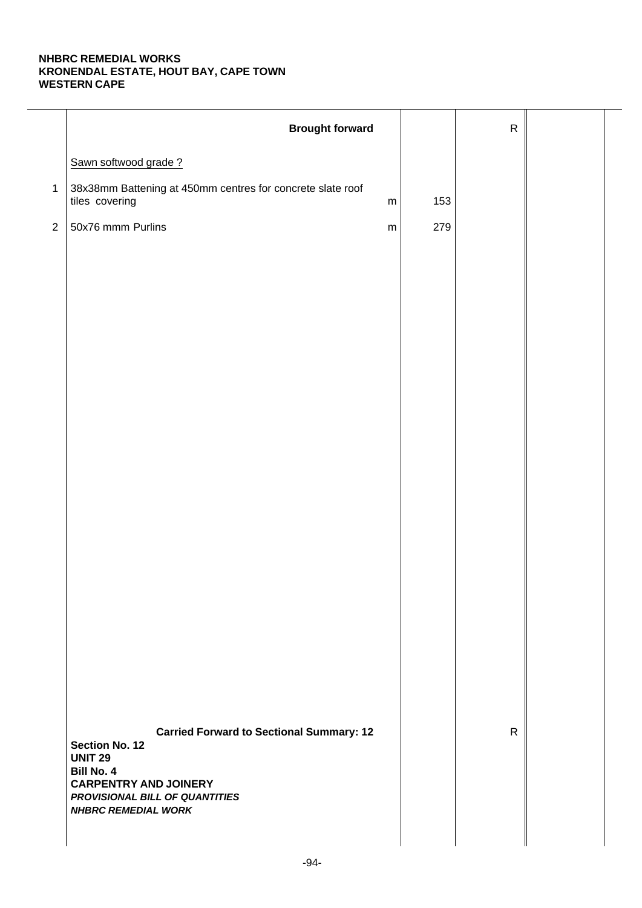**NHBRC REMEDIAL WORKS**
**KRONENDAL ESTATE, HOUT BAY, CAPE TOWN**
**WESTERN CAPE**

| | Description | Unit | Qty | Rate | Amount |
|---|---|---|---|---|---|
| | **Brought forward** | | | R | |
| | Sawn softwood grade ? | | | | |
| 1 | 38x38mm Battening at 450mm centres for concrete slate roof tiles covering | m | 153 | | |
| 2 | 50x76 mmm Purlins | m | 279 | | |
| | **Carried Forward to Sectional Summary: 12** | | | R | |

**Section No. 12**
**UNIT 29**
**Bill No. 4**
**CARPENTRY AND JOINERY**
***PROVISIONAL BILL OF QUANTITIES***
***NHBRC REMEDIAL WORK***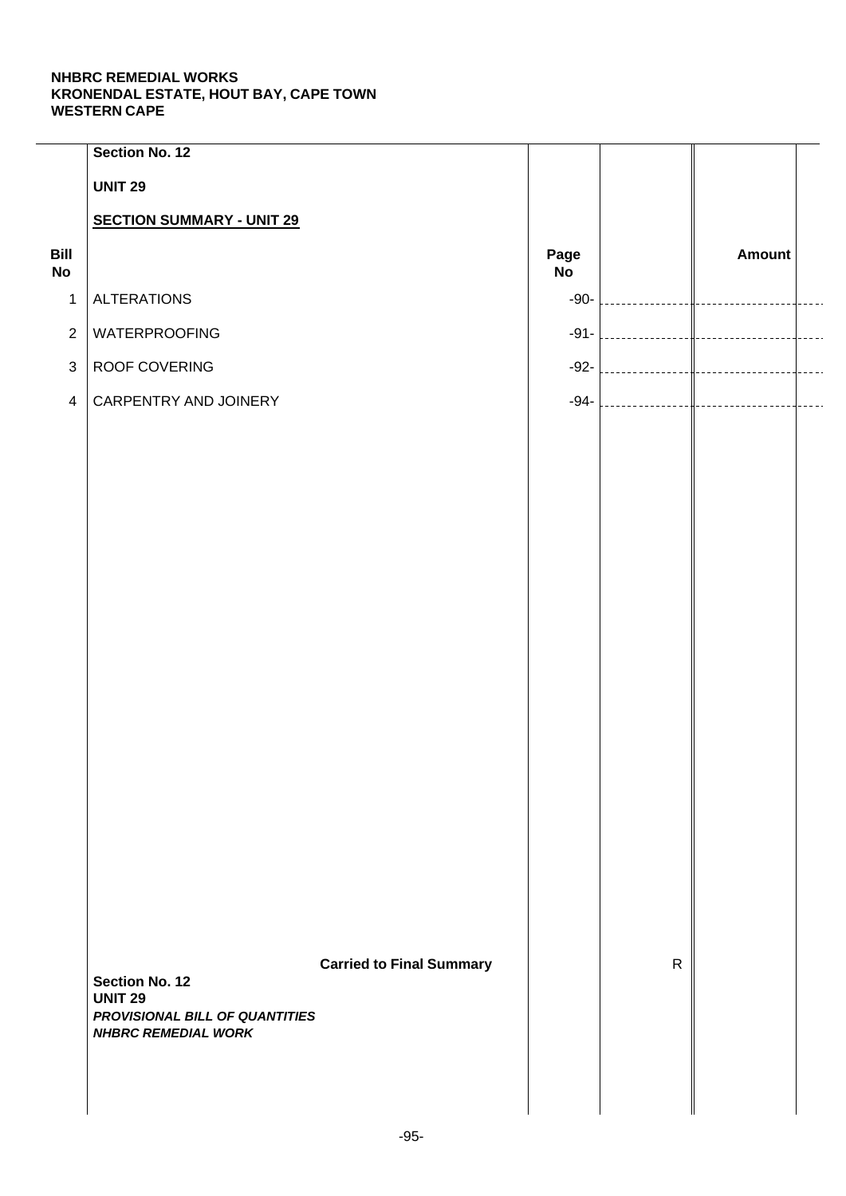**NHBRC REMEDIAL WORKS**
**KRONENDAL ESTATE, HOUT BAY, CAPE TOWN**
**WESTERN CAPE**

**Section No. 12**

**UNIT 29**

**SECTION SUMMARY - UNIT 29**

| Bill No | | Page No | | Amount |
|---|---|---|---|---|
| 1 | ALTERATIONS | -90- | | |
| 2 | WATERPROOFING | -91- | | |
| 3 | ROOF COVERING | -92- | | |
| 4 | CARPENTRY AND JOINERY | -94- | | |
| | **Carried to Final Summary** | | R | |

**Section No. 12**
**UNIT 29**
***PROVISIONAL BILL OF QUANTITIES***
***NHBRC REMEDIAL WORK***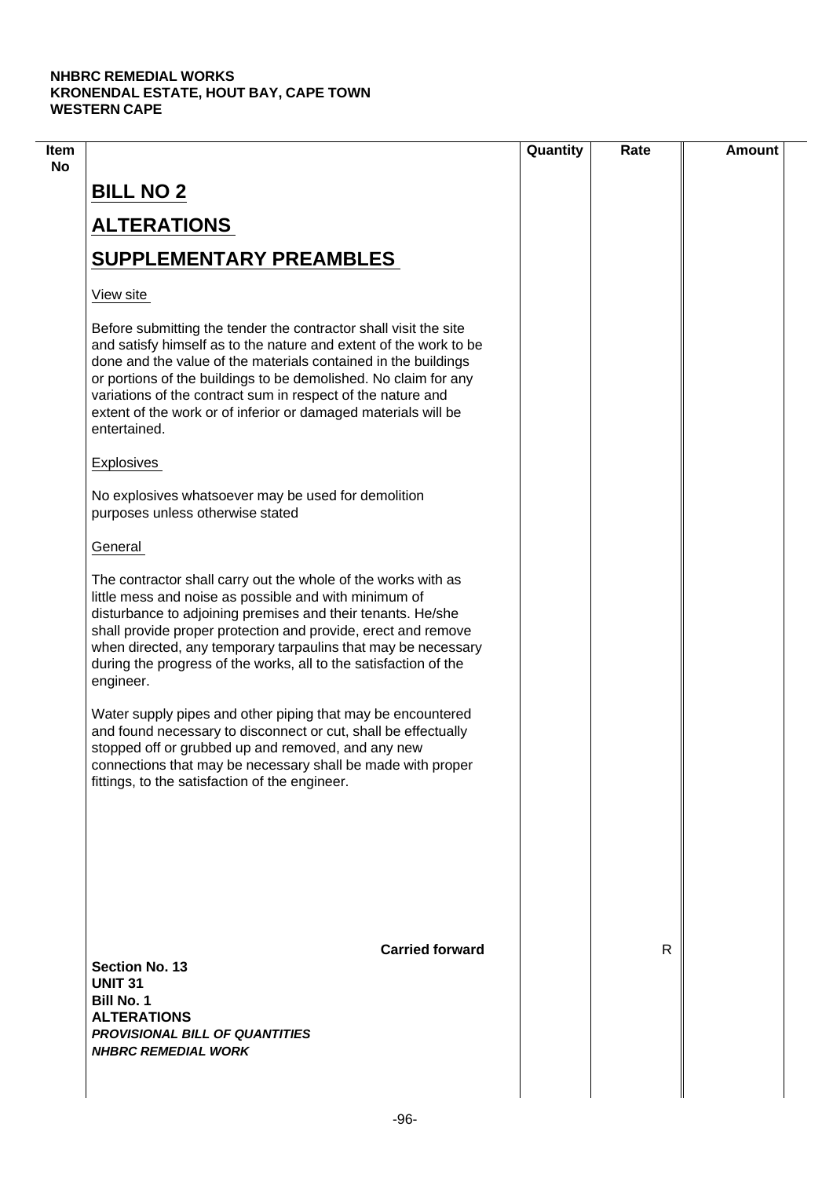**NHBRC REMEDIAL WORKS**
**KRONENDAL ESTATE, HOUT BAY, CAPE TOWN**
**WESTERN CAPE**

| Item No | | Quantity | Rate | Amount |
|---|---|---|---|---|

# BILL NO 2

## ALTERATIONS

## SUPPLEMENTARY PREAMBLES

View site

Before submitting the tender the contractor shall visit the site and satisfy himself as to the nature and extent of the work to be done and the value of the materials contained in the buildings or portions of the buildings to be demolished. No claim for any variations of the contract sum in respect of the nature and extent of the work or of inferior or damaged materials will be entertained.

Explosives

No explosives whatsoever may be used for demolition purposes unless otherwise stated

General

The contractor shall carry out the whole of the works with as little mess and noise as possible and with minimum of disturbance to adjoining premises and their tenants. He/she shall provide proper protection and provide, erect and remove when directed, any temporary tarpaulins that may be necessary during the progress of the works, all to the satisfaction of the engineer.

Water supply pipes and other piping that may be encountered and found necessary to disconnect or cut, shall be effectually stopped off or grubbed up and removed, and any new connections that may be necessary shall be made with proper fittings, to the satisfaction of the engineer.

**Carried forward** R

**Section No. 13**
**UNIT 31**
**Bill No. 1**
**ALTERATIONS**
***PROVISIONAL BILL OF QUANTITIES***
***NHBRC REMEDIAL WORK***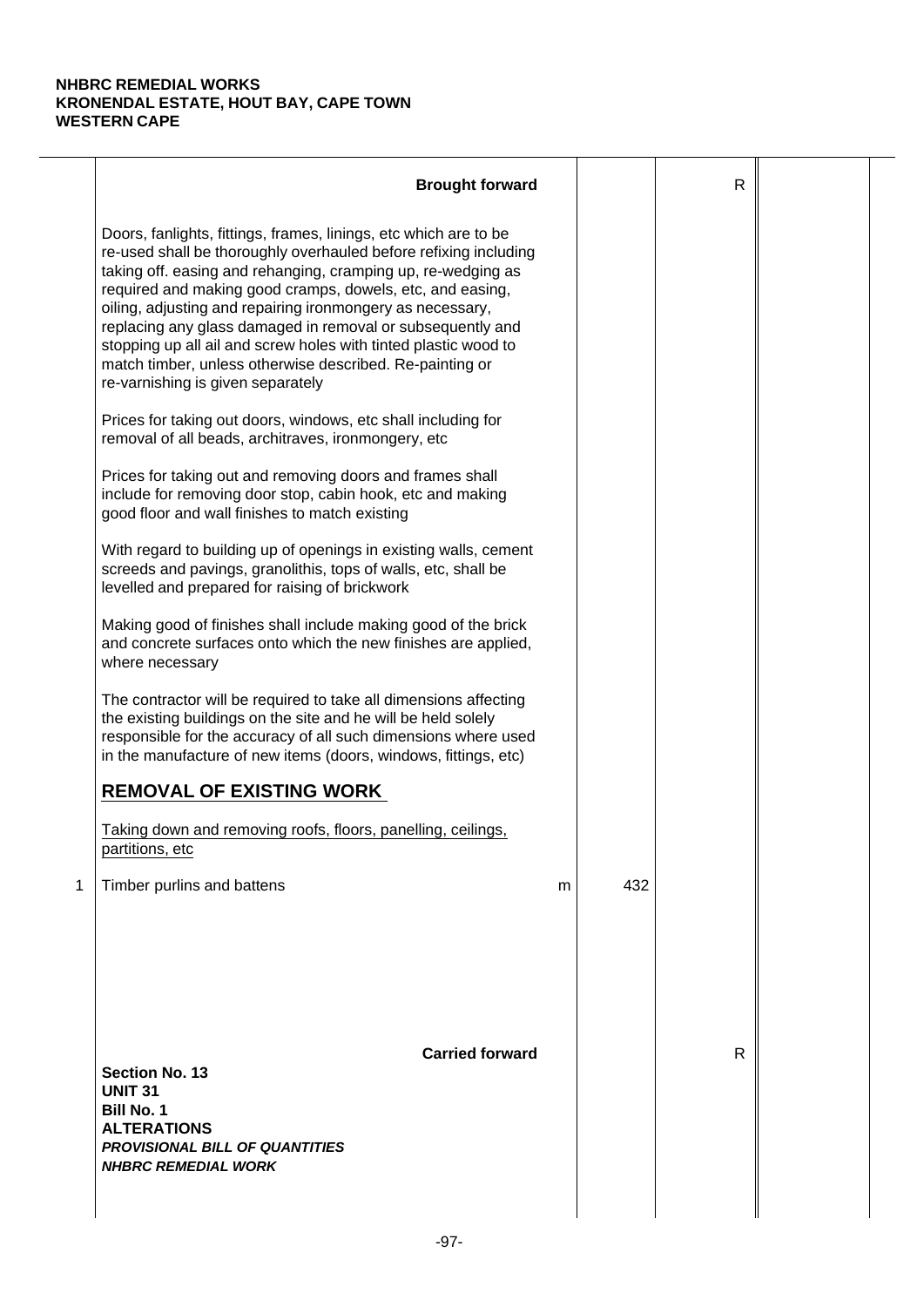**NHBRC REMEDIAL WORKS**
**KRONENDAL ESTATE, HOUT BAY, CAPE TOWN**
**WESTERN CAPE**

| | Description | Unit | Qty | Rate | Amount |
|---|---|---|---|---|---|
| | **Brought forward** | | | R | |
| | Doors, fanlights, fittings, frames, linings, etc which are to be re-used shall be thoroughly overhauled before refixing including taking off. easing and rehanging, cramping up, re-wedging as required and making good cramps, dowels, etc, and easing, oiling, adjusting and repairing ironmongery as necessary, replacing any glass damaged in removal or subsequently and stopping up all ail and screw holes with tinted plastic wood to match timber, unless otherwise described. Re-painting or re-varnishing is given separately | | | | |
| | Prices for taking out doors, windows, etc shall including for removal of all beads, architraves, ironmongery, etc | | | | |
| | Prices for taking out and removing doors and frames shall include for removing door stop, cabin hook, etc and making good floor and wall finishes to match existing | | | | |
| | With regard to building up of openings in existing walls, cement screeds and pavings, granolithis, tops of walls, etc, shall be levelled and prepared for raising of brickwork | | | | |
| | Making good of finishes shall include making good of the brick and concrete surfaces onto which the new finishes are applied, where necessary | | | | |
| | The contractor will be required to take all dimensions affecting the existing buildings on the site and he will be held solely responsible for the accuracy of all such dimensions where used in the manufacture of new items (doors, windows, fittings, etc) | | | | |
| | **REMOVAL OF EXISTING WORK** | | | | |
| | Taking down and removing roofs, floors, panelling, ceilings, partitions, etc | | | | |
| 1 | Timber purlins and battens | m | 432 | | |
| | **Carried forward** | | | R | |

**Section No. 13**
**UNIT 31**
**Bill No. 1**
**ALTERATIONS**
***PROVISIONAL BILL OF QUANTITIES***
***NHBRC REMEDIAL WORK***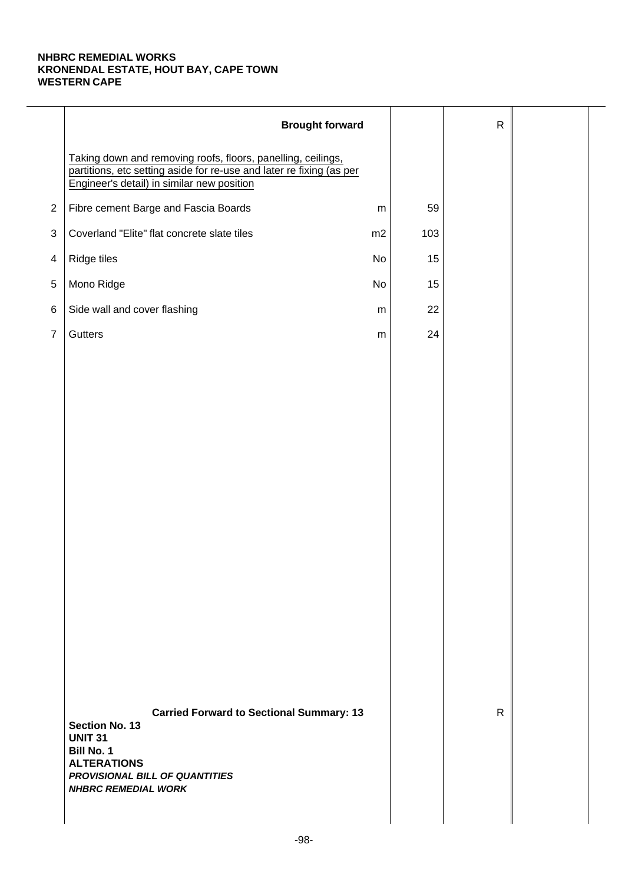**NHBRC REMEDIAL WORKS**
**KRONENDAL ESTATE, HOUT BAY, CAPE TOWN**
**WESTERN CAPE**

| | Description | Unit | Qty | Rate | Amount |
|---|---|---|---|---|---|
| | **Brought forward** | | | R | |
| | Taking down and removing roofs, floors, panelling, ceilings, partitions, etc setting aside for re-use and later re fixing (as per Engineer's detail) in similar new position | | | | |
| 2 | Fibre cement Barge and Fascia Boards | m | 59 | | |
| 3 | Coverland "Elite" flat concrete slate tiles | m2 | 103 | | |
| 4 | Ridge tiles | No | 15 | | |
| 5 | Mono Ridge | No | 15 | | |
| 6 | Side wall and cover flashing | m | 22 | | |
| 7 | Gutters | m | 24 | | |
| | **Carried Forward to Sectional Summary: 13** | | | R | |

**Section No. 13**
**UNIT 31**
**Bill No. 1**
**ALTERATIONS**
***PROVISIONAL BILL OF QUANTITIES***
***NHBRC REMEDIAL WORK***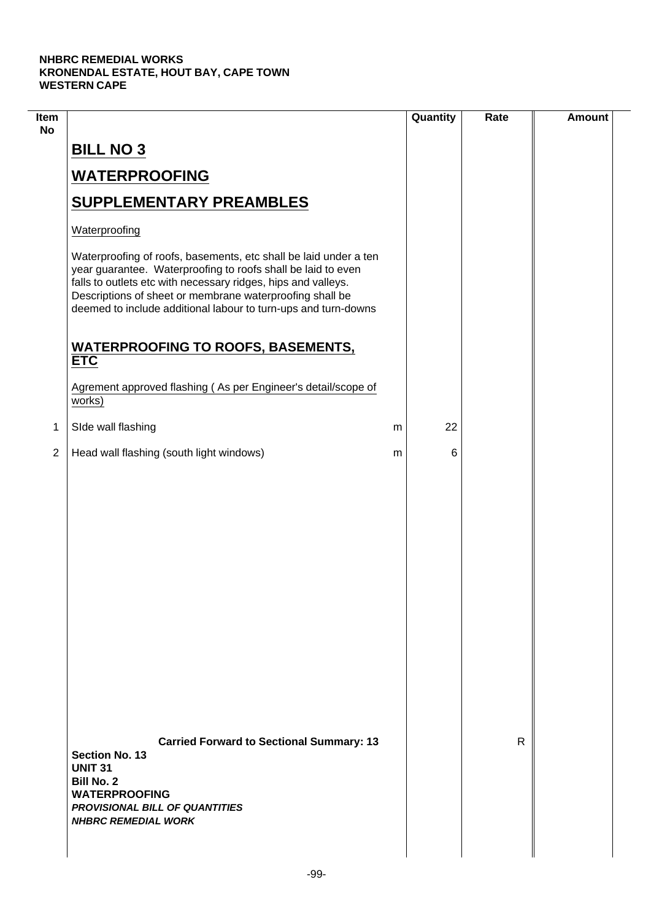**NHBRC REMEDIAL WORKS**
**KRONENDAL ESTATE, HOUT BAY, CAPE TOWN**
**WESTERN CAPE**

| Item No | | | Quantity | Rate | Amount |
|---|---|---|---|---|---|
| | **BILL NO 3** | | | | |
| | **WATERPROOFING** | | | | |
| | **SUPPLEMENTARY PREAMBLES** | | | | |
| | Waterproofing | | | | |
| | Waterproofing of roofs, basements, etc shall be laid under a ten year guarantee. Waterproofing to roofs shall be laid to even falls to outlets etc with necessary ridges, hips and valleys. Descriptions of sheet or membrane waterproofing shall be deemed to include additional labour to turn-ups and turn-downs | | | | |
| | **WATERPROOFING TO ROOFS, BASEMENTS, ETC** | | | | |
| | Agrement approved flashing ( As per Engineer's detail/scope of works) | | | | |
| 1 | SIde wall flashing | m | 22 | | |
| 2 | Head wall flashing (south light windows) | m | 6 | | |
| | **Carried Forward to Sectional Summary: 13** | | | R | |

**Section No. 13**
**UNIT 31**
**Bill No. 2**
**WATERPROOFING**
***PROVISIONAL BILL OF QUANTITIES***
***NHBRC REMEDIAL WORK***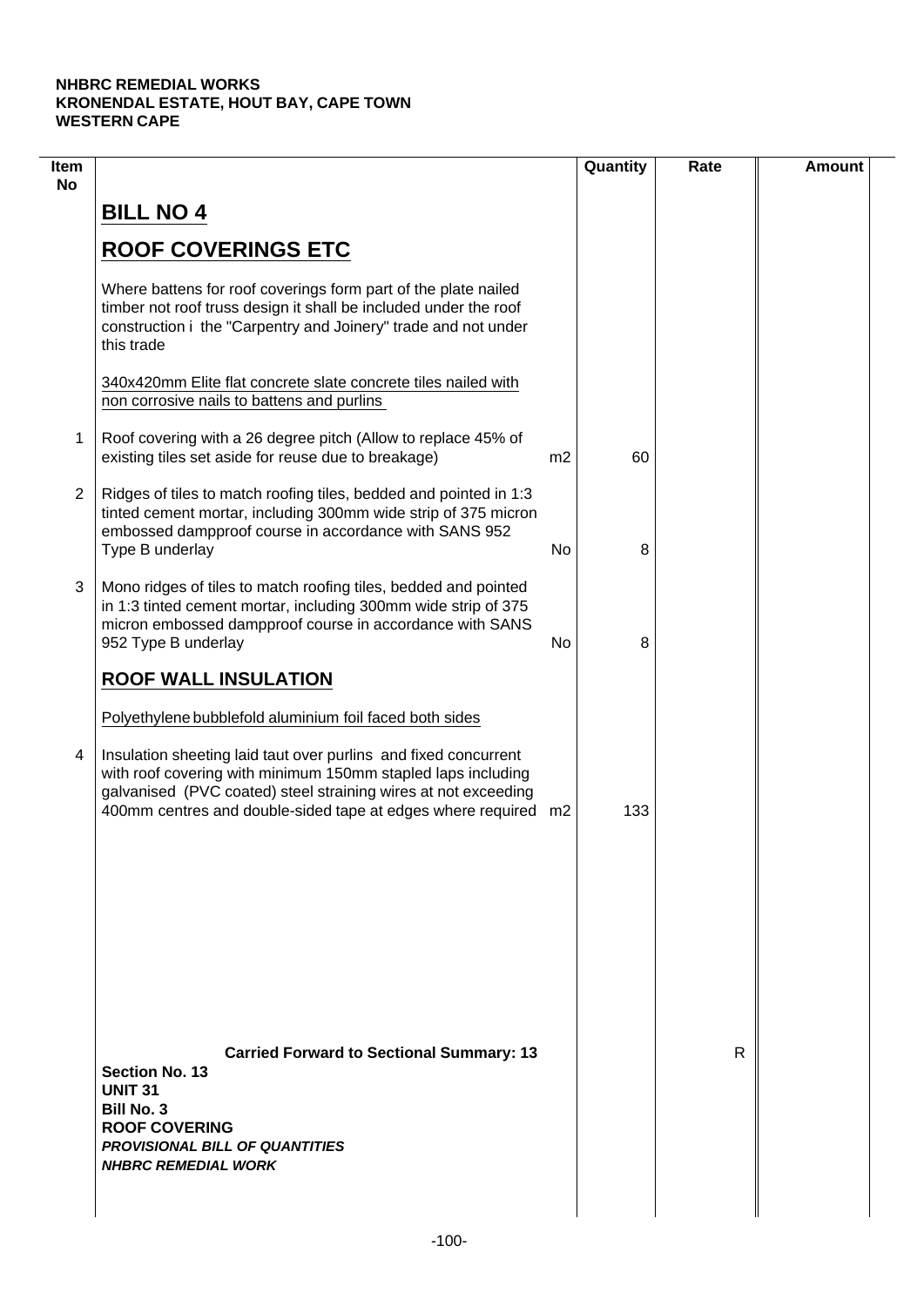**NHBRC REMEDIAL WORKS**
**KRONENDAL ESTATE, HOUT BAY, CAPE TOWN**
**WESTERN CAPE**

| Item No | | | Quantity | Rate | Amount |
|---|---|---|---|---|---|
| | **BILL NO 4** | | | | |
| | **ROOF COVERINGS ETC** | | | | |
| | Where battens for roof coverings form part of the plate nailed timber not roof truss design it shall be included under the roof construction i the "Carpentry and Joinery" trade and not under this trade | | | | |
| | 340x420mm Elite flat concrete slate concrete tiles nailed with non corrosive nails to battens and purlins | | | | |
| 1 | Roof covering with a 26 degree pitch (Allow to replace 45% of existing tiles set aside for reuse due to breakage) | m2 | 60 | | |
| 2 | Ridges of tiles to match roofing tiles, bedded and pointed in 1:3 tinted cement mortar, including 300mm wide strip of 375 micron embossed dampproof course in accordance with SANS 952 Type B underlay | No | 8 | | |
| 3 | Mono ridges of tiles to match roofing tiles, bedded and pointed in 1:3 tinted cement mortar, including 300mm wide strip of 375 micron embossed dampproof course in accordance with SANS 952 Type B underlay | No | 8 | | |
| | **ROOF WALL INSULATION** | | | | |
| | Polyethylene bubblefold aluminium foil faced both sides | | | | |
| 4 | Insulation sheeting laid taut over purlins and fixed concurrent with roof covering with minimum 150mm stapled laps including galvanised (PVC coated) steel straining wires at not exceeding 400mm centres and double-sided tape at edges where required | m2 | 133 | | |
| | **Carried Forward to Sectional Summary: 13** | | | R | |

**Section No. 13**
**UNIT 31**
**Bill No. 3**
**ROOF COVERING**
***PROVISIONAL BILL OF QUANTITIES***
***NHBRC REMEDIAL WORK***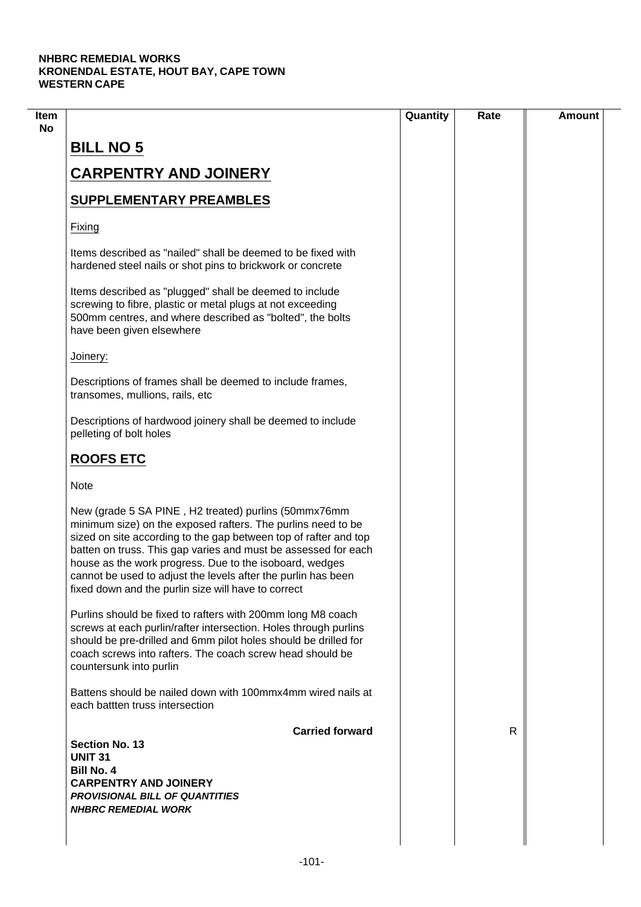**NHBRC REMEDIAL WORKS**
**KRONENDAL ESTATE, HOUT BAY, CAPE TOWN**
**WESTERN CAPE**

| Item No | | Quantity | Rate | Amount |
|---|---|---|---|---|
| | **BILL NO 5** | | | |
| | **CARPENTRY AND JOINERY** | | | |
| | **SUPPLEMENTARY PREAMBLES** | | | |
| | Fixing | | | |
| | Items described as "nailed" shall be deemed to be fixed with hardened steel nails or shot pins to brickwork or concrete | | | |
| | Items described as "plugged" shall be deemed to include screwing to fibre, plastic or metal plugs at not exceeding 500mm centres, and where described as "bolted", the bolts have been given elsewhere | | | |
| | Joinery: | | | |
| | Descriptions of frames shall be deemed to include frames, transomes, mullions, rails, etc | | | |
| | Descriptions of hardwood joinery shall be deemed to include pelleting of bolt holes | | | |
| | **ROOFS ETC** | | | |
| | Note | | | |
| | New (grade 5 SA PINE , H2 treated) purlins (50mmx76mm minimum size) on the exposed rafters. The purlins need to be sized on site according to the gap between top of rafter and top batten on truss. This gap varies and must be assessed for each house as the work progress. Due to the isoboard, wedges cannot be used to adjust the levels after the purlin has been fixed down and the purlin size will have to correct | | | |
| | Purlins should be fixed to rafters with 200mm long M8 coach screws at each purlin/rafter intersection. Holes through purlins should be pre-drilled and 6mm pilot holes should be drilled for coach screws into rafters. The coach screw head should be countersunk into purlin | | | |
| | Battens should be nailed down with 100mmx4mm wired nails at each battten truss intersection | | | |
| | **Carried forward** | | R | |

**Section No. 13**
**UNIT 31**
**Bill No. 4**
**CARPENTRY AND JOINERY**
***PROVISIONAL BILL OF QUANTITIES***
***NHBRC REMEDIAL WORK***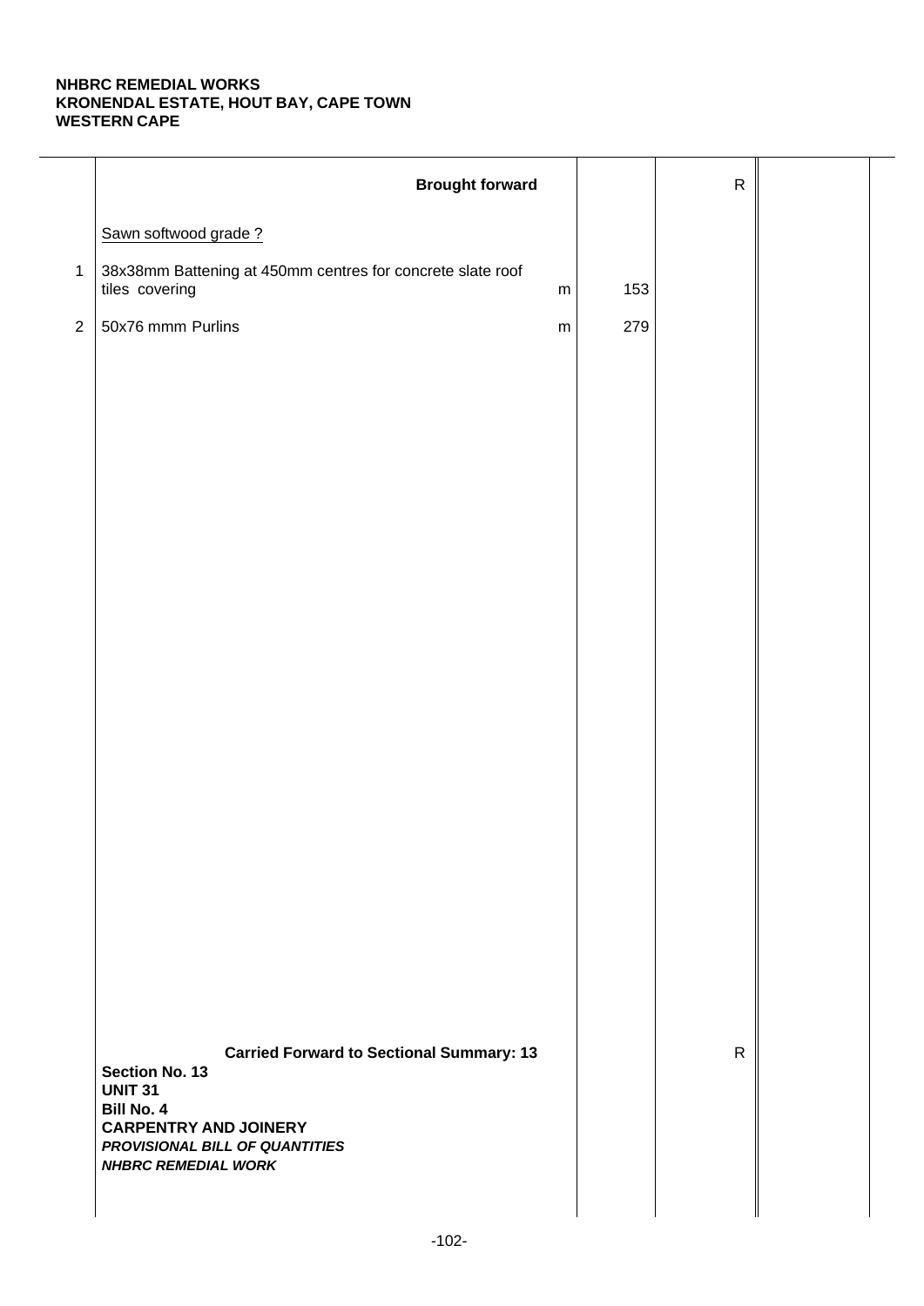**NHBRC REMEDIAL WORKS**
**KRONENDAL ESTATE, HOUT BAY, CAPE TOWN**
**WESTERN CAPE**

| | | | | | |
|---|---|---|---|---|---|
| | **Brought forward** | | | R | |
| | Sawn softwood grade ? | | | | |
| 1 | 38x38mm Battening at 450mm centres for concrete slate roof tiles covering | m | 153 | | |
| 2 | 50x76 mmm Purlins | m | 279 | | |
| | **Carried Forward to Sectional Summary: 13** | | | R | |

**Section No. 13**
**UNIT 31**
**Bill No. 4**
**CARPENTRY AND JOINERY**
***PROVISIONAL BILL OF QUANTITIES***
***NHBRC REMEDIAL WORK***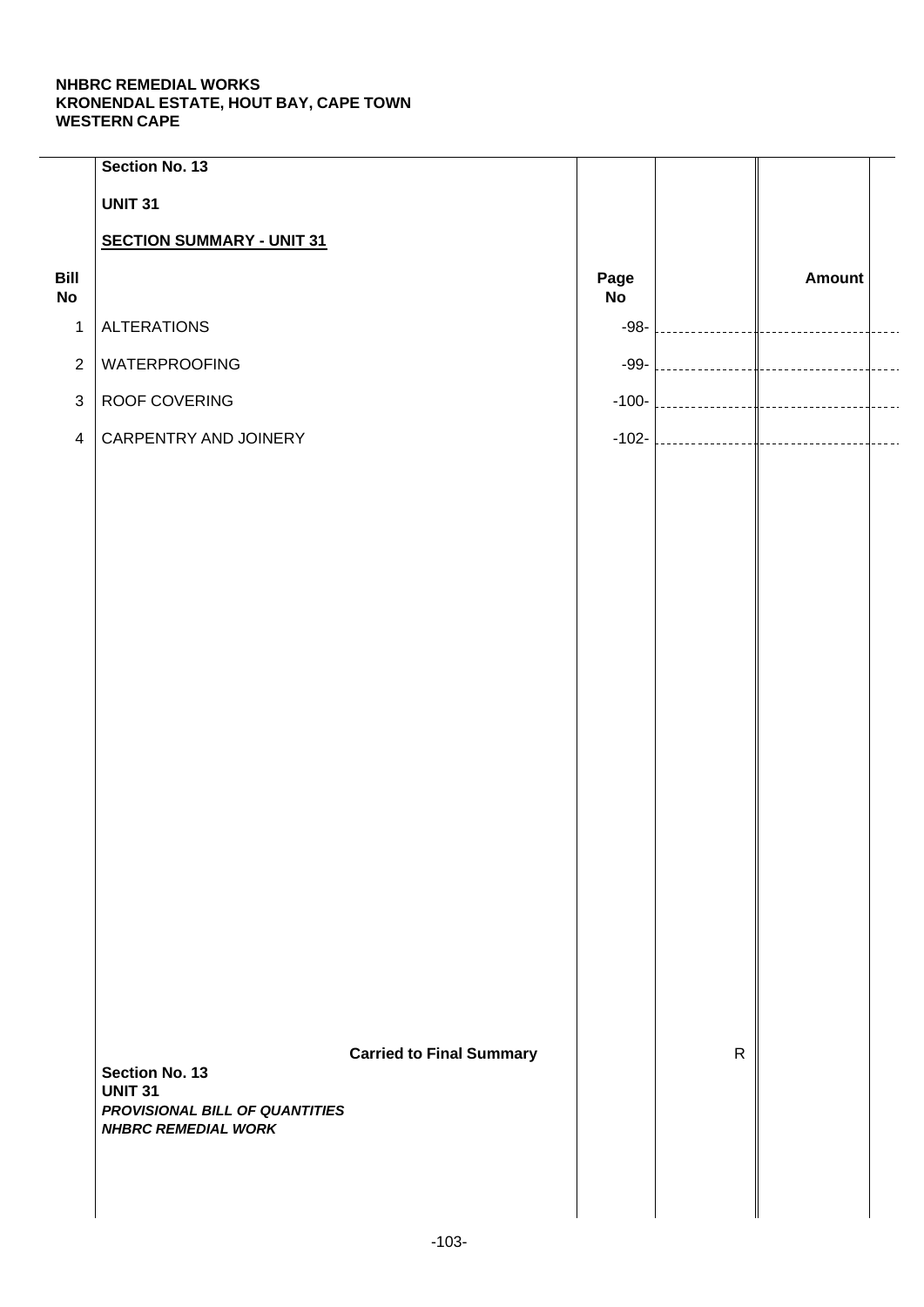**NHBRC REMEDIAL WORKS**
**KRONENDAL ESTATE, HOUT BAY, CAPE TOWN**
**WESTERN CAPE**

**Section No. 13**

**UNIT 31**

**SECTION SUMMARY - UNIT 31**

| Bill No | | Page No | | Amount |
|---|---|---|---|---|
| 1 | ALTERATIONS | -98- | | |
| 2 | WATERPROOFING | -99- | | |
| 3 | ROOF COVERING | -100- | | |
| 4 | CARPENTRY AND JOINERY | -102- | | |
| | **Carried to Final Summary** | | R | |

**Section No. 13**
**UNIT 31**
***PROVISIONAL BILL OF QUANTITIES***
***NHBRC REMEDIAL WORK***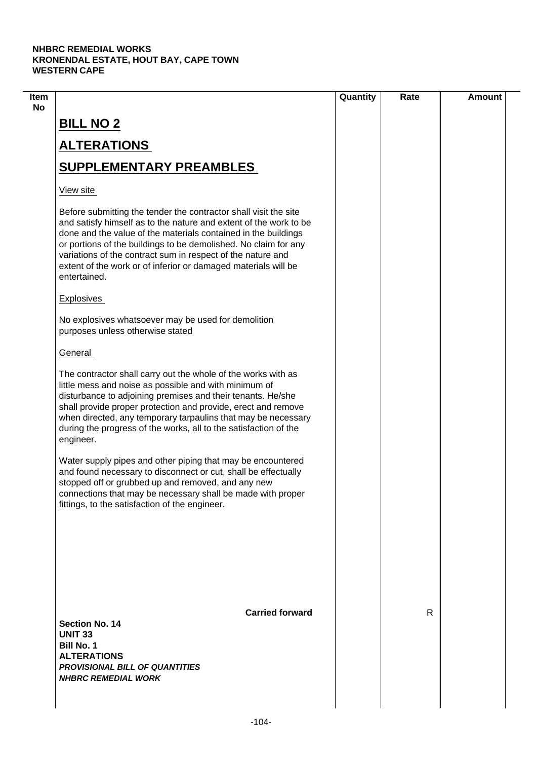| Item No | | Quantity | Rate | Amount |
|---|---|---|---|---|
| | **BILL NO 2** | | | |
| | **ALTERATIONS** | | | |
| | **SUPPLEMENTARY PREAMBLES** | | | |
| | View site | | | |
| | Before submitting the tender the contractor shall visit the site and satisfy himself as to the nature and extent of the work to be done and the value of the materials contained in the buildings or portions of the buildings to be demolished. No claim for any variations of the contract sum in respect of the nature and extent of the work or of inferior or damaged materials will be entertained. | | | |
| | Explosives | | | |
| | No explosives whatsoever may be used for demolition purposes unless otherwise stated | | | |
| | General | | | |
| | The contractor shall carry out the whole of the works with as little mess and noise as possible and with minimum of disturbance to adjoining premises and their tenants. He/she shall provide proper protection and provide, erect and remove when directed, any temporary tarpaulins that may be necessary during the progress of the works, all to the satisfaction of the engineer. | | | |
| | Water supply pipes and other piping that may be encountered and found necessary to disconnect or cut, shall be effectually stopped off or grubbed up and removed, and any new connections that may be necessary shall be made with proper fittings, to the satisfaction of the engineer. | | | |
| | **Carried forward** | | R | |

**Section No. 14**
**UNIT 33**
**Bill No. 1**
**ALTERATIONS**
***PROVISIONAL BILL OF QUANTITIES***
***NHBRC REMEDIAL WORK***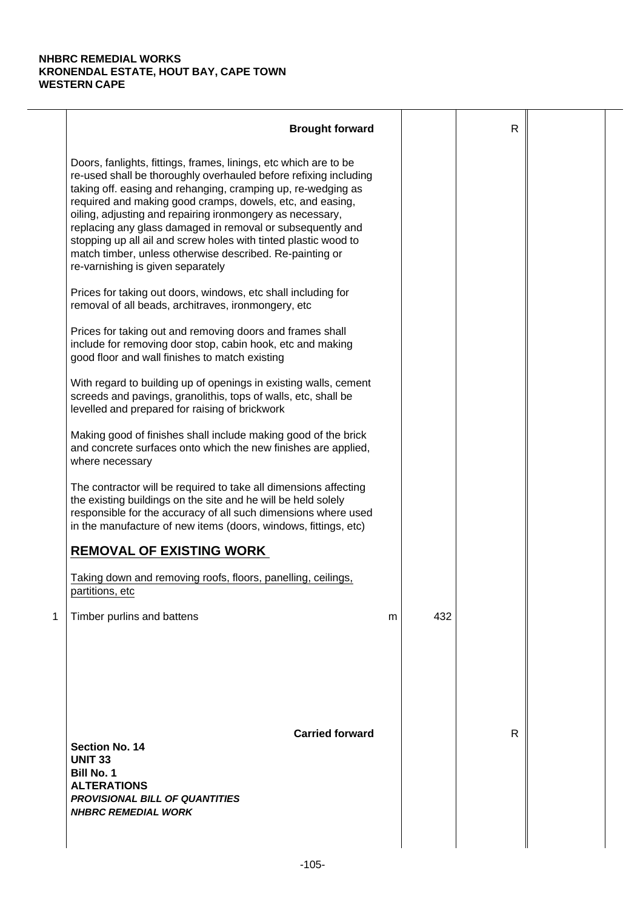**NHBRC REMEDIAL WORKS**
**KRONENDAL ESTATE, HOUT BAY, CAPE TOWN**
**WESTERN CAPE**

| | | | | | |
|---|---|---|---|---|---|
| | **Brought forward** | | | R | |
| | Doors, fanlights, fittings, frames, linings, etc which are to be re-used shall be thoroughly overhauled before refixing including taking off. easing and rehanging, cramping up, re-wedging as required and making good cramps, dowels, etc, and easing, oiling, adjusting and repairing ironmongery as necessary, replacing any glass damaged in removal or subsequently and stopping up all ail and screw holes with tinted plastic wood to match timber, unless otherwise described. Re-painting or re-varnishing is given separately | | | | |
| | Prices for taking out doors, windows, etc shall including for removal of all beads, architraves, ironmongery, etc | | | | |
| | Prices for taking out and removing doors and frames shall include for removing door stop, cabin hook, etc and making good floor and wall finishes to match existing | | | | |
| | With regard to building up of openings in existing walls, cement screeds and pavings, granolithis, tops of walls, etc, shall be levelled and prepared for raising of brickwork | | | | |
| | Making good of finishes shall include making good of the brick and concrete surfaces onto which the new finishes are applied, where necessary | | | | |
| | The contractor will be required to take all dimensions affecting the existing buildings on the site and he will be held solely responsible for the accuracy of all such dimensions where used in the manufacture of new items (doors, windows, fittings, etc) | | | | |
| | **REMOVAL OF EXISTING WORK** | | | | |
| | Taking down and removing roofs, floors, panelling, ceilings, partitions, etc | | | | |
| 1 | Timber purlins and battens | m | 432 | | |
| | **Carried forward** | | | R | |

**Section No. 14**
**UNIT 33**
**Bill No. 1**
**ALTERATIONS**
***PROVISIONAL BILL OF QUANTITIES***
***NHBRC REMEDIAL WORK***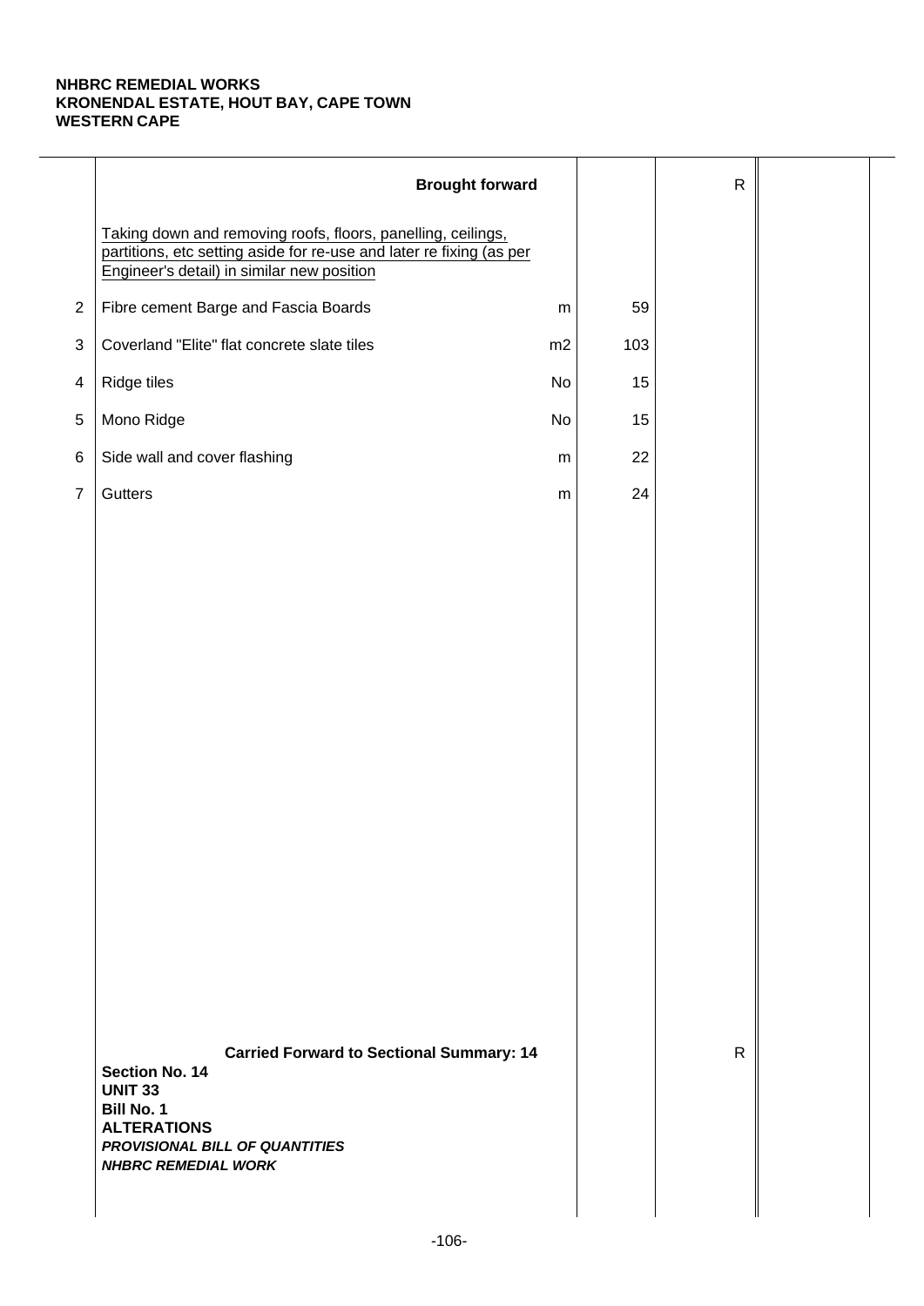**NHBRC REMEDIAL WORKS**
**KRONENDAL ESTATE, HOUT BAY, CAPE TOWN**
**WESTERN CAPE**

| | Description | Unit | Qty | Rate | Amount |
|---|---|---|---|---|---|
| | **Brought forward** | | | R | |
| | Taking down and removing roofs, floors, panelling, ceilings, partitions, etc setting aside for re-use and later re fixing (as per Engineer's detail) in similar new position | | | | |
| 2 | Fibre cement Barge and Fascia Boards | m | 59 | | |
| 3 | Coverland "Elite" flat concrete slate tiles | m2 | 103 | | |
| 4 | Ridge tiles | No | 15 | | |
| 5 | Mono Ridge | No | 15 | | |
| 6 | Side wall and cover flashing | m | 22 | | |
| 7 | Gutters | m | 24 | | |
| | **Carried Forward to Sectional Summary: 14** | | | R | |

**Section No. 14**
**UNIT 33**
**Bill No. 1**
**ALTERATIONS**
***PROVISIONAL BILL OF QUANTITIES***
***NHBRC REMEDIAL WORK***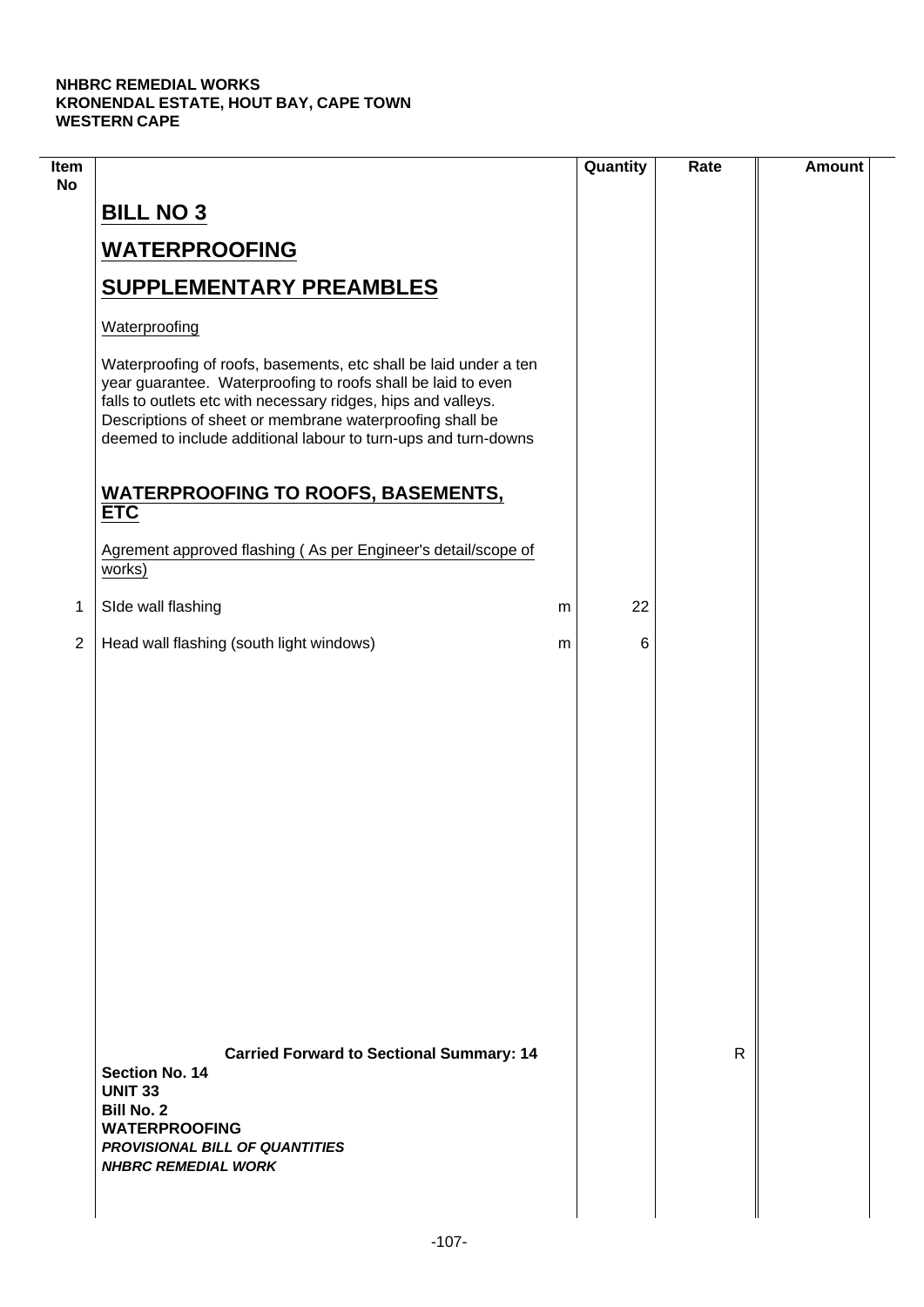**NHBRC REMEDIAL WORKS**
**KRONENDAL ESTATE, HOUT BAY, CAPE TOWN**
**WESTERN CAPE**

| Item No | | | Quantity | Rate | Amount |
|---|---|---|---|---|---|
| | **BILL NO 3** | | | | |
| | **WATERPROOFING** | | | | |
| | **SUPPLEMENTARY PREAMBLES** | | | | |
| | Waterproofing | | | | |
| | Waterproofing of roofs, basements, etc shall be laid under a ten year guarantee. Waterproofing to roofs shall be laid to even falls to outlets etc with necessary ridges, hips and valleys. Descriptions of sheet or membrane waterproofing shall be deemed to include additional labour to turn-ups and turn-downs | | | | |
| | **WATERPROOFING TO ROOFS, BASEMENTS, ETC** | | | | |
| | Agrement approved flashing ( As per Engineer's detail/scope of works) | | | | |
| 1 | SIde wall flashing | m | 22 | | |
| 2 | Head wall flashing (south light windows) | m | 6 | | |
| | **Carried Forward to Sectional Summary: 14** | | | R | |

**Section No. 14**
**UNIT 33**
**Bill No. 2**
**WATERPROOFING**
***PROVISIONAL BILL OF QUANTITIES***
***NHBRC REMEDIAL WORK***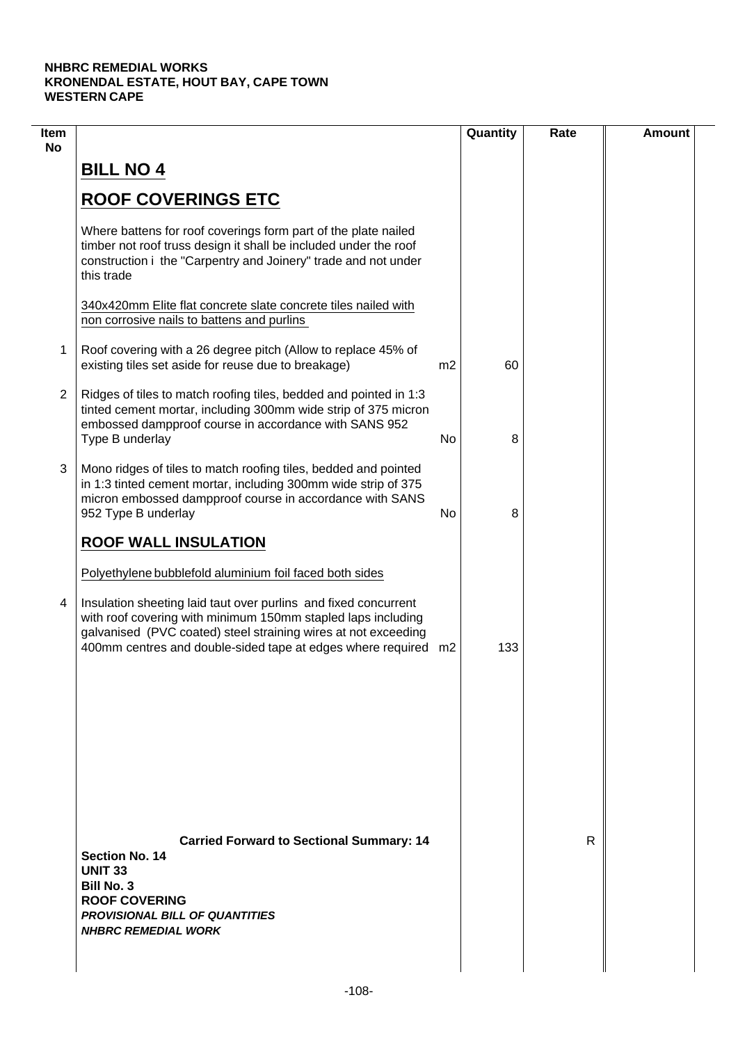**NHBRC REMEDIAL WORKS**
**KRONENDAL ESTATE, HOUT BAY, CAPE TOWN**
**WESTERN CAPE**

| Item No | | | Quantity | Rate | Amount |
|---|---|---|---|---|---|
| | **BILL NO 4** | | | | |
| | **ROOF COVERINGS ETC** | | | | |
| | Where battens for roof coverings form part of the plate nailed timber not roof truss design it shall be included under the roof construction i the "Carpentry and Joinery" trade and not under this trade | | | | |
| | 340x420mm Elite flat concrete slate concrete tiles nailed with non corrosive nails to battens and purlins | | | | |
| 1 | Roof covering with a 26 degree pitch (Allow to replace 45% of existing tiles set aside for reuse due to breakage) | m2 | 60 | | |
| 2 | Ridges of tiles to match roofing tiles, bedded and pointed in 1:3 tinted cement mortar, including 300mm wide strip of 375 micron embossed dampproof course in accordance with SANS 952 Type B underlay | No | 8 | | |
| 3 | Mono ridges of tiles to match roofing tiles, bedded and pointed in 1:3 tinted cement mortar, including 300mm wide strip of 375 micron embossed dampproof course in accordance with SANS 952 Type B underlay | No | 8 | | |
| | **ROOF WALL INSULATION** | | | | |
| | Polyethylene bubblefold aluminium foil faced both sides | | | | |
| 4 | Insulation sheeting laid taut over purlins and fixed concurrent with roof covering with minimum 150mm stapled laps including galvanised (PVC coated) steel straining wires at not exceeding 400mm centres and double-sided tape at edges where required | m2 | 133 | | |
| | **Carried Forward to Sectional Summary: 14** | | | R | |

**Section No. 14**
**UNIT 33**
**Bill No. 3**
**ROOF COVERING**
***PROVISIONAL BILL OF QUANTITIES***
***NHBRC REMEDIAL WORK***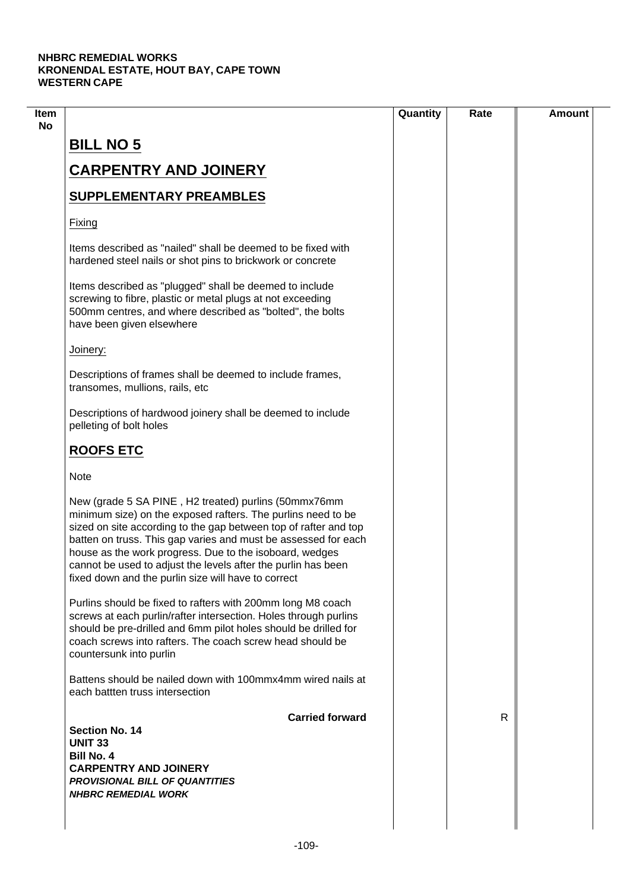**NHBRC REMEDIAL WORKS**
**KRONENDAL ESTATE, HOUT BAY, CAPE TOWN**
**WESTERN CAPE**

| Item No | | Quantity | Rate | Amount |
|---|---|---|---|---|
| | **BILL NO 5** | | | |
| | **CARPENTRY AND JOINERY** | | | |
| | **SUPPLEMENTARY PREAMBLES** | | | |
| | Fixing | | | |
| | Items described as "nailed" shall be deemed to be fixed with hardened steel nails or shot pins to brickwork or concrete | | | |
| | Items described as "plugged" shall be deemed to include screwing to fibre, plastic or metal plugs at not exceeding 500mm centres, and where described as "bolted", the bolts have been given elsewhere | | | |
| | Joinery: | | | |
| | Descriptions of frames shall be deemed to include frames, transomes, mullions, rails, etc | | | |
| | Descriptions of hardwood joinery shall be deemed to include pelleting of bolt holes | | | |
| | **ROOFS ETC** | | | |
| | Note | | | |
| | New (grade 5 SA PINE , H2 treated) purlins (50mmx76mm minimum size) on the exposed rafters. The purlins need to be sized on site according to the gap between top of rafter and top batten on truss. This gap varies and must be assessed for each house as the work progress. Due to the isoboard, wedges cannot be used to adjust the levels after the purlin has been fixed down and the purlin size will have to correct | | | |
| | Purlins should be fixed to rafters with 200mm long M8 coach screws at each purlin/rafter intersection. Holes through purlins should be pre-drilled and 6mm pilot holes should be drilled for coach screws into rafters. The coach screw head should be countersunk into purlin | | | |
| | Battens should be nailed down with 100mmx4mm wired nails at each battten truss intersection | | | |
| | **Carried forward** | | R | |

**Section No. 14**
**UNIT 33**
**Bill No. 4**
**CARPENTRY AND JOINERY**
***PROVISIONAL BILL OF QUANTITIES***
***NHBRC REMEDIAL WORK***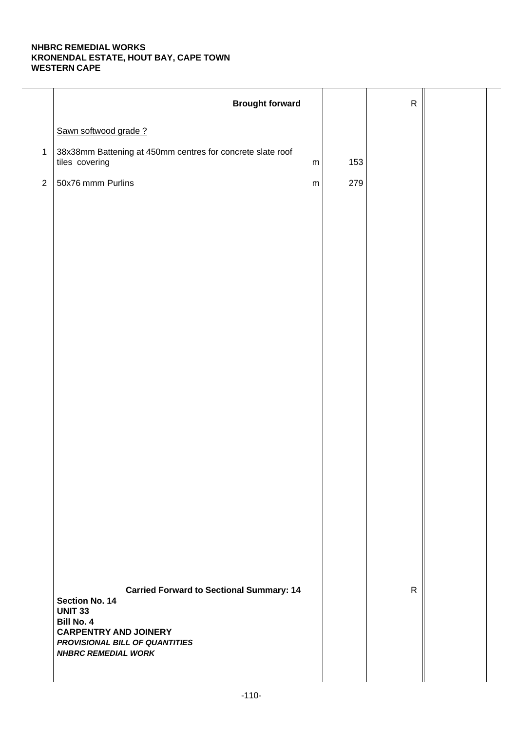**NHBRC REMEDIAL WORKS**
**KRONENDAL ESTATE, HOUT BAY, CAPE TOWN**
**WESTERN CAPE**

| | Description | Unit | Qty | Rate | Amount |
|---|---|---|---|---|---|
| | **Brought forward** | | | R | |
| | Sawn softwood grade ? | | | | |
| 1 | 38x38mm Battening at 450mm centres for concrete slate roof tiles covering | m | 153 | | |
| 2 | 50x76 mmm Purlins | m | 279 | | |
| | **Carried Forward to Sectional Summary: 14** | | | R | |

**Section No. 14**
**UNIT 33**
**Bill No. 4**
**CARPENTRY AND JOINERY**
***PROVISIONAL BILL OF QUANTITIES***
***NHBRC REMEDIAL WORK***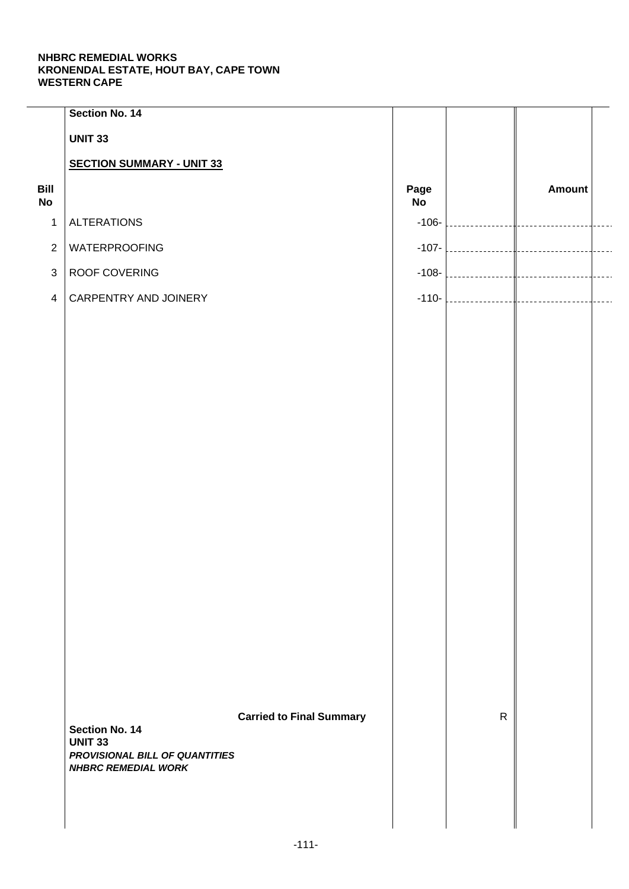**NHBRC REMEDIAL WORKS**
**KRONENDAL ESTATE, HOUT BAY, CAPE TOWN**
**WESTERN CAPE**

**Section No. 14**

**UNIT 33**

**SECTION SUMMARY - UNIT 33**

| Bill No | | Page No | | Amount |
|---|---|---|---|---|
| 1 | ALTERATIONS | -106- | | |
| 2 | WATERPROOFING | -107- | | |
| 3 | ROOF COVERING | -108- | | |
| 4 | CARPENTRY AND JOINERY | -110- | | |
| | **Carried to Final Summary** | | R | |

**Section No. 14**
**UNIT 33**
***PROVISIONAL BILL OF QUANTITIES***
***NHBRC REMEDIAL WORK***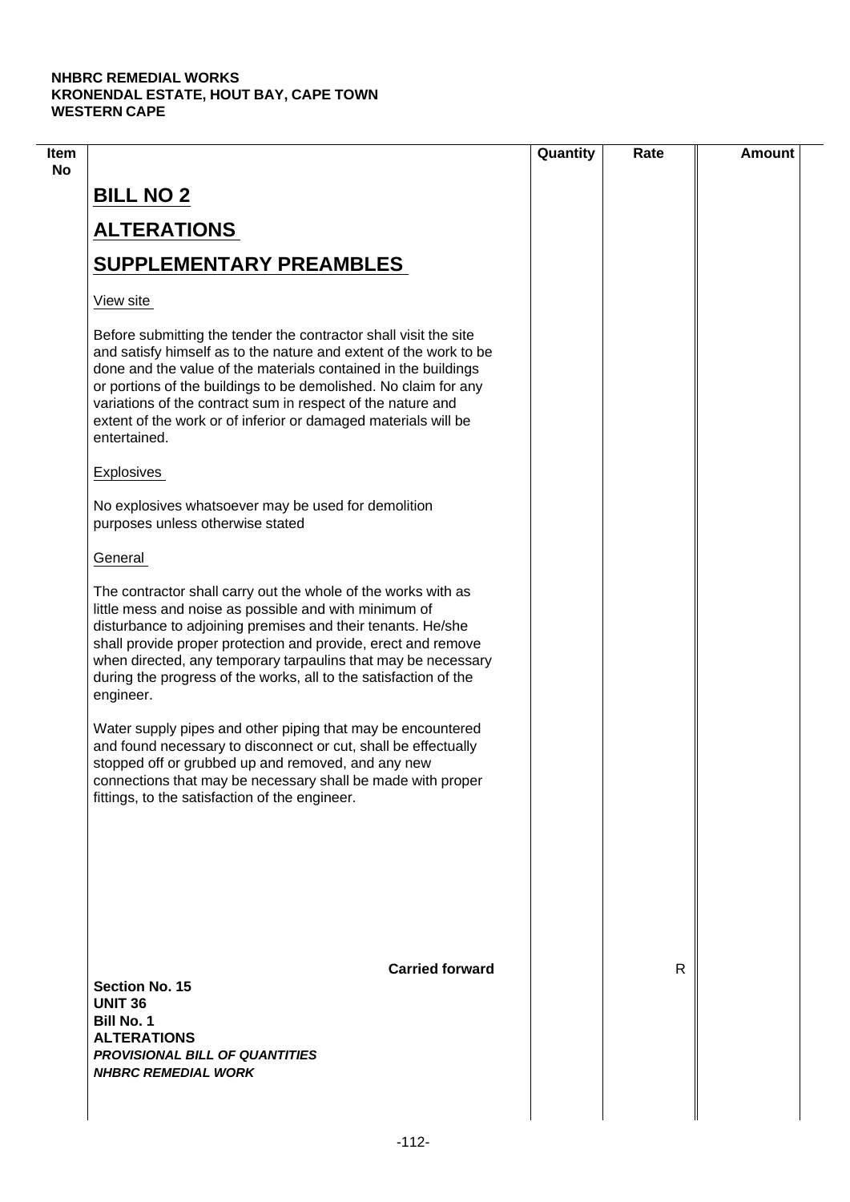| Item No | | Quantity | Rate | Amount |
|---|---|---|---|---|
| | **BILL NO 2** | | | |
| | **ALTERATIONS** | | | |
| | **SUPPLEMENTARY PREAMBLES** | | | |
| | View site | | | |
| | Before submitting the tender the contractor shall visit the site and satisfy himself as to the nature and extent of the work to be done and the value of the materials contained in the buildings or portions of the buildings to be demolished. No claim for any variations of the contract sum in respect of the nature and extent of the work or of inferior or damaged materials will be entertained. | | | |
| | Explosives | | | |
| | No explosives whatsoever may be used for demolition purposes unless otherwise stated | | | |
| | General | | | |
| | The contractor shall carry out the whole of the works with as little mess and noise as possible and with minimum of disturbance to adjoining premises and their tenants. He/she shall provide proper protection and provide, erect and remove when directed, any temporary tarpaulins that may be necessary during the progress of the works, all to the satisfaction of the engineer. | | | |
| | Water supply pipes and other piping that may be encountered and found necessary to disconnect or cut, shall be effectually stopped off or grubbed up and removed, and any new connections that may be necessary shall be made with proper fittings, to the satisfaction of the engineer. | | | |
| | **Carried forward** | | R | |

**Section No. 15**
**UNIT 36**
**Bill No. 1**
**ALTERATIONS**
***PROVISIONAL BILL OF QUANTITIES***
***NHBRC REMEDIAL WORK***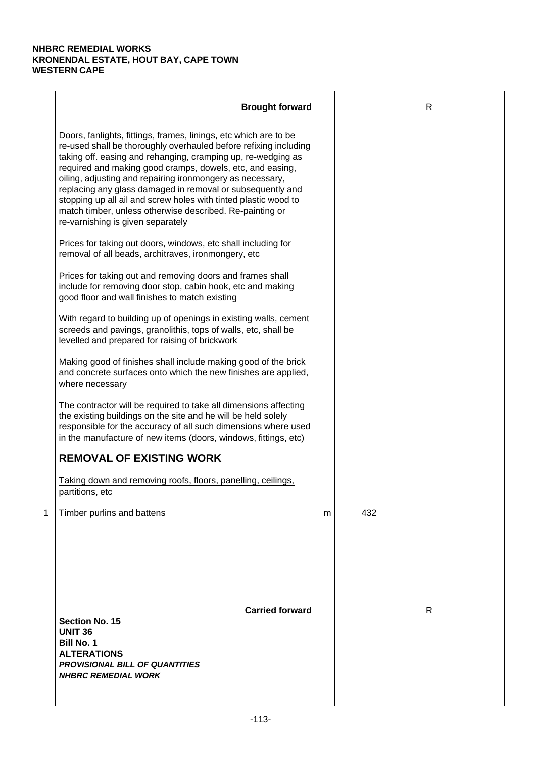**NHBRC REMEDIAL WORKS**
**KRONENDAL ESTATE, HOUT BAY, CAPE TOWN**
**WESTERN CAPE**

| | Description | Unit | Qty | Rate | Amount |
|---|---|---|---|---|---|
| | **Brought forward** | | | R | |
| | Doors, fanlights, fittings, frames, linings, etc which are to be re-used shall be thoroughly overhauled before refixing including taking off. easing and rehanging, cramping up, re-wedging as required and making good cramps, dowels, etc, and easing, oiling, adjusting and repairing ironmongery as necessary, replacing any glass damaged in removal or subsequently and stopping up all ail and screw holes with tinted plastic wood to match timber, unless otherwise described. Re-painting or re-varnishing is given separately | | | | |
| | Prices for taking out doors, windows, etc shall including for removal of all beads, architraves, ironmongery, etc | | | | |
| | Prices for taking out and removing doors and frames shall include for removing door stop, cabin hook, etc and making good floor and wall finishes to match existing | | | | |
| | With regard to building up of openings in existing walls, cement screeds and pavings, granolithis, tops of walls, etc, shall be levelled and prepared for raising of brickwork | | | | |
| | Making good of finishes shall include making good of the brick and concrete surfaces onto which the new finishes are applied, where necessary | | | | |
| | The contractor will be required to take all dimensions affecting the existing buildings on the site and he will be held solely responsible for the accuracy of all such dimensions where used in the manufacture of new items (doors, windows, fittings, etc) | | | | |
| | **REMOVAL OF EXISTING WORK** | | | | |
| | Taking down and removing roofs, floors, panelling, ceilings, partitions, etc | | | | |
| 1 | Timber purlins and battens | m | 432 | | |
| | **Carried forward** | | | R | |

**Section No. 15**
**UNIT 36**
**Bill No. 1**
**ALTERATIONS**
***PROVISIONAL BILL OF QUANTITIES***
***NHBRC REMEDIAL WORK***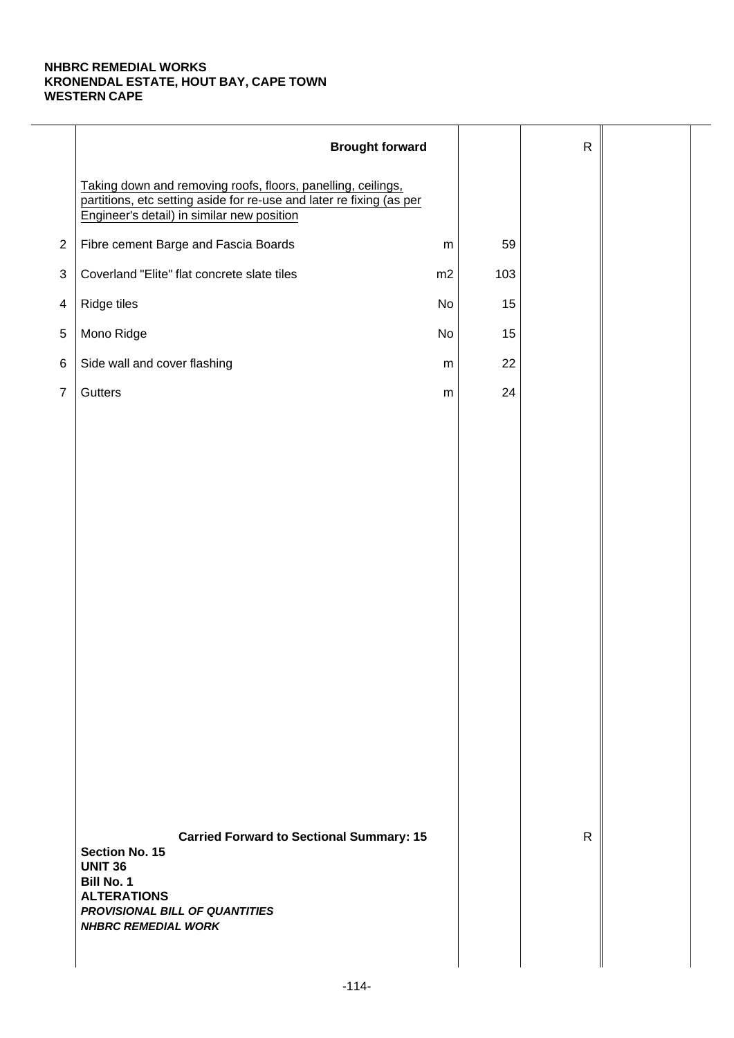**NHBRC REMEDIAL WORKS**
**KRONENDAL ESTATE, HOUT BAY, CAPE TOWN**
**WESTERN CAPE**

| | Description | Unit | Qty | Rate | Amount |
|---|---|---|---|---|---|
| | **Brought forward** | | | R | |
| | Taking down and removing roofs, floors, panelling, ceilings, partitions, etc setting aside for re-use and later re fixing (as per Engineer's detail) in similar new position | | | | |
| 2 | Fibre cement Barge and Fascia Boards | m | 59 | | |
| 3 | Coverland "Elite" flat concrete slate tiles | m2 | 103 | | |
| 4 | Ridge tiles | No | 15 | | |
| 5 | Mono Ridge | No | 15 | | |
| 6 | Side wall and cover flashing | m | 22 | | |
| 7 | Gutters | m | 24 | | |
| | **Carried Forward to Sectional Summary: 15** | | | R | |

**Section No. 15**
**UNIT 36**
**Bill No. 1**
**ALTERATIONS**
***PROVISIONAL BILL OF QUANTITIES***
***NHBRC REMEDIAL WORK***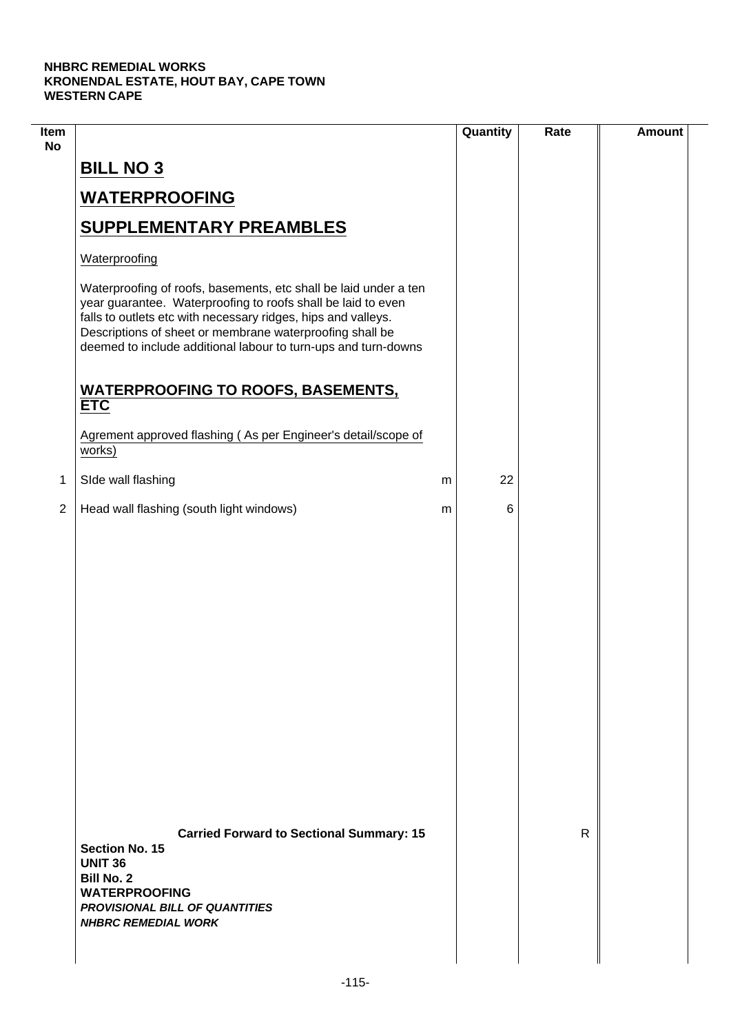**NHBRC REMEDIAL WORKS**
**KRONENDAL ESTATE, HOUT BAY, CAPE TOWN**
**WESTERN CAPE**

| Item No | | | Quantity | Rate | Amount |
|---|---|---|---|---|---|
| | **BILL NO 3** | | | | |
| | **WATERPROOFING** | | | | |
| | **SUPPLEMENTARY PREAMBLES** | | | | |
| | Waterproofing | | | | |
| | Waterproofing of roofs, basements, etc shall be laid under a ten year guarantee. Waterproofing to roofs shall be laid to even falls to outlets etc with necessary ridges, hips and valleys. Descriptions of sheet or membrane waterproofing shall be deemed to include additional labour to turn-ups and turn-downs | | | | |
| | **WATERPROOFING TO ROOFS, BASEMENTS, ETC** | | | | |
| | Agrement approved flashing ( As per Engineer's detail/scope of works) | | | | |
| 1 | SIde wall flashing | m | 22 | | |
| 2 | Head wall flashing (south light windows) | m | 6 | | |
| | **Carried Forward to Sectional Summary: 15** | | | R | |

**Section No. 15**
**UNIT 36**
**Bill No. 2**
**WATERPROOFING**
***PROVISIONAL BILL OF QUANTITIES***
***NHBRC REMEDIAL WORK***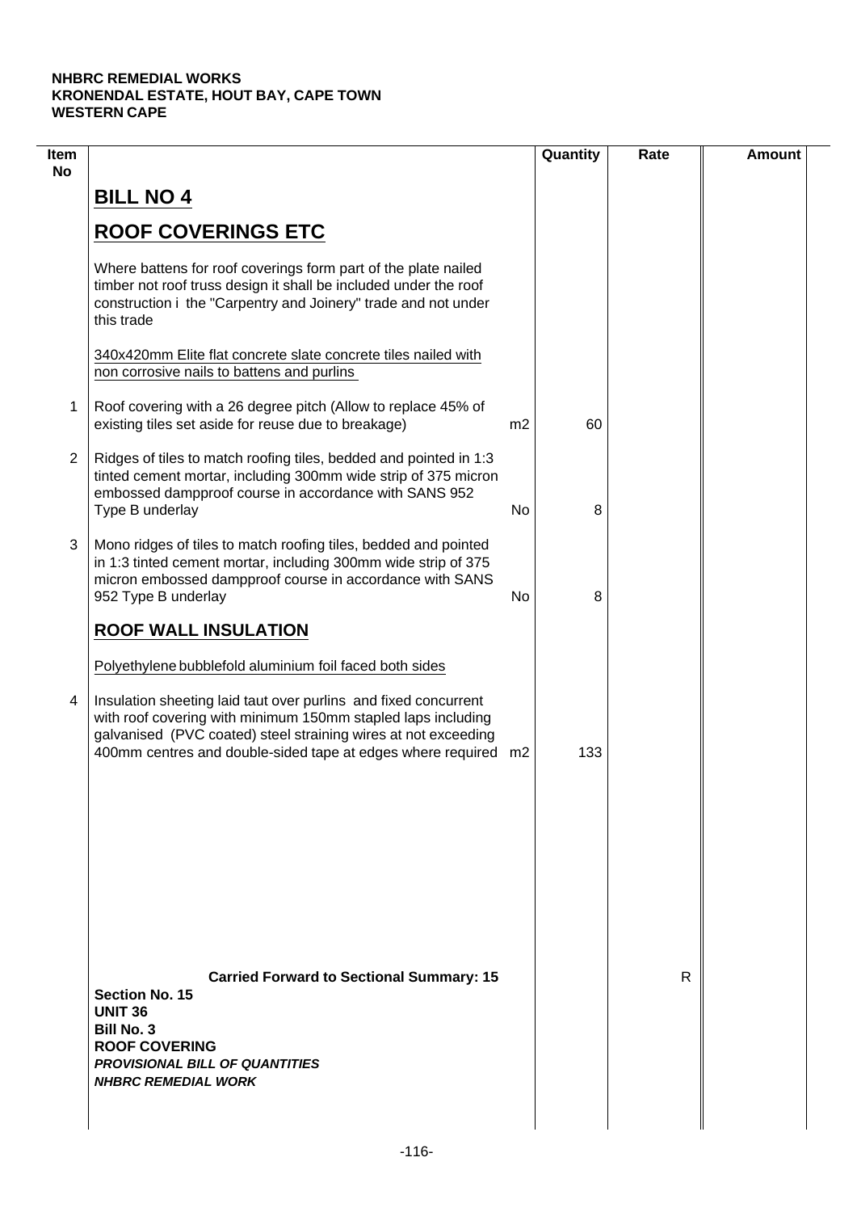**NHBRC REMEDIAL WORKS**
**KRONENDAL ESTATE, HOUT BAY, CAPE TOWN**
**WESTERN CAPE**

| Item No | | | Quantity | Rate | Amount |
|---|---|---|---|---|---|
| | **BILL NO 4** | | | | |
| | **ROOF COVERINGS ETC** | | | | |
| | Where battens for roof coverings form part of the plate nailed timber not roof truss design it shall be included under the roof construction i the "Carpentry and Joinery" trade and not under this trade | | | | |
| | 340x420mm Elite flat concrete slate concrete tiles nailed with non corrosive nails to battens and purlins | | | | |
| 1 | Roof covering with a 26 degree pitch (Allow to replace 45% of existing tiles set aside for reuse due to breakage) | m2 | 60 | | |
| 2 | Ridges of tiles to match roofing tiles, bedded and pointed in 1:3 tinted cement mortar, including 300mm wide strip of 375 micron embossed dampproof course in accordance with SANS 952 Type B underlay | No | 8 | | |
| 3 | Mono ridges of tiles to match roofing tiles, bedded and pointed in 1:3 tinted cement mortar, including 300mm wide strip of 375 micron embossed dampproof course in accordance with SANS 952 Type B underlay | No | 8 | | |
| | **ROOF WALL INSULATION** | | | | |
| | Polyethylene bubblefold aluminium foil faced both sides | | | | |
| 4 | Insulation sheeting laid taut over purlins and fixed concurrent with roof covering with minimum 150mm stapled laps including galvanised (PVC coated) steel straining wires at not exceeding 400mm centres and double-sided tape at edges where required | m2 | 133 | | |
| | **Carried Forward to Sectional Summary: 15** | | | R | |

**Section No. 15**
**UNIT 36**
**Bill No. 3**
**ROOF COVERING**
***PROVISIONAL BILL OF QUANTITIES***
***NHBRC REMEDIAL WORK***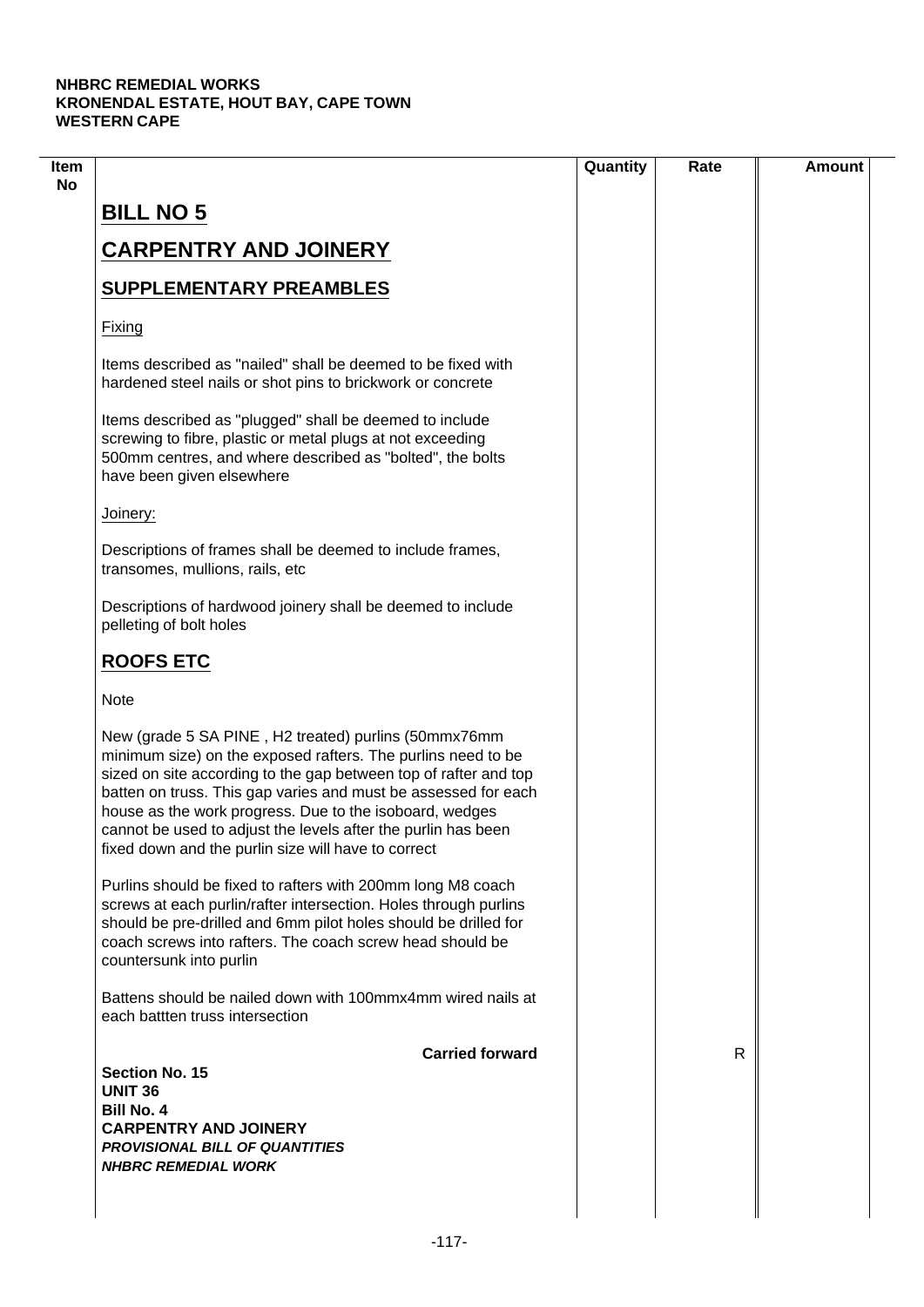**NHBRC REMEDIAL WORKS**
**KRONENDAL ESTATE, HOUT BAY, CAPE TOWN**
**WESTERN CAPE**

| Item No | | Quantity | Rate | Amount |
|---|---|---|---|---|
| | **BILL NO 5** | | | |
| | **CARPENTRY AND JOINERY** | | | |
| | **SUPPLEMENTARY PREAMBLES** | | | |
| | Fixing | | | |
| | Items described as "nailed" shall be deemed to be fixed with hardened steel nails or shot pins to brickwork or concrete | | | |
| | Items described as "plugged" shall be deemed to include screwing to fibre, plastic or metal plugs at not exceeding 500mm centres, and where described as "bolted", the bolts have been given elsewhere | | | |
| | Joinery: | | | |
| | Descriptions of frames shall be deemed to include frames, transomes, mullions, rails, etc | | | |
| | Descriptions of hardwood joinery shall be deemed to include pelleting of bolt holes | | | |
| | **ROOFS ETC** | | | |
| | Note | | | |
| | New (grade 5 SA PINE , H2 treated) purlins (50mmx76mm minimum size) on the exposed rafters. The purlins need to be sized on site according to the gap between top of rafter and top batten on truss. This gap varies and must be assessed for each house as the work progress. Due to the isoboard, wedges cannot be used to adjust the levels after the purlin has been fixed down and the purlin size will have to correct | | | |
| | Purlins should be fixed to rafters with 200mm long M8 coach screws at each purlin/rafter intersection. Holes through purlins should be pre-drilled and 6mm pilot holes should be drilled for coach screws into rafters. The coach screw head should be countersunk into purlin | | | |
| | Battens should be nailed down with 100mmx4mm wired nails at each battten truss intersection | | | |
| | **Carried forward** | | R | |

**Section No. 15**
**UNIT 36**
**Bill No. 4**
**CARPENTRY AND JOINERY**
***PROVISIONAL BILL OF QUANTITIES***
***NHBRC REMEDIAL WORK***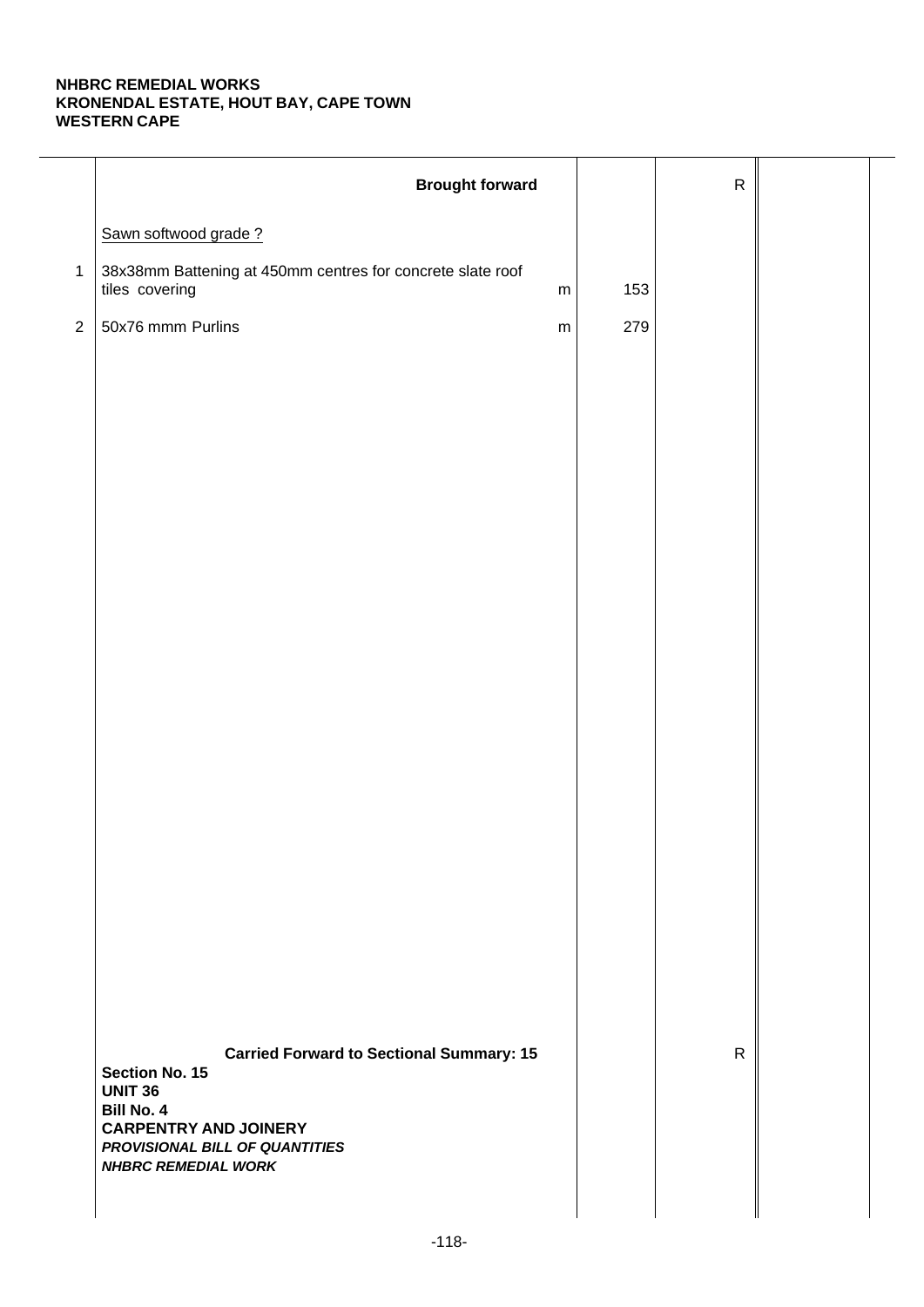**NHBRC REMEDIAL WORKS**
**KRONENDAL ESTATE, HOUT BAY, CAPE TOWN**
**WESTERN CAPE**

| | Description | Unit | Qty | Rate | Amount |
|---|---|---|---|---|---|
| | **Brought forward** | | | R | |
| | Sawn softwood grade ? | | | | |
| 1 | 38x38mm Battening at 450mm centres for concrete slate roof tiles covering | m | 153 | | |
| 2 | 50x76 mmm Purlins | m | 279 | | |
| | **Carried Forward to Sectional Summary: 15** | | | R | |

**Section No. 15**
**UNIT 36**
**Bill No. 4**
**CARPENTRY AND JOINERY**
***PROVISIONAL BILL OF QUANTITIES***
***NHBRC REMEDIAL WORK***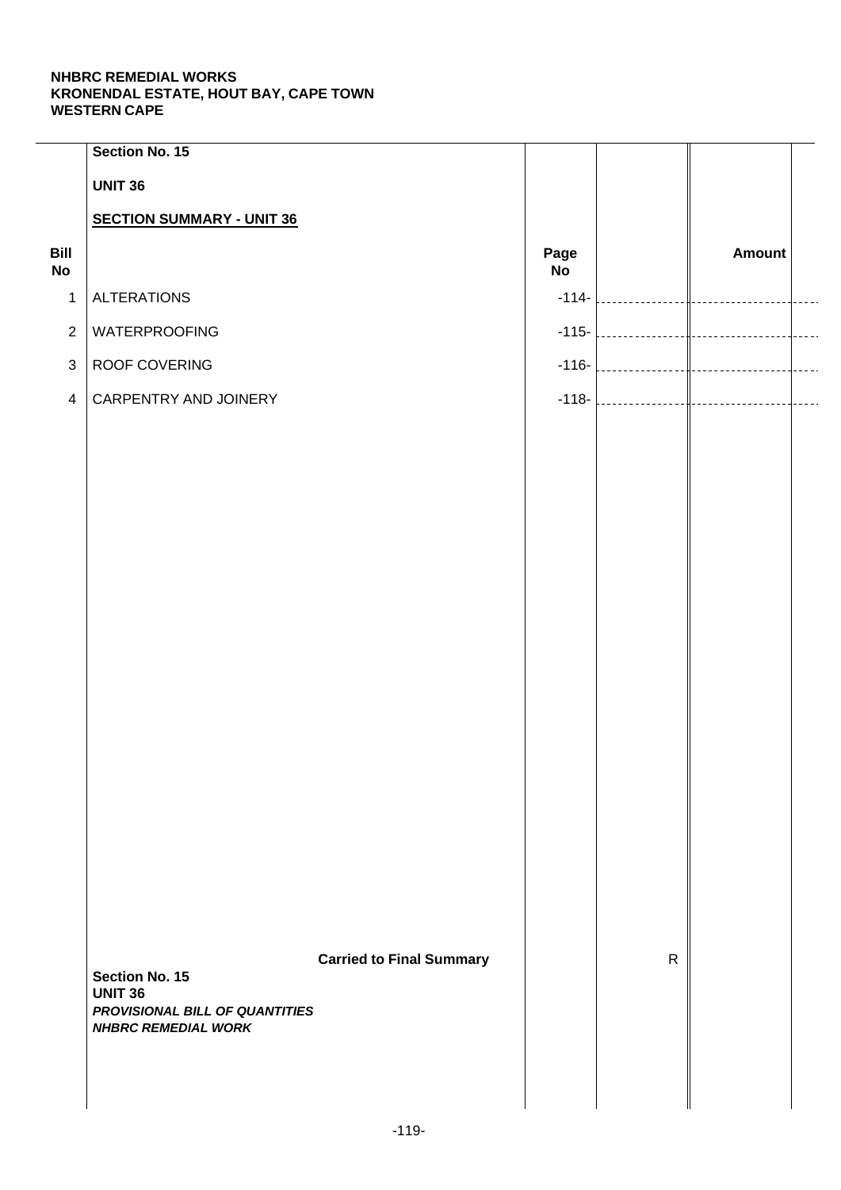**NHBRC REMEDIAL WORKS**
**KRONENDAL ESTATE, HOUT BAY, CAPE TOWN**
**WESTERN CAPE**

**Section No. 15**

**UNIT 36**

**SECTION SUMMARY - UNIT 36**

| Bill No | | Page No | | Amount |
|---|---|---|---|---|
| 1 | ALTERATIONS | -114- | | |
| 2 | WATERPROOFING | -115- | | |
| 3 | ROOF COVERING | -116- | | |
| 4 | CARPENTRY AND JOINERY | -118- | | |
| | **Carried to Final Summary** | | R | |

**Section No. 15**
**UNIT 36**
***PROVISIONAL BILL OF QUANTITIES***
***NHBRC REMEDIAL WORK***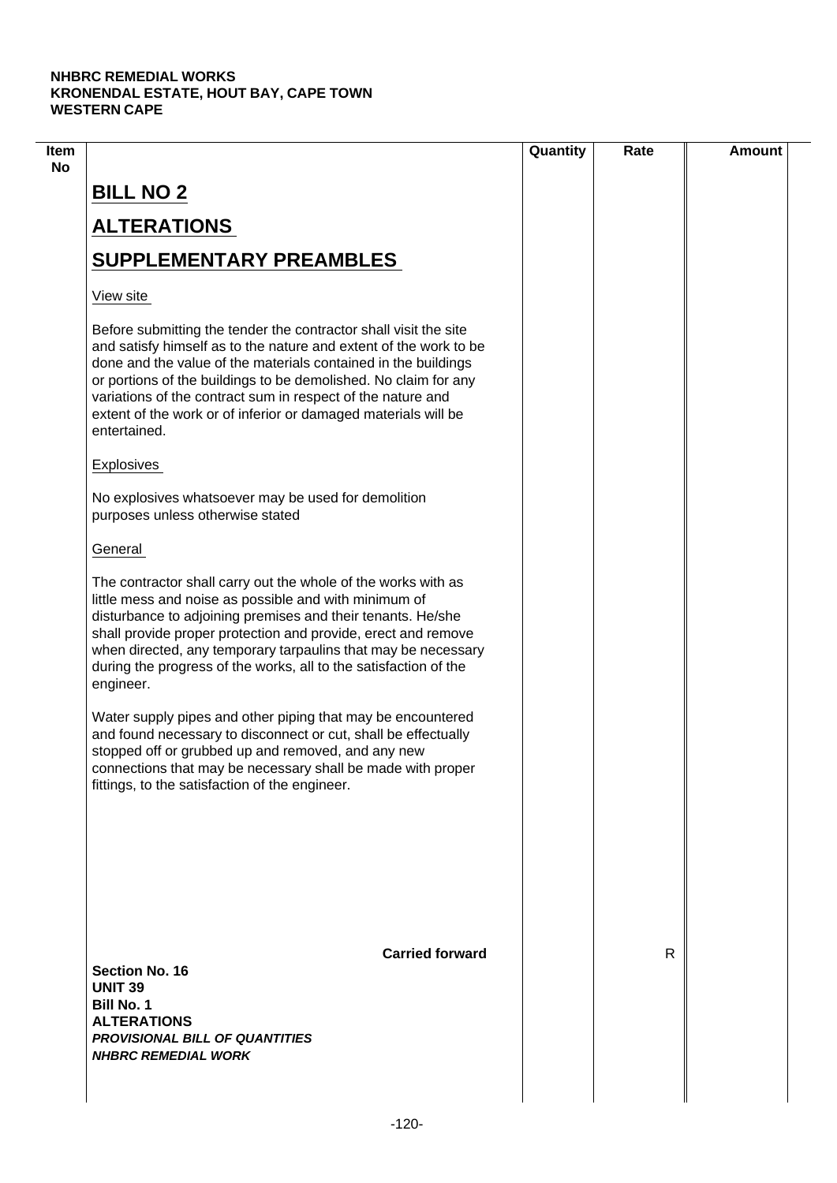# BILL NO 2

# ALTERATIONS

# SUPPLEMENTARY PREAMBLES

View site

Before submitting the tender the contractor shall visit the site and satisfy himself as to the nature and extent of the work to be done and the value of the materials contained in the buildings or portions of the buildings to be demolished. No claim for any variations of the contract sum in respect of the nature and extent of the work or of inferior or damaged materials will be entertained.

Explosives

No explosives whatsoever may be used for demolition purposes unless otherwise stated

General

The contractor shall carry out the whole of the works with as little mess and noise as possible and with minimum of disturbance to adjoining premises and their tenants. He/she shall provide proper protection and provide, erect and remove when directed, any temporary tarpaulins that may be necessary during the progress of the works, all to the satisfaction of the engineer.

Water supply pipes and other piping that may be encountered and found necessary to disconnect or cut, shall be effectually stopped off or grubbed up and removed, and any new connections that may be necessary shall be made with proper fittings, to the satisfaction of the engineer.

**Carried forward** R

**Section No. 16**
**UNIT 39**
**Bill No. 1**
**ALTERATIONS**
***PROVISIONAL BILL OF QUANTITIES***
***NHBRC REMEDIAL WORK***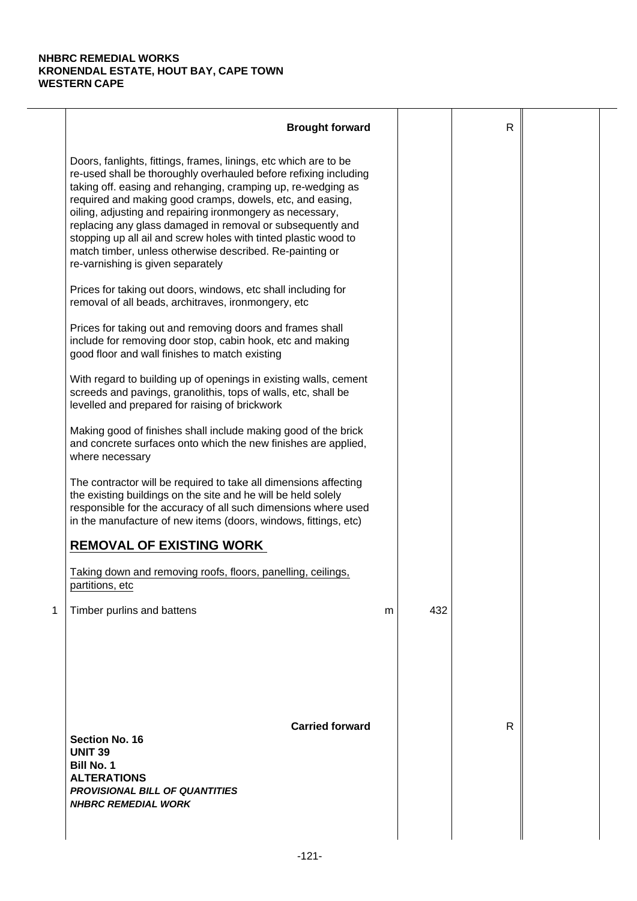**NHBRC REMEDIAL WORKS**
**KRONENDAL ESTATE, HOUT BAY, CAPE TOWN**
**WESTERN CAPE**

| | Description | Unit | Qty | Rate | Amount |
|---|---|---|---|---|---|
| | **Brought forward** | | | R | |
| | Doors, fanlights, fittings, frames, linings, etc which are to be re-used shall be thoroughly overhauled before refixing including taking off. easing and rehanging, cramping up, re-wedging as required and making good cramps, dowels, etc, and easing, oiling, adjusting and repairing ironmongery as necessary, replacing any glass damaged in removal or subsequently and stopping up all ail and screw holes with tinted plastic wood to match timber, unless otherwise described. Re-painting or re-varnishing is given separately | | | | |
| | Prices for taking out doors, windows, etc shall including for removal of all beads, architraves, ironmongery, etc | | | | |
| | Prices for taking out and removing doors and frames shall include for removing door stop, cabin hook, etc and making good floor and wall finishes to match existing | | | | |
| | With regard to building up of openings in existing walls, cement screeds and pavings, granolithis, tops of walls, etc, shall be levelled and prepared for raising of brickwork | | | | |
| | Making good of finishes shall include making good of the brick and concrete surfaces onto which the new finishes are applied, where necessary | | | | |
| | The contractor will be required to take all dimensions affecting the existing buildings on the site and he will be held solely responsible for the accuracy of all such dimensions where used in the manufacture of new items (doors, windows, fittings, etc) | | | | |
| | **REMOVAL OF EXISTING WORK** | | | | |
| | Taking down and removing roofs, floors, panelling, ceilings, partitions, etc | | | | |
| 1 | Timber purlins and battens | m | 432 | | |
| | **Carried forward** | | | R | |

**Section No. 16**
**UNIT 39**
**Bill No. 1**
**ALTERATIONS**
***PROVISIONAL BILL OF QUANTITIES***
***NHBRC REMEDIAL WORK***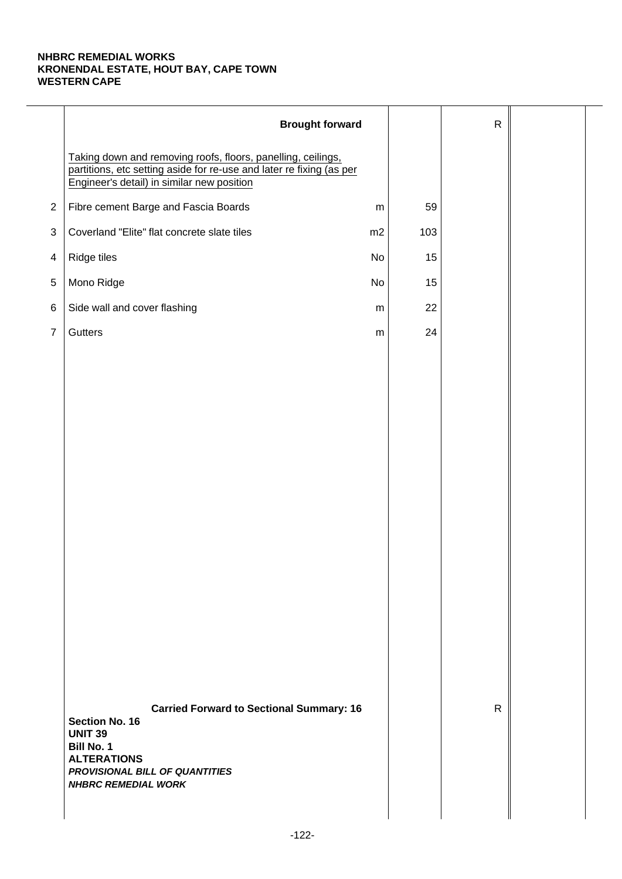**NHBRC REMEDIAL WORKS**
**KRONENDAL ESTATE, HOUT BAY, CAPE TOWN**
**WESTERN CAPE**

| | Description | Unit | Qty | Rate | Amount |
|---|---|---|---|---|---|
| | **Brought forward** | | | R | |
| | Taking down and removing roofs, floors, panelling, ceilings, partitions, etc setting aside for re-use and later re fixing (as per Engineer's detail) in similar new position | | | | |
| 2 | Fibre cement Barge and Fascia Boards | m | 59 | | |
| 3 | Coverland "Elite" flat concrete slate tiles | m2 | 103 | | |
| 4 | Ridge tiles | No | 15 | | |
| 5 | Mono Ridge | No | 15 | | |
| 6 | Side wall and cover flashing | m | 22 | | |
| 7 | Gutters | m | 24 | | |
| | **Carried Forward to Sectional Summary: 16** | | | R | |

**Section No. 16**
**UNIT 39**
**Bill No. 1**
**ALTERATIONS**
***PROVISIONAL BILL OF QUANTITIES***
***NHBRC REMEDIAL WORK***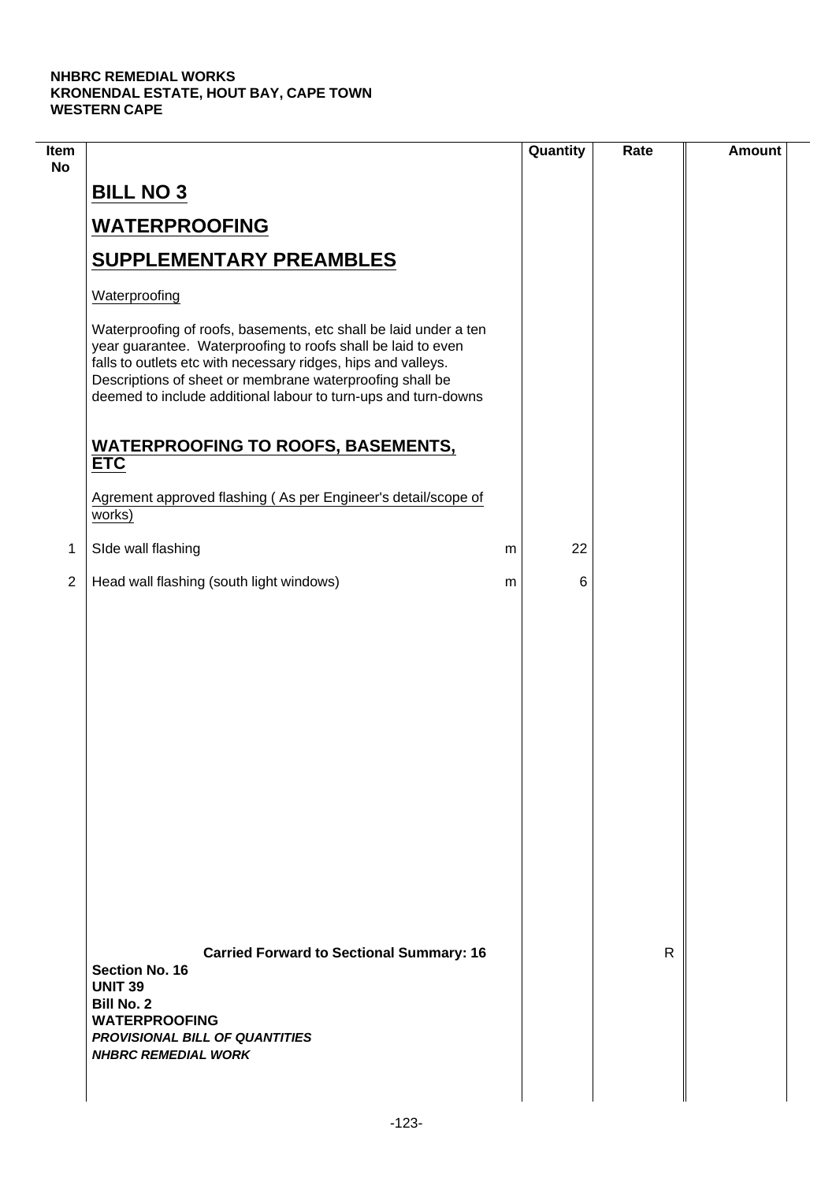**NHBRC REMEDIAL WORKS**
**KRONENDAL ESTATE, HOUT BAY, CAPE TOWN**
**WESTERN CAPE**

| Item No | | | Quantity | Rate | Amount |
|---|---|---|---|---|---|
| | **BILL NO 3** | | | | |
| | **WATERPROOFING** | | | | |
| | **SUPPLEMENTARY PREAMBLES** | | | | |
| | Waterproofing | | | | |
| | Waterproofing of roofs, basements, etc shall be laid under a ten year guarantee. Waterproofing to roofs shall be laid to even falls to outlets etc with necessary ridges, hips and valleys. Descriptions of sheet or membrane waterproofing shall be deemed to include additional labour to turn-ups and turn-downs | | | | |
| | **WATERPROOFING TO ROOFS, BASEMENTS, ETC** | | | | |
| | Agrement approved flashing ( As per Engineer's detail/scope of works) | | | | |
| 1 | SIde wall flashing | m | 22 | | |
| 2 | Head wall flashing (south light windows) | m | 6 | | |
| | **Carried Forward to Sectional Summary: 16** | | | R | |

**Section No. 16**
**UNIT 39**
**Bill No. 2**
**WATERPROOFING**
***PROVISIONAL BILL OF QUANTITIES***
***NHBRC REMEDIAL WORK***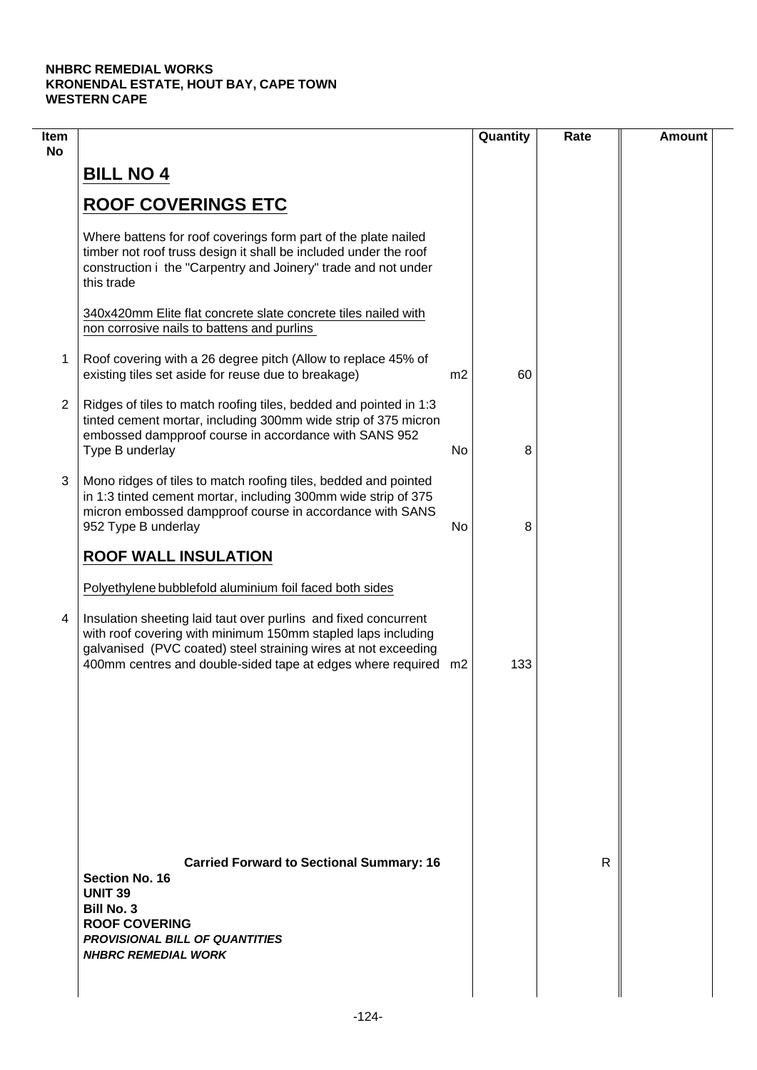**NHBRC REMEDIAL WORKS**
**KRONENDAL ESTATE, HOUT BAY, CAPE TOWN**
**WESTERN CAPE**

| Item No | | | Quantity | Rate | Amount |
|---|---|---|---|---|---|
| | **BILL NO 4** | | | | |
| | **ROOF COVERINGS ETC** | | | | |
| | Where battens for roof coverings form part of the plate nailed timber not roof truss design it shall be included under the roof construction i the "Carpentry and Joinery" trade and not under this trade | | | | |
| | 340x420mm Elite flat concrete slate concrete tiles nailed with non corrosive nails to battens and purlins | | | | |
| 1 | Roof covering with a 26 degree pitch (Allow to replace 45% of existing tiles set aside for reuse due to breakage) | m2 | 60 | | |
| 2 | Ridges of tiles to match roofing tiles, bedded and pointed in 1:3 tinted cement mortar, including 300mm wide strip of 375 micron embossed dampproof course in accordance with SANS 952 Type B underlay | No | 8 | | |
| 3 | Mono ridges of tiles to match roofing tiles, bedded and pointed in 1:3 tinted cement mortar, including 300mm wide strip of 375 micron embossed dampproof course in accordance with SANS 952 Type B underlay | No | 8 | | |
| | **ROOF WALL INSULATION** | | | | |
| | Polyethylene bubblefold aluminium foil faced both sides | | | | |
| 4 | Insulation sheeting laid taut over purlins and fixed concurrent with roof covering with minimum 150mm stapled laps including galvanised (PVC coated) steel straining wires at not exceeding 400mm centres and double-sided tape at edges where required | m2 | 133 | | |
| | **Carried Forward to Sectional Summary: 16** | | | R | |

**Section No. 16**
**UNIT 39**
**Bill No. 3**
**ROOF COVERING**
***PROVISIONAL BILL OF QUANTITIES***
***NHBRC REMEDIAL WORK***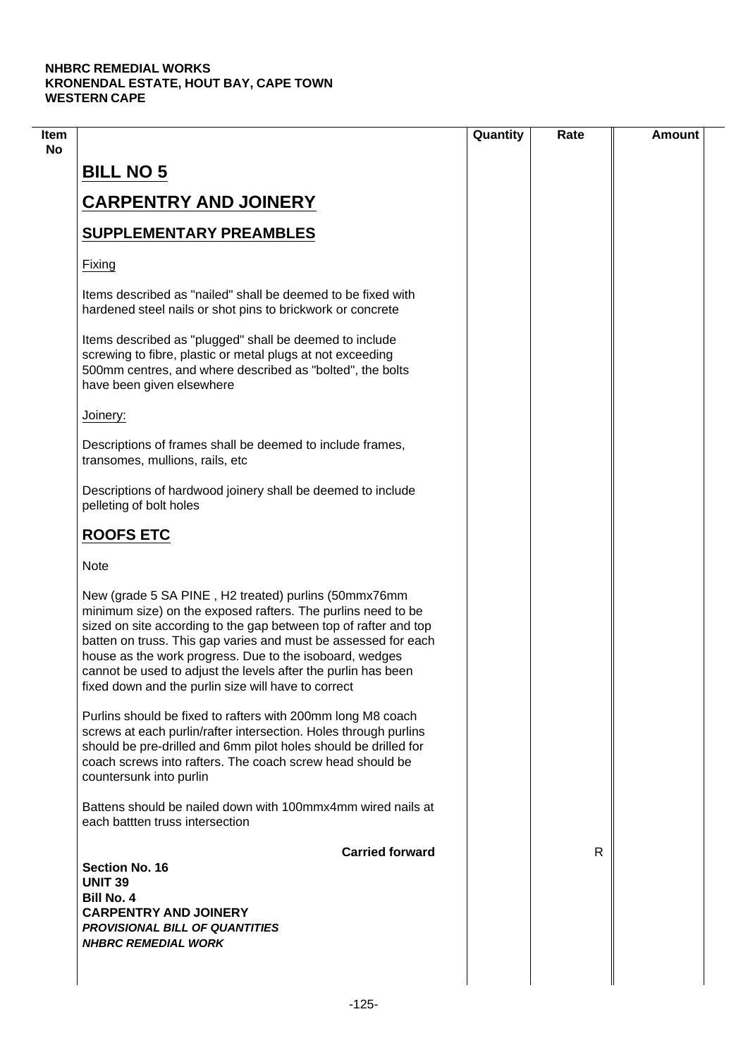**NHBRC REMEDIAL WORKS**
**KRONENDAL ESTATE, HOUT BAY, CAPE TOWN**
**WESTERN CAPE**

| Item No | | Quantity | Rate | Amount |
|---|---|---|---|---|

# BILL NO 5

# CARPENTRY AND JOINERY

## SUPPLEMENTARY PREAMBLES

Fixing

Items described as "nailed" shall be deemed to be fixed with hardened steel nails or shot pins to brickwork or concrete

Items described as "plugged" shall be deemed to include screwing to fibre, plastic or metal plugs at not exceeding 500mm centres, and where described as "bolted", the bolts have been given elsewhere

Joinery:

Descriptions of frames shall be deemed to include frames, transomes, mullions, rails, etc

Descriptions of hardwood joinery shall be deemed to include pelleting of bolt holes

## ROOFS ETC

Note

New (grade 5 SA PINE , H2 treated) purlins (50mmx76mm minimum size) on the exposed rafters. The purlins need to be sized on site according to the gap between top of rafter and top batten on truss. This gap varies and must be assessed for each house as the work progress. Due to the isoboard, wedges cannot be used to adjust the levels after the purlin has been fixed down and the purlin size will have to correct

Purlins should be fixed to rafters with 200mm long M8 coach screws at each purlin/rafter intersection. Holes through purlins should be pre-drilled and 6mm pilot holes should be drilled for coach screws into rafters. The coach screw head should be countersunk into purlin

Battens should be nailed down with 100mmx4mm wired nails at each battten truss intersection

| | **Carried forward** | | R | |
|---|---|---|---|---|

**Section No. 16**
**UNIT 39**
**Bill No. 4**
**CARPENTRY AND JOINERY**
***PROVISIONAL BILL OF QUANTITIES***
***NHBRC REMEDIAL WORK***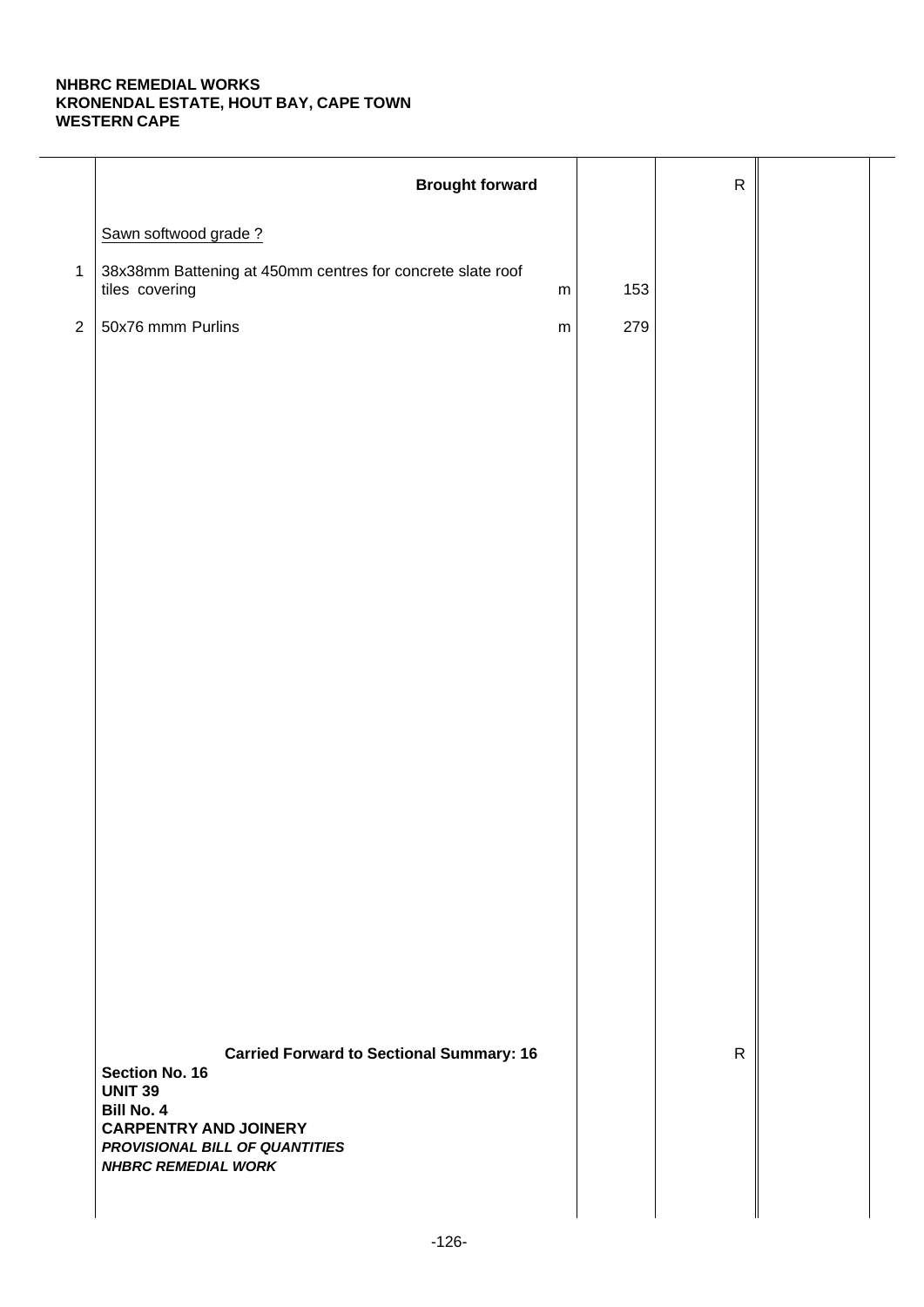**NHBRC REMEDIAL WORKS**
**KRONENDAL ESTATE, HOUT BAY, CAPE TOWN**
**WESTERN CAPE**

| | | | | | |
|---|---|---|---|---|---|
| | **Brought forward** | | | R | |
| | Sawn softwood grade ? | | | | |
| 1 | 38x38mm Battening at 450mm centres for concrete slate roof tiles covering | m | 153 | | |
| 2 | 50x76 mmm Purlins | m | 279 | | |
| | **Carried Forward to Sectional Summary: 16** | | | R | |

**Section No. 16**
**UNIT 39**
**Bill No. 4**
**CARPENTRY AND JOINERY**
***PROVISIONAL BILL OF QUANTITIES***
***NHBRC REMEDIAL WORK***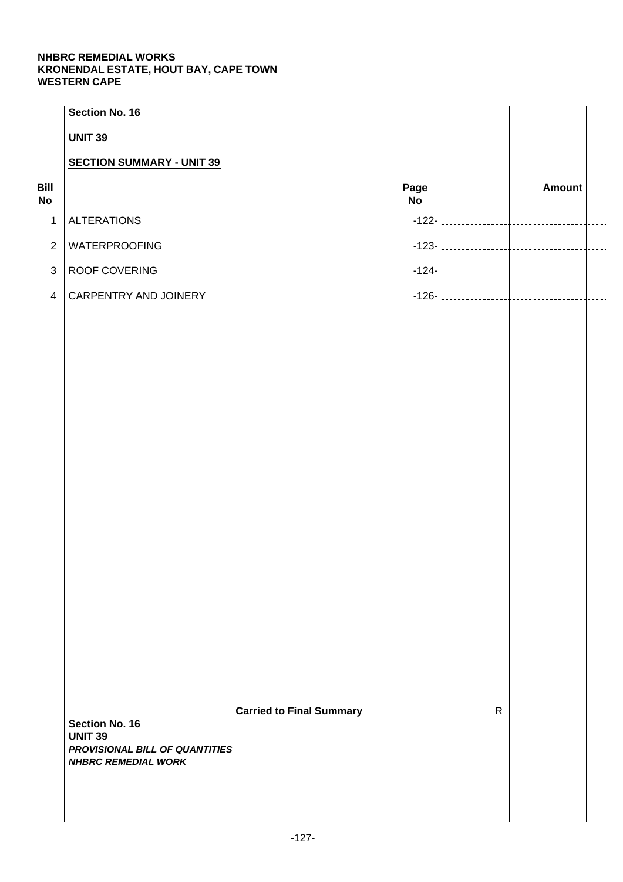**NHBRC REMEDIAL WORKS**
**KRONENDAL ESTATE, HOUT BAY, CAPE TOWN**
**WESTERN CAPE**

**Section No. 16**

**UNIT 39**

**SECTION SUMMARY - UNIT 39**

| Bill No | | Page No | | Amount |
|---|---|---|---|---|
| 1 | ALTERATIONS | -122- | | |
| 2 | WATERPROOFING | -123- | | |
| 3 | ROOF COVERING | -124- | | |
| 4 | CARPENTRY AND JOINERY | -126- | | |
| | **Carried to Final Summary** | | R | |

**Section No. 16**
**UNIT 39**
***PROVISIONAL BILL OF QUANTITIES***
***NHBRC REMEDIAL WORK***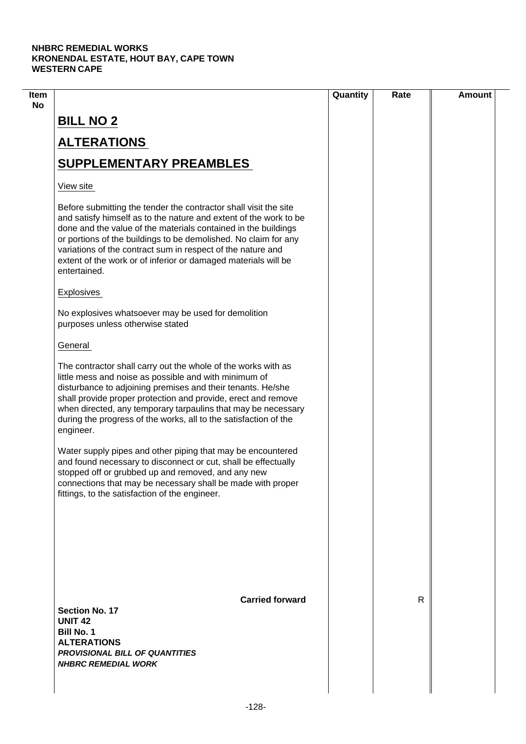NHBRC REMEDIAL WORKS
KRONENDAL ESTATE, HOUT BAY, CAPE TOWN
WESTERN CAPE

| Item No | | Quantity | Rate | Amount |
|---|---|---|---|---|

# BILL NO 2

## ALTERATIONS

## SUPPLEMENTARY PREAMBLES

View site

Before submitting the tender the contractor shall visit the site and satisfy himself as to the nature and extent of the work to be done and the value of the materials contained in the buildings or portions of the buildings to be demolished. No claim for any variations of the contract sum in respect of the nature and extent of the work or of inferior or damaged materials will be entertained.

Explosives

No explosives whatsoever may be used for demolition purposes unless otherwise stated

General

The contractor shall carry out the whole of the works with as little mess and noise as possible and with minimum of disturbance to adjoining premises and their tenants. He/she shall provide proper protection and provide, erect and remove when directed, any temporary tarpaulins that may be necessary during the progress of the works, all to the satisfaction of the engineer.

Water supply pipes and other piping that may be encountered and found necessary to disconnect or cut, shall be effectually stopped off or grubbed up and removed, and any new connections that may be necessary shall be made with proper fittings, to the satisfaction of the engineer.

**Carried forward** R

**Section No. 17**
**UNIT 42**
**Bill No. 1**
**ALTERATIONS**
***PROVISIONAL BILL OF QUANTITIES***
***NHBRC REMEDIAL WORK***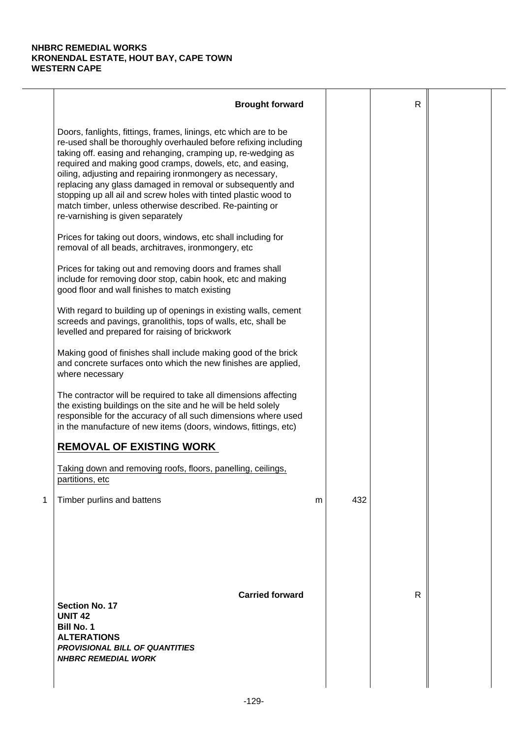**NHBRC REMEDIAL WORKS**
**KRONENDAL ESTATE, HOUT BAY, CAPE TOWN**
**WESTERN CAPE**

| | | | | | |
|---|---|---|---|---|---|
| | **Brought forward** | | | R | |
| | Doors, fanlights, fittings, frames, linings, etc which are to be re-used shall be thoroughly overhauled before refixing including taking off. easing and rehanging, cramping up, re-wedging as required and making good cramps, dowels, etc, and easing, oiling, adjusting and repairing ironmongery as necessary, replacing any glass damaged in removal or subsequently and stopping up all ail and screw holes with tinted plastic wood to match timber, unless otherwise described. Re-painting or re-varnishing is given separately | | | | |
| | Prices for taking out doors, windows, etc shall including for removal of all beads, architraves, ironmongery, etc | | | | |
| | Prices for taking out and removing doors and frames shall include for removing door stop, cabin hook, etc and making good floor and wall finishes to match existing | | | | |
| | With regard to building up of openings in existing walls, cement screeds and pavings, granolithis, tops of walls, etc, shall be levelled and prepared for raising of brickwork | | | | |
| | Making good of finishes shall include making good of the brick and concrete surfaces onto which the new finishes are applied, where necessary | | | | |
| | The contractor will be required to take all dimensions affecting the existing buildings on the site and he will be held solely responsible for the accuracy of all such dimensions where used in the manufacture of new items (doors, windows, fittings, etc) | | | | |
| | **REMOVAL OF EXISTING WORK** | | | | |
| | Taking down and removing roofs, floors, panelling, ceilings, partitions, etc | | | | |
| 1 | Timber purlins and battens | m | 432 | | |
| | **Carried forward** | | | R | |

**Section No. 17**
**UNIT 42**
**Bill No. 1**
**ALTERATIONS**
***PROVISIONAL BILL OF QUANTITIES***
***NHBRC REMEDIAL WORK***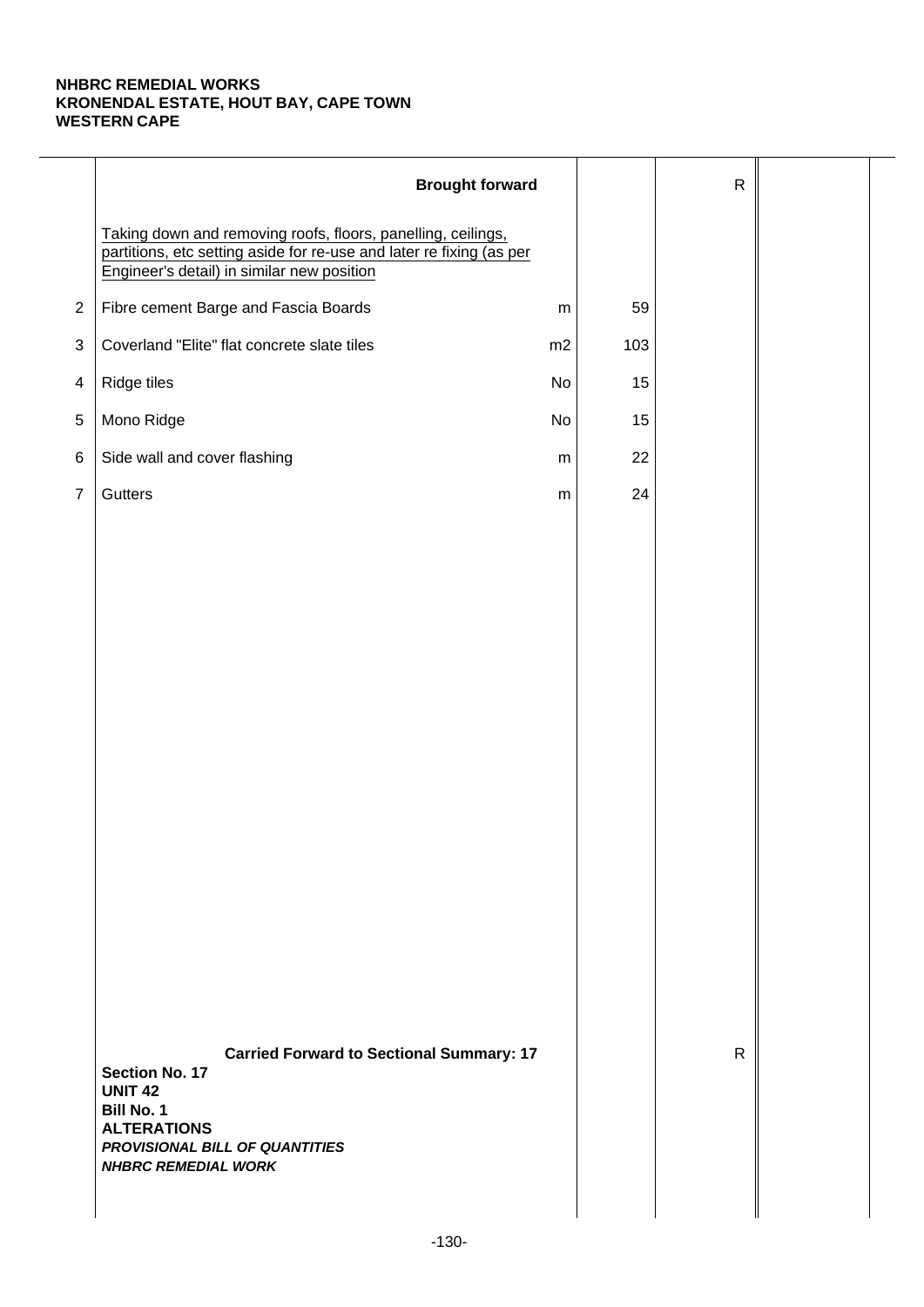**NHBRC REMEDIAL WORKS**
**KRONENDAL ESTATE, HOUT BAY, CAPE TOWN**
**WESTERN CAPE**

| | Description | Unit | Qty | Rate | Amount |
|---|---|---|---|---|---|
| | **Brought forward** | | | R | |
| | Taking down and removing roofs, floors, panelling, ceilings, partitions, etc setting aside for re-use and later re fixing (as per Engineer's detail) in similar new position | | | | |
| 2 | Fibre cement Barge and Fascia Boards | m | 59 | | |
| 3 | Coverland "Elite" flat concrete slate tiles | m2 | 103 | | |
| 4 | Ridge tiles | No | 15 | | |
| 5 | Mono Ridge | No | 15 | | |
| 6 | Side wall and cover flashing | m | 22 | | |
| 7 | Gutters | m | 24 | | |
| | **Carried Forward to Sectional Summary: 17** | | | R | |

**Section No. 17**
**UNIT 42**
**Bill No. 1**
**ALTERATIONS**
***PROVISIONAL BILL OF QUANTITIES***
***NHBRC REMEDIAL WORK***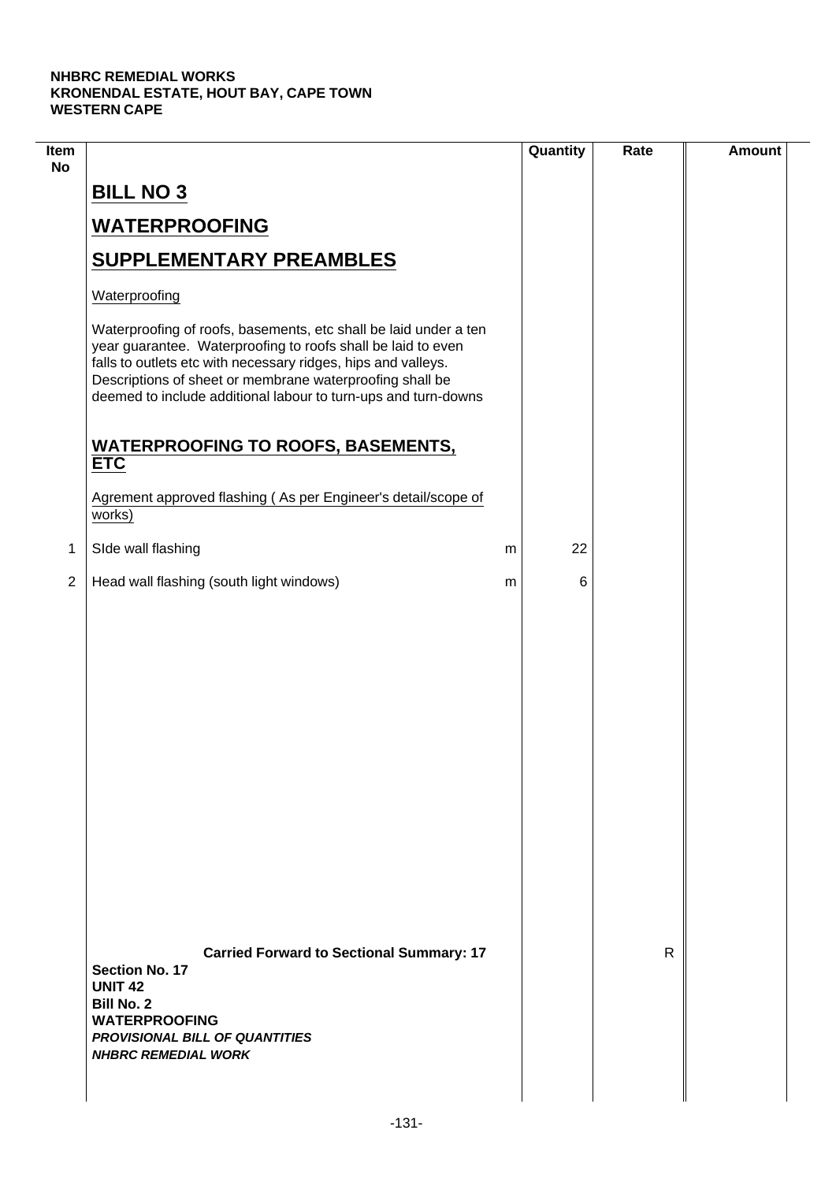**NHBRC REMEDIAL WORKS**
**KRONENDAL ESTATE, HOUT BAY, CAPE TOWN**
**WESTERN CAPE**

| Item No | | | Quantity | Rate | Amount |
|---|---|---|---|---|---|
| | **BILL NO 3** | | | | |
| | **WATERPROOFING** | | | | |
| | **SUPPLEMENTARY PREAMBLES** | | | | |
| | Waterproofing | | | | |
| | Waterproofing of roofs, basements, etc shall be laid under a ten year guarantee. Waterproofing to roofs shall be laid to even falls to outlets etc with necessary ridges, hips and valleys. Descriptions of sheet or membrane waterproofing shall be deemed to include additional labour to turn-ups and turn-downs | | | | |
| | **WATERPROOFING TO ROOFS, BASEMENTS, ETC** | | | | |
| | Agrement approved flashing ( As per Engineer's detail/scope of works) | | | | |
| 1 | SIde wall flashing | m | 22 | | |
| 2 | Head wall flashing (south light windows) | m | 6 | | |
| | **Carried Forward to Sectional Summary: 17** | | | R | |

**Section No. 17**
**UNIT 42**
**Bill No. 2**
**WATERPROOFING**
***PROVISIONAL BILL OF QUANTITIES***
***NHBRC REMEDIAL WORK***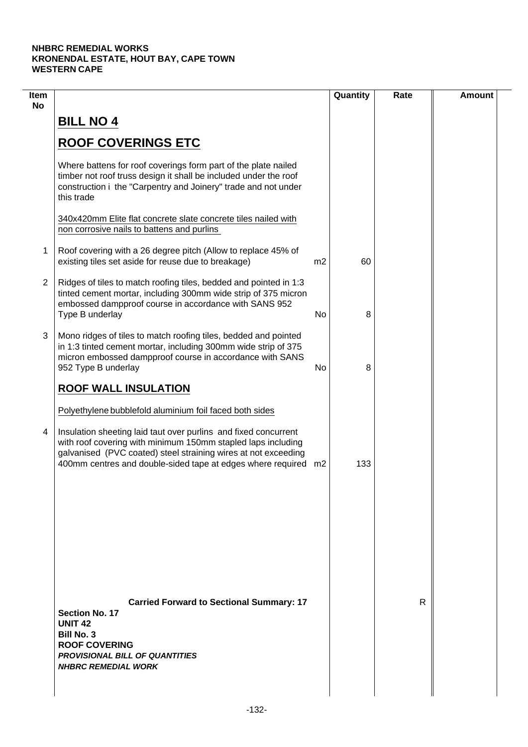**NHBRC REMEDIAL WORKS**
**KRONENDAL ESTATE, HOUT BAY, CAPE TOWN**
**WESTERN CAPE**

| Item No | | | Quantity | Rate | Amount |
|---|---|---|---|---|---|
| | **BILL NO 4** | | | | |
| | **ROOF COVERINGS ETC** | | | | |
| | Where battens for roof coverings form part of the plate nailed timber not roof truss design it shall be included under the roof construction i the "Carpentry and Joinery" trade and not under this trade | | | | |
| | 340x420mm Elite flat concrete slate concrete tiles nailed with non corrosive nails to battens and purlins | | | | |
| 1 | Roof covering with a 26 degree pitch (Allow to replace 45% of existing tiles set aside for reuse due to breakage) | m2 | 60 | | |
| 2 | Ridges of tiles to match roofing tiles, bedded and pointed in 1:3 tinted cement mortar, including 300mm wide strip of 375 micron embossed dampproof course in accordance with SANS 952 Type B underlay | No | 8 | | |
| 3 | Mono ridges of tiles to match roofing tiles, bedded and pointed in 1:3 tinted cement mortar, including 300mm wide strip of 375 micron embossed dampproof course in accordance with SANS 952 Type B underlay | No | 8 | | |
| | **ROOF WALL INSULATION** | | | | |
| | Polyethylene bubblefold aluminium foil faced both sides | | | | |
| 4 | Insulation sheeting laid taut over purlins and fixed concurrent with roof covering with minimum 150mm stapled laps including galvanised (PVC coated) steel straining wires at not exceeding 400mm centres and double-sided tape at edges where required | m2 | 133 | | |
| | **Carried Forward to Sectional Summary: 17** | | | R | |

**Section No. 17**
**UNIT 42**
**Bill No. 3**
**ROOF COVERING**
***PROVISIONAL BILL OF QUANTITIES***
***NHBRC REMEDIAL WORK***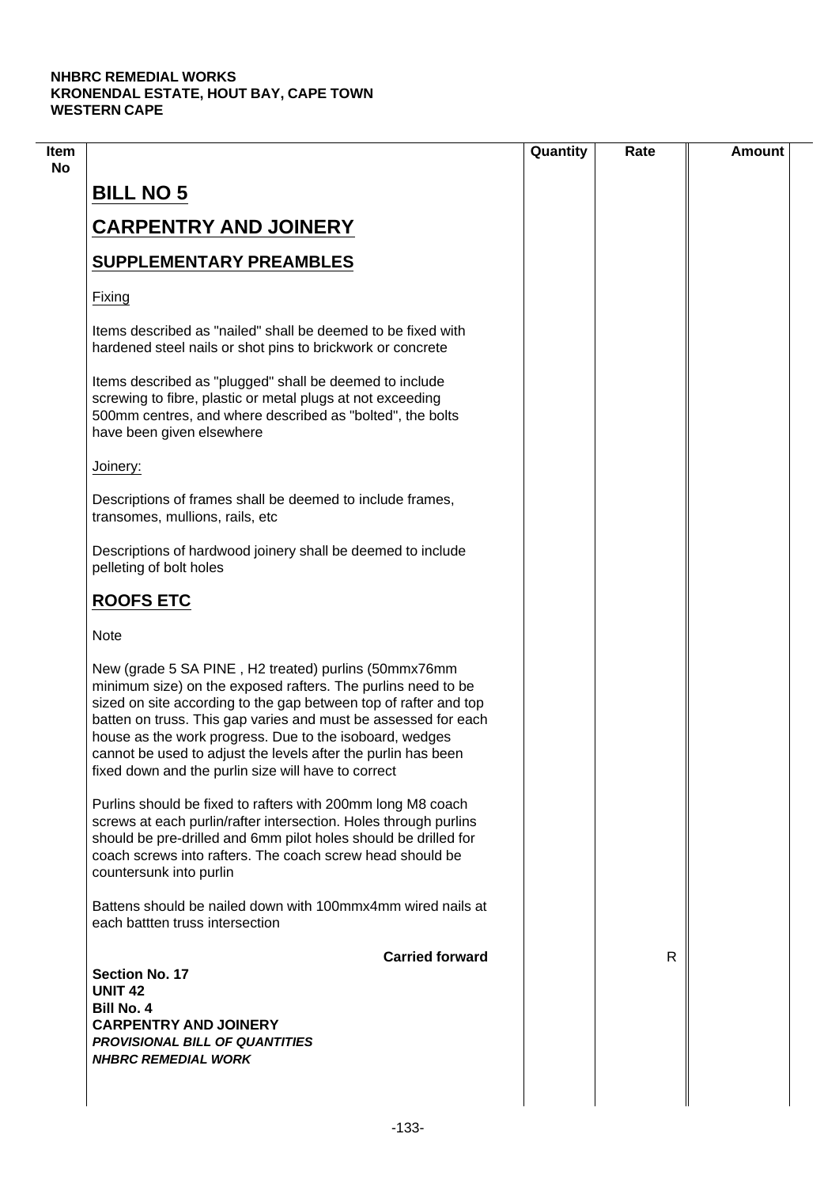**NHBRC REMEDIAL WORKS**
**KRONENDAL ESTATE, HOUT BAY, CAPE TOWN**
**WESTERN CAPE**

| Item No | | Quantity | Rate | Amount |
|---|---|---|---|---|
| | **BILL NO 5** | | | |
| | **CARPENTRY AND JOINERY** | | | |
| | **SUPPLEMENTARY PREAMBLES** | | | |
| | Fixing | | | |
| | Items described as "nailed" shall be deemed to be fixed with hardened steel nails or shot pins to brickwork or concrete | | | |
| | Items described as "plugged" shall be deemed to include screwing to fibre, plastic or metal plugs at not exceeding 500mm centres, and where described as "bolted", the bolts have been given elsewhere | | | |
| | Joinery: | | | |
| | Descriptions of frames shall be deemed to include frames, transomes, mullions, rails, etc | | | |
| | Descriptions of hardwood joinery shall be deemed to include pelleting of bolt holes | | | |
| | **ROOFS ETC** | | | |
| | Note | | | |
| | New (grade 5 SA PINE , H2 treated) purlins (50mmx76mm minimum size) on the exposed rafters. The purlins need to be sized on site according to the gap between top of rafter and top batten on truss. This gap varies and must be assessed for each house as the work progress. Due to the isoboard, wedges cannot be used to adjust the levels after the purlin has been fixed down and the purlin size will have to correct | | | |
| | Purlins should be fixed to rafters with 200mm long M8 coach screws at each purlin/rafter intersection. Holes through purlins should be pre-drilled and 6mm pilot holes should be drilled for coach screws into rafters. The coach screw head should be countersunk into purlin | | | |
| | Battens should be nailed down with 100mmx4mm wired nails at each battten truss intersection | | | |
| | **Carried forward** | | R | |

**Section No. 17**
**UNIT 42**
**Bill No. 4**
**CARPENTRY AND JOINERY**
***PROVISIONAL BILL OF QUANTITIES***
***NHBRC REMEDIAL WORK***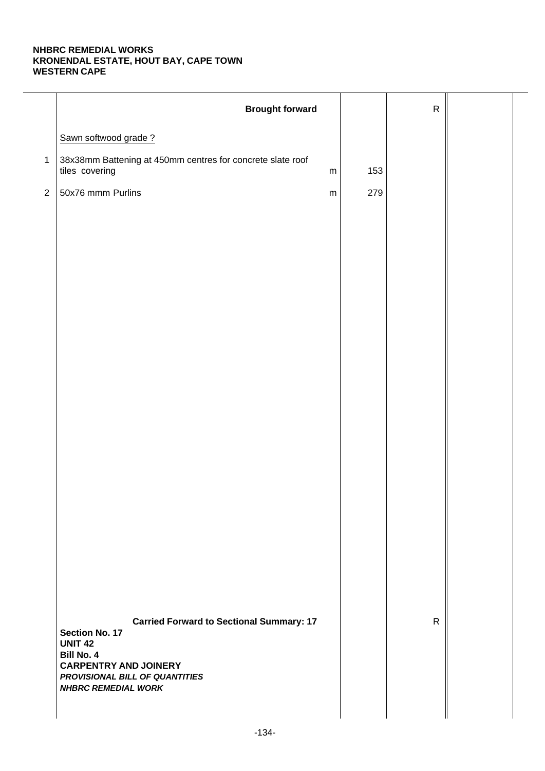**NHBRC REMEDIAL WORKS**
**KRONENDAL ESTATE, HOUT BAY, CAPE TOWN**
**WESTERN CAPE**

| | | | | | |
|---|---|---|---|---|---|
| | **Brought forward** | | | R | |
| | Sawn softwood grade ? | | | | |
| 1 | 38x38mm Battening at 450mm centres for concrete slate roof tiles covering | m | 153 | | |
| 2 | 50x76 mmm Purlins | m | 279 | | |
| | **Carried Forward to Sectional Summary: 17** | | | R | |

**Section No. 17**
**UNIT 42**
**Bill No. 4**
**CARPENTRY AND JOINERY**
***PROVISIONAL BILL OF QUANTITIES***
***NHBRC REMEDIAL WORK***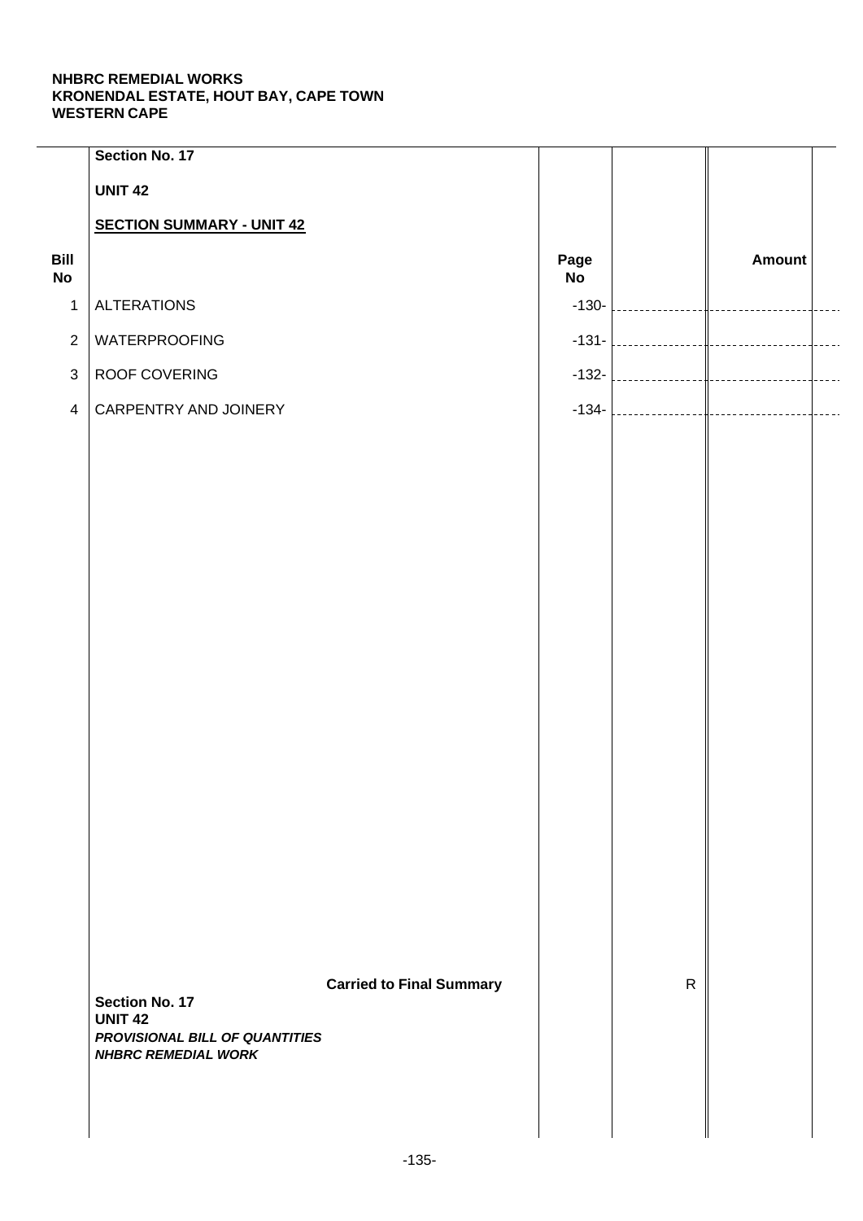**NHBRC REMEDIAL WORKS**
**KRONENDAL ESTATE, HOUT BAY, CAPE TOWN**
**WESTERN CAPE**

**Section No. 17**

**UNIT 42**

**SECTION SUMMARY - UNIT 42**

| Bill No | | Page No | | Amount |
|---|---|---|---|---|
| 1 | ALTERATIONS | -130- | | |
| 2 | WATERPROOFING | -131- | | |
| 3 | ROOF COVERING | -132- | | |
| 4 | CARPENTRY AND JOINERY | -134- | | |
| | **Carried to Final Summary** | | R | |

**Section No. 17**
**UNIT 42**
***PROVISIONAL BILL OF QUANTITIES***
***NHBRC REMEDIAL WORK***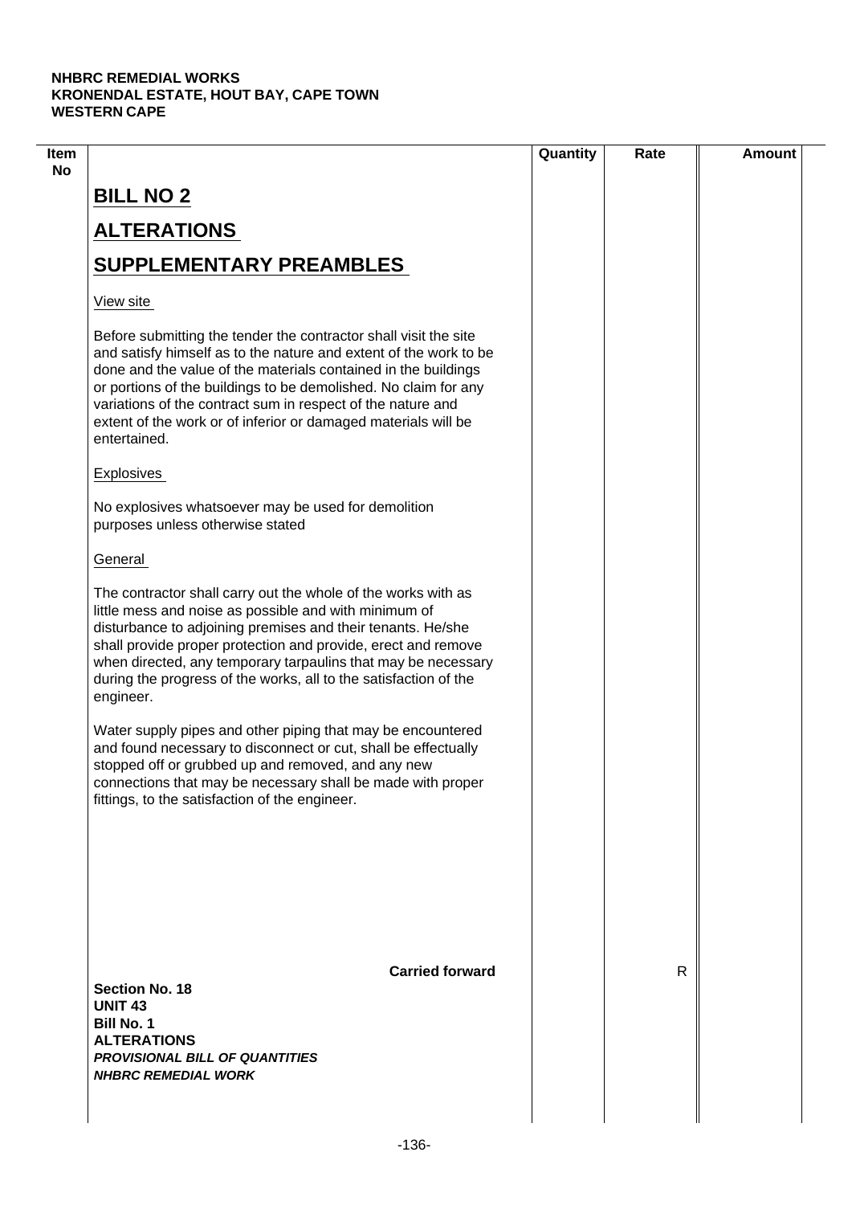**NHBRC REMEDIAL WORKS**
**KRONENDAL ESTATE, HOUT BAY, CAPE TOWN**
**WESTERN CAPE**

| Item No | | Quantity | Rate | Amount |
|---|---|---|---|---|
| | **BILL NO 2** | | | |
| | **ALTERATIONS** | | | |
| | **SUPPLEMENTARY PREAMBLES** | | | |
| | View site | | | |
| | Before submitting the tender the contractor shall visit the site and satisfy himself as to the nature and extent of the work to be done and the value of the materials contained in the buildings or portions of the buildings to be demolished. No claim for any variations of the contract sum in respect of the nature and extent of the work or of inferior or damaged materials will be entertained. | | | |
| | Explosives | | | |
| | No explosives whatsoever may be used for demolition purposes unless otherwise stated | | | |
| | General | | | |
| | The contractor shall carry out the whole of the works with as little mess and noise as possible and with minimum of disturbance to adjoining premises and their tenants. He/she shall provide proper protection and provide, erect and remove when directed, any temporary tarpaulins that may be necessary during the progress of the works, all to the satisfaction of the engineer. | | | |
| | Water supply pipes and other piping that may be encountered and found necessary to disconnect or cut, shall be effectually stopped off or grubbed up and removed, and any new connections that may be necessary shall be made with proper fittings, to the satisfaction of the engineer. | | | |
| | **Carried forward** | | R | |

**Section No. 18**
**UNIT 43**
**Bill No. 1**
**ALTERATIONS**
***PROVISIONAL BILL OF QUANTITIES***
***NHBRC REMEDIAL WORK***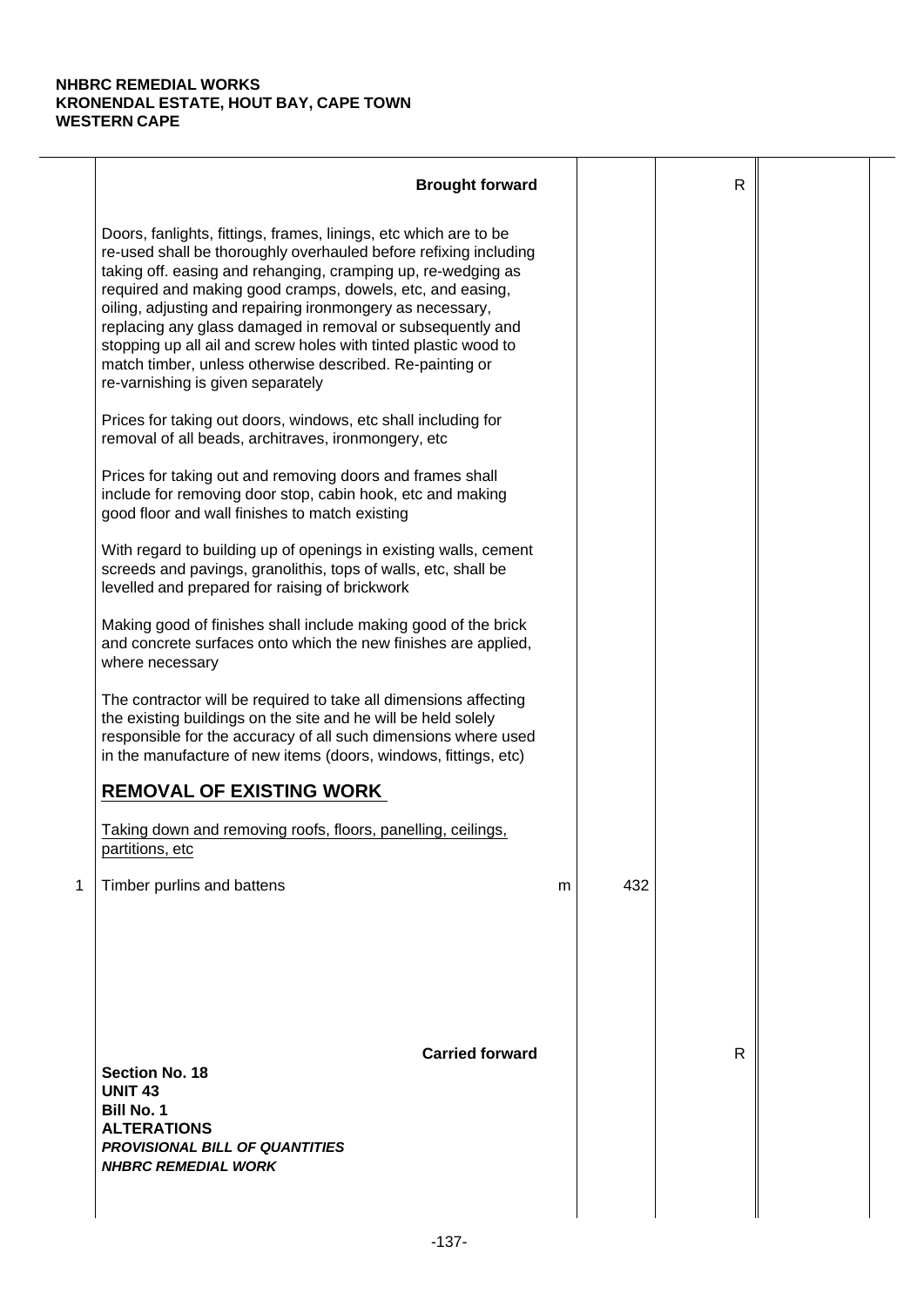**NHBRC REMEDIAL WORKS**
**KRONENDAL ESTATE, HOUT BAY, CAPE TOWN**
**WESTERN CAPE**

| | Description | Unit | Qty | Rate | Amount |
|---|---|---|---|---|---|
| | **Brought forward** | | | R | |
| | Doors, fanlights, fittings, frames, linings, etc which are to be re-used shall be thoroughly overhauled before refixing including taking off. easing and rehanging, cramping up, re-wedging as required and making good cramps, dowels, etc, and easing, oiling, adjusting and repairing ironmongery as necessary, replacing any glass damaged in removal or subsequently and stopping up all ail and screw holes with tinted plastic wood to match timber, unless otherwise described. Re-painting or re-varnishing is given separately | | | | |
| | Prices for taking out doors, windows, etc shall including for removal of all beads, architraves, ironmongery, etc | | | | |
| | Prices for taking out and removing doors and frames shall include for removing door stop, cabin hook, etc and making good floor and wall finishes to match existing | | | | |
| | With regard to building up of openings in existing walls, cement screeds and pavings, granolithis, tops of walls, etc, shall be levelled and prepared for raising of brickwork | | | | |
| | Making good of finishes shall include making good of the brick and concrete surfaces onto which the new finishes are applied, where necessary | | | | |
| | The contractor will be required to take all dimensions affecting the existing buildings on the site and he will be held solely responsible for the accuracy of all such dimensions where used in the manufacture of new items (doors, windows, fittings, etc) | | | | |
| | **<u>REMOVAL OF EXISTING WORK</u>** | | | | |
| | <u>Taking down and removing roofs, floors, panelling, ceilings, partitions, etc</u> | | | | |
| 1 | Timber purlins and battens | m | 432 | | |
| | **Carried forward** | | | R | |

**Section No. 18**
**UNIT 43**
**Bill No. 1**
**ALTERATIONS**
***PROVISIONAL BILL OF QUANTITIES***
***NHBRC REMEDIAL WORK***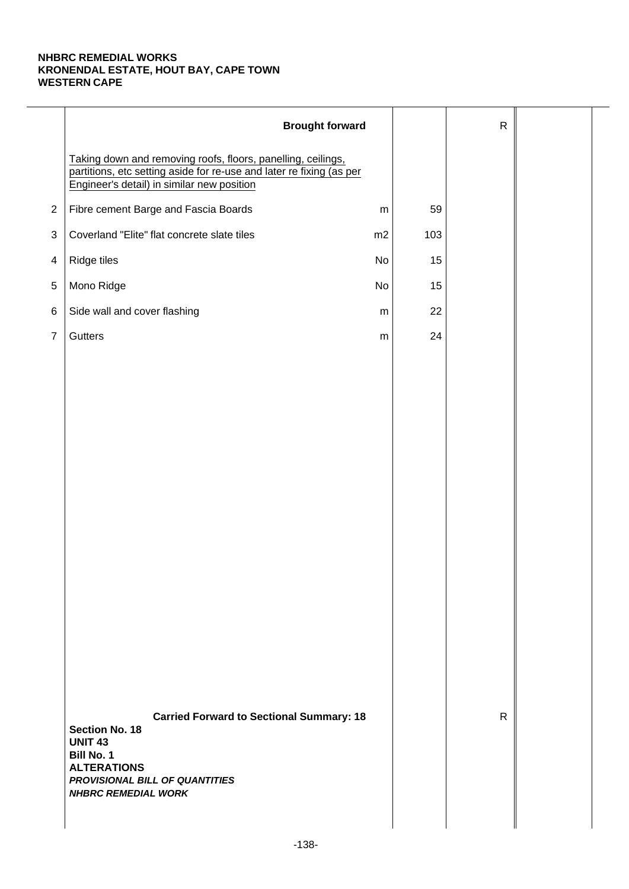**NHBRC REMEDIAL WORKS**
**KRONENDAL ESTATE, HOUT BAY, CAPE TOWN**
**WESTERN CAPE**

| | Description | Unit | Qty | Rate | Amount |
|---|---|---|---|---|---|
| | **Brought forward** | | | R | |
| | Taking down and removing roofs, floors, panelling, ceilings, partitions, etc setting aside for re-use and later re fixing (as per Engineer's detail) in similar new position | | | | |
| 2 | Fibre cement Barge and Fascia Boards | m | 59 | | |
| 3 | Coverland "Elite" flat concrete slate tiles | m2 | 103 | | |
| 4 | Ridge tiles | No | 15 | | |
| 5 | Mono Ridge | No | 15 | | |
| 6 | Side wall and cover flashing | m | 22 | | |
| 7 | Gutters | m | 24 | | |
| | **Carried Forward to Sectional Summary: 18** | | | R | |

**Section No. 18**
**UNIT 43**
**Bill No. 1**
**ALTERATIONS**
***PROVISIONAL BILL OF QUANTITIES***
***NHBRC REMEDIAL WORK***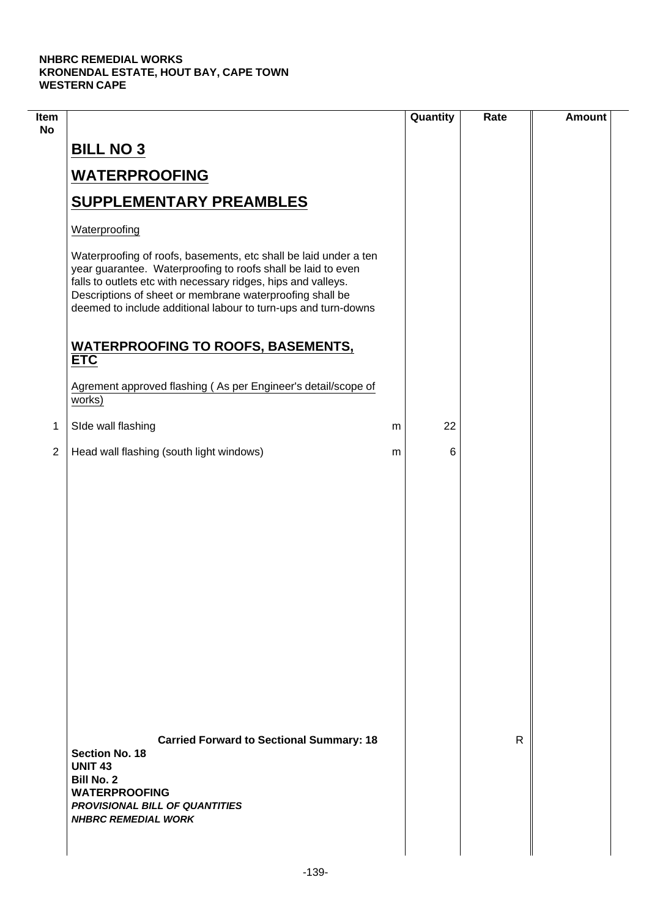**NHBRC REMEDIAL WORKS**
**KRONENDAL ESTATE, HOUT BAY, CAPE TOWN**
**WESTERN CAPE**

| Item No | | | Quantity | Rate | Amount |
|---|---|---|---|---|---|
| | **BILL NO 3** | | | | |
| | **WATERPROOFING** | | | | |
| | **SUPPLEMENTARY PREAMBLES** | | | | |
| | Waterproofing | | | | |
| | Waterproofing of roofs, basements, etc shall be laid under a ten year guarantee. Waterproofing to roofs shall be laid to even falls to outlets etc with necessary ridges, hips and valleys. Descriptions of sheet or membrane waterproofing shall be deemed to include additional labour to turn-ups and turn-downs | | | | |
| | **WATERPROOFING TO ROOFS, BASEMENTS, ETC** | | | | |
| | Agrement approved flashing ( As per Engineer's detail/scope of works) | | | | |
| 1 | SIde wall flashing | m | 22 | | |
| 2 | Head wall flashing (south light windows) | m | 6 | | |
| | **Carried Forward to Sectional Summary: 18** | | | R | |

**Section No. 18**
**UNIT 43**
**Bill No. 2**
**WATERPROOFING**
***PROVISIONAL BILL OF QUANTITIES***
***NHBRC REMEDIAL WORK***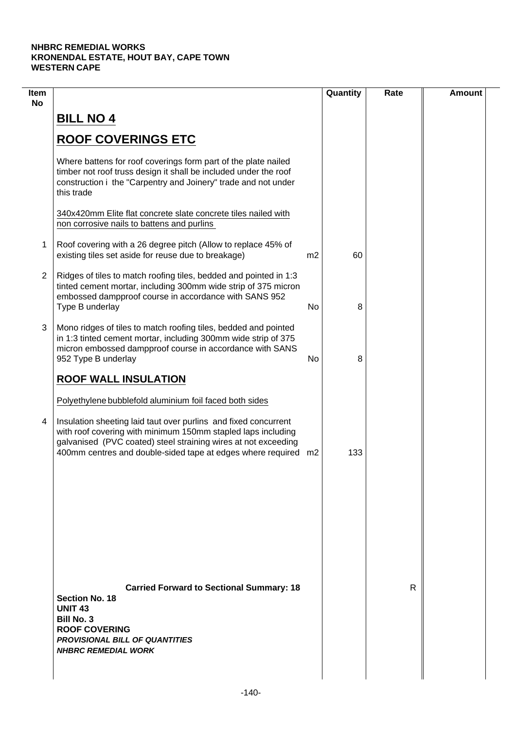NHBRC REMEDIAL WORKS
KRONENDAL ESTATE, HOUT BAY, CAPE TOWN
WESTERN CAPE

| Item No | | | Quantity | Rate | Amount |
|---|---|---|---|---|---|
| | **BILL NO 4** | | | | |
| | **ROOF COVERINGS ETC** | | | | |
| | Where battens for roof coverings form part of the plate nailed timber not roof truss design it shall be included under the roof construction i the "Carpentry and Joinery" trade and not under this trade | | | | |
| | 340x420mm Elite flat concrete slate concrete tiles nailed with non corrosive nails to battens and purlins | | | | |
| 1 | Roof covering with a 26 degree pitch (Allow to replace 45% of existing tiles set aside for reuse due to breakage) | m2 | 60 | | |
| 2 | Ridges of tiles to match roofing tiles, bedded and pointed in 1:3 tinted cement mortar, including 300mm wide strip of 375 micron embossed dampproof course in accordance with SANS 952 Type B underlay | No | 8 | | |
| 3 | Mono ridges of tiles to match roofing tiles, bedded and pointed in 1:3 tinted cement mortar, including 300mm wide strip of 375 micron embossed dampproof course in accordance with SANS 952 Type B underlay | No | 8 | | |
| | **ROOF WALL INSULATION** | | | | |
| | Polyethylene bubblefold aluminium foil faced both sides | | | | |
| 4 | Insulation sheeting laid taut over purlins and fixed concurrent with roof covering with minimum 150mm stapled laps including galvanised (PVC coated) steel straining wires at not exceeding 400mm centres and double-sided tape at edges where required | m2 | 133 | | |
| | **Carried Forward to Sectional Summary: 18** | | | R | |

**Section No. 18**
**UNIT 43**
**Bill No. 3**
**ROOF COVERING**
***PROVISIONAL BILL OF QUANTITIES***
***NHBRC REMEDIAL WORK***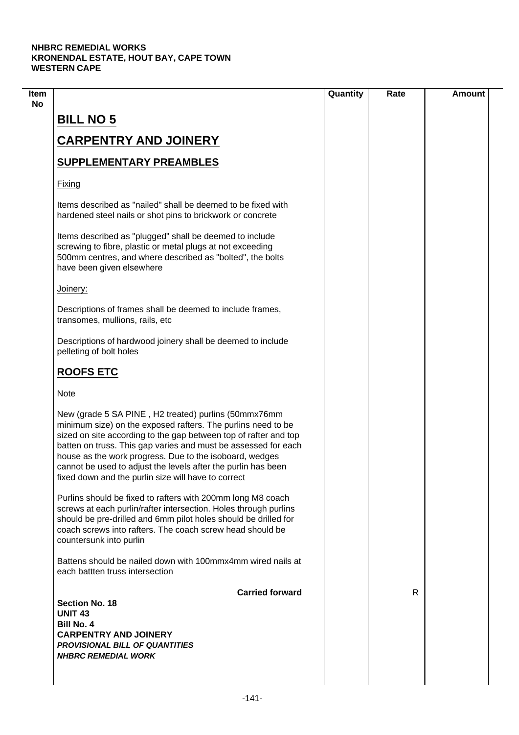NHBRC REMEDIAL WORKS
KRONENDAL ESTATE, HOUT BAY, CAPE TOWN
WESTERN CAPE

| Item No | | Quantity | Rate | Amount |
|---|---|---|---|---|

# BILL NO 5

# CARPENTRY AND JOINERY

## SUPPLEMENTARY PREAMBLES

Fixing

Items described as "nailed" shall be deemed to be fixed with hardened steel nails or shot pins to brickwork or concrete

Items described as "plugged" shall be deemed to include screwing to fibre, plastic or metal plugs at not exceeding 500mm centres, and where described as "bolted", the bolts have been given elsewhere

Joinery:

Descriptions of frames shall be deemed to include frames, transomes, mullions, rails, etc

Descriptions of hardwood joinery shall be deemed to include pelleting of bolt holes

## ROOFS ETC

Note

New (grade 5 SA PINE , H2 treated) purlins (50mmx76mm minimum size) on the exposed rafters. The purlins need to be sized on site according to the gap between top of rafter and top batten on truss. This gap varies and must be assessed for each house as the work progress. Due to the isoboard, wedges cannot be used to adjust the levels after the purlin has been fixed down and the purlin size will have to correct

Purlins should be fixed to rafters with 200mm long M8 coach screws at each purlin/rafter intersection. Holes through purlins should be pre-drilled and 6mm pilot holes should be drilled for coach screws into rafters. The coach screw head should be countersunk into purlin

Battens should be nailed down with 100mmx4mm wired nails at each battten truss intersection

**Carried forward** R

**Section No. 18**
**UNIT 43**
**Bill No. 4**
**CARPENTRY AND JOINERY**
***PROVISIONAL BILL OF QUANTITIES***
***NHBRC REMEDIAL WORK***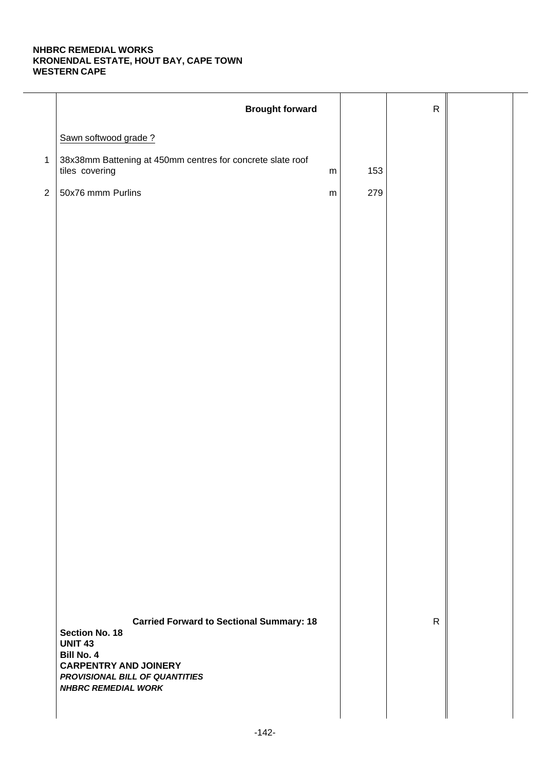**NHBRC REMEDIAL WORKS**
**KRONENDAL ESTATE, HOUT BAY, CAPE TOWN**
**WESTERN CAPE**

| | | | | | |
|---|---|---|---|---|---|
| | **Brought forward** | | | R | |
| | Sawn softwood grade ? | | | | |
| 1 | 38x38mm Battening at 450mm centres for concrete slate roof tiles covering | m | 153 | | |
| 2 | 50x76 mmm Purlins | m | 279 | | |
| | **Carried Forward to Sectional Summary: 18** | | | R | |

**Section No. 18**
**UNIT 43**
**Bill No. 4**
**CARPENTRY AND JOINERY**
***PROVISIONAL BILL OF QUANTITIES***
***NHBRC REMEDIAL WORK***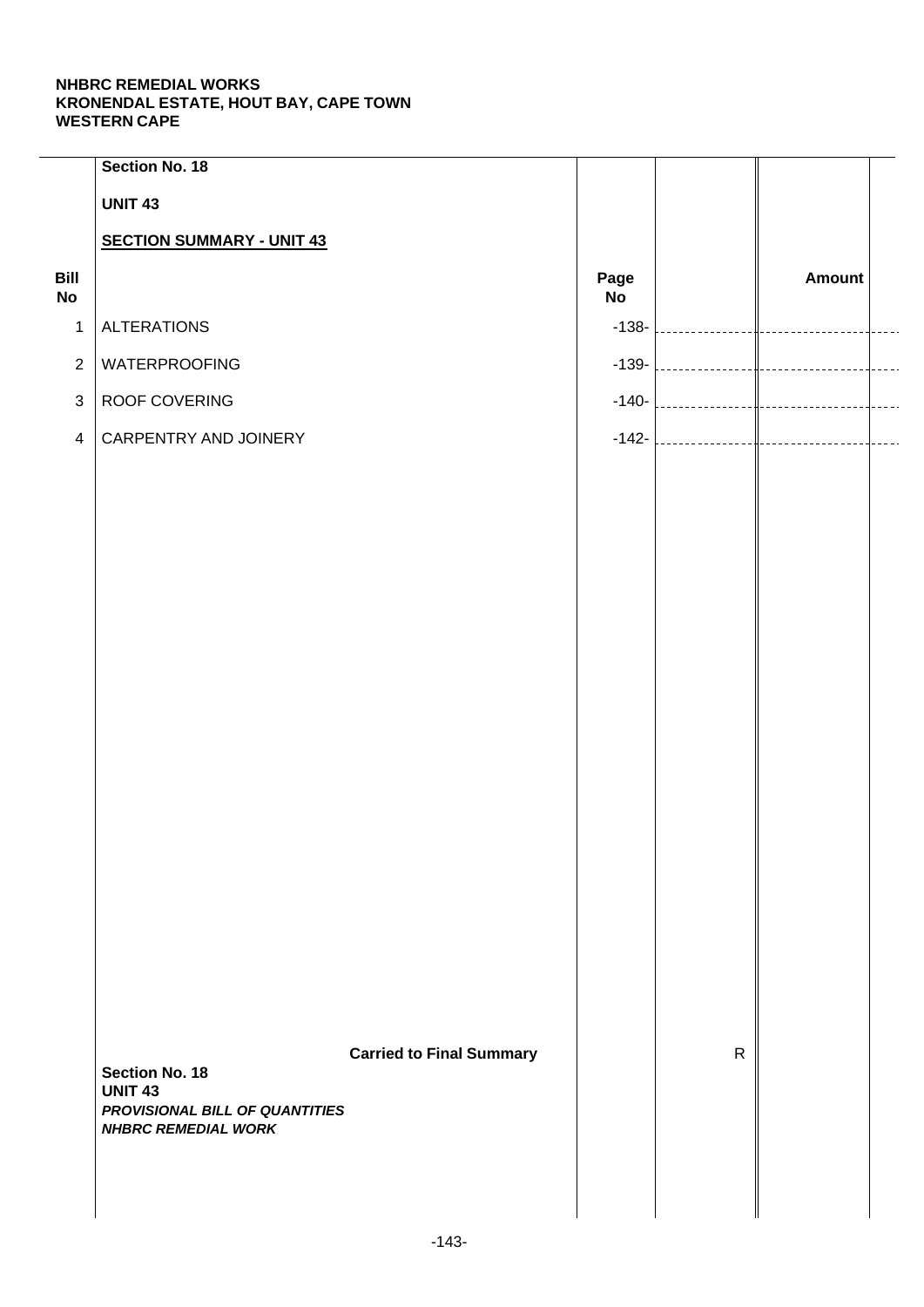**NHBRC REMEDIAL WORKS**
**KRONENDAL ESTATE, HOUT BAY, CAPE TOWN**
**WESTERN CAPE**

**Section No. 18**

**UNIT 43**

**SECTION SUMMARY - UNIT 43**

| Bill No | | Page No | | Amount |
|---|---|---|---|---|
| 1 | ALTERATIONS | -138- | | |
| 2 | WATERPROOFING | -139- | | |
| 3 | ROOF COVERING | -140- | | |
| 4 | CARPENTRY AND JOINERY | -142- | | |
| | **Carried to Final Summary** | | R | |

**Section No. 18**
**UNIT 43**
***PROVISIONAL BILL OF QUANTITIES***
***NHBRC REMEDIAL WORK***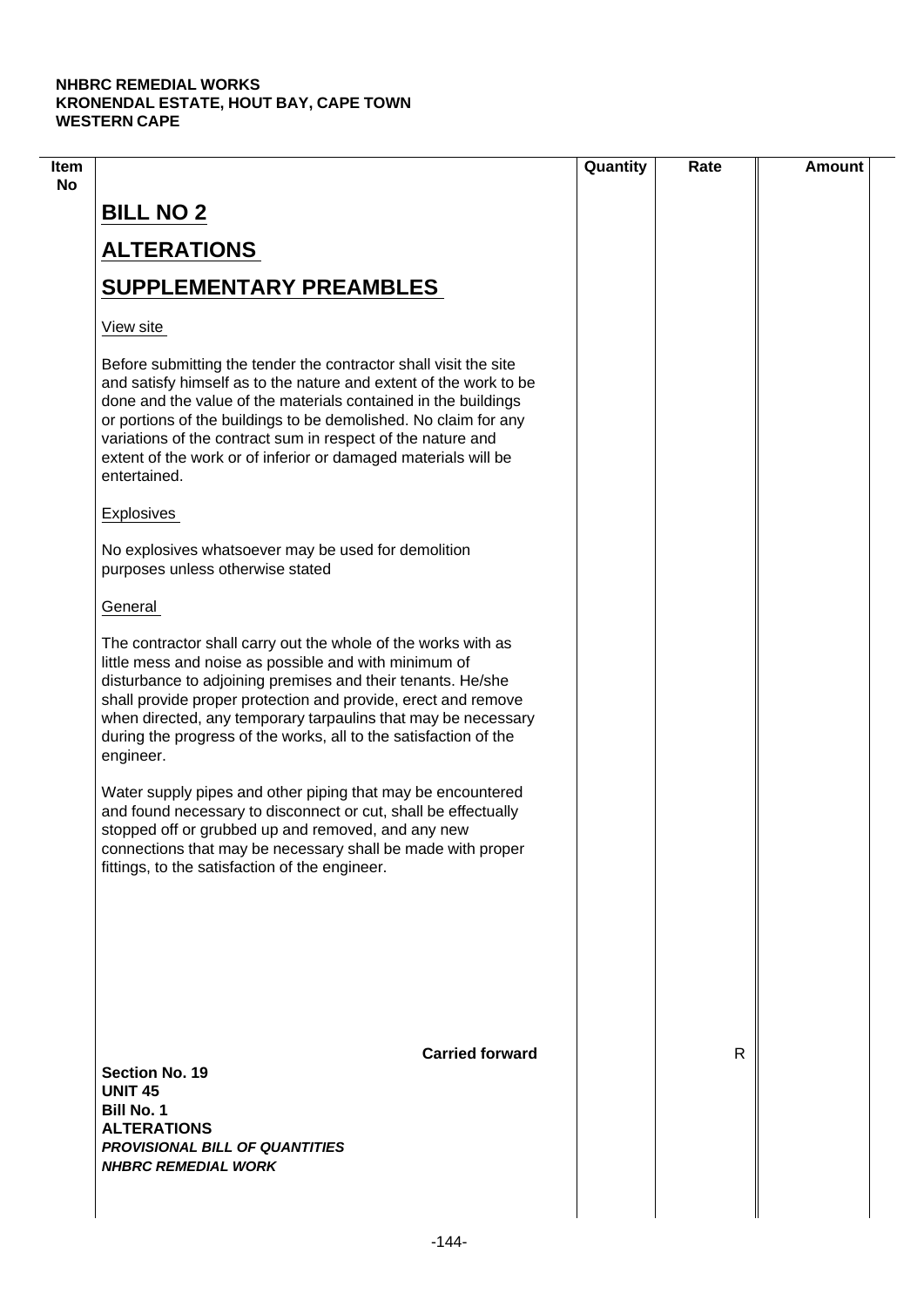**NHBRC REMEDIAL WORKS**
**KRONENDAL ESTATE, HOUT BAY, CAPE TOWN**
**WESTERN CAPE**

| Item No | | Quantity | Rate | Amount |
|---|---|---|---|---|
| | **BILL NO 2** | | | |
| | **ALTERATIONS** | | | |
| | **SUPPLEMENTARY PREAMBLES** | | | |
| | View site | | | |
| | Before submitting the tender the contractor shall visit the site and satisfy himself as to the nature and extent of the work to be done and the value of the materials contained in the buildings or portions of the buildings to be demolished. No claim for any variations of the contract sum in respect of the nature and extent of the work or of inferior or damaged materials will be entertained. | | | |
| | Explosives | | | |
| | No explosives whatsoever may be used for demolition purposes unless otherwise stated | | | |
| | General | | | |
| | The contractor shall carry out the whole of the works with as little mess and noise as possible and with minimum of disturbance to adjoining premises and their tenants. He/she shall provide proper protection and provide, erect and remove when directed, any temporary tarpaulins that may be necessary during the progress of the works, all to the satisfaction of the engineer. | | | |
| | Water supply pipes and other piping that may be encountered and found necessary to disconnect or cut, shall be effectually stopped off or grubbed up and removed, and any new connections that may be necessary shall be made with proper fittings, to the satisfaction of the engineer. | | | |
| | **Carried forward** | | R | |

**Section No. 19**
**UNIT 45**
**Bill No. 1**
**ALTERATIONS**
***PROVISIONAL BILL OF QUANTITIES***
***NHBRC REMEDIAL WORK***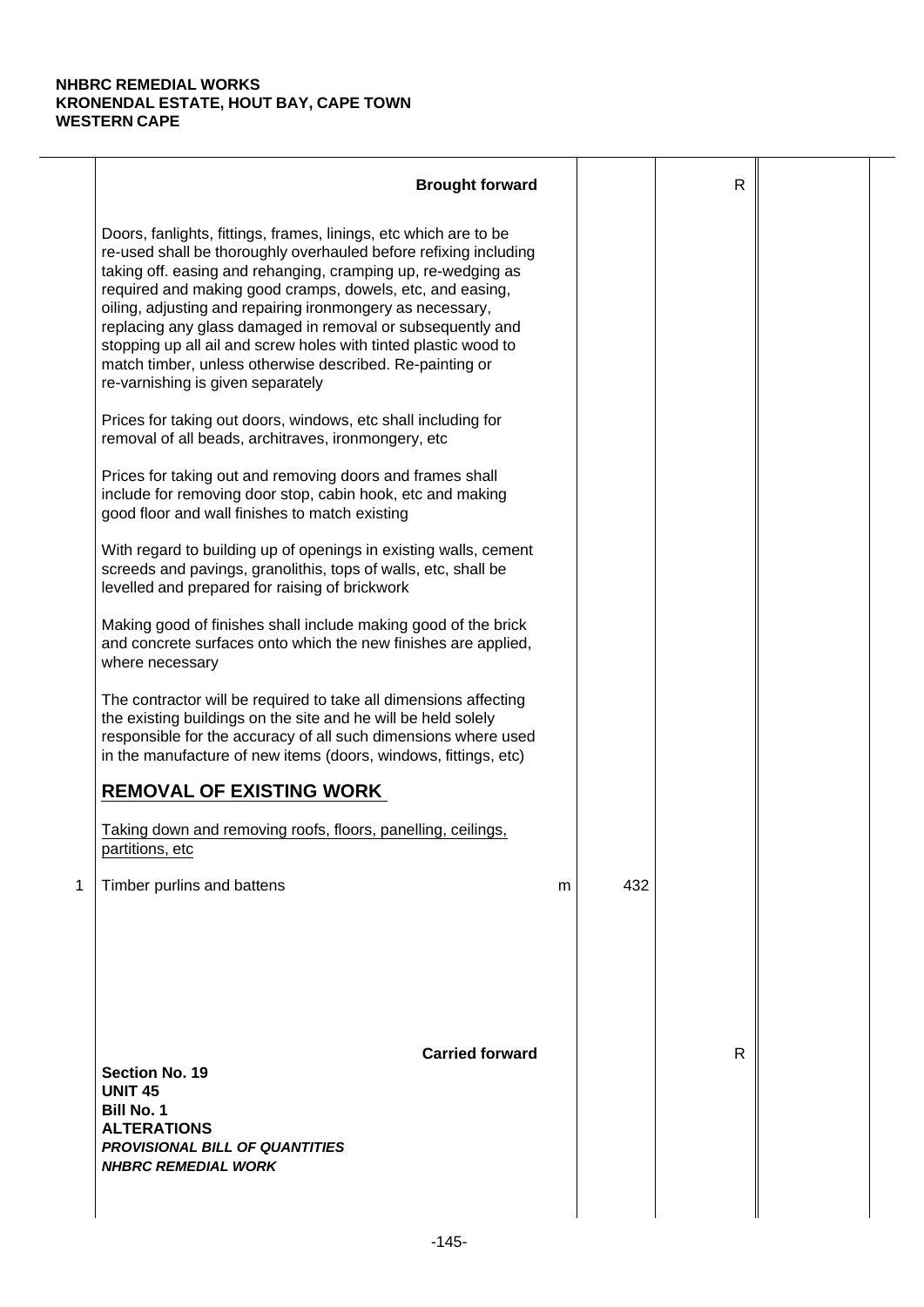**NHBRC REMEDIAL WORKS**
**KRONENDAL ESTATE, HOUT BAY, CAPE TOWN**
**WESTERN CAPE**

| | Description | Unit | Qty | Rate | Amount |
|---|---|---|---|---|---|
| | **Brought forward** | | | R | |
| | Doors, fanlights, fittings, frames, linings, etc which are to be re-used shall be thoroughly overhauled before refixing including taking off. easing and rehanging, cramping up, re-wedging as required and making good cramps, dowels, etc, and easing, oiling, adjusting and repairing ironmongery as necessary, replacing any glass damaged in removal or subsequently and stopping up all ail and screw holes with tinted plastic wood to match timber, unless otherwise described. Re-painting or re-varnishing is given separately | | | | |
| | Prices for taking out doors, windows, etc shall including for removal of all beads, architraves, ironmongery, etc | | | | |
| | Prices for taking out and removing doors and frames shall include for removing door stop, cabin hook, etc and making good floor and wall finishes to match existing | | | | |
| | With regard to building up of openings in existing walls, cement screeds and pavings, granolithis, tops of walls, etc, shall be levelled and prepared for raising of brickwork | | | | |
| | Making good of finishes shall include making good of the brick and concrete surfaces onto which the new finishes are applied, where necessary | | | | |
| | The contractor will be required to take all dimensions affecting the existing buildings on the site and he will be held solely responsible for the accuracy of all such dimensions where used in the manufacture of new items (doors, windows, fittings, etc) | | | | |
| | **REMOVAL OF EXISTING WORK** | | | | |
| | Taking down and removing roofs, floors, panelling, ceilings, partitions, etc | | | | |
| 1 | Timber purlins and battens | m | 432 | | |
| | **Carried forward** | | | R | |

**Section No. 19**
**UNIT 45**
**Bill No. 1**
**ALTERATIONS**
***PROVISIONAL BILL OF QUANTITIES***
***NHBRC REMEDIAL WORK***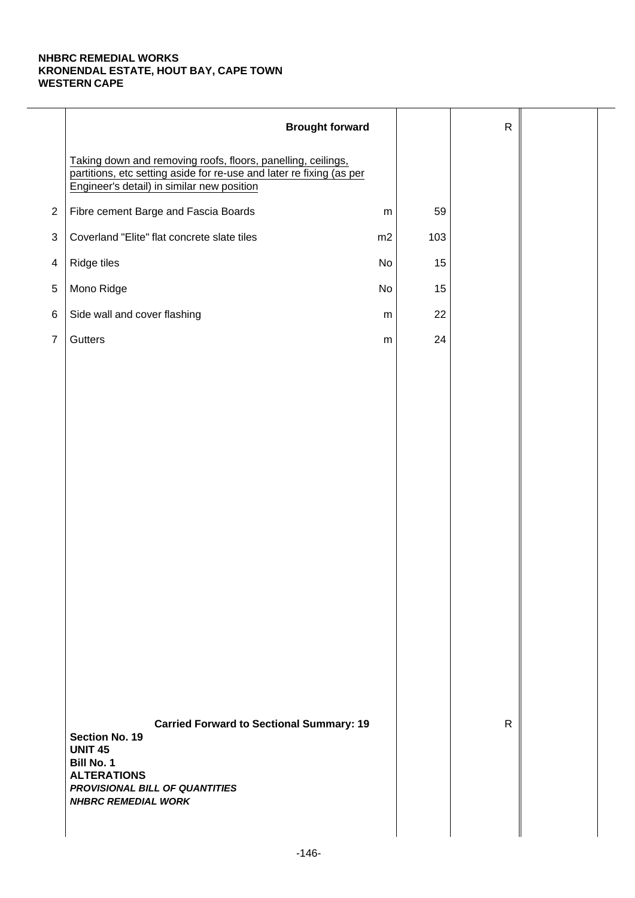**NHBRC REMEDIAL WORKS**
**KRONENDAL ESTATE, HOUT BAY, CAPE TOWN**
**WESTERN CAPE**

| | Description | Unit | Qty | Rate | Amount |
|---|---|---|---|---|---|
| | **Brought forward** | | | R | |
| | Taking down and removing roofs, floors, panelling, ceilings, partitions, etc setting aside for re-use and later re fixing (as per Engineer's detail) in similar new position | | | | |
| 2 | Fibre cement Barge and Fascia Boards | m | 59 | | |
| 3 | Coverland "Elite" flat concrete slate tiles | m2 | 103 | | |
| 4 | Ridge tiles | No | 15 | | |
| 5 | Mono Ridge | No | 15 | | |
| 6 | Side wall and cover flashing | m | 22 | | |
| 7 | Gutters | m | 24 | | |
| | **Carried Forward to Sectional Summary: 19** | | | R | |

**Section No. 19**
**UNIT 45**
**Bill No. 1**
**ALTERATIONS**
***PROVISIONAL BILL OF QUANTITIES***
***NHBRC REMEDIAL WORK***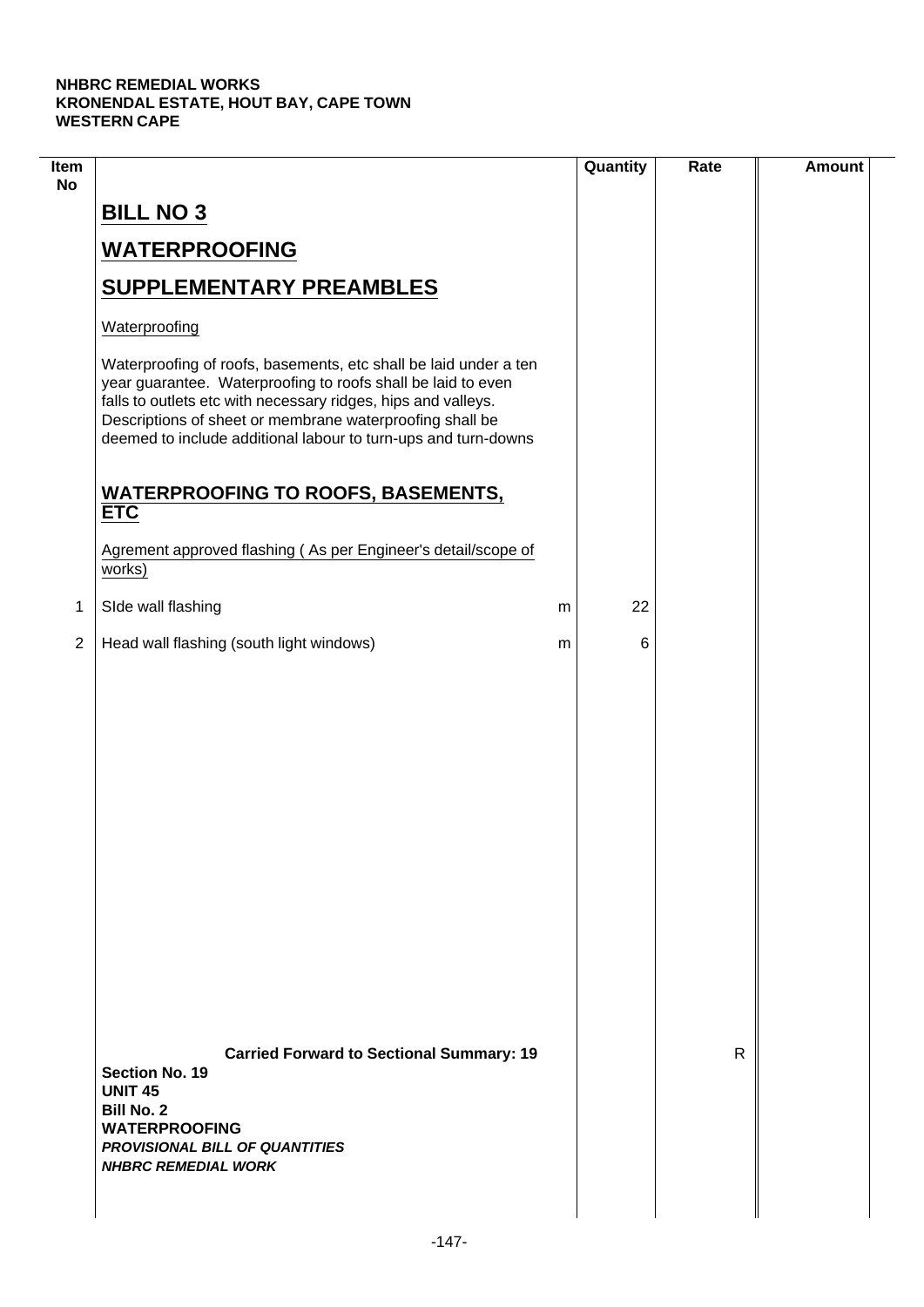**NHBRC REMEDIAL WORKS**
**KRONENDAL ESTATE, HOUT BAY, CAPE TOWN**
**WESTERN CAPE**

| Item No | | | Quantity | Rate | Amount |
|---|---|---|---|---|---|
| | **BILL NO 3** | | | | |
| | **WATERPROOFING** | | | | |
| | **SUPPLEMENTARY PREAMBLES** | | | | |
| | Waterproofing | | | | |
| | Waterproofing of roofs, basements, etc shall be laid under a ten year guarantee. Waterproofing to roofs shall be laid to even falls to outlets etc with necessary ridges, hips and valleys. Descriptions of sheet or membrane waterproofing shall be deemed to include additional labour to turn-ups and turn-downs | | | | |
| | **WATERPROOFING TO ROOFS, BASEMENTS, ETC** | | | | |
| | Agrement approved flashing ( As per Engineer's detail/scope of works) | | | | |
| 1 | SIde wall flashing | m | 22 | | |
| 2 | Head wall flashing (south light windows) | m | 6 | | |
| | **Carried Forward to Sectional Summary: 19** | | | R | |

**Section No. 19**
**UNIT 45**
**Bill No. 2**
**WATERPROOFING**
***PROVISIONAL BILL OF QUANTITIES***
***NHBRC REMEDIAL WORK***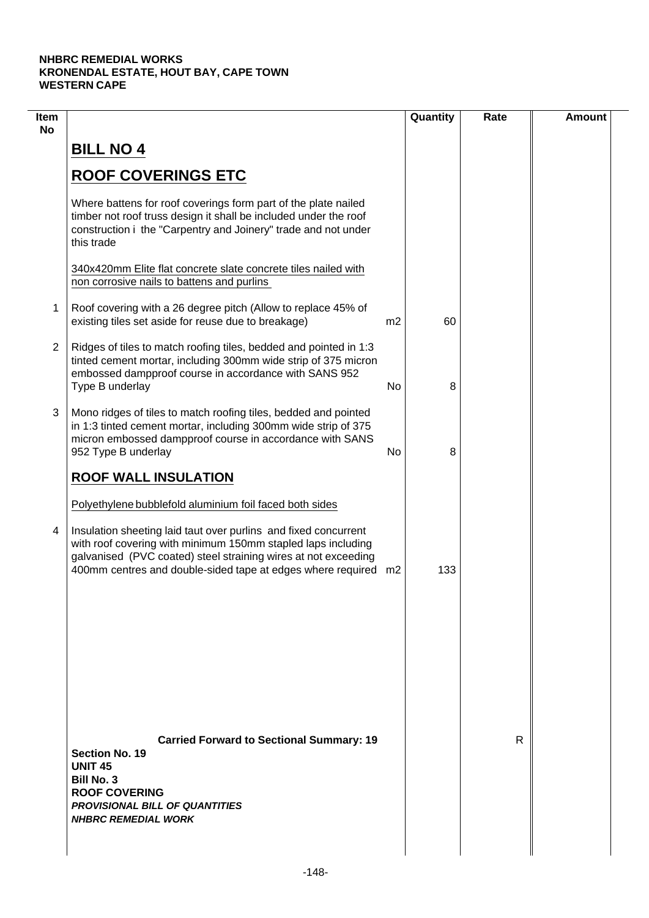**NHBRC REMEDIAL WORKS**
**KRONENDAL ESTATE, HOUT BAY, CAPE TOWN**
**WESTERN CAPE**

| Item No | | | Quantity | Rate | Amount |
|---|---|---|---|---|---|
| | **BILL NO 4** | | | | |
| | **ROOF COVERINGS ETC** | | | | |
| | Where battens for roof coverings form part of the plate nailed timber not roof truss design it shall be included under the roof construction i the "Carpentry and Joinery" trade and not under this trade | | | | |
| | 340x420mm Elite flat concrete slate concrete tiles nailed with non corrosive nails to battens and purlins | | | | |
| 1 | Roof covering with a 26 degree pitch (Allow to replace 45% of existing tiles set aside for reuse due to breakage) | m2 | 60 | | |
| 2 | Ridges of tiles to match roofing tiles, bedded and pointed in 1:3 tinted cement mortar, including 300mm wide strip of 375 micron embossed dampproof course in accordance with SANS 952 Type B underlay | No | 8 | | |
| 3 | Mono ridges of tiles to match roofing tiles, bedded and pointed in 1:3 tinted cement mortar, including 300mm wide strip of 375 micron embossed dampproof course in accordance with SANS 952 Type B underlay | No | 8 | | |
| | **ROOF WALL INSULATION** | | | | |
| | Polyethylene bubblefold aluminium foil faced both sides | | | | |
| 4 | Insulation sheeting laid taut over purlins and fixed concurrent with roof covering with minimum 150mm stapled laps including galvanised (PVC coated) steel straining wires at not exceeding 400mm centres and double-sided tape at edges where required | m2 | 133 | | |
| | **Carried Forward to Sectional Summary: 19** | | | R | |

**Section No. 19**
**UNIT 45**
**Bill No. 3**
**ROOF COVERING**
***PROVISIONAL BILL OF QUANTITIES***
***NHBRC REMEDIAL WORK***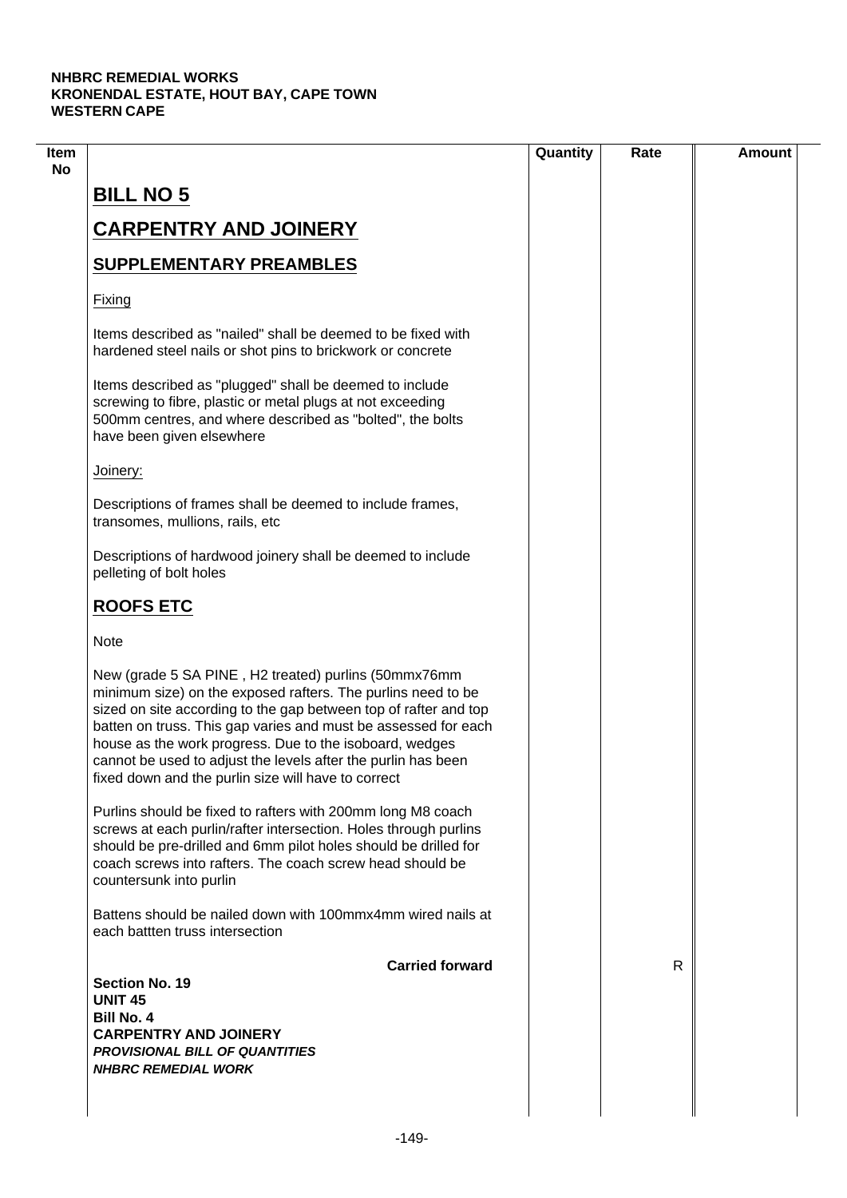**NHBRC REMEDIAL WORKS**
**KRONENDAL ESTATE, HOUT BAY, CAPE TOWN**
**WESTERN CAPE**

| Item No | | Quantity | Rate | Amount |
|---|---|---|---|---|

# BILL NO 5

# CARPENTRY AND JOINERY

## SUPPLEMENTARY PREAMBLES

Fixing

Items described as "nailed" shall be deemed to be fixed with hardened steel nails or shot pins to brickwork or concrete

Items described as "plugged" shall be deemed to include screwing to fibre, plastic or metal plugs at not exceeding 500mm centres, and where described as "bolted", the bolts have been given elsewhere

Joinery:

Descriptions of frames shall be deemed to include frames, transomes, mullions, rails, etc

Descriptions of hardwood joinery shall be deemed to include pelleting of bolt holes

## ROOFS ETC

Note

New (grade 5 SA PINE , H2 treated) purlins (50mmx76mm minimum size) on the exposed rafters. The purlins need to be sized on site according to the gap between top of rafter and top batten on truss. This gap varies and must be assessed for each house as the work progress. Due to the isoboard, wedges cannot be used to adjust the levels after the purlin has been fixed down and the purlin size will have to correct

Purlins should be fixed to rafters with 200mm long M8 coach screws at each purlin/rafter intersection. Holes through purlins should be pre-drilled and 6mm pilot holes should be drilled for coach screws into rafters. The coach screw head should be countersunk into purlin

Battens should be nailed down with 100mmx4mm wired nails at each battten truss intersection

**Carried forward** R

**Section No. 19**
**UNIT 45**
**Bill No. 4**
**CARPENTRY AND JOINERY**
***PROVISIONAL BILL OF QUANTITIES***
***NHBRC REMEDIAL WORK***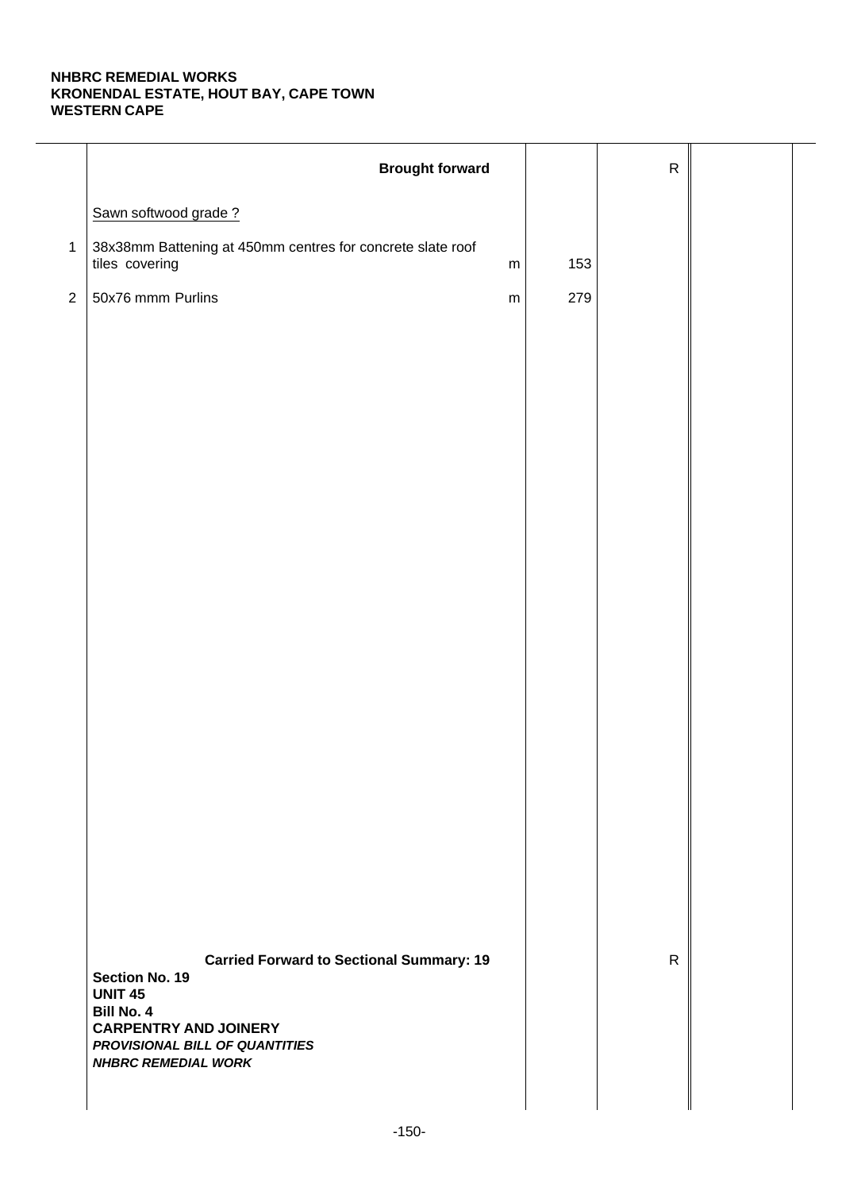**NHBRC REMEDIAL WORKS**
**KRONENDAL ESTATE, HOUT BAY, CAPE TOWN**
**WESTERN CAPE**

| | Description | Unit | Qty | Rate | Amount |
|---|---|---|---|---|---|
| | **Brought forward** | | | R | |
| | Sawn softwood grade ? | | | | |
| 1 | 38x38mm Battening at 450mm centres for concrete slate roof tiles covering | m | 153 | | |
| 2 | 50x76 mmm Purlins | m | 279 | | |
| | **Carried Forward to Sectional Summary: 19** | | | R | |

**Section No. 19**
**UNIT 45**
**Bill No. 4**
**CARPENTRY AND JOINERY**
***PROVISIONAL BILL OF QUANTITIES***
***NHBRC REMEDIAL WORK***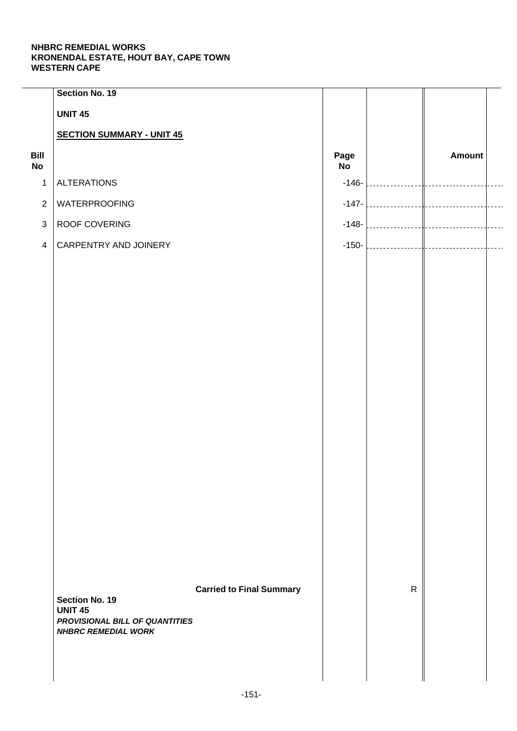**NHBRC REMEDIAL WORKS**
**KRONENDAL ESTATE, HOUT BAY, CAPE TOWN**
**WESTERN CAPE**

**Section No. 19**

**UNIT 45**

**SECTION SUMMARY - UNIT 45**

| Bill No | | Page No | | Amount |
|---|---|---|---|---|
| 1 | ALTERATIONS | -146- | | |
| 2 | WATERPROOFING | -147- | | |
| 3 | ROOF COVERING | -148- | | |
| 4 | CARPENTRY AND JOINERY | -150- | | |
| | **Carried to Final Summary** | | R | |

**Section No. 19**
**UNIT 45**
***PROVISIONAL BILL OF QUANTITIES***
***NHBRC REMEDIAL WORK***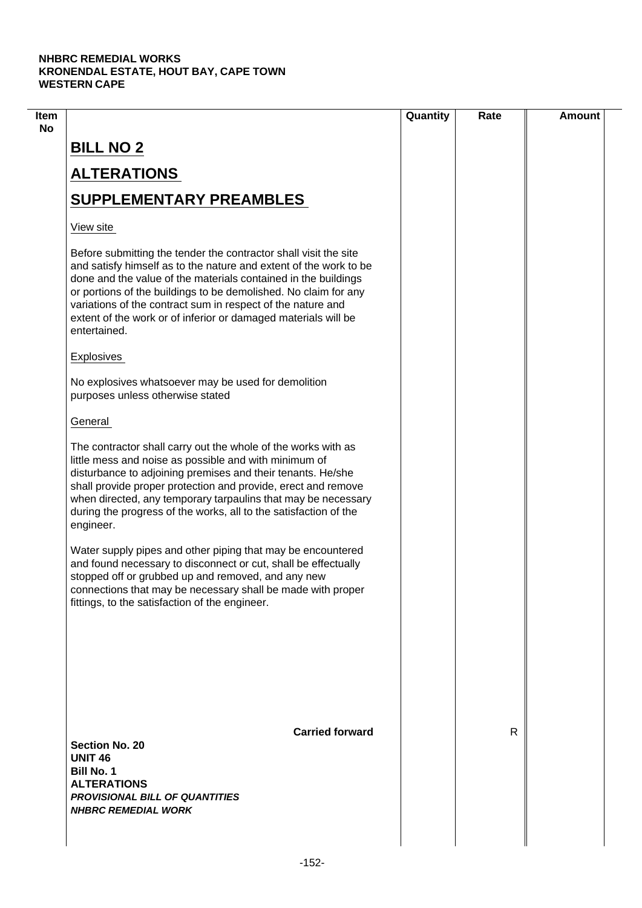NHBRC REMEDIAL WORKS
KRONENDAL ESTATE, HOUT BAY, CAPE TOWN
WESTERN CAPE

| Item No | | Quantity | Rate | Amount |
|---|---|---|---|---|

# BILL NO 2

# ALTERATIONS

# SUPPLEMENTARY PREAMBLES

View site

Before submitting the tender the contractor shall visit the site and satisfy himself as to the nature and extent of the work to be done and the value of the materials contained in the buildings or portions of the buildings to be demolished. No claim for any variations of the contract sum in respect of the nature and extent of the work or of inferior or damaged materials will be entertained.

Explosives

No explosives whatsoever may be used for demolition purposes unless otherwise stated

General

The contractor shall carry out the whole of the works with as little mess and noise as possible and with minimum of disturbance to adjoining premises and their tenants. He/she shall provide proper protection and provide, erect and remove when directed, any temporary tarpaulins that may be necessary during the progress of the works, all to the satisfaction of the engineer.

Water supply pipes and other piping that may be encountered and found necessary to disconnect or cut, shall be effectually stopped off or grubbed up and removed, and any new connections that may be necessary shall be made with proper fittings, to the satisfaction of the engineer.

**Carried forward** R

**Section No. 20**
**UNIT 46**
**Bill No. 1**
**ALTERATIONS**
***PROVISIONAL BILL OF QUANTITIES***
***NHBRC REMEDIAL WORK***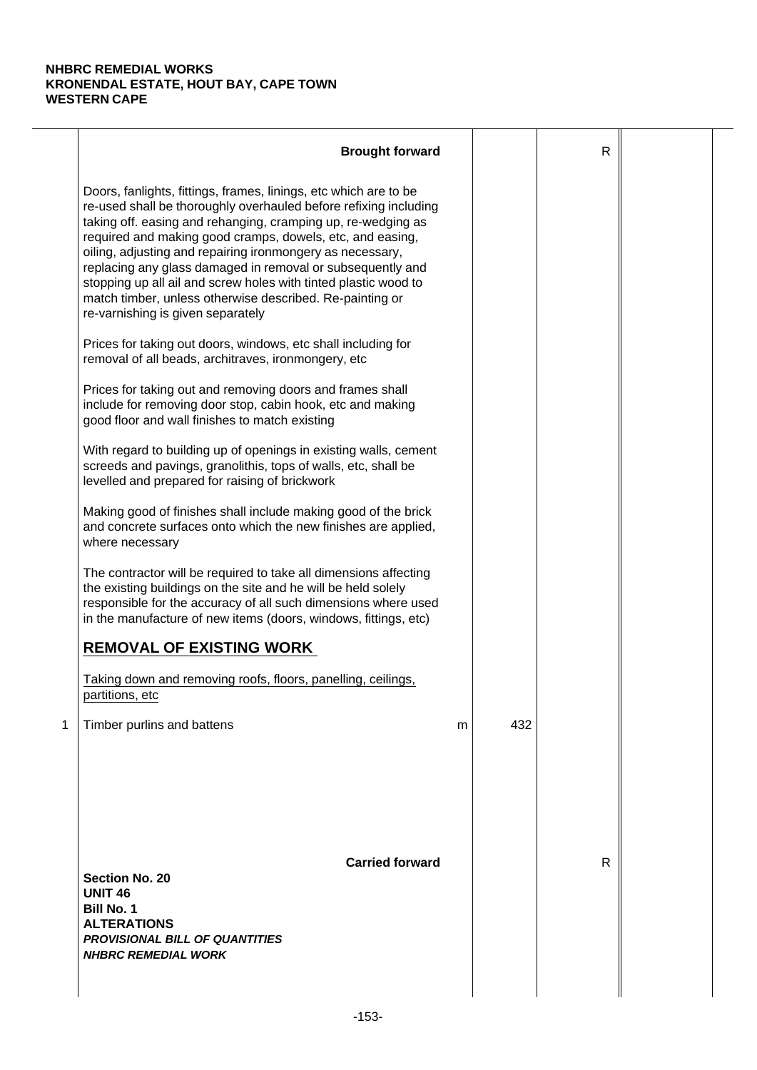**NHBRC REMEDIAL WORKS**
**KRONENDAL ESTATE, HOUT BAY, CAPE TOWN**
**WESTERN CAPE**

| | | | | | |
|---|---|---|---|---|---|
| | **Brought forward** | | | R | |
| | Doors, fanlights, fittings, frames, linings, etc which are to be re-used shall be thoroughly overhauled before refixing including taking off. easing and rehanging, cramping up, re-wedging as required and making good cramps, dowels, etc, and easing, oiling, adjusting and repairing ironmongery as necessary, replacing any glass damaged in removal or subsequently and stopping up all ail and screw holes with tinted plastic wood to match timber, unless otherwise described. Re-painting or re-varnishing is given separately | | | | |
| | Prices for taking out doors, windows, etc shall including for removal of all beads, architraves, ironmongery, etc | | | | |
| | Prices for taking out and removing doors and frames shall include for removing door stop, cabin hook, etc and making good floor and wall finishes to match existing | | | | |
| | With regard to building up of openings in existing walls, cement screeds and pavings, granolithis, tops of walls, etc, shall be levelled and prepared for raising of brickwork | | | | |
| | Making good of finishes shall include making good of the brick and concrete surfaces onto which the new finishes are applied, where necessary | | | | |
| | The contractor will be required to take all dimensions affecting the existing buildings on the site and he will be held solely responsible for the accuracy of all such dimensions where used in the manufacture of new items (doors, windows, fittings, etc) | | | | |
| | **REMOVAL OF EXISTING WORK** | | | | |
| | Taking down and removing roofs, floors, panelling, ceilings, partitions, etc | | | | |
| 1 | Timber purlins and battens | m | 432 | | |
| | **Carried forward** | | | R | |

**Section No. 20**
**UNIT 46**
**Bill No. 1**
**ALTERATIONS**
***PROVISIONAL BILL OF QUANTITIES***
***NHBRC REMEDIAL WORK***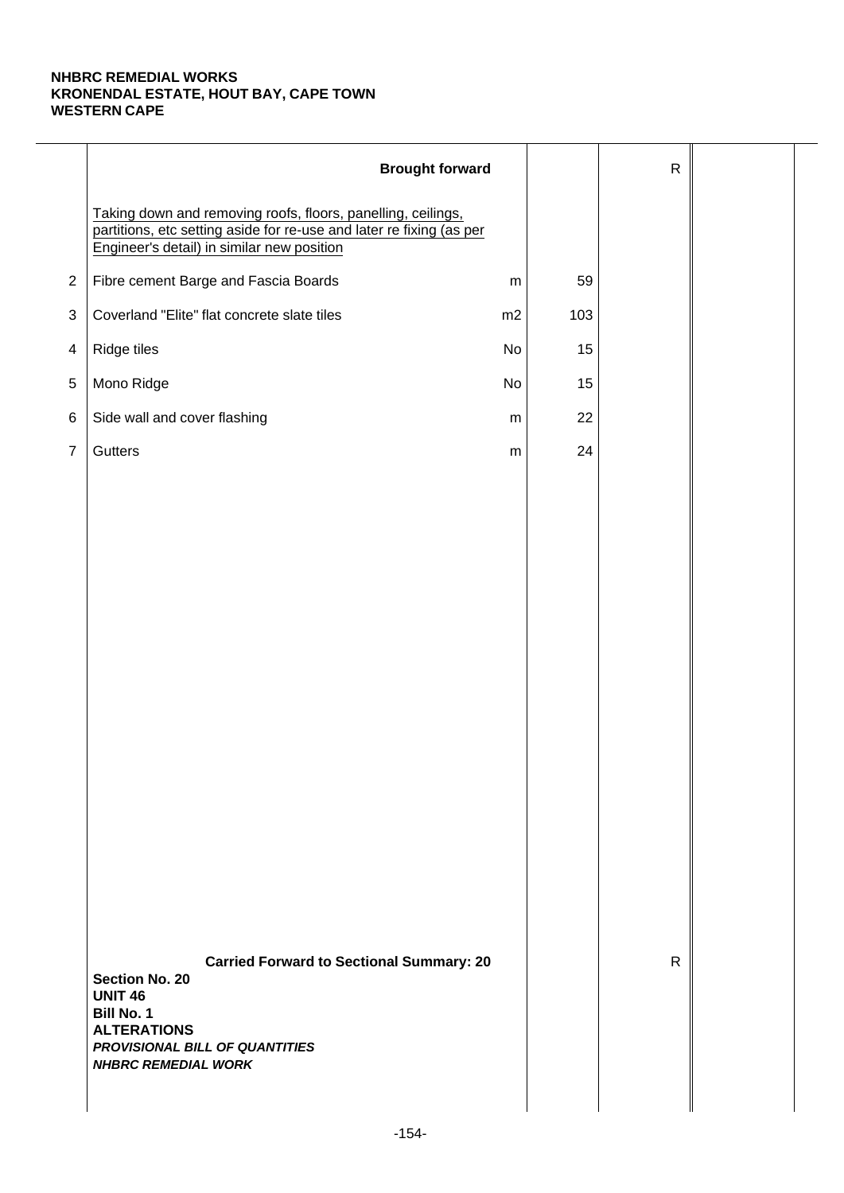**NHBRC REMEDIAL WORKS**
**KRONENDAL ESTATE, HOUT BAY, CAPE TOWN**
**WESTERN CAPE**

| | Description | Unit | Qty | Rate | Amount |
|---|---|---|---|---|---|
| | **Brought forward** | | | R | |
| | Taking down and removing roofs, floors, panelling, ceilings, partitions, etc setting aside for re-use and later re fixing (as per Engineer's detail) in similar new position | | | | |
| 2 | Fibre cement Barge and Fascia Boards | m | 59 | | |
| 3 | Coverland "Elite" flat concrete slate tiles | m2 | 103 | | |
| 4 | Ridge tiles | No | 15 | | |
| 5 | Mono Ridge | No | 15 | | |
| 6 | Side wall and cover flashing | m | 22 | | |
| 7 | Gutters | m | 24 | | |
| | **Carried Forward to Sectional Summary: 20** | | | R | |

**Section No. 20**
**UNIT 46**
**Bill No. 1**
**ALTERATIONS**
***PROVISIONAL BILL OF QUANTITIES***
***NHBRC REMEDIAL WORK***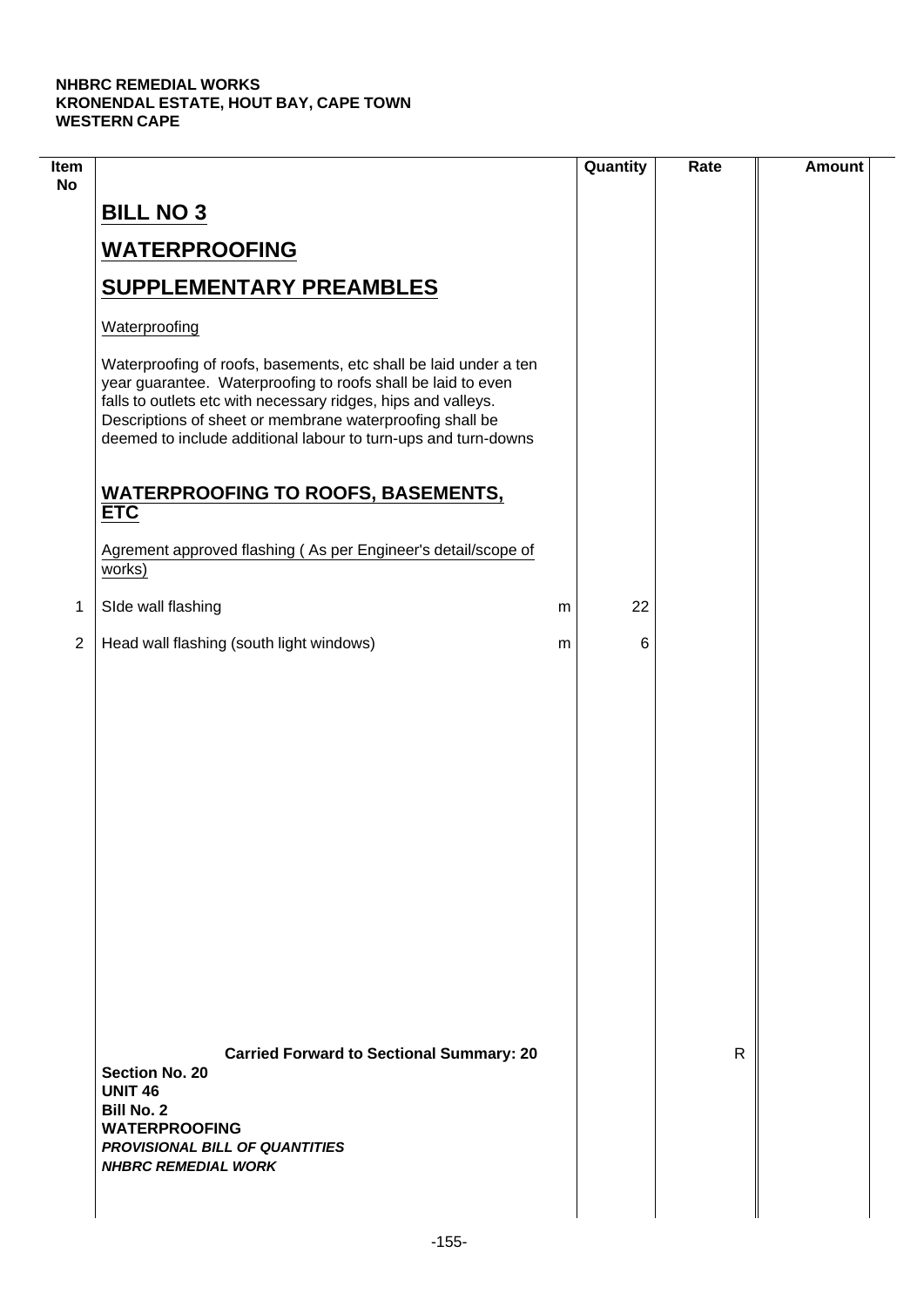**NHBRC REMEDIAL WORKS**
**KRONENDAL ESTATE, HOUT BAY, CAPE TOWN**
**WESTERN CAPE**

| Item No | | | Quantity | Rate | Amount |
|---|---|---|---|---|---|
| | **BILL NO 3** | | | | |
| | **WATERPROOFING** | | | | |
| | **SUPPLEMENTARY PREAMBLES** | | | | |
| | Waterproofing | | | | |
| | Waterproofing of roofs, basements, etc shall be laid under a ten year guarantee. Waterproofing to roofs shall be laid to even falls to outlets etc with necessary ridges, hips and valleys. Descriptions of sheet or membrane waterproofing shall be deemed to include additional labour to turn-ups and turn-downs | | | | |
| | **WATERPROOFING TO ROOFS, BASEMENTS, ETC** | | | | |
| | Agrement approved flashing ( As per Engineer's detail/scope of works) | | | | |
| 1 | SIde wall flashing | m | 22 | | |
| 2 | Head wall flashing (south light windows) | m | 6 | | |
| | **Carried Forward to Sectional Summary: 20** | | | R | |

**Section No. 20**
**UNIT 46**
**Bill No. 2**
**WATERPROOFING**
***PROVISIONAL BILL OF QUANTITIES***
***NHBRC REMEDIAL WORK***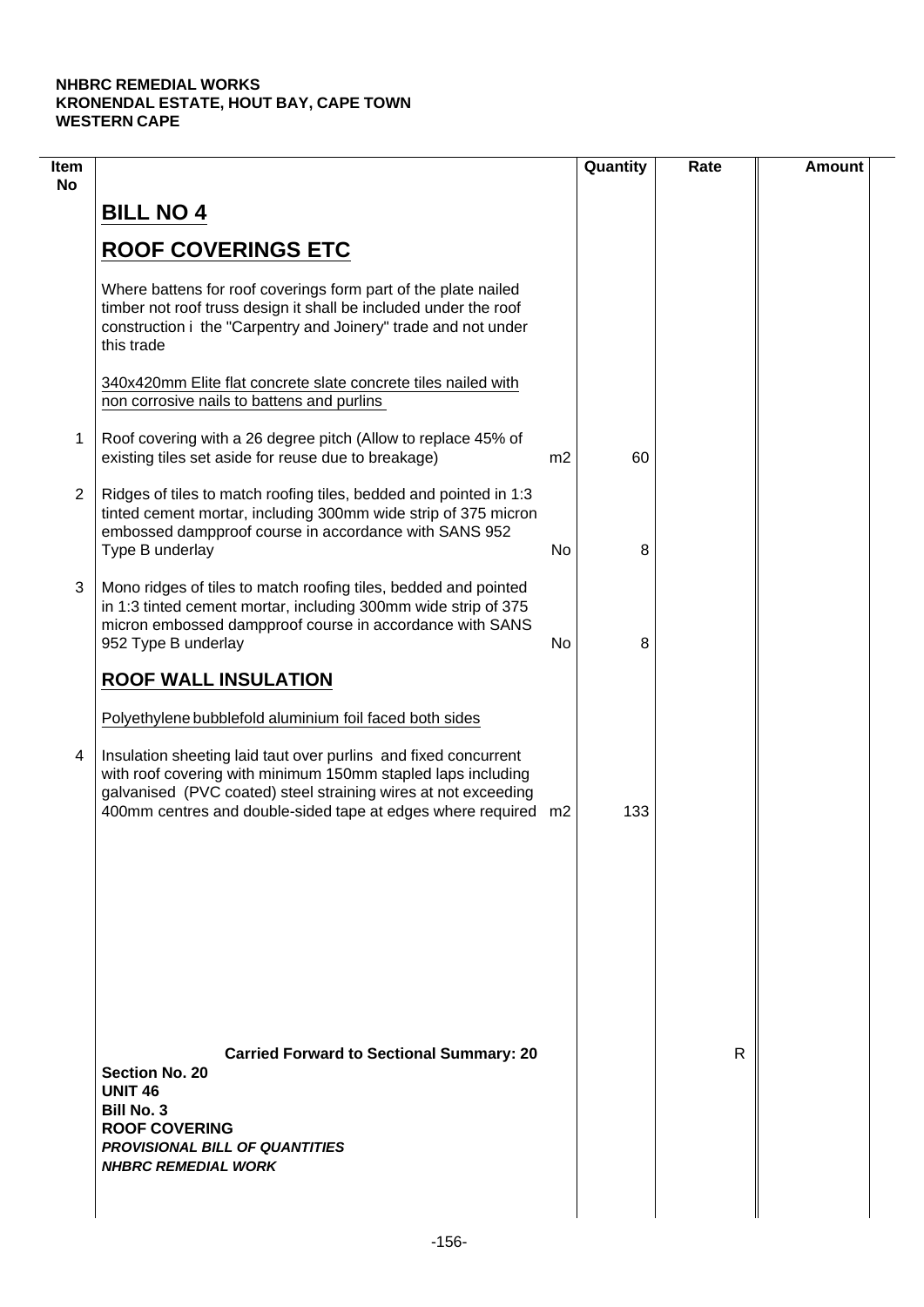**NHBRC REMEDIAL WORKS**
**KRONENDAL ESTATE, HOUT BAY, CAPE TOWN**
**WESTERN CAPE**

| Item No | | | Quantity | Rate | Amount |
|---|---|---|---|---|---|
| | **BILL NO 4** | | | | |
| | **ROOF COVERINGS ETC** | | | | |
| | Where battens for roof coverings form part of the plate nailed timber not roof truss design it shall be included under the roof construction i the "Carpentry and Joinery" trade and not under this trade | | | | |
| | 340x420mm Elite flat concrete slate concrete tiles nailed with non corrosive nails to battens and purlins | | | | |
| 1 | Roof covering with a 26 degree pitch (Allow to replace 45% of existing tiles set aside for reuse due to breakage) | m2 | 60 | | |
| 2 | Ridges of tiles to match roofing tiles, bedded and pointed in 1:3 tinted cement mortar, including 300mm wide strip of 375 micron embossed dampproof course in accordance with SANS 952 Type B underlay | No | 8 | | |
| 3 | Mono ridges of tiles to match roofing tiles, bedded and pointed in 1:3 tinted cement mortar, including 300mm wide strip of 375 micron embossed dampproof course in accordance with SANS 952 Type B underlay | No | 8 | | |
| | **ROOF WALL INSULATION** | | | | |
| | Polyethylene bubblefold aluminium foil faced both sides | | | | |
| 4 | Insulation sheeting laid taut over purlins and fixed concurrent with roof covering with minimum 150mm stapled laps including galvanised (PVC coated) steel straining wires at not exceeding 400mm centres and double-sided tape at edges where required | m2 | 133 | | |
| | **Carried Forward to Sectional Summary: 20** | | | R | |

**Section No. 20**
**UNIT 46**
**Bill No. 3**
**ROOF COVERING**
***PROVISIONAL BILL OF QUANTITIES***
***NHBRC REMEDIAL WORK***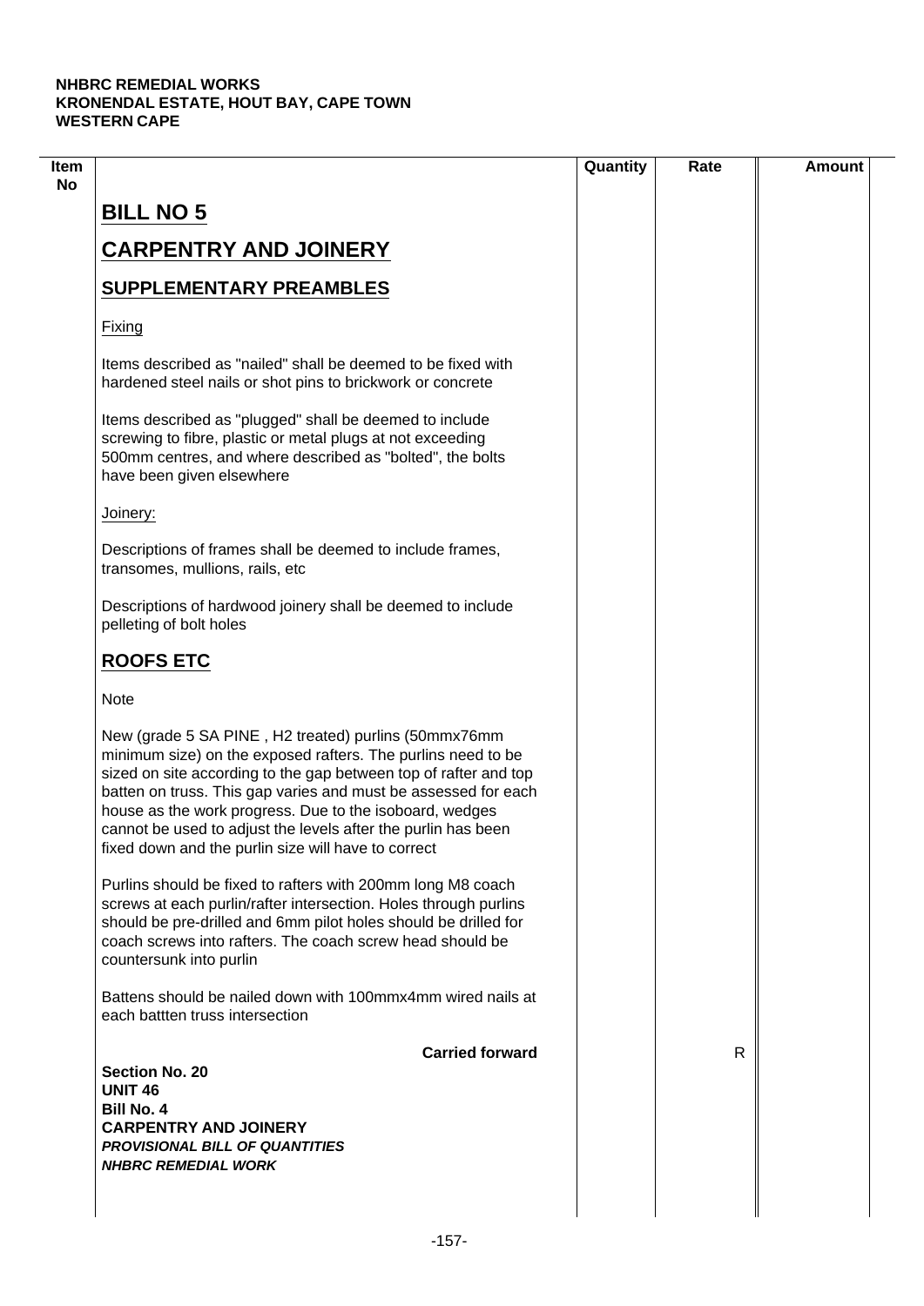**NHBRC REMEDIAL WORKS**
**KRONENDAL ESTATE, HOUT BAY, CAPE TOWN**
**WESTERN CAPE**

| Item No | | Quantity | Rate | Amount |
|---|---|---|---|---|
| | **BILL NO 5** | | | |
| | **CARPENTRY AND JOINERY** | | | |
| | **SUPPLEMENTARY PREAMBLES** | | | |
| | Fixing | | | |
| | Items described as "nailed" shall be deemed to be fixed with hardened steel nails or shot pins to brickwork or concrete | | | |
| | Items described as "plugged" shall be deemed to include screwing to fibre, plastic or metal plugs at not exceeding 500mm centres, and where described as "bolted", the bolts have been given elsewhere | | | |
| | Joinery: | | | |
| | Descriptions of frames shall be deemed to include frames, transomes, mullions, rails, etc | | | |
| | Descriptions of hardwood joinery shall be deemed to include pelleting of bolt holes | | | |
| | **ROOFS ETC** | | | |
| | Note | | | |
| | New (grade 5 SA PINE , H2 treated) purlins (50mmx76mm minimum size) on the exposed rafters. The purlins need to be sized on site according to the gap between top of rafter and top batten on truss. This gap varies and must be assessed for each house as the work progress. Due to the isoboard, wedges cannot be used to adjust the levels after the purlin has been fixed down and the purlin size will have to correct | | | |
| | Purlins should be fixed to rafters with 200mm long M8 coach screws at each purlin/rafter intersection. Holes through purlins should be pre-drilled and 6mm pilot holes should be drilled for coach screws into rafters. The coach screw head should be countersunk into purlin | | | |
| | Battens should be nailed down with 100mmx4mm wired nails at each battten truss intersection | | | |
| | **Carried forward** | | R | |

**Section No. 20**
**UNIT 46**
**Bill No. 4**
**CARPENTRY AND JOINERY**
***PROVISIONAL BILL OF QUANTITIES***
***NHBRC REMEDIAL WORK***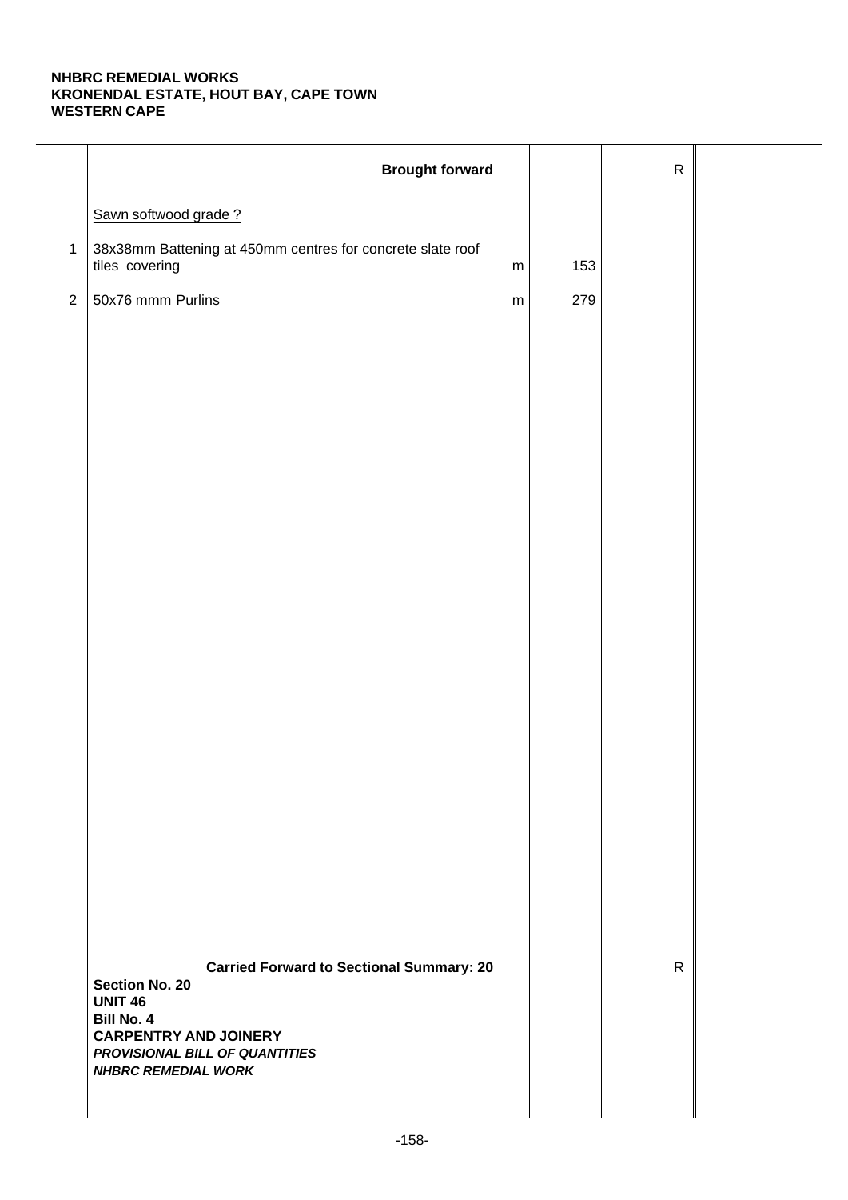**NHBRC REMEDIAL WORKS**
**KRONENDAL ESTATE, HOUT BAY, CAPE TOWN**
**WESTERN CAPE**

| | | | | | |
|---|---|---|---|---|---|
| | **Brought forward** | | | R | |
| | Sawn softwood grade ? | | | | |
| 1 | 38x38mm Battening at 450mm centres for concrete slate roof tiles covering | m | 153 | | |
| 2 | 50x76 mmm Purlins | m | 279 | | |
| | **Carried Forward to Sectional Summary: 20** | | | R | |

**Section No. 20**
**UNIT 46**
**Bill No. 4**
**CARPENTRY AND JOINERY**
***PROVISIONAL BILL OF QUANTITIES***
***NHBRC REMEDIAL WORK***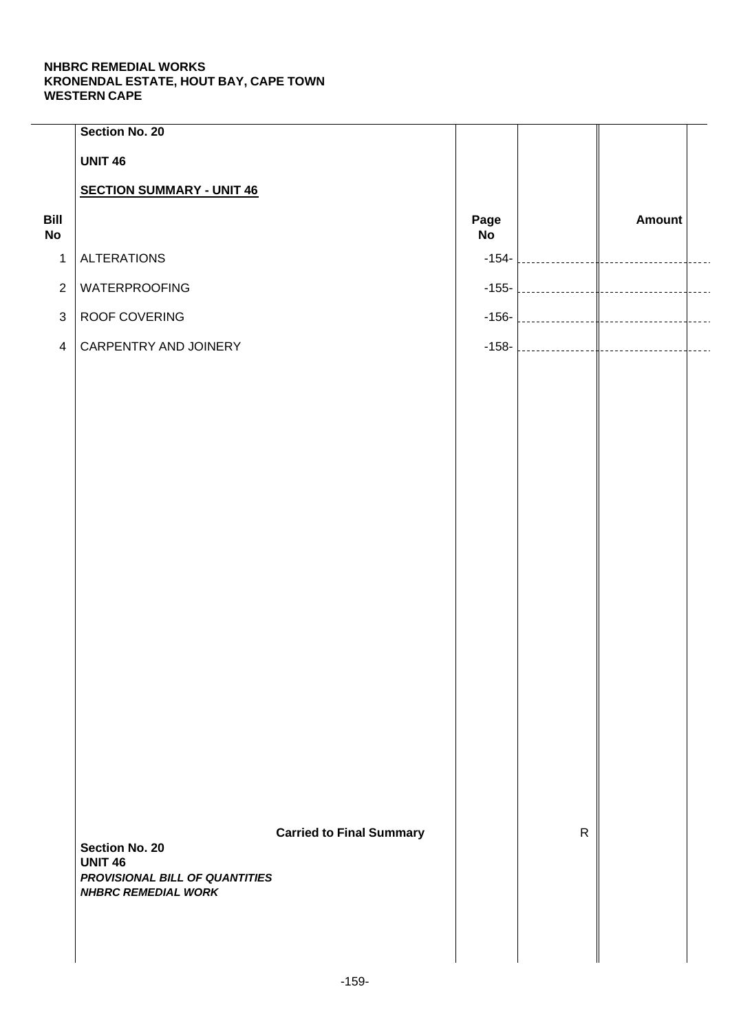**NHBRC REMEDIAL WORKS**
**KRONENDAL ESTATE, HOUT BAY, CAPE TOWN**
**WESTERN CAPE**

**Section No. 20**

**UNIT 46**

**SECTION SUMMARY - UNIT 46**

| Bill No | | Page No | | Amount |
|---|---|---|---|---|
| 1 | ALTERATIONS | -154- | | |
| 2 | WATERPROOFING | -155- | | |
| 3 | ROOF COVERING | -156- | | |
| 4 | CARPENTRY AND JOINERY | -158- | | |
| | **Carried to Final Summary** | | R | |

**Section No. 20**
**UNIT 46**
***PROVISIONAL BILL OF QUANTITIES***
***NHBRC REMEDIAL WORK***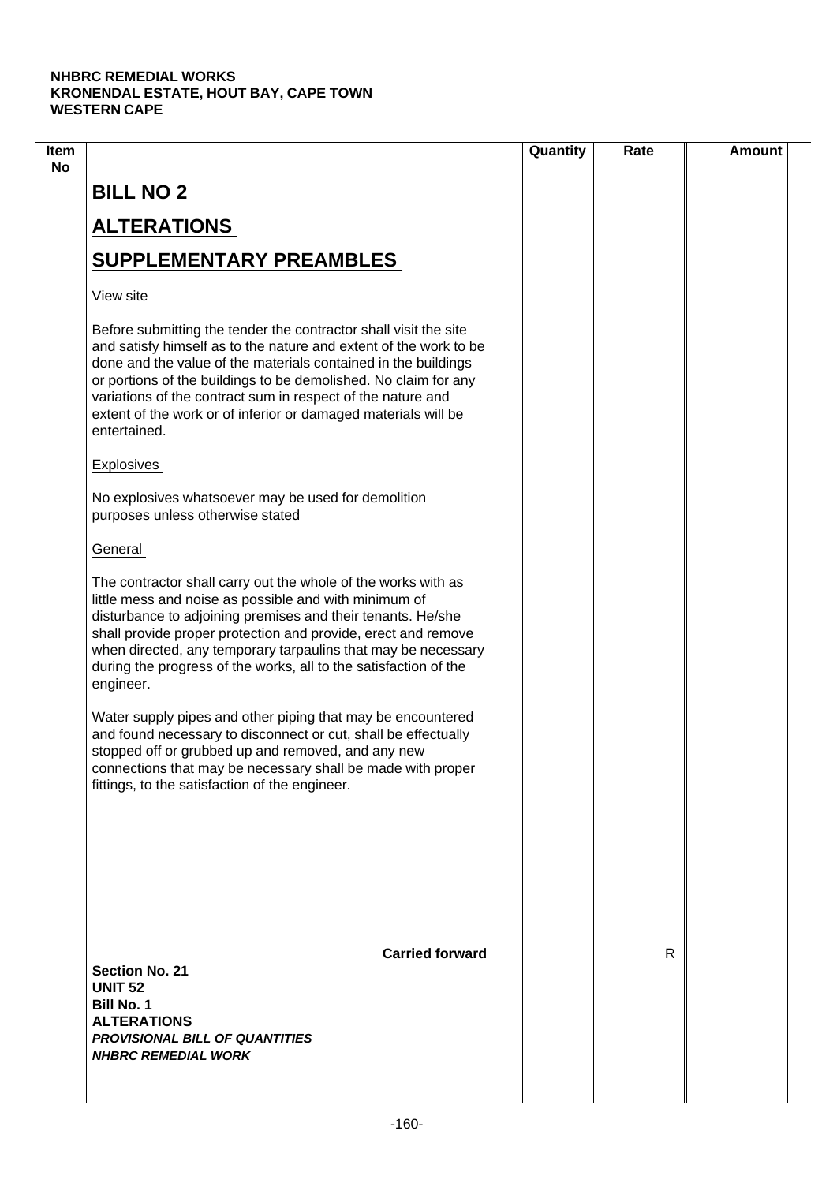| Item No | | Quantity | Rate | Amount |
|---|---|---|---|---|
| | **BILL NO 2** | | | |
| | **ALTERATIONS** | | | |
| | **SUPPLEMENTARY PREAMBLES** | | | |
| | View site | | | |
| | Before submitting the tender the contractor shall visit the site and satisfy himself as to the nature and extent of the work to be done and the value of the materials contained in the buildings or portions of the buildings to be demolished. No claim for any variations of the contract sum in respect of the nature and extent of the work or of inferior or damaged materials will be entertained. | | | |
| | Explosives | | | |
| | No explosives whatsoever may be used for demolition purposes unless otherwise stated | | | |
| | General | | | |
| | The contractor shall carry out the whole of the works with as little mess and noise as possible and with minimum of disturbance to adjoining premises and their tenants. He/she shall provide proper protection and provide, erect and remove when directed, any temporary tarpaulins that may be necessary during the progress of the works, all to the satisfaction of the engineer. | | | |
| | Water supply pipes and other piping that may be encountered and found necessary to disconnect or cut, shall be effectually stopped off or grubbed up and removed, and any new connections that may be necessary shall be made with proper fittings, to the satisfaction of the engineer. | | | |
| | **Carried forward** | | R | |

**Section No. 21**
**UNIT 52**
**Bill No. 1**
**ALTERATIONS**
***PROVISIONAL BILL OF QUANTITIES***
***NHBRC REMEDIAL WORK***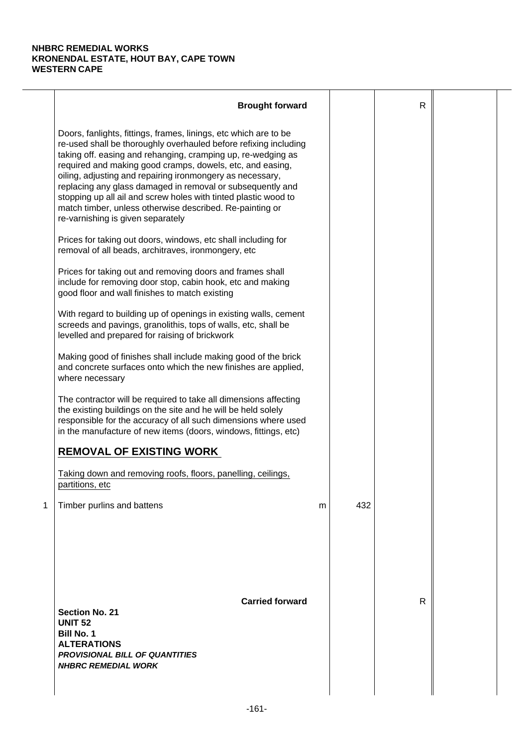**NHBRC REMEDIAL WORKS**
**KRONENDAL ESTATE, HOUT BAY, CAPE TOWN**
**WESTERN CAPE**

| | | | | | |
|---|---|---|---|---|---|
| | **Brought forward** | | | R | |
| | Doors, fanlights, fittings, frames, linings, etc which are to be re-used shall be thoroughly overhauled before refixing including taking off. easing and rehanging, cramping up, re-wedging as required and making good cramps, dowels, etc, and easing, oiling, adjusting and repairing ironmongery as necessary, replacing any glass damaged in removal or subsequently and stopping up all ail and screw holes with tinted plastic wood to match timber, unless otherwise described. Re-painting or re-varnishing is given separately | | | | |
| | Prices for taking out doors, windows, etc shall including for removal of all beads, architraves, ironmongery, etc | | | | |
| | Prices for taking out and removing doors and frames shall include for removing door stop, cabin hook, etc and making good floor and wall finishes to match existing | | | | |
| | With regard to building up of openings in existing walls, cement screeds and pavings, granolithis, tops of walls, etc, shall be levelled and prepared for raising of brickwork | | | | |
| | Making good of finishes shall include making good of the brick and concrete surfaces onto which the new finishes are applied, where necessary | | | | |
| | The contractor will be required to take all dimensions affecting the existing buildings on the site and he will be held solely responsible for the accuracy of all such dimensions where used in the manufacture of new items (doors, windows, fittings, etc) | | | | |
| | **REMOVAL OF EXISTING WORK** | | | | |
| | Taking down and removing roofs, floors, panelling, ceilings, partitions, etc | | | | |
| 1 | Timber purlins and battens | m | 432 | | |
| | **Carried forward** | | | R | |

**Section No. 21**
**UNIT 52**
**Bill No. 1**
**ALTERATIONS**
***PROVISIONAL BILL OF QUANTITIES***
***NHBRC REMEDIAL WORK***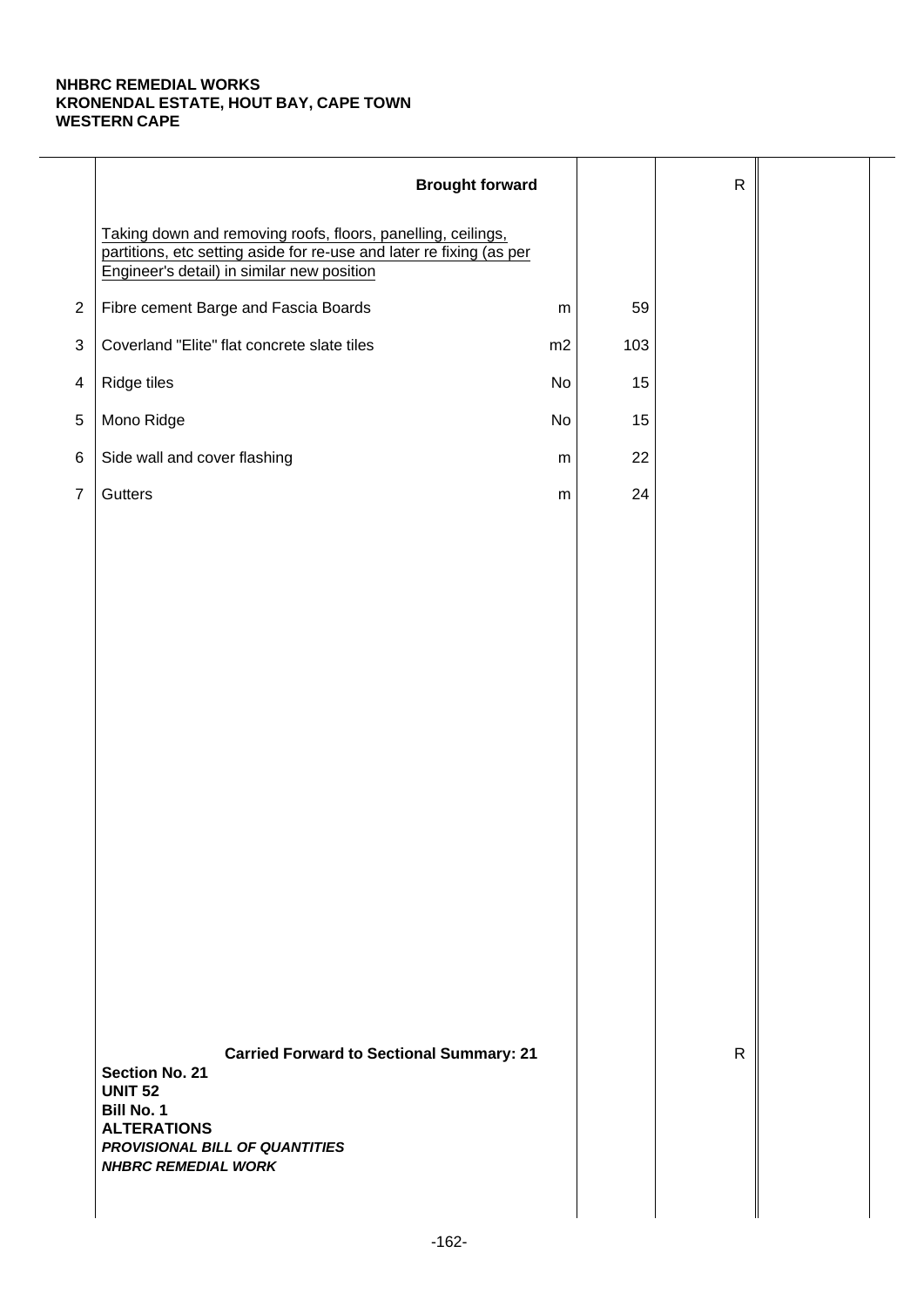**NHBRC REMEDIAL WORKS**
**KRONENDAL ESTATE, HOUT BAY, CAPE TOWN**
**WESTERN CAPE**

| | Description | Unit | Qty | Rate | Amount |
|---|---|---|---|---|---|
| | **Brought forward** | | | R | |
| | Taking down and removing roofs, floors, panelling, ceilings, partitions, etc setting aside for re-use and later re fixing (as per Engineer's detail) in similar new position | | | | |
| 2 | Fibre cement Barge and Fascia Boards | m | 59 | | |
| 3 | Coverland "Elite" flat concrete slate tiles | m2 | 103 | | |
| 4 | Ridge tiles | No | 15 | | |
| 5 | Mono Ridge | No | 15 | | |
| 6 | Side wall and cover flashing | m | 22 | | |
| 7 | Gutters | m | 24 | | |
| | **Carried Forward to Sectional Summary: 21** | | | R | |

**Section No. 21**
**UNIT 52**
**Bill No. 1**
**ALTERATIONS**
***PROVISIONAL BILL OF QUANTITIES***
***NHBRC REMEDIAL WORK***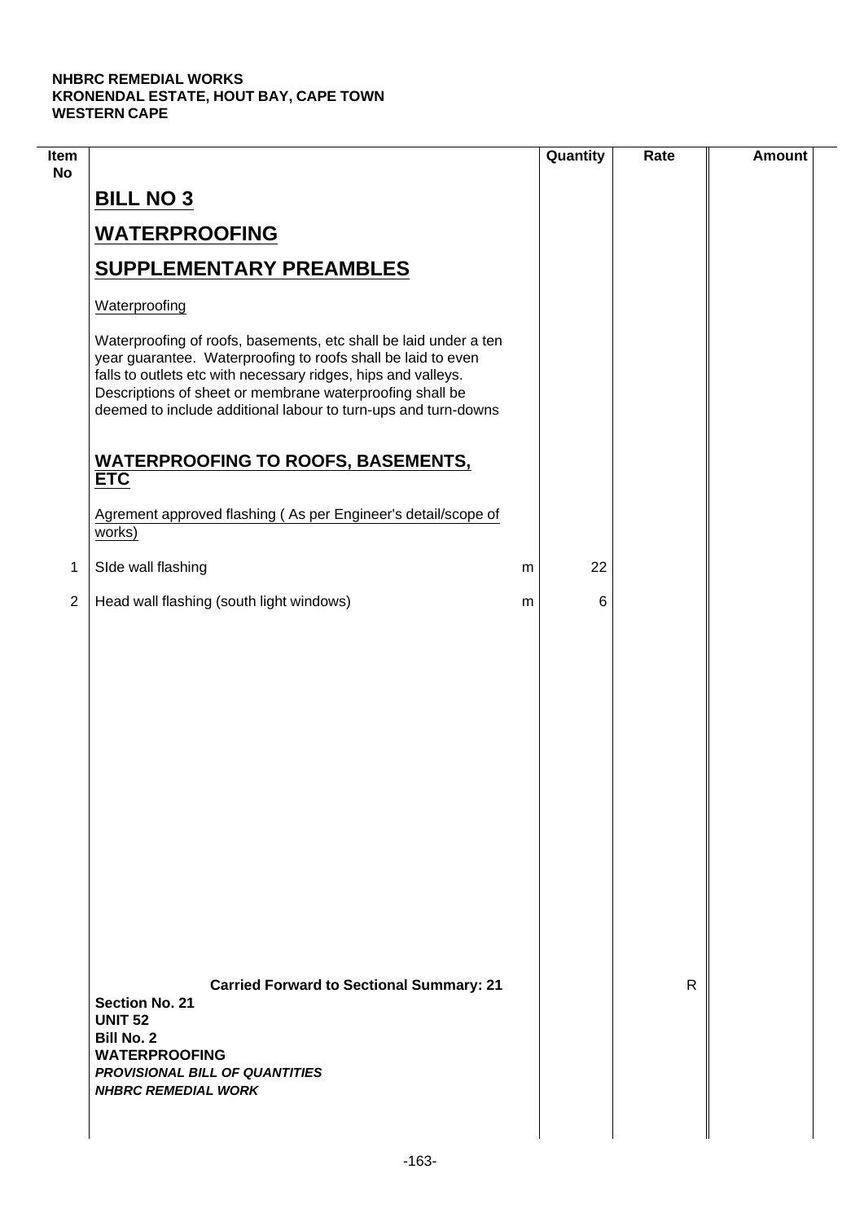**NHBRC REMEDIAL WORKS**
**KRONENDAL ESTATE, HOUT BAY, CAPE TOWN**
**WESTERN CAPE**

| Item No | | | Quantity | Rate | Amount |
|---|---|---|---|---|---|
| | **BILL NO 3** | | | | |
| | **WATERPROOFING** | | | | |
| | **SUPPLEMENTARY PREAMBLES** | | | | |
| | Waterproofing | | | | |
| | Waterproofing of roofs, basements, etc shall be laid under a ten year guarantee. Waterproofing to roofs shall be laid to even falls to outlets etc with necessary ridges, hips and valleys. Descriptions of sheet or membrane waterproofing shall be deemed to include additional labour to turn-ups and turn-downs | | | | |
| | **WATERPROOFING TO ROOFS, BASEMENTS, ETC** | | | | |
| | Agrement approved flashing ( As per Engineer's detail/scope of works) | | | | |
| 1 | SIde wall flashing | m | 22 | | |
| 2 | Head wall flashing (south light windows) | m | 6 | | |
| | **Carried Forward to Sectional Summary: 21** | | | R | |

**Section No. 21**
**UNIT 52**
**Bill No. 2**
**WATERPROOFING**
***PROVISIONAL BILL OF QUANTITIES***
***NHBRC REMEDIAL WORK***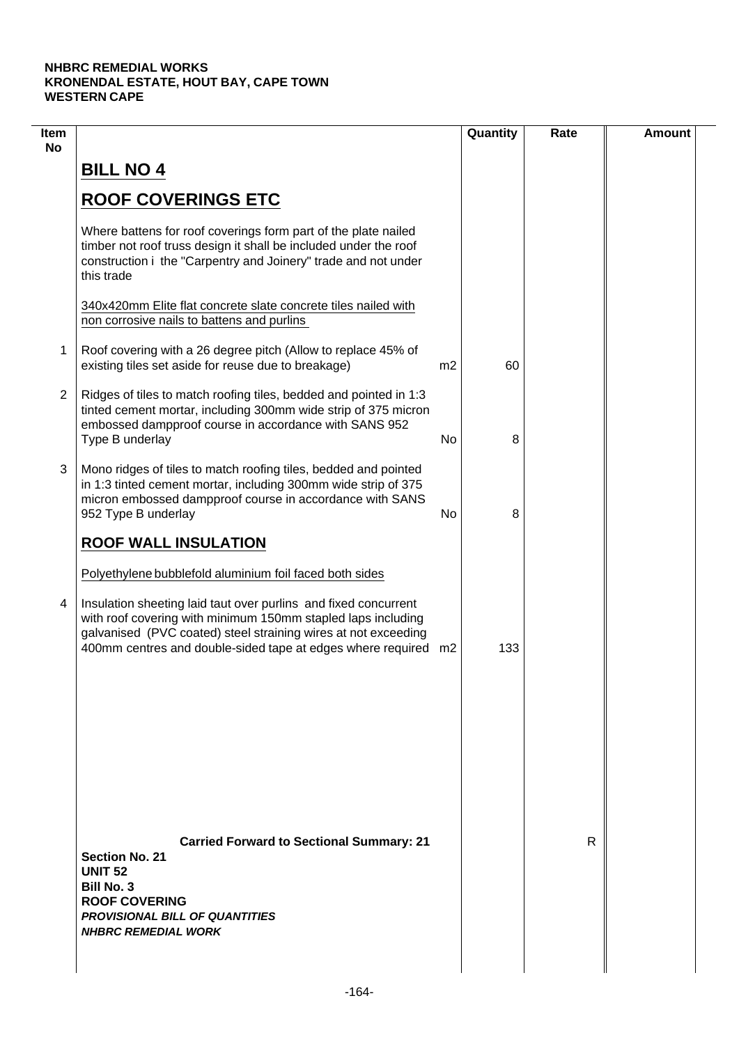**NHBRC REMEDIAL WORKS**
**KRONENDAL ESTATE, HOUT BAY, CAPE TOWN**
**WESTERN CAPE**

| Item No | | | Quantity | Rate | Amount |
|---|---|---|---|---|---|
| | **BILL NO 4** | | | | |
| | **ROOF COVERINGS ETC** | | | | |
| | Where battens for roof coverings form part of the plate nailed timber not roof truss design it shall be included under the roof construction i the "Carpentry and Joinery" trade and not under this trade | | | | |
| | 340x420mm Elite flat concrete slate concrete tiles nailed with non corrosive nails to battens and purlins | | | | |
| 1 | Roof covering with a 26 degree pitch (Allow to replace 45% of existing tiles set aside for reuse due to breakage) | m2 | 60 | | |
| 2 | Ridges of tiles to match roofing tiles, bedded and pointed in 1:3 tinted cement mortar, including 300mm wide strip of 375 micron embossed dampproof course in accordance with SANS 952 Type B underlay | No | 8 | | |
| 3 | Mono ridges of tiles to match roofing tiles, bedded and pointed in 1:3 tinted cement mortar, including 300mm wide strip of 375 micron embossed dampproof course in accordance with SANS 952 Type B underlay | No | 8 | | |
| | **ROOF WALL INSULATION** | | | | |
| | Polyethylene bubblefold aluminium foil faced both sides | | | | |
| 4 | Insulation sheeting laid taut over purlins and fixed concurrent with roof covering with minimum 150mm stapled laps including galvanised (PVC coated) steel straining wires at not exceeding 400mm centres and double-sided tape at edges where required | m2 | 133 | | |
| | **Carried Forward to Sectional Summary: 21** | | | R | |

**Section No. 21**
**UNIT 52**
**Bill No. 3**
**ROOF COVERING**
***PROVISIONAL BILL OF QUANTITIES***
***NHBRC REMEDIAL WORK***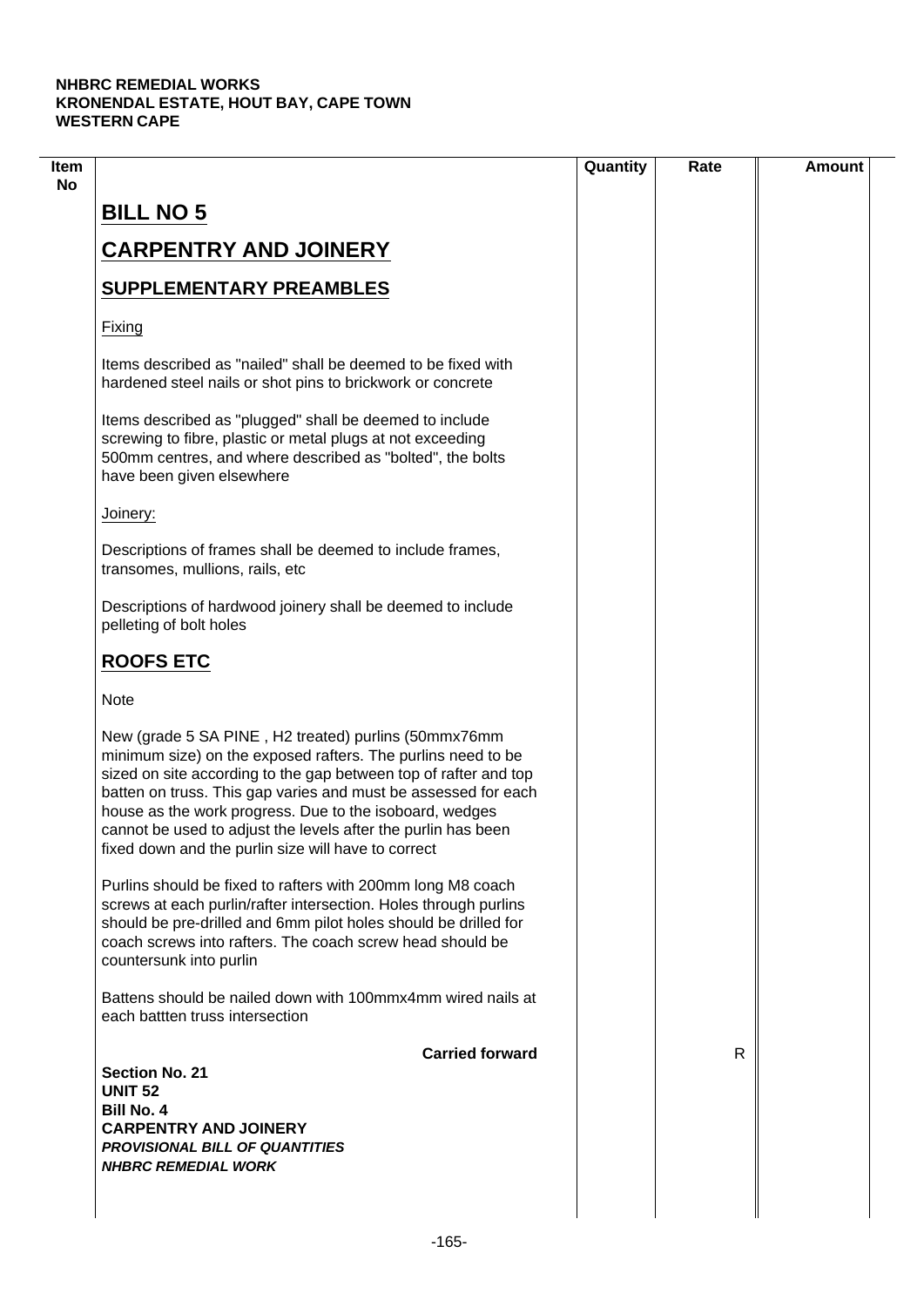**NHBRC REMEDIAL WORKS**
**KRONENDAL ESTATE, HOUT BAY, CAPE TOWN**
**WESTERN CAPE**

| Item No | | Quantity | Rate | Amount |
|---|---|---|---|---|
| | **BILL NO 5** | | | |
| | **CARPENTRY AND JOINERY** | | | |
| | **SUPPLEMENTARY PREAMBLES** | | | |
| | Fixing | | | |
| | Items described as "nailed" shall be deemed to be fixed with hardened steel nails or shot pins to brickwork or concrete | | | |
| | Items described as "plugged" shall be deemed to include screwing to fibre, plastic or metal plugs at not exceeding 500mm centres, and where described as "bolted", the bolts have been given elsewhere | | | |
| | Joinery: | | | |
| | Descriptions of frames shall be deemed to include frames, transomes, mullions, rails, etc | | | |
| | Descriptions of hardwood joinery shall be deemed to include pelleting of bolt holes | | | |
| | **ROOFS ETC** | | | |
| | Note | | | |
| | New (grade 5 SA PINE , H2 treated) purlins (50mmx76mm minimum size) on the exposed rafters. The purlins need to be sized on site according to the gap between top of rafter and top batten on truss. This gap varies and must be assessed for each house as the work progress. Due to the isoboard, wedges cannot be used to adjust the levels after the purlin has been fixed down and the purlin size will have to correct | | | |
| | Purlins should be fixed to rafters with 200mm long M8 coach screws at each purlin/rafter intersection. Holes through purlins should be pre-drilled and 6mm pilot holes should be drilled for coach screws into rafters. The coach screw head should be countersunk into purlin | | | |
| | Battens should be nailed down with 100mmx4mm wired nails at each battten truss intersection | | | |
| | **Carried forward** | | R | |

**Section No. 21**
**UNIT 52**
**Bill No. 4**
**CARPENTRY AND JOINERY**
***PROVISIONAL BILL OF QUANTITIES***
***NHBRC REMEDIAL WORK***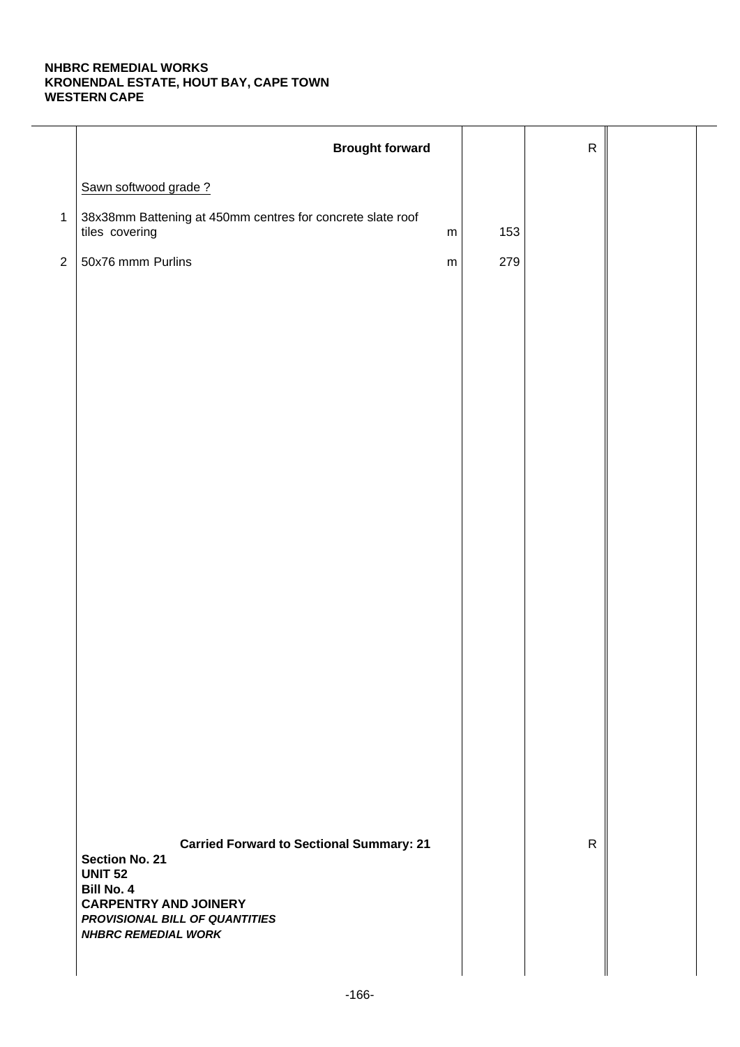**NHBRC REMEDIAL WORKS**
**KRONENDAL ESTATE, HOUT BAY, CAPE TOWN**
**WESTERN CAPE**

| | | | | | |
|---|---|---|---|---|---|
| | **Brought forward** | | | R | |
| | Sawn softwood grade ? | | | | |
| 1 | 38x38mm Battening at 450mm centres for concrete slate roof tiles covering | m | 153 | | |
| 2 | 50x76 mmm Purlins | m | 279 | | |
| | **Carried Forward to Sectional Summary: 21** | | | R | |

**Section No. 21**
**UNIT 52**
**Bill No. 4**
**CARPENTRY AND JOINERY**
***PROVISIONAL BILL OF QUANTITIES***
***NHBRC REMEDIAL WORK***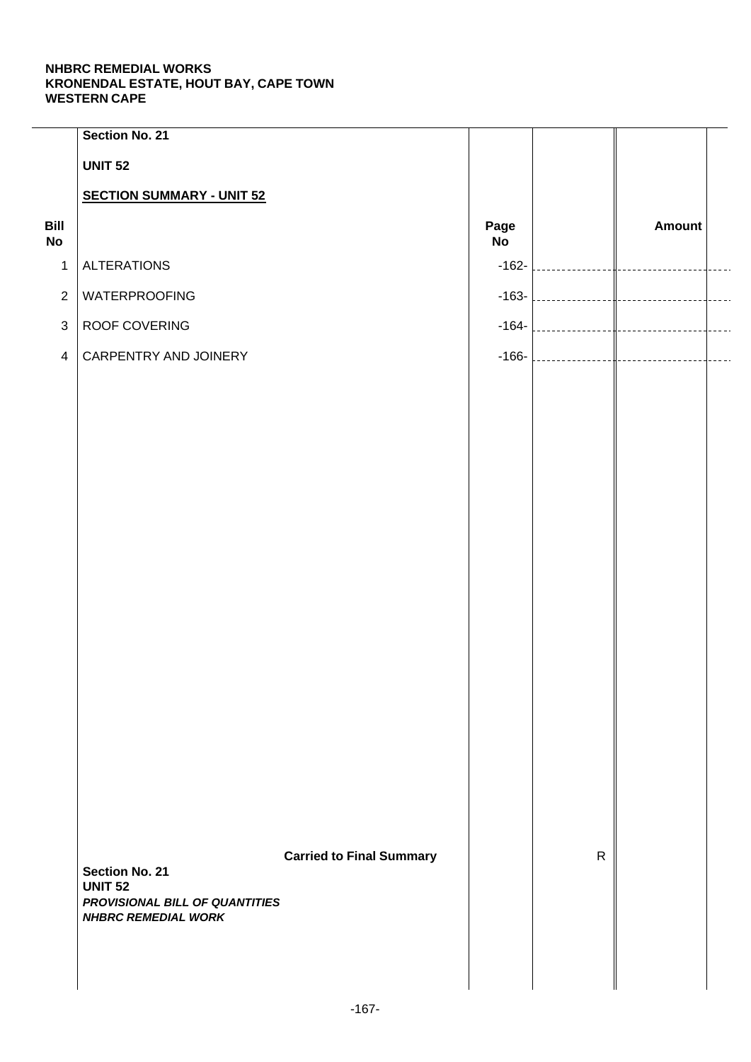**NHBRC REMEDIAL WORKS**
**KRONENDAL ESTATE, HOUT BAY, CAPE TOWN**
**WESTERN CAPE**

**Section No. 21**

**UNIT 52**

**SECTION SUMMARY - UNIT 52**

| Bill No | | Page No | | Amount |
|---|---|---|---|---|
| 1 | ALTERATIONS | -162- | | |
| 2 | WATERPROOFING | -163- | | |
| 3 | ROOF COVERING | -164- | | |
| 4 | CARPENTRY AND JOINERY | -166- | | |
| | **Carried to Final Summary** | | R | |

**Section No. 21**
**UNIT 52**
***PROVISIONAL BILL OF QUANTITIES***
***NHBRC REMEDIAL WORK***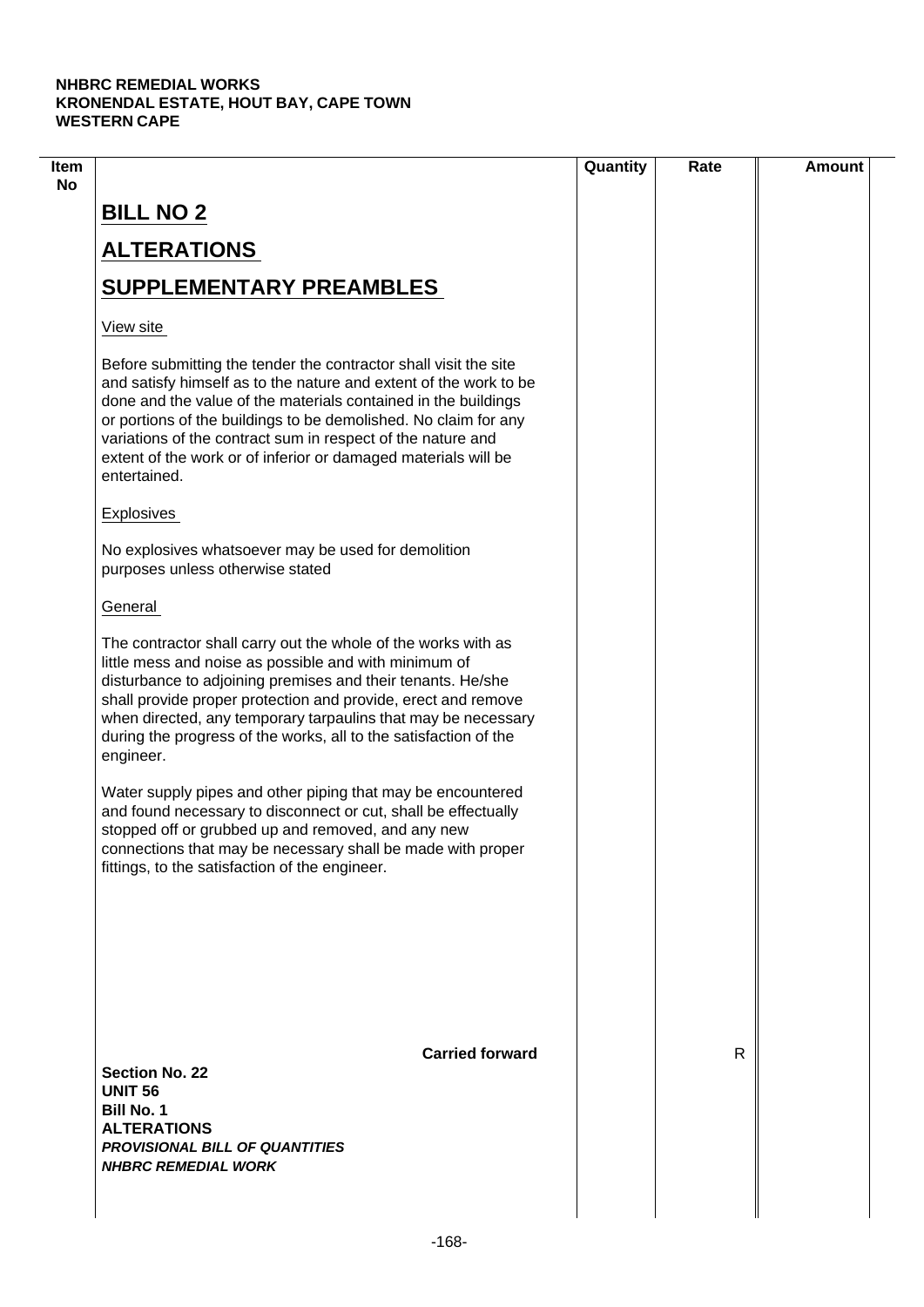**NHBRC REMEDIAL WORKS**
**KRONENDAL ESTATE, HOUT BAY, CAPE TOWN**
**WESTERN CAPE**

| Item No | | Quantity | Rate | Amount |
|---|---|---|---|---|
| | **BILL NO 2** | | | |
| | **ALTERATIONS** | | | |
| | **SUPPLEMENTARY PREAMBLES** | | | |
| | View site | | | |
| | Before submitting the tender the contractor shall visit the site and satisfy himself as to the nature and extent of the work to be done and the value of the materials contained in the buildings or portions of the buildings to be demolished. No claim for any variations of the contract sum in respect of the nature and extent of the work or of inferior or damaged materials will be entertained. | | | |
| | Explosives | | | |
| | No explosives whatsoever may be used for demolition purposes unless otherwise stated | | | |
| | General | | | |
| | The contractor shall carry out the whole of the works with as little mess and noise as possible and with minimum of disturbance to adjoining premises and their tenants. He/she shall provide proper protection and provide, erect and remove when directed, any temporary tarpaulins that may be necessary during the progress of the works, all to the satisfaction of the engineer. | | | |
| | Water supply pipes and other piping that may be encountered and found necessary to disconnect or cut, shall be effectually stopped off or grubbed up and removed, and any new connections that may be necessary shall be made with proper fittings, to the satisfaction of the engineer. | | | |
| | **Carried forward** | | R | |

**Section No. 22**
**UNIT 56**
**Bill No. 1**
**ALTERATIONS**
***PROVISIONAL BILL OF QUANTITIES***
***NHBRC REMEDIAL WORK***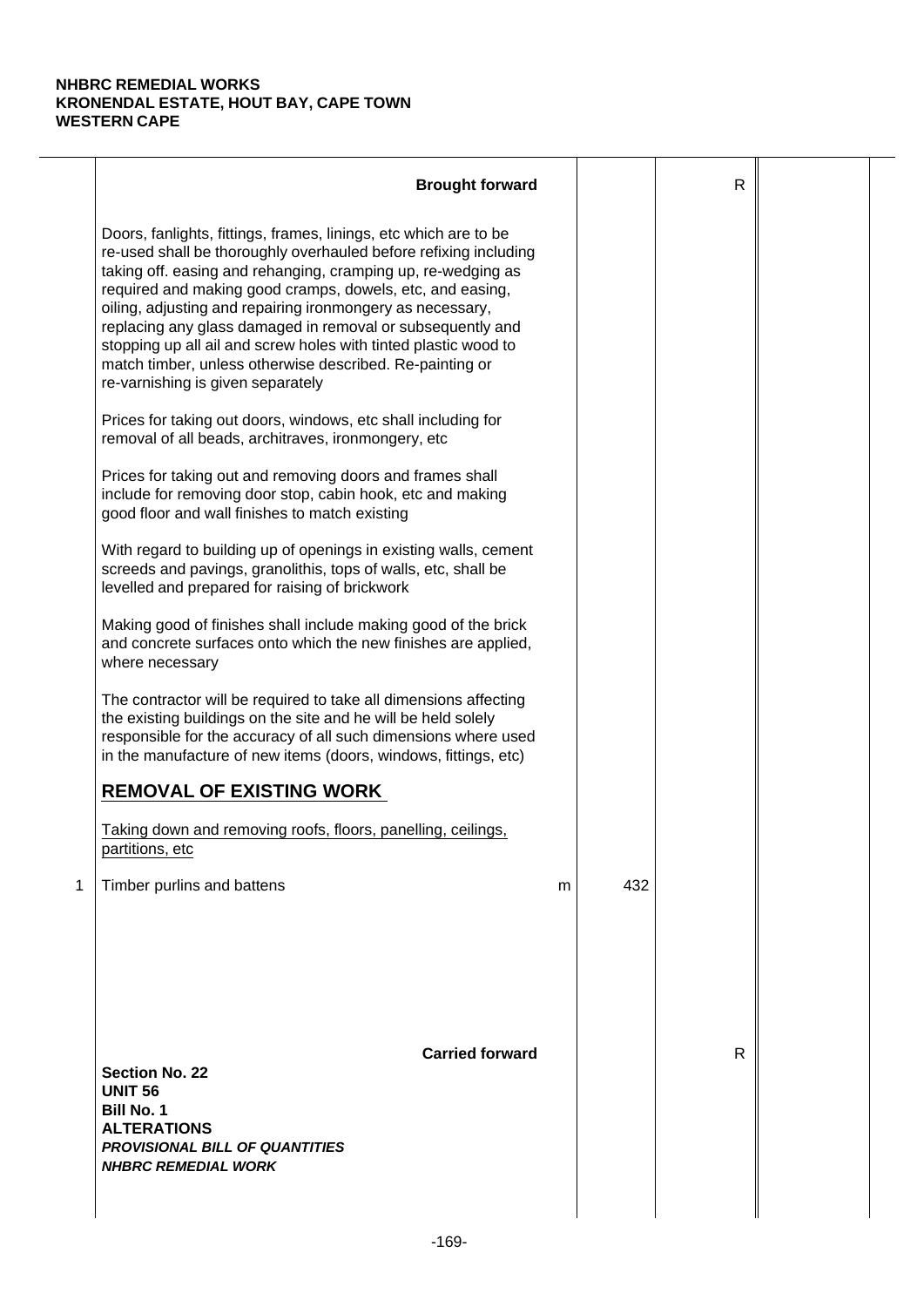**NHBRC REMEDIAL WORKS**
**KRONENDAL ESTATE, HOUT BAY, CAPE TOWN**
**WESTERN CAPE**

| | Description | Unit | Qty | Rate | Amount |
|---|---|---|---|---|---|
| | **Brought forward** | | | R | |
| | Doors, fanlights, fittings, frames, linings, etc which are to be re-used shall be thoroughly overhauled before refixing including taking off. easing and rehanging, cramping up, re-wedging as required and making good cramps, dowels, etc, and easing, oiling, adjusting and repairing ironmongery as necessary, replacing any glass damaged in removal or subsequently and stopping up all ail and screw holes with tinted plastic wood to match timber, unless otherwise described. Re-painting or re-varnishing is given separately | | | | |
| | Prices for taking out doors, windows, etc shall including for removal of all beads, architraves, ironmongery, etc | | | | |
| | Prices for taking out and removing doors and frames shall include for removing door stop, cabin hook, etc and making good floor and wall finishes to match existing | | | | |
| | With regard to building up of openings in existing walls, cement screeds and pavings, granolithis, tops of walls, etc, shall be levelled and prepared for raising of brickwork | | | | |
| | Making good of finishes shall include making good of the brick and concrete surfaces onto which the new finishes are applied, where necessary | | | | |
| | The contractor will be required to take all dimensions affecting the existing buildings on the site and he will be held solely responsible for the accuracy of all such dimensions where used in the manufacture of new items (doors, windows, fittings, etc) | | | | |
| | **<u>REMOVAL OF EXISTING WORK</u>** | | | | |
| | <u>Taking down and removing roofs, floors, panelling, ceilings, partitions, etc</u> | | | | |
| 1 | Timber purlins and battens | m | 432 | | |
| | **Carried forward** | | | R | |

**Section No. 22**
**UNIT 56**
**Bill No. 1**
**ALTERATIONS**
***PROVISIONAL BILL OF QUANTITIES***
***NHBRC REMEDIAL WORK***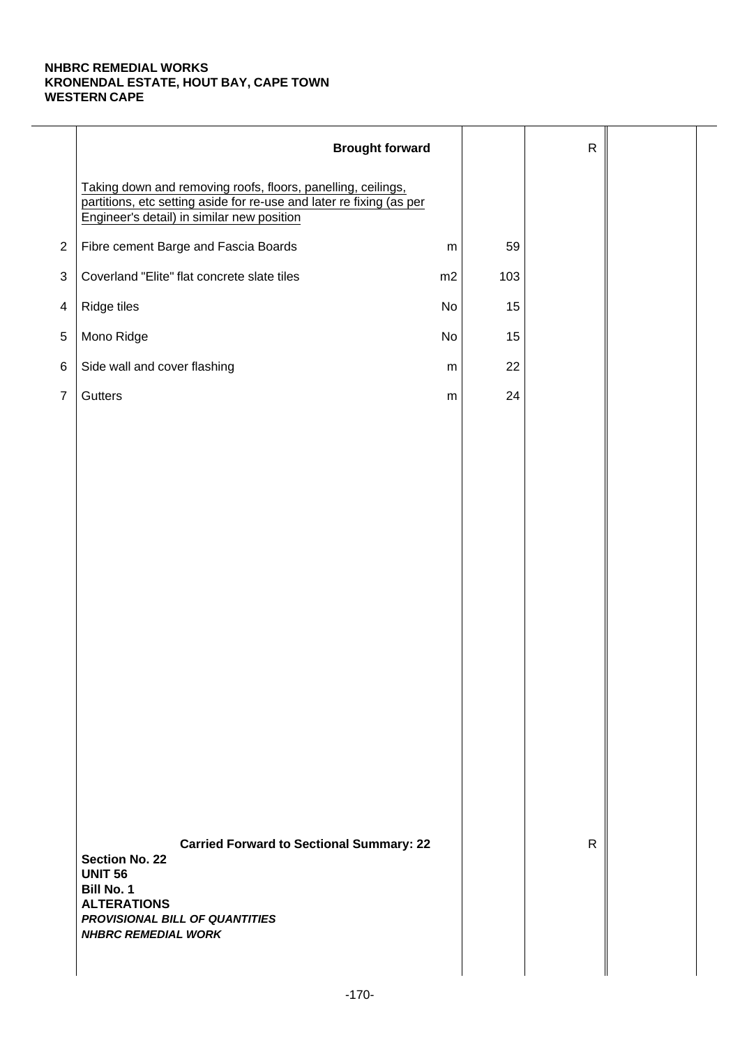**NHBRC REMEDIAL WORKS**
**KRONENDAL ESTATE, HOUT BAY, CAPE TOWN**
**WESTERN CAPE**

| | Description | Unit | Qty | Rate | Amount |
|---|---|---|---|---|---|
| | **Brought forward** | | | R | |
| | Taking down and removing roofs, floors, panelling, ceilings, partitions, etc setting aside for re-use and later re fixing (as per Engineer's detail) in similar new position | | | | |
| 2 | Fibre cement Barge and Fascia Boards | m | 59 | | |
| 3 | Coverland "Elite" flat concrete slate tiles | m2 | 103 | | |
| 4 | Ridge tiles | No | 15 | | |
| 5 | Mono Ridge | No | 15 | | |
| 6 | Side wall and cover flashing | m | 22 | | |
| 7 | Gutters | m | 24 | | |
| | **Carried Forward to Sectional Summary: 22** | | | R | |

**Section No. 22**
**UNIT 56**
**Bill No. 1**
**ALTERATIONS**
***PROVISIONAL BILL OF QUANTITIES***
***NHBRC REMEDIAL WORK***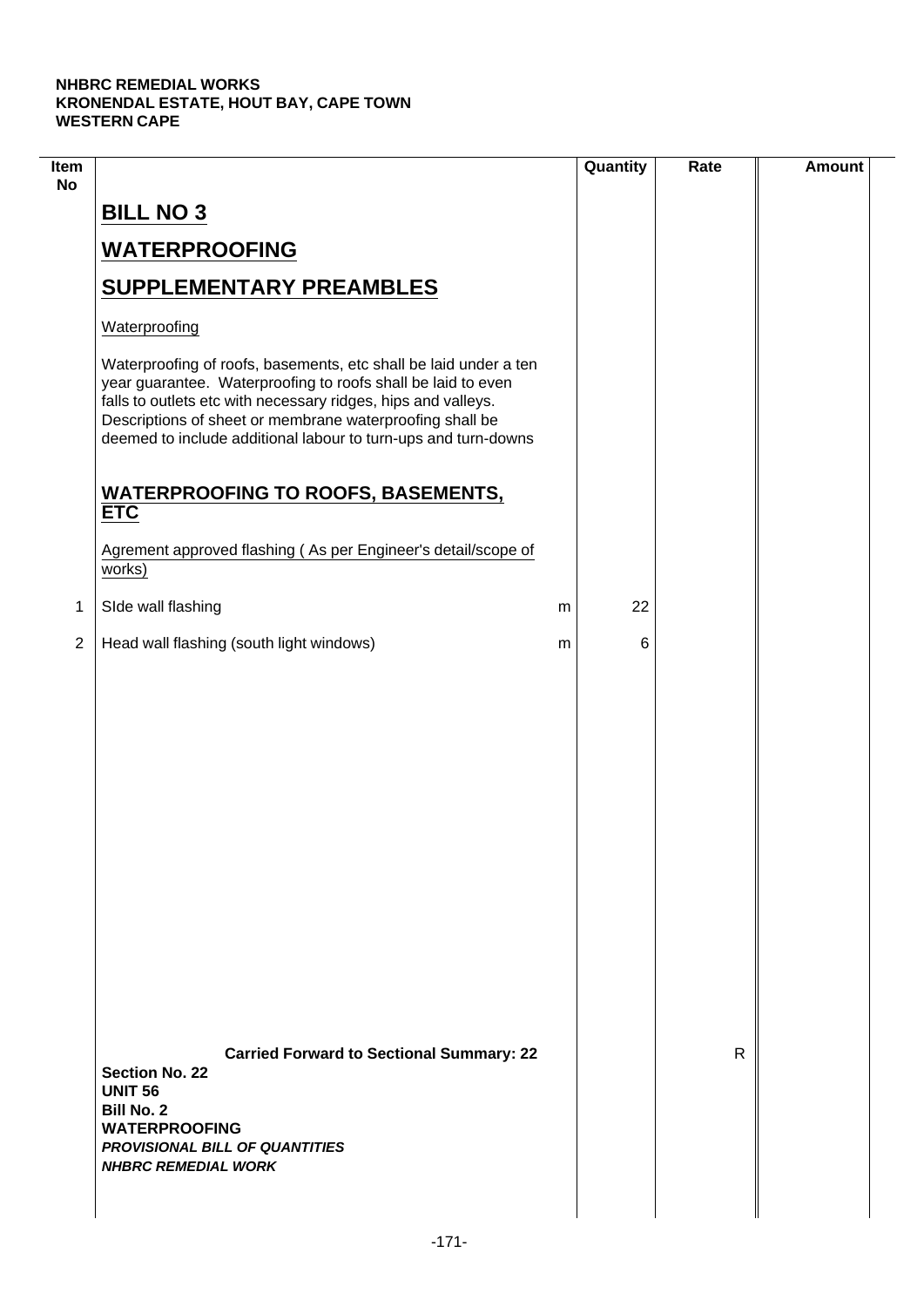**NHBRC REMEDIAL WORKS**
**KRONENDAL ESTATE, HOUT BAY, CAPE TOWN**
**WESTERN CAPE**

| Item No | | | Quantity | Rate | Amount |
|---|---|---|---|---|---|
| | **BILL NO 3** | | | | |
| | **WATERPROOFING** | | | | |
| | **SUPPLEMENTARY PREAMBLES** | | | | |
| | Waterproofing | | | | |
| | Waterproofing of roofs, basements, etc shall be laid under a ten year guarantee. Waterproofing to roofs shall be laid to even falls to outlets etc with necessary ridges, hips and valleys. Descriptions of sheet or membrane waterproofing shall be deemed to include additional labour to turn-ups and turn-downs | | | | |
| | **WATERPROOFING TO ROOFS, BASEMENTS, ETC** | | | | |
| | Agrement approved flashing ( As per Engineer's detail/scope of works) | | | | |
| 1 | SIde wall flashing | m | 22 | | |
| 2 | Head wall flashing (south light windows) | m | 6 | | |
| | **Carried Forward to Sectional Summary: 22** | | | R | |

**Section No. 22**
**UNIT 56**
**Bill No. 2**
**WATERPROOFING**
***PROVISIONAL BILL OF QUANTITIES***
***NHBRC REMEDIAL WORK***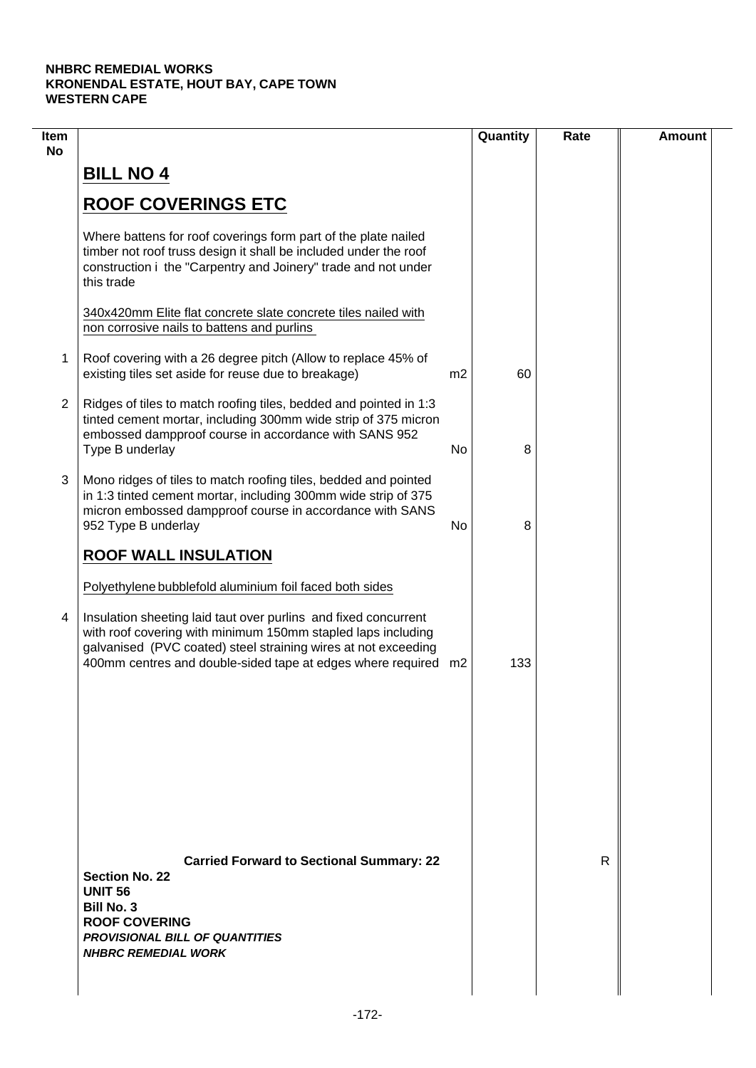**NHBRC REMEDIAL WORKS**
**KRONENDAL ESTATE, HOUT BAY, CAPE TOWN**
**WESTERN CAPE**

| Item No | | | Quantity | Rate | Amount |
|---|---|---|---|---|---|
| | **BILL NO 4** | | | | |
| | **ROOF COVERINGS ETC** | | | | |
| | Where battens for roof coverings form part of the plate nailed timber not roof truss design it shall be included under the roof construction i the "Carpentry and Joinery" trade and not under this trade | | | | |
| | 340x420mm Elite flat concrete slate concrete tiles nailed with non corrosive nails to battens and purlins | | | | |
| 1 | Roof covering with a 26 degree pitch (Allow to replace 45% of existing tiles set aside for reuse due to breakage) | m2 | 60 | | |
| 2 | Ridges of tiles to match roofing tiles, bedded and pointed in 1:3 tinted cement mortar, including 300mm wide strip of 375 micron embossed dampproof course in accordance with SANS 952 Type B underlay | No | 8 | | |
| 3 | Mono ridges of tiles to match roofing tiles, bedded and pointed in 1:3 tinted cement mortar, including 300mm wide strip of 375 micron embossed dampproof course in accordance with SANS 952 Type B underlay | No | 8 | | |
| | **ROOF WALL INSULATION** | | | | |
| | Polyethylene bubblefold aluminium foil faced both sides | | | | |
| 4 | Insulation sheeting laid taut over purlins and fixed concurrent with roof covering with minimum 150mm stapled laps including galvanised (PVC coated) steel straining wires at not exceeding 400mm centres and double-sided tape at edges where required | m2 | 133 | | |
| | **Carried Forward to Sectional Summary: 22** | | | R | |

**Section No. 22**
**UNIT 56**
**Bill No. 3**
**ROOF COVERING**
***PROVISIONAL BILL OF QUANTITIES***
***NHBRC REMEDIAL WORK***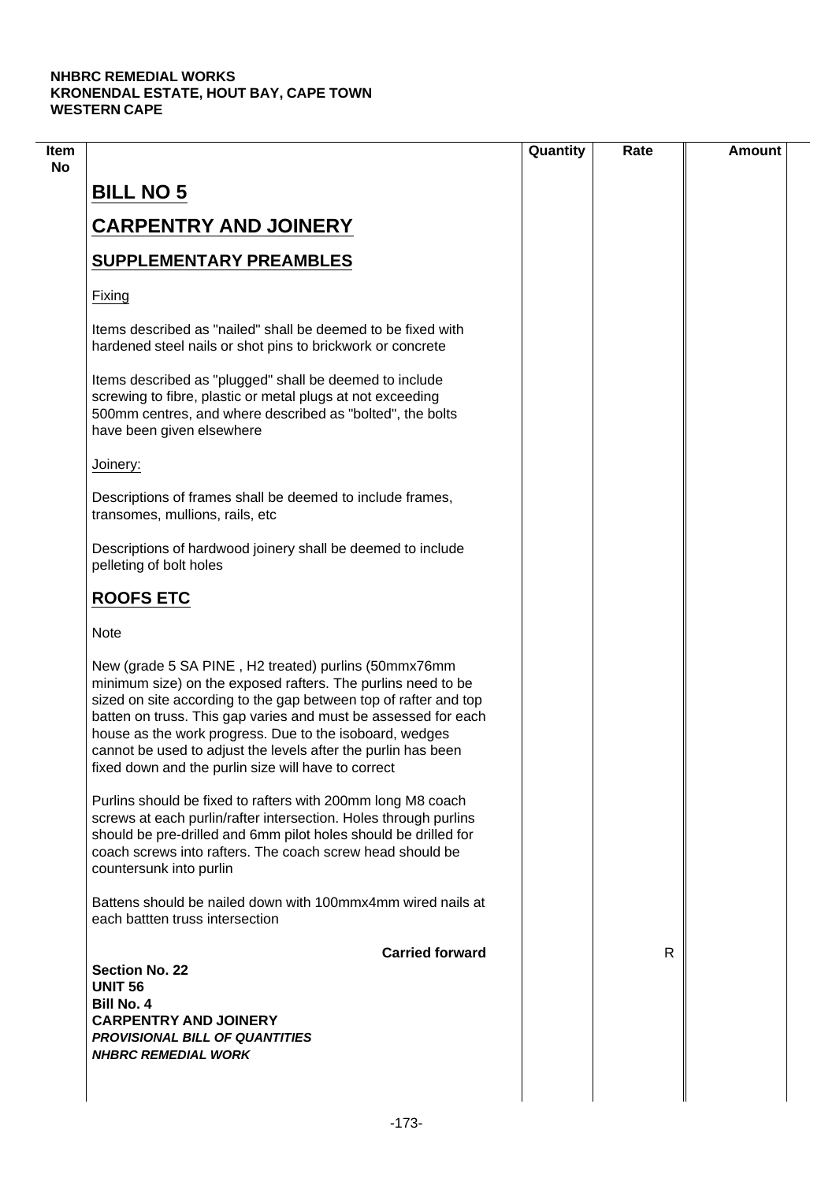**NHBRC REMEDIAL WORKS**
**KRONENDAL ESTATE, HOUT BAY, CAPE TOWN**
**WESTERN CAPE**

| Item No | | Quantity | Rate | Amount |
|---|---|---|---|---|
| | **BILL NO 5** | | | |
| | **CARPENTRY AND JOINERY** | | | |
| | **SUPPLEMENTARY PREAMBLES** | | | |
| | Fixing | | | |
| | Items described as "nailed" shall be deemed to be fixed with hardened steel nails or shot pins to brickwork or concrete | | | |
| | Items described as "plugged" shall be deemed to include screwing to fibre, plastic or metal plugs at not exceeding 500mm centres, and where described as "bolted", the bolts have been given elsewhere | | | |
| | Joinery: | | | |
| | Descriptions of frames shall be deemed to include frames, transomes, mullions, rails, etc | | | |
| | Descriptions of hardwood joinery shall be deemed to include pelleting of bolt holes | | | |
| | **ROOFS ETC** | | | |
| | Note | | | |
| | New (grade 5 SA PINE , H2 treated) purlins (50mmx76mm minimum size) on the exposed rafters. The purlins need to be sized on site according to the gap between top of rafter and top batten on truss. This gap varies and must be assessed for each house as the work progress. Due to the isoboard, wedges cannot be used to adjust the levels after the purlin has been fixed down and the purlin size will have to correct | | | |
| | Purlins should be fixed to rafters with 200mm long M8 coach screws at each purlin/rafter intersection. Holes through purlins should be pre-drilled and 6mm pilot holes should be drilled for coach screws into rafters. The coach screw head should be countersunk into purlin | | | |
| | Battens should be nailed down with 100mmx4mm wired nails at each battten truss intersection | | | |
| | **Carried forward** | | R | |

**Section No. 22**
**UNIT 56**
**Bill No. 4**
**CARPENTRY AND JOINERY**
***PROVISIONAL BILL OF QUANTITIES***
***NHBRC REMEDIAL WORK***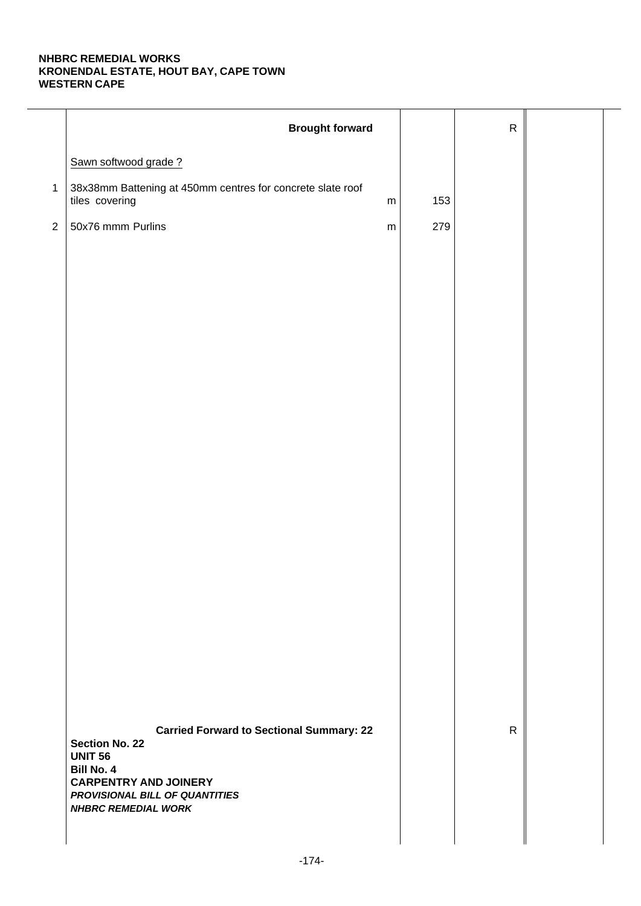**NHBRC REMEDIAL WORKS**
**KRONENDAL ESTATE, HOUT BAY, CAPE TOWN**
**WESTERN CAPE**

| | Description | Unit | Qty | Rate | Amount |
|---|---|---|---|---|---|
| | **Brought forward** | | | R | |
| | Sawn softwood grade ? | | | | |
| 1 | 38x38mm Battening at 450mm centres for concrete slate roof tiles covering | m | 153 | | |
| 2 | 50x76 mmm Purlins | m | 279 | | |
| | **Carried Forward to Sectional Summary: 22** | | | R | |

**Section No. 22**
**UNIT 56**
**Bill No. 4**
**CARPENTRY AND JOINERY**
***PROVISIONAL BILL OF QUANTITIES***
***NHBRC REMEDIAL WORK***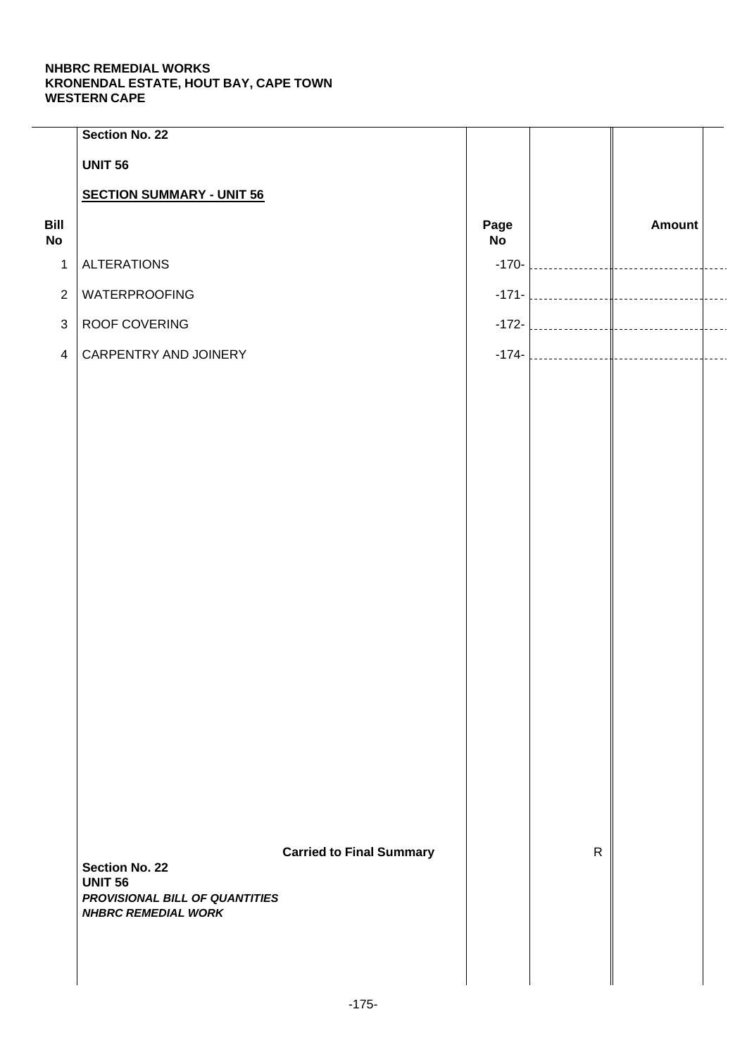**NHBRC REMEDIAL WORKS**
**KRONENDAL ESTATE, HOUT BAY, CAPE TOWN**
**WESTERN CAPE**

**Section No. 22**

**UNIT 56**

**SECTION SUMMARY - UNIT 56**

| Bill No | | Page No | | Amount |
|---|---|---|---|---|
| 1 | ALTERATIONS | -170- | | |
| 2 | WATERPROOFING | -171- | | |
| 3 | ROOF COVERING | -172- | | |
| 4 | CARPENTRY AND JOINERY | -174- | | |
| | **Carried to Final Summary** | | R | |

**Section No. 22**
**UNIT 56**
***PROVISIONAL BILL OF QUANTITIES***
***NHBRC REMEDIAL WORK***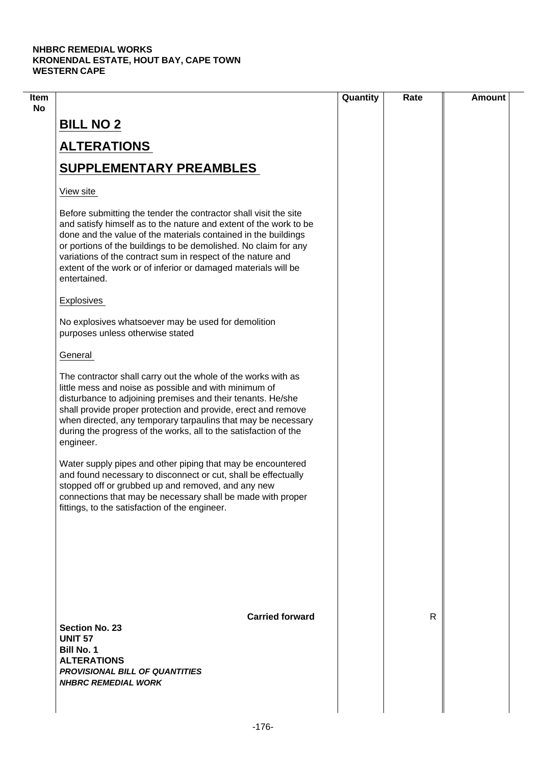NHBRC REMEDIAL WORKS
KRONENDAL ESTATE, HOUT BAY, CAPE TOWN
WESTERN CAPE

| Item No | | Quantity | Rate | Amount |
|---|---|---|---|---|

# BILL NO 2

## ALTERATIONS

## SUPPLEMENTARY PREAMBLES

View site

Before submitting the tender the contractor shall visit the site and satisfy himself as to the nature and extent of the work to be done and the value of the materials contained in the buildings or portions of the buildings to be demolished. No claim for any variations of the contract sum in respect of the nature and extent of the work or of inferior or damaged materials will be entertained.

Explosives

No explosives whatsoever may be used for demolition purposes unless otherwise stated

General

The contractor shall carry out the whole of the works with as little mess and noise as possible and with minimum of disturbance to adjoining premises and their tenants. He/she shall provide proper protection and provide, erect and remove when directed, any temporary tarpaulins that may be necessary during the progress of the works, all to the satisfaction of the engineer.

Water supply pipes and other piping that may be encountered and found necessary to disconnect or cut, shall be effectually stopped off or grubbed up and removed, and any new connections that may be necessary shall be made with proper fittings, to the satisfaction of the engineer.

**Carried forward** R

**Section No. 23**
**UNIT 57**
**Bill No. 1**
**ALTERATIONS**
***PROVISIONAL BILL OF QUANTITIES***
***NHBRC REMEDIAL WORK***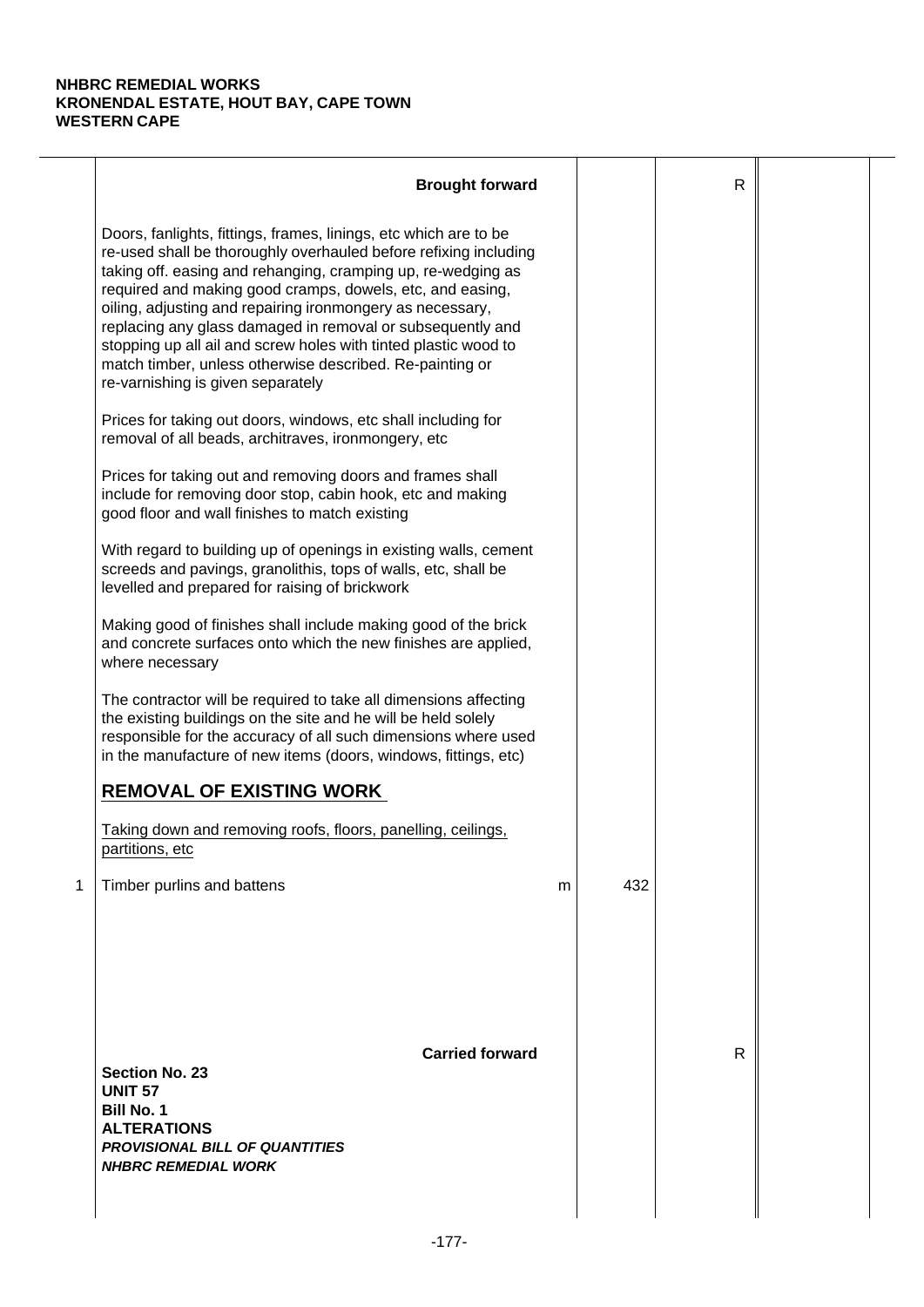**NHBRC REMEDIAL WORKS**
**KRONENDAL ESTATE, HOUT BAY, CAPE TOWN**
**WESTERN CAPE**

| | | | | | |
|---|---|---|---|---|---|
| | **Brought forward** | | | R | |
| | Doors, fanlights, fittings, frames, linings, etc which are to be re-used shall be thoroughly overhauled before refixing including taking off. easing and rehanging, cramping up, re-wedging as required and making good cramps, dowels, etc, and easing, oiling, adjusting and repairing ironmongery as necessary, replacing any glass damaged in removal or subsequently and stopping up all ail and screw holes with tinted plastic wood to match timber, unless otherwise described. Re-painting or re-varnishing is given separately | | | | |
| | Prices for taking out doors, windows, etc shall including for removal of all beads, architraves, ironmongery, etc | | | | |
| | Prices for taking out and removing doors and frames shall include for removing door stop, cabin hook, etc and making good floor and wall finishes to match existing | | | | |
| | With regard to building up of openings in existing walls, cement screeds and pavings, granolithis, tops of walls, etc, shall be levelled and prepared for raising of brickwork | | | | |
| | Making good of finishes shall include making good of the brick and concrete surfaces onto which the new finishes are applied, where necessary | | | | |
| | The contractor will be required to take all dimensions affecting the existing buildings on the site and he will be held solely responsible for the accuracy of all such dimensions where used in the manufacture of new items (doors, windows, fittings, etc) | | | | |
| | **<u>REMOVAL OF EXISTING WORK</u>** | | | | |
| | <u>Taking down and removing roofs, floors, panelling, ceilings, partitions, etc</u> | | | | |
| 1 | Timber purlins and battens | m | 432 | | |
| | **Carried forward** | | | R | |

**Section No. 23**
**UNIT 57**
**Bill No. 1**
**ALTERATIONS**
***PROVISIONAL BILL OF QUANTITIES***
***NHBRC REMEDIAL WORK***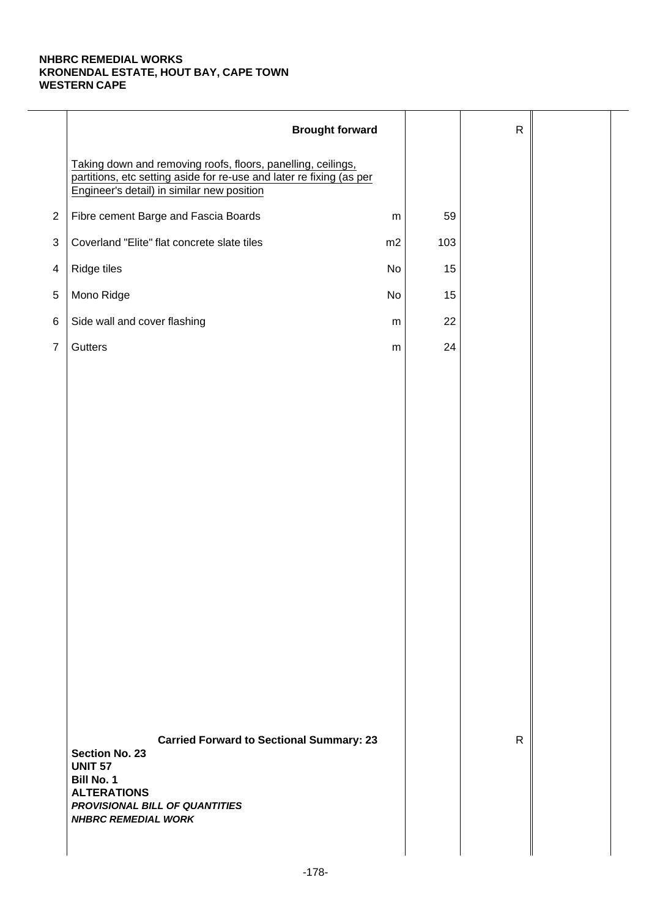**NHBRC REMEDIAL WORKS**
**KRONENDAL ESTATE, HOUT BAY, CAPE TOWN**
**WESTERN CAPE**

| | Description | Unit | Qty | Rate | Amount |
|---|---|---|---|---|---|
| | **Brought forward** | | | R | |
| | Taking down and removing roofs, floors, panelling, ceilings, partitions, etc setting aside for re-use and later re fixing (as per Engineer's detail) in similar new position | | | | |
| 2 | Fibre cement Barge and Fascia Boards | m | 59 | | |
| 3 | Coverland "Elite" flat concrete slate tiles | m2 | 103 | | |
| 4 | Ridge tiles | No | 15 | | |
| 5 | Mono Ridge | No | 15 | | |
| 6 | Side wall and cover flashing | m | 22 | | |
| 7 | Gutters | m | 24 | | |
| | **Carried Forward to Sectional Summary: 23** | | | R | |

**Section No. 23**
**UNIT 57**
**Bill No. 1**
**ALTERATIONS**
***PROVISIONAL BILL OF QUANTITIES***
***NHBRC REMEDIAL WORK***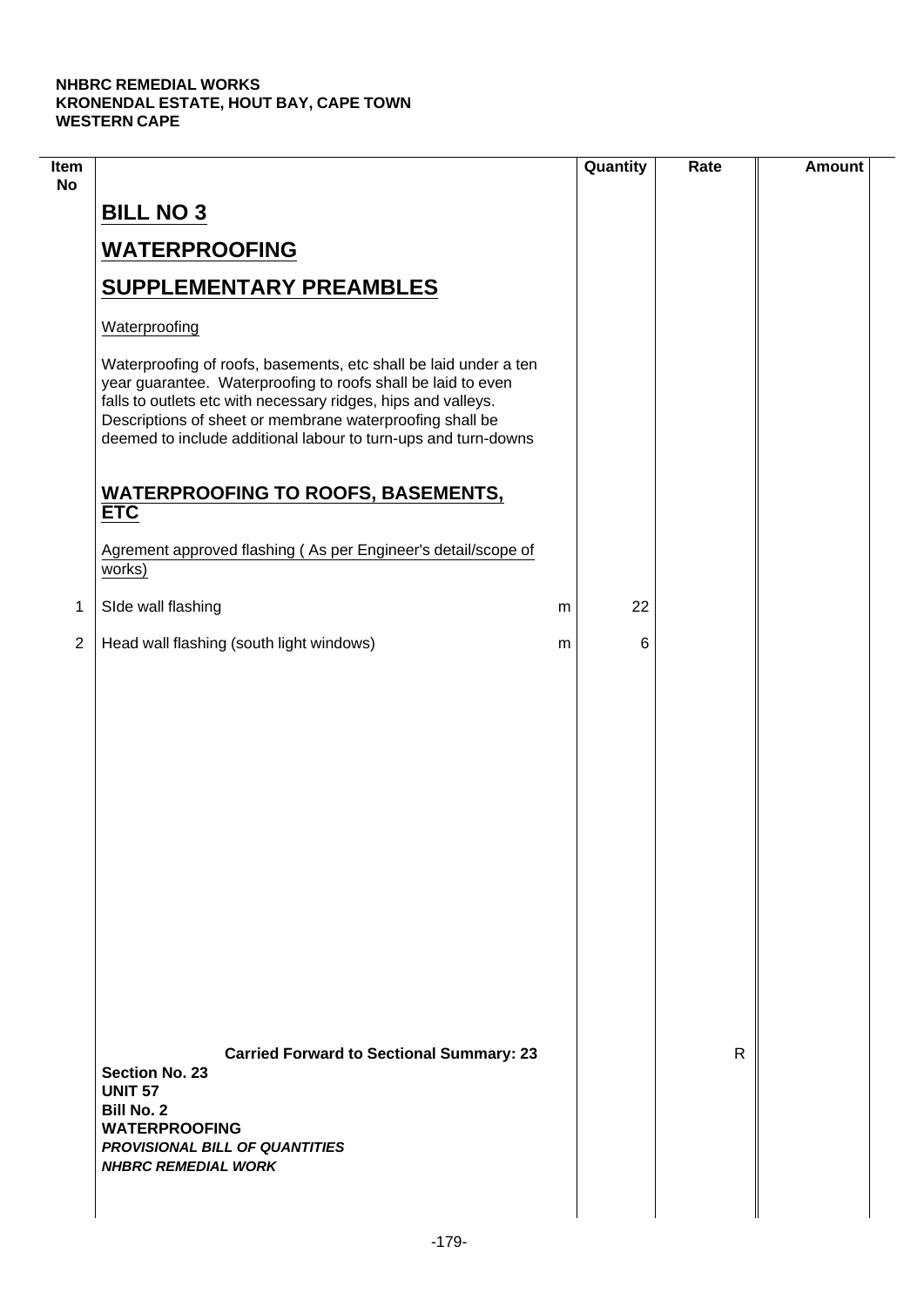**NHBRC REMEDIAL WORKS**
**KRONENDAL ESTATE, HOUT BAY, CAPE TOWN**
**WESTERN CAPE**

| Item No | | | Quantity | Rate | Amount |
|---|---|---|---|---|---|
| | **BILL NO 3** | | | | |
| | **WATERPROOFING** | | | | |
| | **SUPPLEMENTARY PREAMBLES** | | | | |
| | Waterproofing | | | | |
| | Waterproofing of roofs, basements, etc shall be laid under a ten year guarantee. Waterproofing to roofs shall be laid to even falls to outlets etc with necessary ridges, hips and valleys. Descriptions of sheet or membrane waterproofing shall be deemed to include additional labour to turn-ups and turn-downs | | | | |
| | **WATERPROOFING TO ROOFS, BASEMENTS, ETC** | | | | |
| | Agrement approved flashing ( As per Engineer's detail/scope of works) | | | | |
| 1 | SIde wall flashing | m | 22 | | |
| 2 | Head wall flashing (south light windows) | m | 6 | | |
| | **Carried Forward to Sectional Summary: 23** | | | R | |

**Section No. 23**
**UNIT 57**
**Bill No. 2**
**WATERPROOFING**
***PROVISIONAL BILL OF QUANTITIES***
***NHBRC REMEDIAL WORK***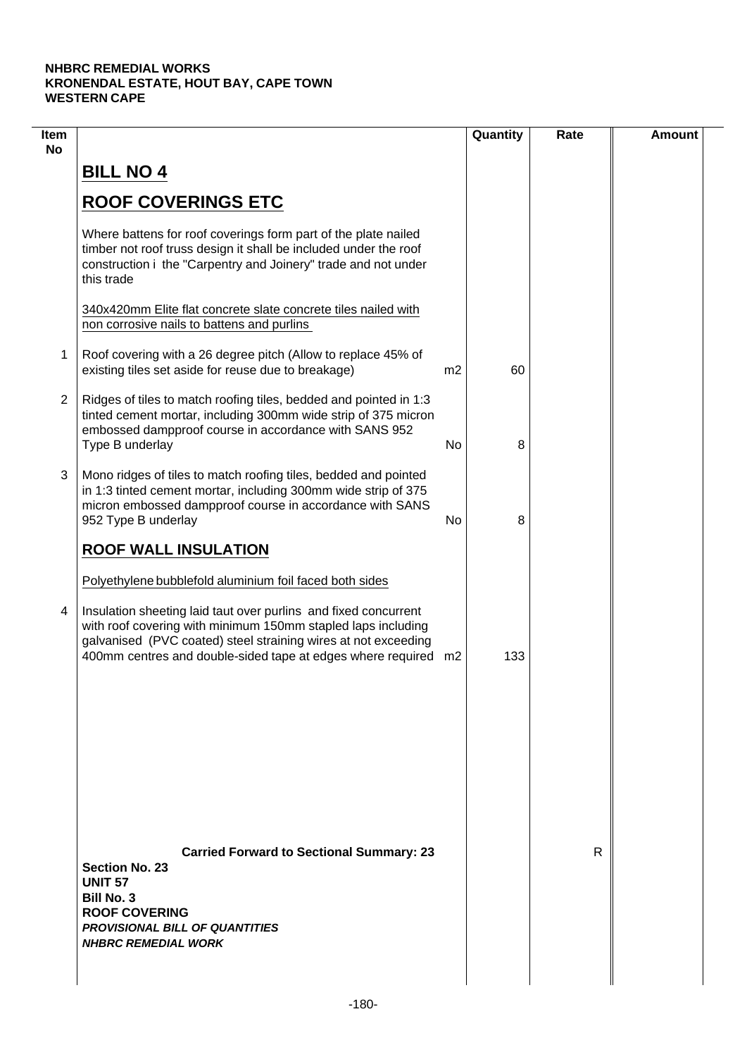**NHBRC REMEDIAL WORKS**
**KRONENDAL ESTATE, HOUT BAY, CAPE TOWN**
**WESTERN CAPE**

| Item No | | | Quantity | Rate | Amount |
|---|---|---|---|---|---|
| | **BILL NO 4** | | | | |
| | **ROOF COVERINGS ETC** | | | | |
| | Where battens for roof coverings form part of the plate nailed timber not roof truss design it shall be included under the roof construction i the "Carpentry and Joinery" trade and not under this trade | | | | |
| | 340x420mm Elite flat concrete slate concrete tiles nailed with non corrosive nails to battens and purlins | | | | |
| 1 | Roof covering with a 26 degree pitch (Allow to replace 45% of existing tiles set aside for reuse due to breakage) | m2 | 60 | | |
| 2 | Ridges of tiles to match roofing tiles, bedded and pointed in 1:3 tinted cement mortar, including 300mm wide strip of 375 micron embossed dampproof course in accordance with SANS 952 Type B underlay | No | 8 | | |
| 3 | Mono ridges of tiles to match roofing tiles, bedded and pointed in 1:3 tinted cement mortar, including 300mm wide strip of 375 micron embossed dampproof course in accordance with SANS 952 Type B underlay | No | 8 | | |
| | **ROOF WALL INSULATION** | | | | |
| | Polyethylene bubblefold aluminium foil faced both sides | | | | |
| 4 | Insulation sheeting laid taut over purlins and fixed concurrent with roof covering with minimum 150mm stapled laps including galvanised (PVC coated) steel straining wires at not exceeding 400mm centres and double-sided tape at edges where required | m2 | 133 | | |
| | **Carried Forward to Sectional Summary: 23** | | | R | |

**Section No. 23**
**UNIT 57**
**Bill No. 3**
**ROOF COVERING**
***PROVISIONAL BILL OF QUANTITIES***
***NHBRC REMEDIAL WORK***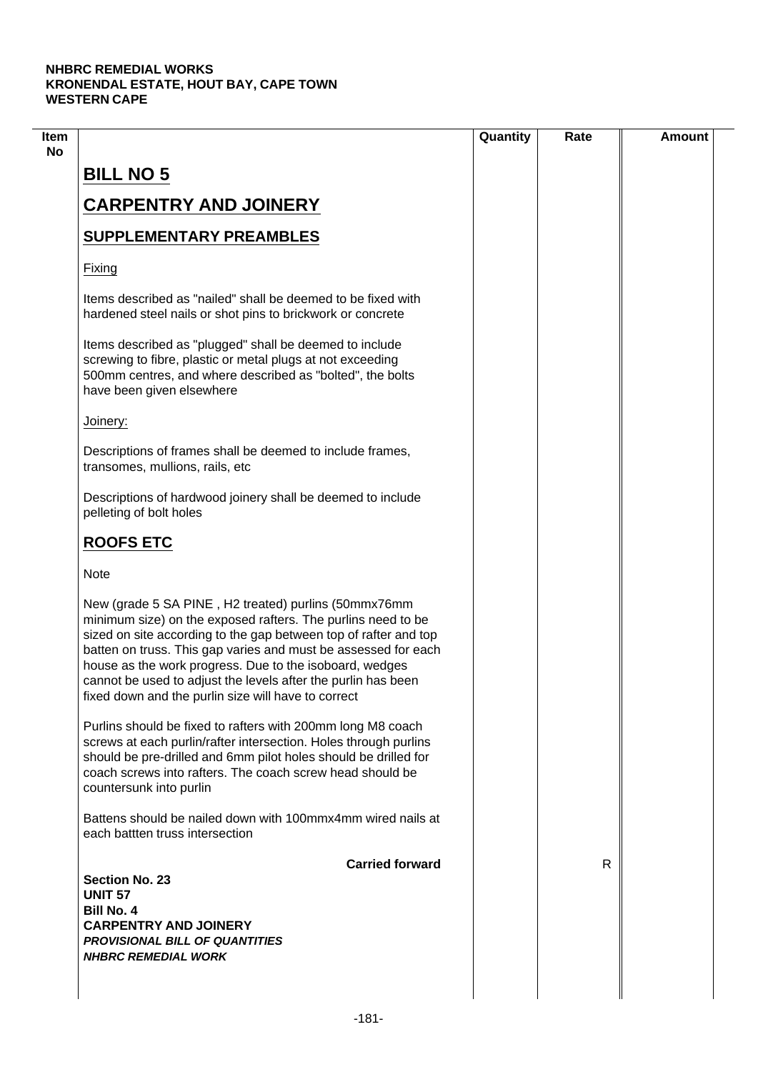**NHBRC REMEDIAL WORKS**
**KRONENDAL ESTATE, HOUT BAY, CAPE TOWN**
**WESTERN CAPE**

| Item No | | Quantity | Rate | Amount |
|---|---|---|---|---|

# BILL NO 5

# CARPENTRY AND JOINERY

## SUPPLEMENTARY PREAMBLES

Fixing

Items described as "nailed" shall be deemed to be fixed with hardened steel nails or shot pins to brickwork or concrete

Items described as "plugged" shall be deemed to include screwing to fibre, plastic or metal plugs at not exceeding 500mm centres, and where described as "bolted", the bolts have been given elsewhere

Joinery:

Descriptions of frames shall be deemed to include frames, transomes, mullions, rails, etc

Descriptions of hardwood joinery shall be deemed to include pelleting of bolt holes

## ROOFS ETC

Note

New (grade 5 SA PINE , H2 treated) purlins (50mmx76mm minimum size) on the exposed rafters. The purlins need to be sized on site according to the gap between top of rafter and top batten on truss. This gap varies and must be assessed for each house as the work progress. Due to the isoboard, wedges cannot be used to adjust the levels after the purlin has been fixed down and the purlin size will have to correct

Purlins should be fixed to rafters with 200mm long M8 coach screws at each purlin/rafter intersection. Holes through purlins should be pre-drilled and 6mm pilot holes should be drilled for coach screws into rafters. The coach screw head should be countersunk into purlin

Battens should be nailed down with 100mmx4mm wired nails at each battten truss intersection

| | **Carried forward** | | R | |
|---|---|---|---|---|

**Section No. 23**
**UNIT 57**
**Bill No. 4**
**CARPENTRY AND JOINERY**
***PROVISIONAL BILL OF QUANTITIES***
***NHBRC REMEDIAL WORK***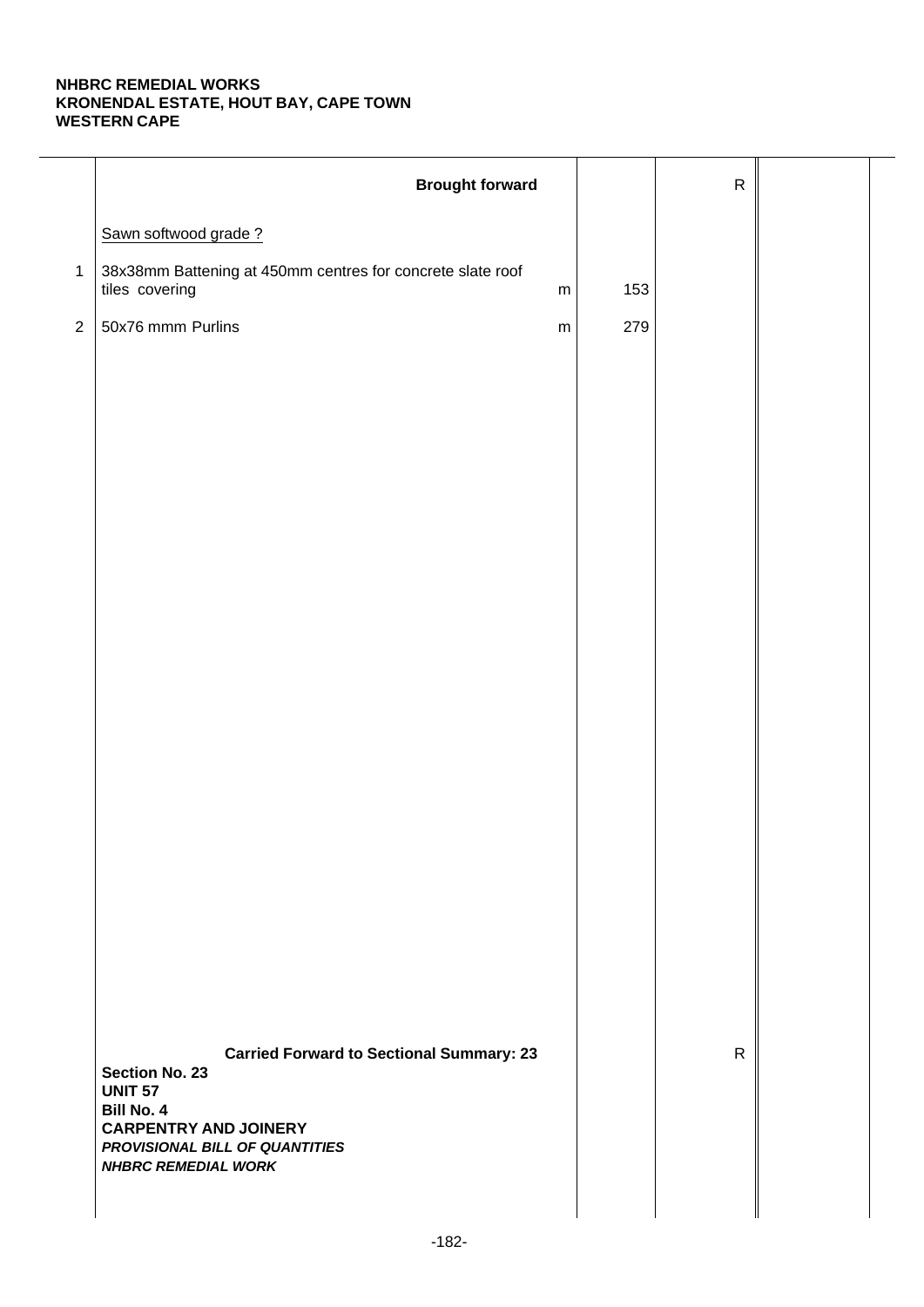**NHBRC REMEDIAL WORKS**
**KRONENDAL ESTATE, HOUT BAY, CAPE TOWN**
**WESTERN CAPE**

| | | | | | |
|---|---|---|---|---|---|
| | **Brought forward** | | | R | |
| | Sawn softwood grade ? | | | | |
| 1 | 38x38mm Battening at 450mm centres for concrete slate roof tiles covering | m | 153 | | |
| 2 | 50x76 mmm Purlins | m | 279 | | |
| | **Carried Forward to Sectional Summary: 23** | | | R | |

**Section No. 23**
**UNIT 57**
**Bill No. 4**
**CARPENTRY AND JOINERY**
***PROVISIONAL BILL OF QUANTITIES***
***NHBRC REMEDIAL WORK***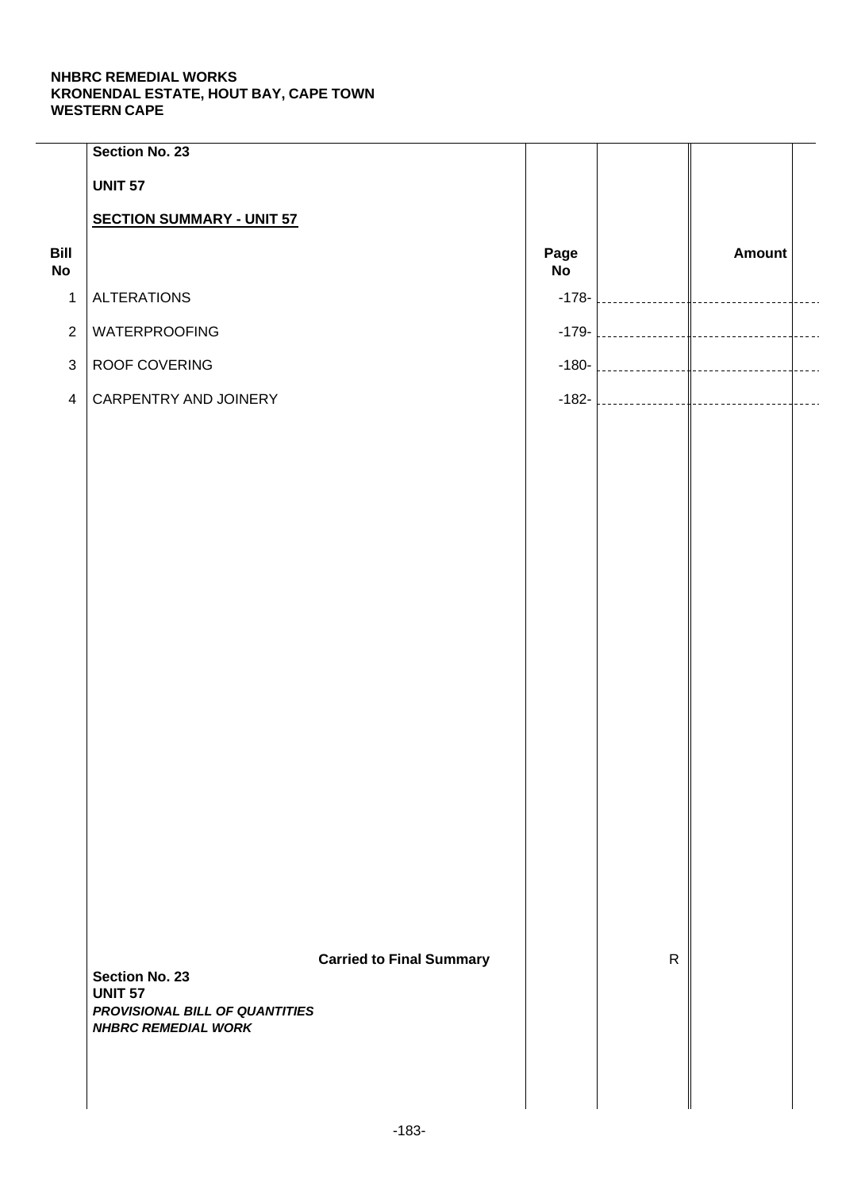**NHBRC REMEDIAL WORKS**
**KRONENDAL ESTATE, HOUT BAY, CAPE TOWN**
**WESTERN CAPE**

**Section No. 23**

**UNIT 57**

**SECTION SUMMARY - UNIT 57**

| Bill No | | Page No | | Amount |
|---|---|---|---|---|
| 1 | ALTERATIONS | -178- | | |
| 2 | WATERPROOFING | -179- | | |
| 3 | ROOF COVERING | -180- | | |
| 4 | CARPENTRY AND JOINERY | -182- | | |
| | **Carried to Final Summary** | | R | |

**Section No. 23**
**UNIT 57**
***PROVISIONAL BILL OF QUANTITIES***
***NHBRC REMEDIAL WORK***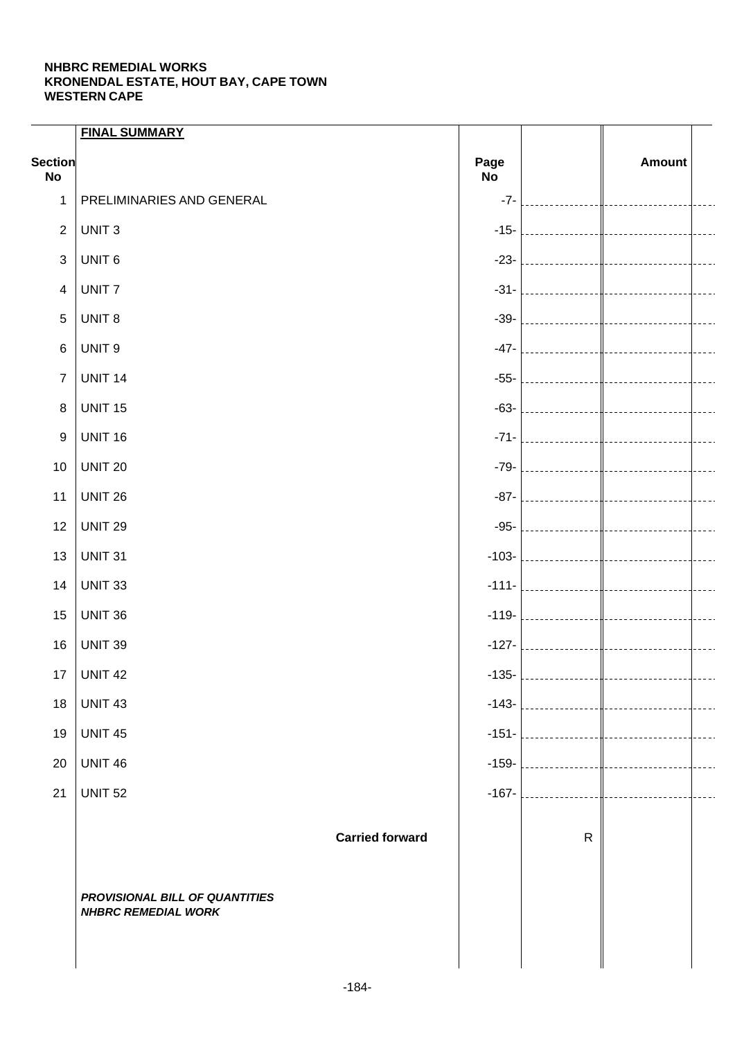**NHBRC REMEDIAL WORKS**
**KRONENDAL ESTATE, HOUT BAY, CAPE TOWN**
**WESTERN CAPE**

| Section No | **FINAL SUMMARY** | Page No | | Amount |
|---|---|---|---|---|
| 1 | PRELIMINARIES AND GENERAL | -7- | | |
| 2 | UNIT 3 | -15- | | |
| 3 | UNIT 6 | -23- | | |
| 4 | UNIT 7 | -31- | | |
| 5 | UNIT 8 | -39- | | |
| 6 | UNIT 9 | -47- | | |
| 7 | UNIT 14 | -55- | | |
| 8 | UNIT 15 | -63- | | |
| 9 | UNIT 16 | -71- | | |
| 10 | UNIT 20 | -79- | | |
| 11 | UNIT 26 | -87- | | |
| 12 | UNIT 29 | -95- | | |
| 13 | UNIT 31 | -103- | | |
| 14 | UNIT 33 | -111- | | |
| 15 | UNIT 36 | -119- | | |
| 16 | UNIT 39 | -127- | | |
| 17 | UNIT 42 | -135- | | |
| 18 | UNIT 43 | -143- | | |
| 19 | UNIT 45 | -151- | | |
| 20 | UNIT 46 | -159- | | |
| 21 | UNIT 52 | -167- | | |
| | **Carried forward** | | R | |

***PROVISIONAL BILL OF QUANTITIES***
***NHBRC REMEDIAL WORK***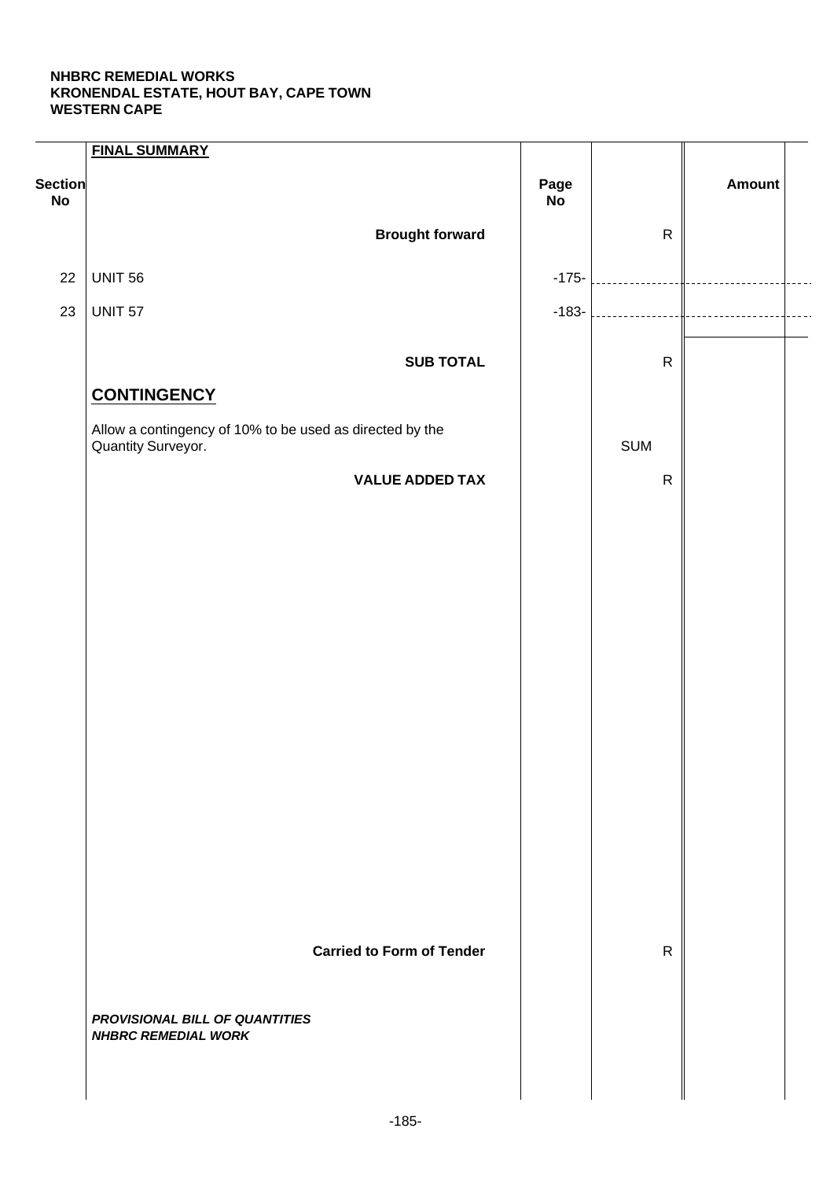**NHBRC REMEDIAL WORKS**
**KRONENDAL ESTATE, HOUT BAY, CAPE TOWN**
**WESTERN CAPE**

| Section No | FINAL SUMMARY | Page No | | Amount |
|---|---|---|---|---|
| | **Brought forward** | | R | |
| 22 | UNIT 56 | -175- | | |
| 23 | UNIT 57 | -183- | | |
| | **SUB TOTAL** | | R | |
| | **CONTINGENCY** | | | |
| | Allow a contingency of 10% to be used as directed by the Quantity Surveyor. | | SUM | |
| | **VALUE ADDED TAX** | | R | |
| | **Carried to Form of Tender** | | R | |

***PROVISIONAL BILL OF QUANTITIES***
***NHBRC REMEDIAL WORK***